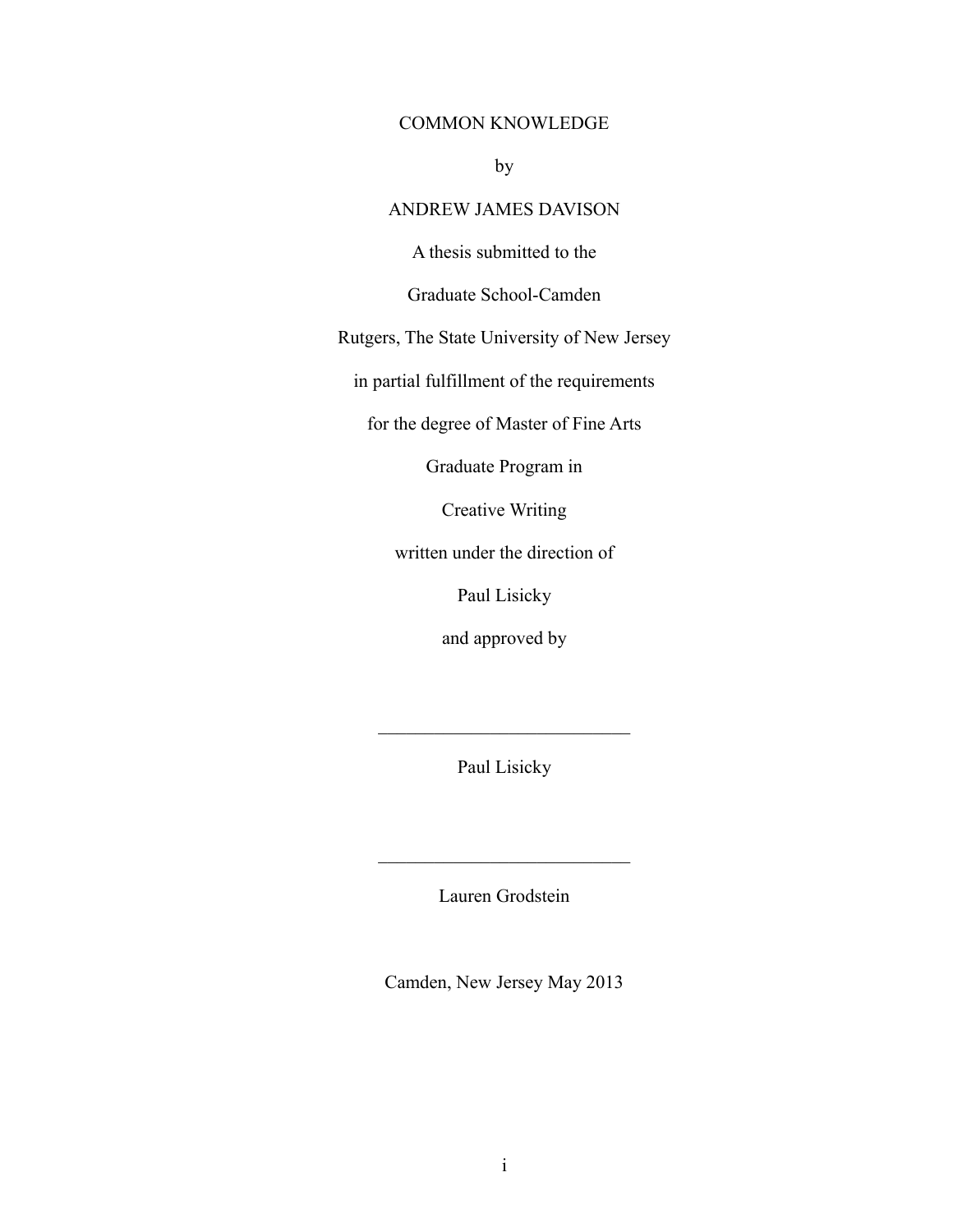# COMMON KNOWLEDGE

by

ANDREW JAMES DAVISON

A thesis submitted to the

Graduate School-Camden

Rutgers, The State University of New Jersey

in partial fulfillment of the requirements

for the degree of Master of Fine Arts

Graduate Program in

Creative Writing

written under the direction of

Paul Lisicky

and approved by

\_\_\_\_\_\_\_\_\_\_\_\_\_\_\_\_\_\_\_\_\_\_\_\_\_\_\_\_

Paul Lisicky

\_\_\_\_\_\_\_\_\_\_\_\_\_\_\_\_\_\_\_\_\_\_\_\_\_\_\_\_

Lauren Grodstein

Camden, New Jersey May 2013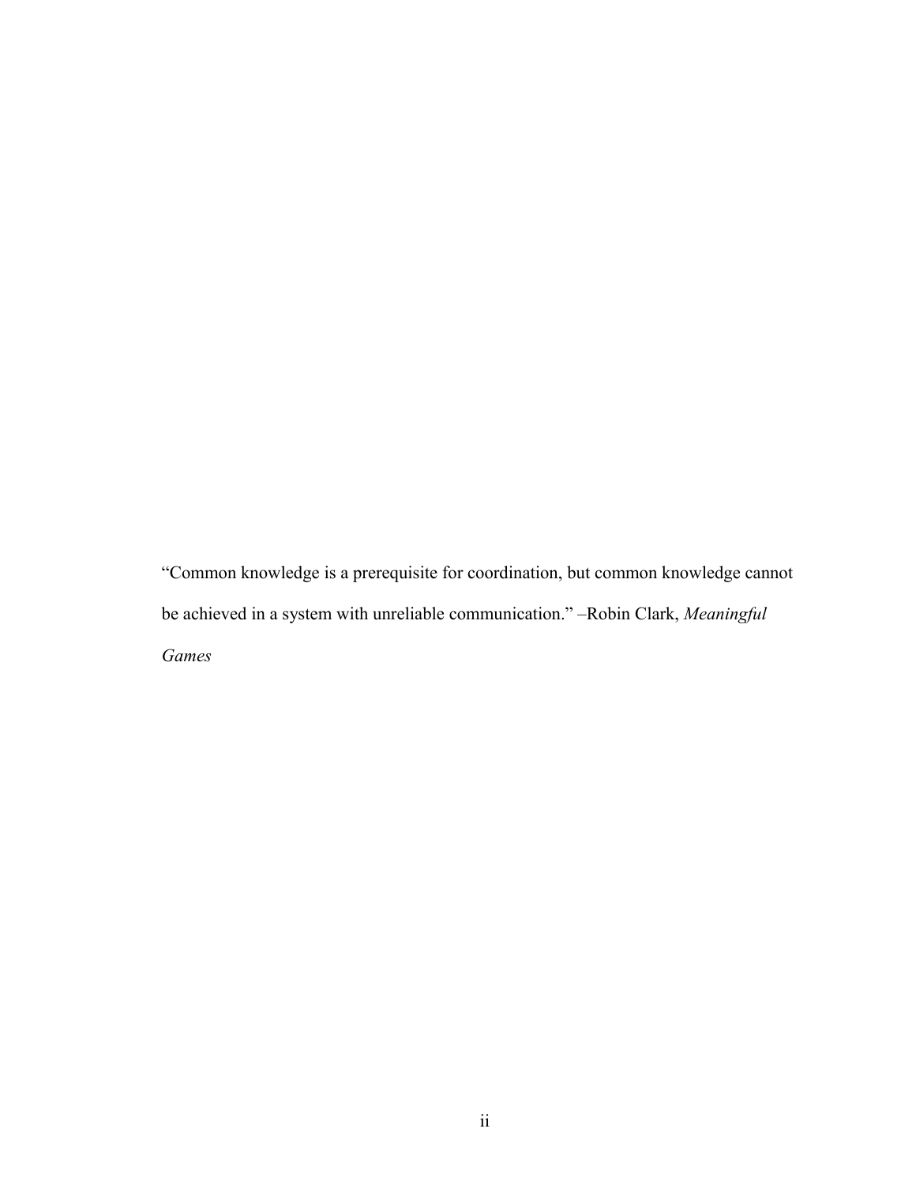"Common knowledge is a prerequisite for coordination, but common knowledge cannot be achieved in a system with unreliable communication." –Robin Clark, *Meaningful Games*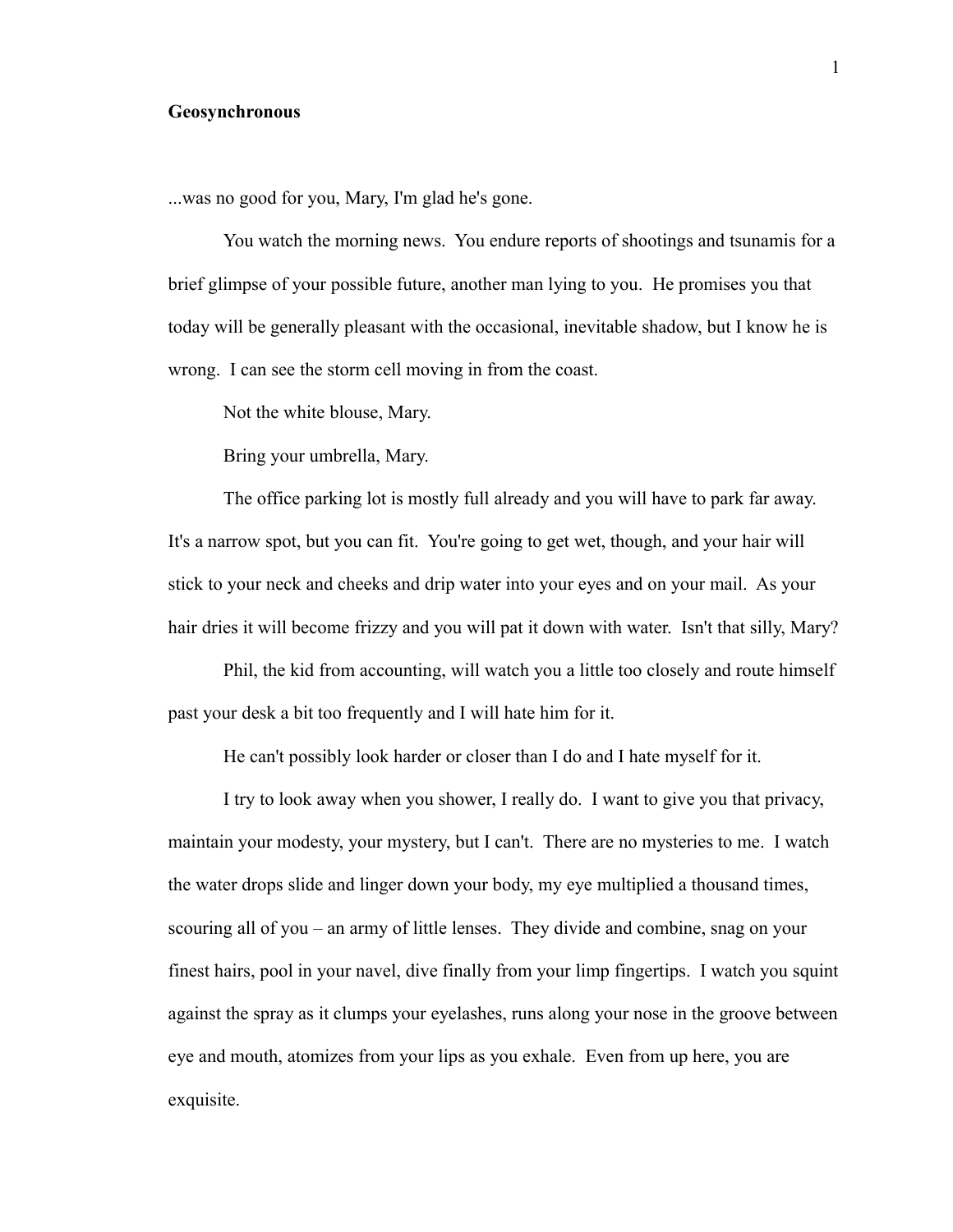**Geosynchronous**

...was no good for you, Mary, I'm glad he's gone.

You watch the morning news. You endure reports of shootings and tsunamis for a brief glimpse of your possible future, another man lying to you. He promises you that today will be generally pleasant with the occasional, inevitable shadow, but I know he is wrong. I can see the storm cell moving in from the coast.

Not the white blouse, Mary.

Bring your umbrella, Mary.

The office parking lot is mostly full already and you will have to park far away. It's a narrow spot, but you can fit. You're going to get wet, though, and your hair will stick to your neck and cheeks and drip water into your eyes and on your mail. As your hair dries it will become frizzy and you will pat it down with water. Isn't that silly, Mary?

Phil, the kid from accounting, will watch you a little too closely and route himself past your desk a bit too frequently and I will hate him for it.

He can't possibly look harder or closer than I do and I hate myself for it.

I try to look away when you shower, I really do. I want to give you that privacy, maintain your modesty, your mystery, but I can't. There are no mysteries to me. I watch the water drops slide and linger down your body, my eye multiplied a thousand times, scouring all of you – an army of little lenses. They divide and combine, snag on your finest hairs, pool in your navel, dive finally from your limp fingertips. I watch you squint against the spray as it clumps your eyelashes, runs along your nose in the groove between eye and mouth, atomizes from your lips as you exhale. Even from up here, you are exquisite.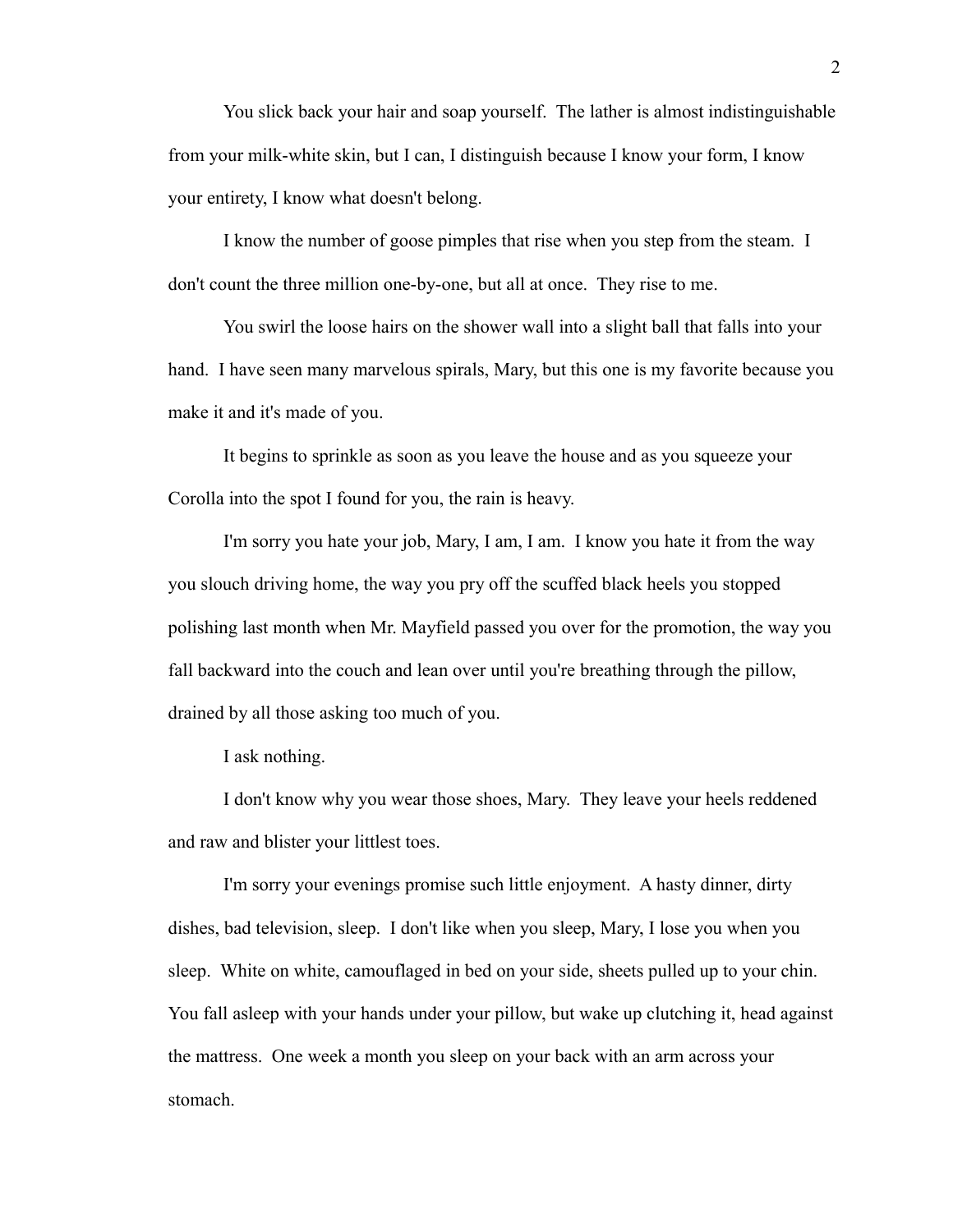You slick back your hair and soap yourself. The lather is almost indistinguishable from your milk-white skin, but I can, I distinguish because I know your form, I know your entirety, I know what doesn't belong.

I know the number of goose pimples that rise when you step from the steam. I don't count the three million one-by-one, but all at once. They rise to me.

You swirl the loose hairs on the shower wall into a slight ball that falls into your hand. I have seen many marvelous spirals, Mary, but this one is my favorite because you make it and it's made of you.

It begins to sprinkle as soon as you leave the house and as you squeeze your Corolla into the spot I found for you, the rain is heavy.

I'm sorry you hate your job, Mary, I am, I am. I know you hate it from the way you slouch driving home, the way you pry off the scuffed black heels you stopped polishing last month when Mr. Mayfield passed you over for the promotion, the way you fall backward into the couch and lean over until you're breathing through the pillow, drained by all those asking too much of you.

I ask nothing.

I don't know why you wear those shoes, Mary. They leave your heels reddened and raw and blister your littlest toes.

I'm sorry your evenings promise such little enjoyment. A hasty dinner, dirty dishes, bad television, sleep. I don't like when you sleep, Mary, I lose you when you sleep. White on white, camouflaged in bed on your side, sheets pulled up to your chin. You fall asleep with your hands under your pillow, but wake up clutching it, head against the mattress. One week a month you sleep on your back with an arm across your stomach.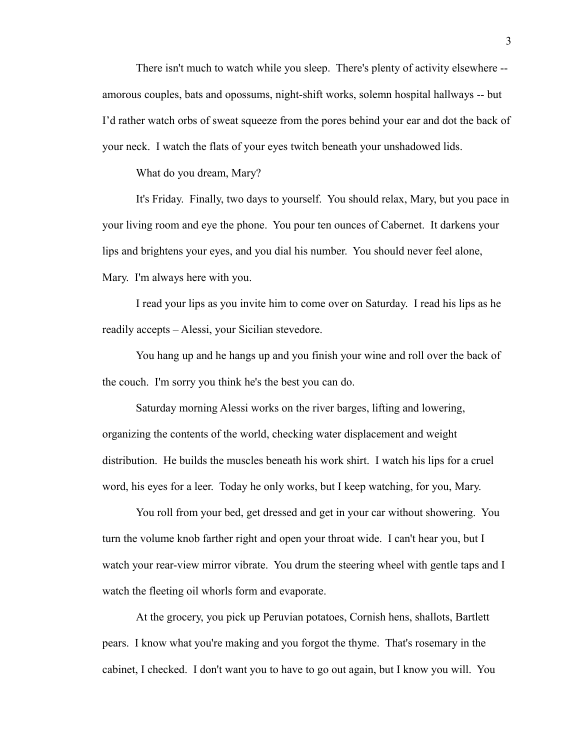There isn't much to watch while you sleep. There's plenty of activity elsewhere -- amorous couples, bats and opossums, night-shift works, solemn hospital hallways -- but I'd rather watch orbs of sweat squeeze from the pores behind your ear and dot the back of your neck. I watch the flats of your eyes twitch beneath your unshadowed lids.

What do you dream, Mary?

It's Friday. Finally, two days to yourself. You should relax, Mary, but you pace in your living room and eye the phone. You pour ten ounces of Cabernet. It darkens your lips and brightens your eyes, and you dial his number. You should never feel alone, Mary. I'm always here with you.

I read your lips as you invite him to come over on Saturday. I read his lips as he readily accepts – Alessi, your Sicilian stevedore.

You hang up and he hangs up and you finish your wine and roll over the back of the couch. I'm sorry you think he's the best you can do.

Saturday morning Alessi works on the river barges, lifting and lowering, organizing the contents of the world, checking water displacement and weight distribution. He builds the muscles beneath his work shirt. I watch his lips for a cruel word, his eyes for a leer. Today he only works, but I keep watching, for you, Mary.

You roll from your bed, get dressed and get in your car without showering. You turn the volume knob farther right and open your throat wide. I can't hear you, but I watch your rear-view mirror vibrate. You drum the steering wheel with gentle taps and I watch the fleeting oil whorls form and evaporate.

At the grocery, you pick up Peruvian potatoes, Cornish hens, shallots, Bartlett pears. I know what you're making and you forgot the thyme. That's rosemary in the cabinet, I checked. I don't want you to have to go out again, but I know you will. You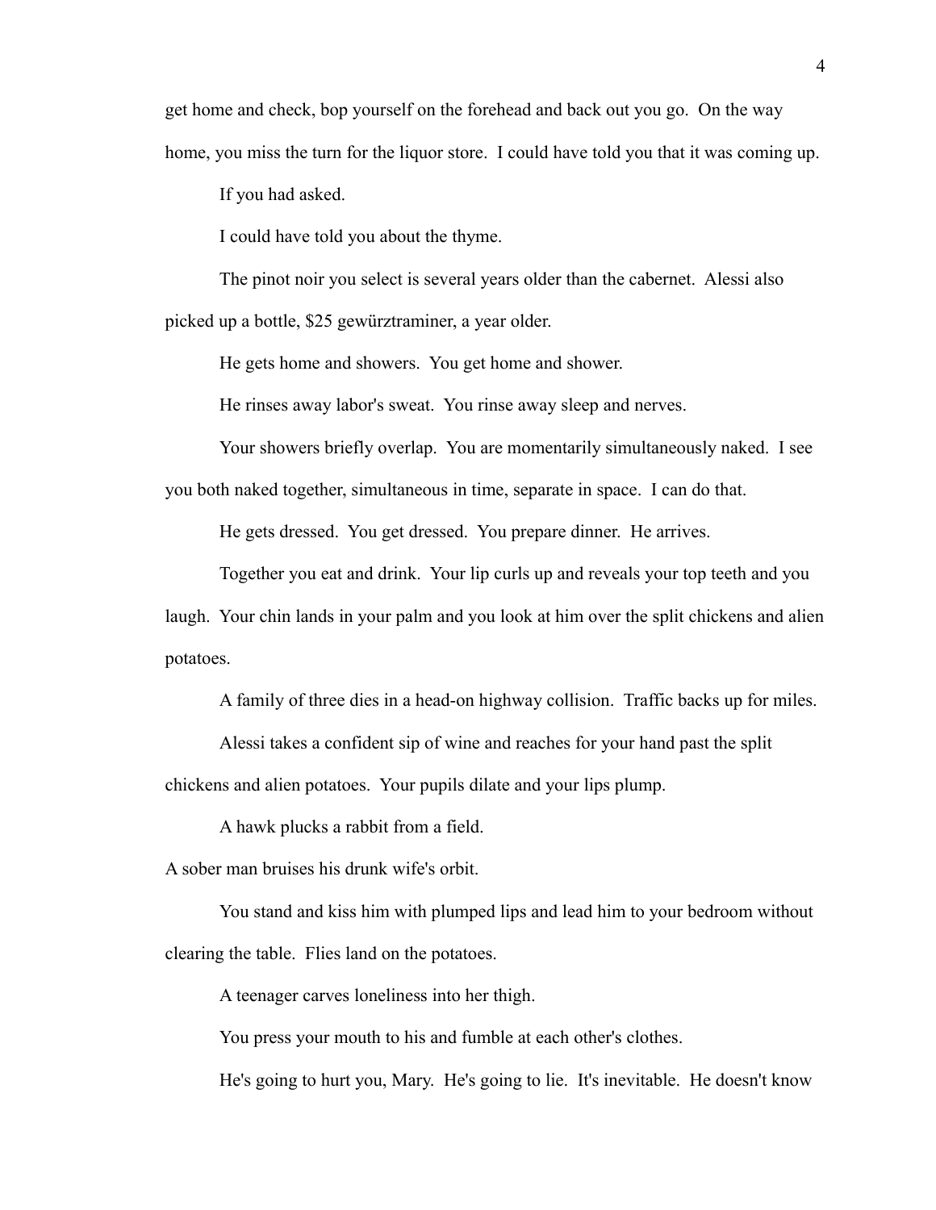get home and check, bop yourself on the forehead and back out you go. On the way home, you miss the turn for the liquor store. I could have told you that it was coming up.

If you had asked.

I could have told you about the thyme.

The pinot noir you select is several years older than the cabernet. Alessi also picked up a bottle, $25 gewürztraminer, a year older.

He gets home and showers. You get home and shower.

He rinses away labor's sweat. You rinse away sleep and nerves.

Your showers briefly overlap. You are momentarily simultaneously naked. I see you both naked together, simultaneous in time, separate in space. I can do that.

He gets dressed. You get dressed. You prepare dinner. He arrives.

Together you eat and drink. Your lip curls up and reveals your top teeth and you laugh. Your chin lands in your palm and you look at him over the split chickens and alien potatoes.

A family of three dies in a head-on highway collision. Traffic backs up for miles.

Alessi takes a confident sip of wine and reaches for your hand past the split chickens and alien potatoes. Your pupils dilate and your lips plump.

A hawk plucks a rabbit from a field.

A sober man bruises his drunk wife's orbit.

You stand and kiss him with plumped lips and lead him to your bedroom without clearing the table. Flies land on the potatoes.

A teenager carves loneliness into her thigh.

You press your mouth to his and fumble at each other's clothes.

He's going to hurt you, Mary. He's going to lie. It's inevitable. He doesn't know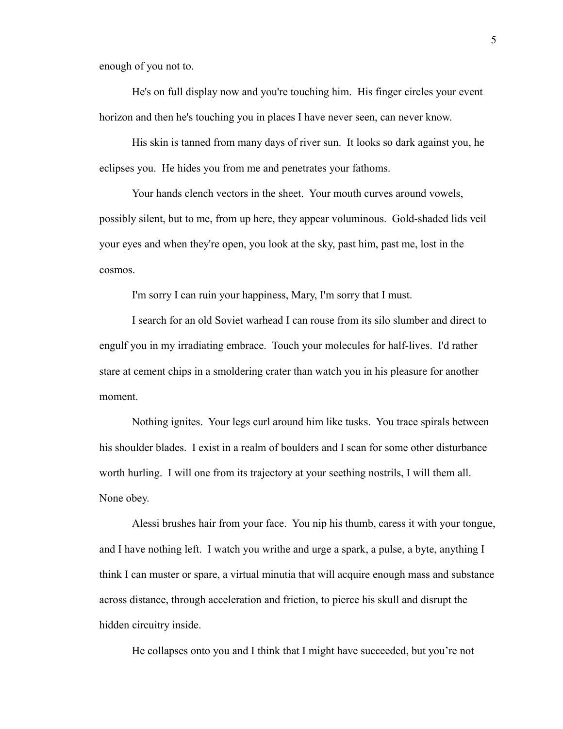enough of you not to.

He's on full display now and you're touching him. His finger circles your event horizon and then he's touching you in places I have never seen, can never know.

His skin is tanned from many days of river sun. It looks so dark against you, he eclipses you. He hides you from me and penetrates your fathoms.

Your hands clench vectors in the sheet. Your mouth curves around vowels, possibly silent, but to me, from up here, they appear voluminous. Gold-shaded lids veil your eyes and when they're open, you look at the sky, past him, past me, lost in the cosmos.

I'm sorry I can ruin your happiness, Mary, I'm sorry that I must.

I search for an old Soviet warhead I can rouse from its silo slumber and direct to engulf you in my irradiating embrace. Touch your molecules for half-lives. I'd rather stare at cement chips in a smoldering crater than watch you in his pleasure for another moment.

Nothing ignites. Your legs curl around him like tusks. You trace spirals between his shoulder blades. I exist in a realm of boulders and I scan for some other disturbance worth hurling. I will one from its trajectory at your seething nostrils, I will them all. None obey.

Alessi brushes hair from your face. You nip his thumb, caress it with your tongue, and I have nothing left. I watch you writhe and urge a spark, a pulse, a byte, anything I think I can muster or spare, a virtual minutia that will acquire enough mass and substance across distance, through acceleration and friction, to pierce his skull and disrupt the hidden circuitry inside.

He collapses onto you and I think that I might have succeeded, but you're not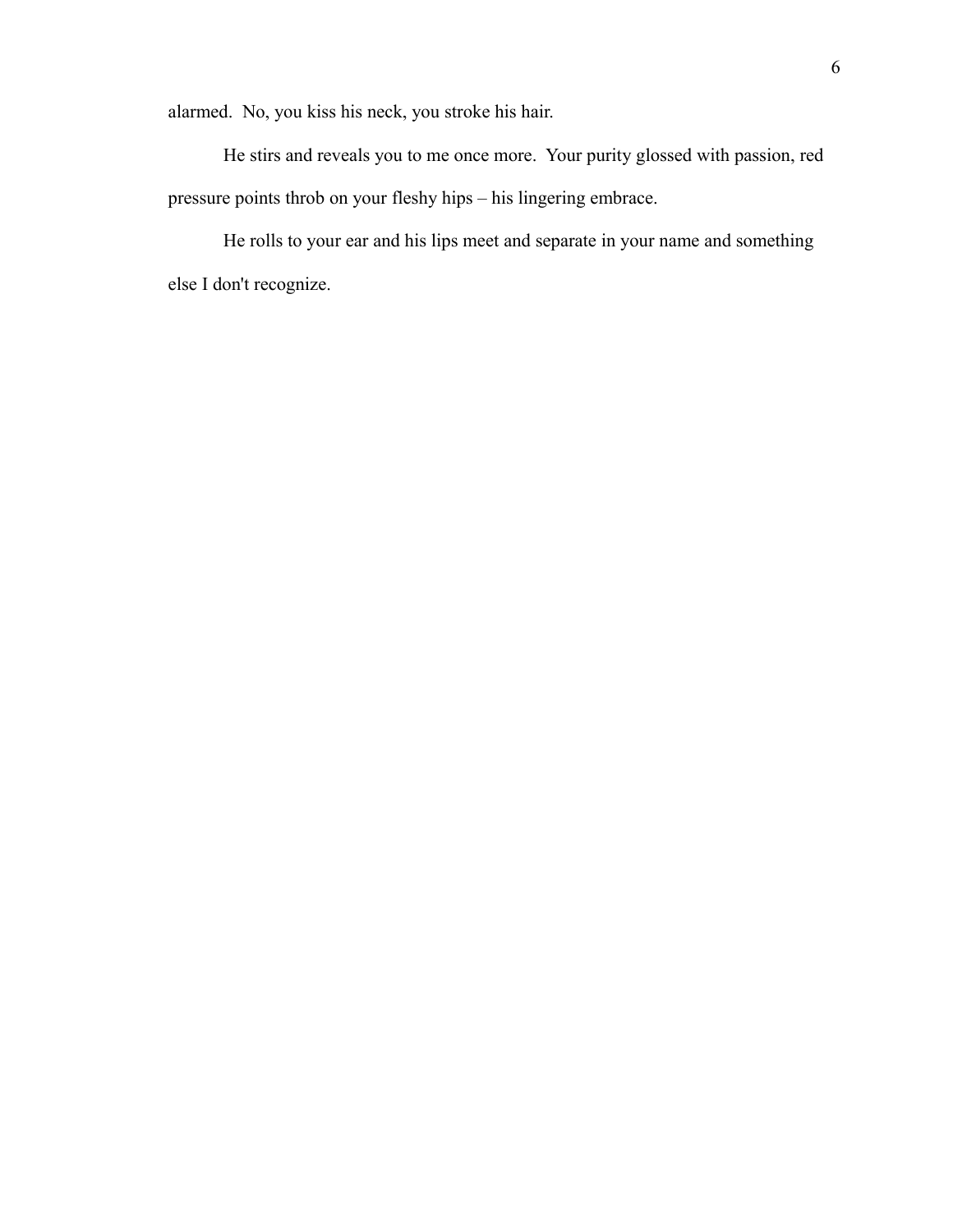alarmed. No, you kiss his neck, you stroke his hair.

He stirs and reveals you to me once more. Your purity glossed with passion, red pressure points throb on your fleshy hips – his lingering embrace.

He rolls to your ear and his lips meet and separate in your name and something else I don't recognize.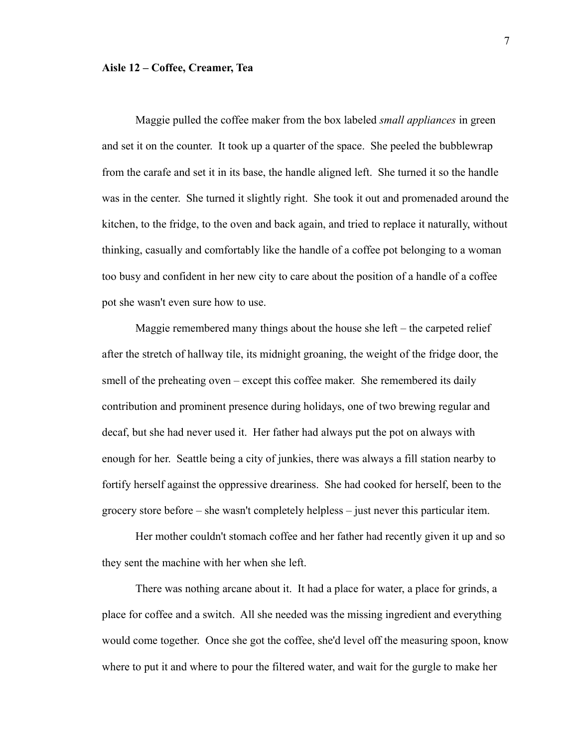**Aisle 12 – Coffee, Creamer, Tea**

Maggie pulled the coffee maker from the box labeled *small appliances* in green and set it on the counter. It took up a quarter of the space. She peeled the bubblewrap from the carafe and set it in its base, the handle aligned left. She turned it so the handle was in the center. She turned it slightly right. She took it out and promenaded around the kitchen, to the fridge, to the oven and back again, and tried to replace it naturally, without thinking, casually and comfortably like the handle of a coffee pot belonging to a woman too busy and confident in her new city to care about the position of a handle of a coffee pot she wasn't even sure how to use.

Maggie remembered many things about the house she left – the carpeted relief after the stretch of hallway tile, its midnight groaning, the weight of the fridge door, the smell of the preheating oven – except this coffee maker. She remembered its daily contribution and prominent presence during holidays, one of two brewing regular and decaf, but she had never used it. Her father had always put the pot on always with enough for her. Seattle being a city of junkies, there was always a fill station nearby to fortify herself against the oppressive dreariness. She had cooked for herself, been to the grocery store before – she wasn't completely helpless – just never this particular item.

Her mother couldn't stomach coffee and her father had recently given it up and so they sent the machine with her when she left.

There was nothing arcane about it. It had a place for water, a place for grinds, a place for coffee and a switch. All she needed was the missing ingredient and everything would come together. Once she got the coffee, she'd level off the measuring spoon, know where to put it and where to pour the filtered water, and wait for the gurgle to make her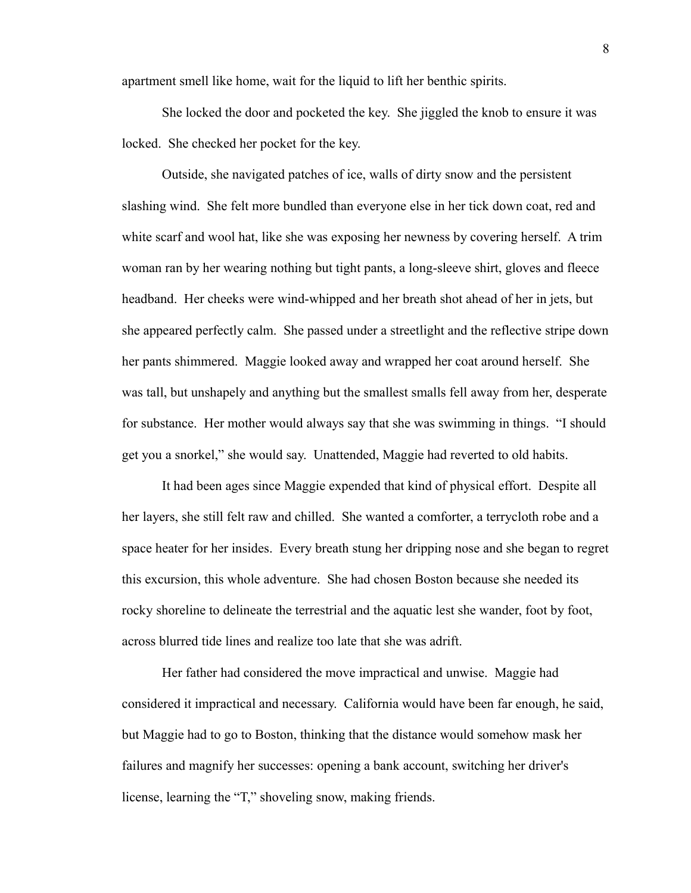apartment smell like home, wait for the liquid to lift her benthic spirits.

She locked the door and pocketed the key. She jiggled the knob to ensure it was locked. She checked her pocket for the key.

Outside, she navigated patches of ice, walls of dirty snow and the persistent slashing wind. She felt more bundled than everyone else in her tick down coat, red and white scarf and wool hat, like she was exposing her newness by covering herself. A trim woman ran by her wearing nothing but tight pants, a long-sleeve shirt, gloves and fleece headband. Her cheeks were wind-whipped and her breath shot ahead of her in jets, but she appeared perfectly calm. She passed under a streetlight and the reflective stripe down her pants shimmered. Maggie looked away and wrapped her coat around herself. She was tall, but unshapely and anything but the smallest smalls fell away from her, desperate for substance. Her mother would always say that she was swimming in things. "I should get you a snorkel," she would say. Unattended, Maggie had reverted to old habits.

It had been ages since Maggie expended that kind of physical effort. Despite all her layers, she still felt raw and chilled. She wanted a comforter, a terrycloth robe and a space heater for her insides. Every breath stung her dripping nose and she began to regret this excursion, this whole adventure. She had chosen Boston because she needed its rocky shoreline to delineate the terrestrial and the aquatic lest she wander, foot by foot, across blurred tide lines and realize too late that she was adrift.

Her father had considered the move impractical and unwise. Maggie had considered it impractical and necessary. California would have been far enough, he said, but Maggie had to go to Boston, thinking that the distance would somehow mask her failures and magnify her successes: opening a bank account, switching her driver's license, learning the "T," shoveling snow, making friends.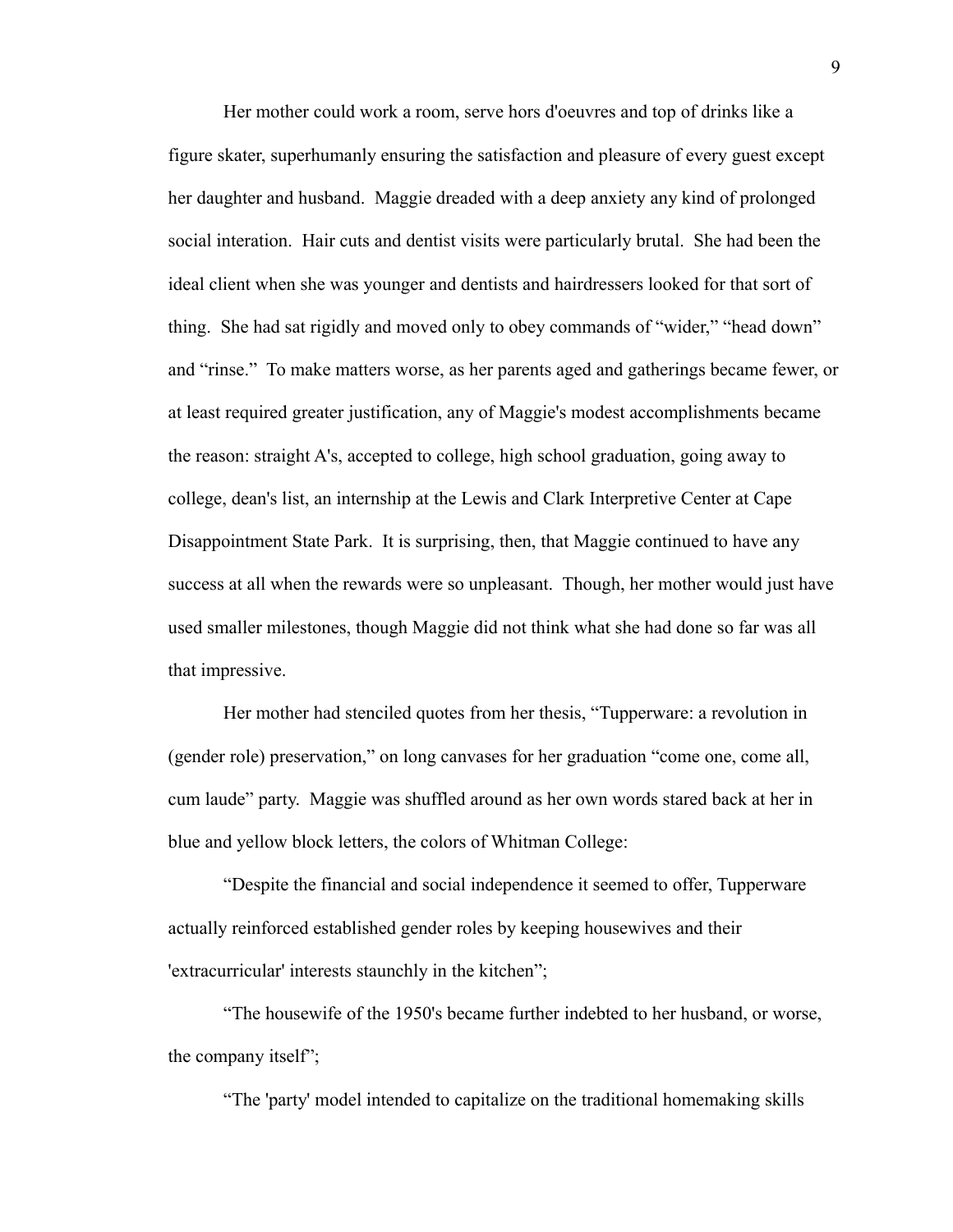Her mother could work a room, serve hors d'oeuvres and top of drinks like a figure skater, superhumanly ensuring the satisfaction and pleasure of every guest except her daughter and husband. Maggie dreaded with a deep anxiety any kind of prolonged social interation. Hair cuts and dentist visits were particularly brutal. She had been the ideal client when she was younger and dentists and hairdressers looked for that sort of thing. She had sat rigidly and moved only to obey commands of "wider," "head down" and "rinse." To make matters worse, as her parents aged and gatherings became fewer, or at least required greater justification, any of Maggie's modest accomplishments became the reason: straight A's, accepted to college, high school graduation, going away to college, dean's list, an internship at the Lewis and Clark Interpretive Center at Cape Disappointment State Park. It is surprising, then, that Maggie continued to have any success at all when the rewards were so unpleasant. Though, her mother would just have used smaller milestones, though Maggie did not think what she had done so far was all that impressive.

Her mother had stenciled quotes from her thesis, "Tupperware: a revolution in (gender role) preservation," on long canvases for her graduation "come one, come all, cum laude" party. Maggie was shuffled around as her own words stared back at her in blue and yellow block letters, the colors of Whitman College:

"Despite the financial and social independence it seemed to offer, Tupperware actually reinforced established gender roles by keeping housewives and their 'extracurricular' interests staunchly in the kitchen";

"The housewife of the 1950's became further indebted to her husband, or worse, the company itself";

"The 'party' model intended to capitalize on the traditional homemaking skills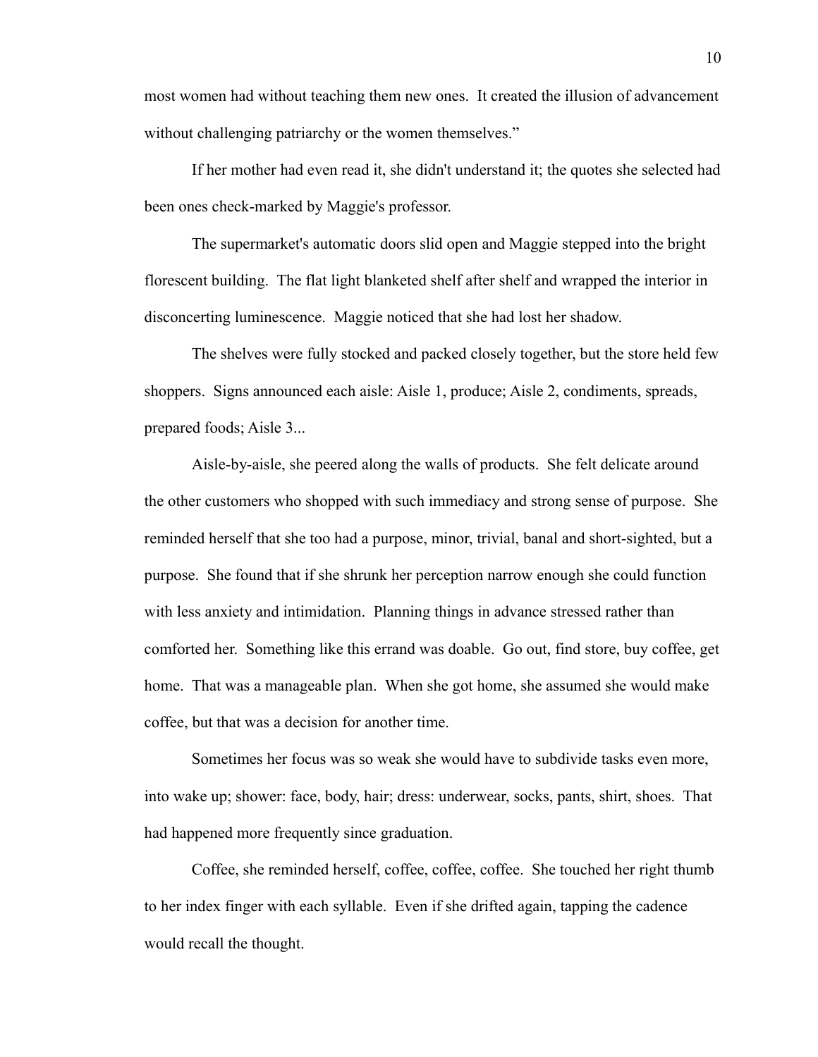most women had without teaching them new ones. It created the illusion of advancement without challenging patriarchy or the women themselves."

If her mother had even read it, she didn't understand it; the quotes she selected had been ones check-marked by Maggie's professor.

The supermarket's automatic doors slid open and Maggie stepped into the bright florescent building. The flat light blanketed shelf after shelf and wrapped the interior in disconcerting luminescence. Maggie noticed that she had lost her shadow.

The shelves were fully stocked and packed closely together, but the store held few shoppers. Signs announced each aisle: Aisle 1, produce; Aisle 2, condiments, spreads, prepared foods; Aisle 3...

Aisle-by-aisle, she peered along the walls of products. She felt delicate around the other customers who shopped with such immediacy and strong sense of purpose. She reminded herself that she too had a purpose, minor, trivial, banal and short-sighted, but a purpose. She found that if she shrunk her perception narrow enough she could function with less anxiety and intimidation. Planning things in advance stressed rather than comforted her. Something like this errand was doable. Go out, find store, buy coffee, get home. That was a manageable plan. When she got home, she assumed she would make coffee, but that was a decision for another time.

Sometimes her focus was so weak she would have to subdivide tasks even more, into wake up; shower: face, body, hair; dress: underwear, socks, pants, shirt, shoes. That had happened more frequently since graduation.

Coffee, she reminded herself, coffee, coffee, coffee. She touched her right thumb to her index finger with each syllable. Even if she drifted again, tapping the cadence would recall the thought.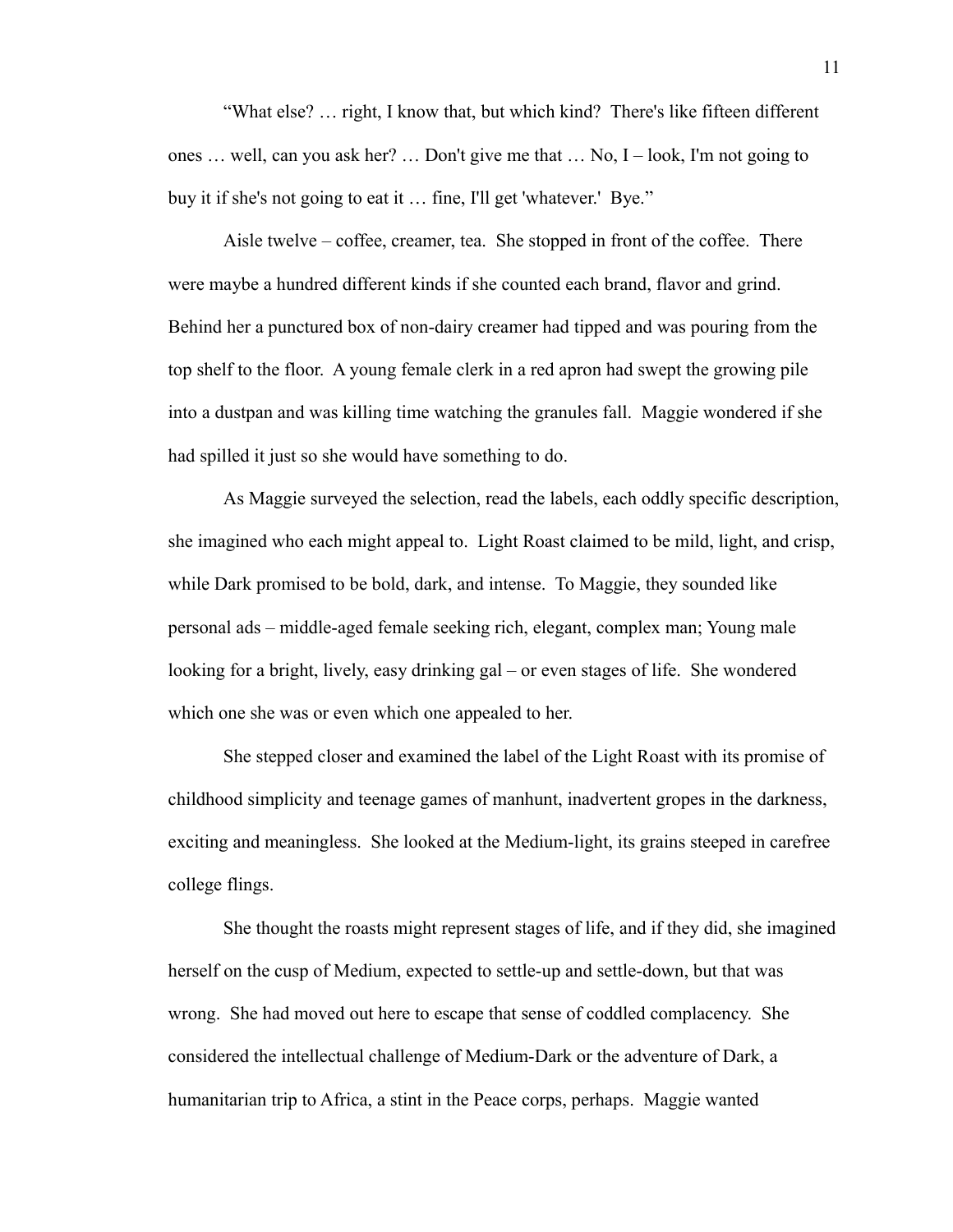"What else? … right, I know that, but which kind? There's like fifteen different ones … well, can you ask her? … Don't give me that … No, I – look, I'm not going to buy it if she's not going to eat it … fine, I'll get 'whatever.' Bye."

Aisle twelve – coffee, creamer, tea. She stopped in front of the coffee. There were maybe a hundred different kinds if she counted each brand, flavor and grind. Behind her a punctured box of non-dairy creamer had tipped and was pouring from the top shelf to the floor. A young female clerk in a red apron had swept the growing pile into a dustpan and was killing time watching the granules fall. Maggie wondered if she had spilled it just so she would have something to do.

As Maggie surveyed the selection, read the labels, each oddly specific description, she imagined who each might appeal to. Light Roast claimed to be mild, light, and crisp, while Dark promised to be bold, dark, and intense. To Maggie, they sounded like personal ads – middle-aged female seeking rich, elegant, complex man; Young male looking for a bright, lively, easy drinking gal – or even stages of life. She wondered which one she was or even which one appealed to her.

She stepped closer and examined the label of the Light Roast with its promise of childhood simplicity and teenage games of manhunt, inadvertent gropes in the darkness, exciting and meaningless. She looked at the Medium-light, its grains steeped in carefree college flings.

She thought the roasts might represent stages of life, and if they did, she imagined herself on the cusp of Medium, expected to settle-up and settle-down, but that was wrong. She had moved out here to escape that sense of coddled complacency. She considered the intellectual challenge of Medium-Dark or the adventure of Dark, a humanitarian trip to Africa, a stint in the Peace corps, perhaps. Maggie wanted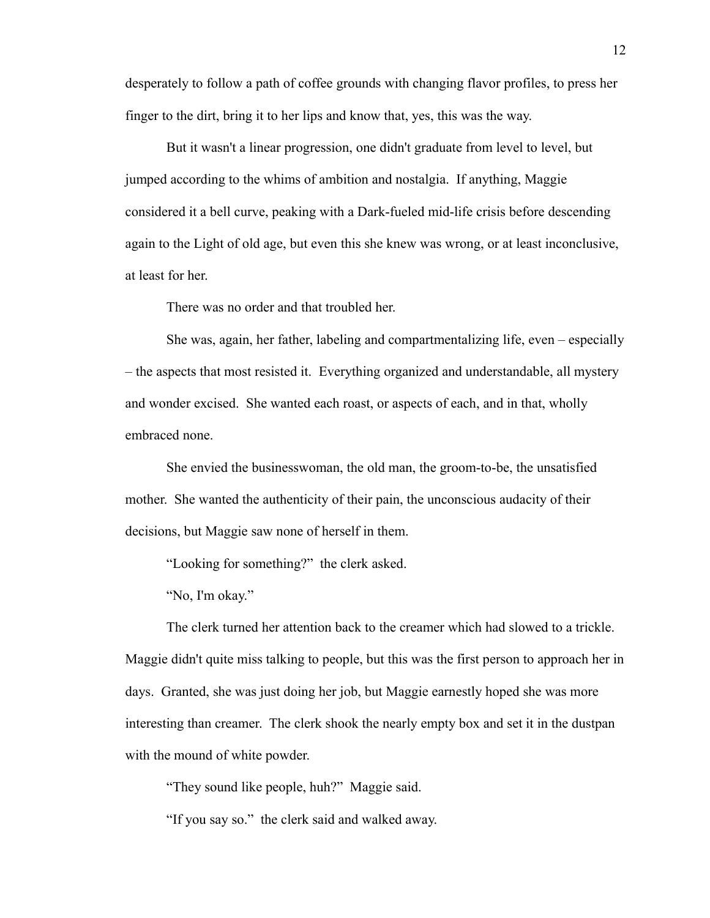desperately to follow a path of coffee grounds with changing flavor profiles, to press her finger to the dirt, bring it to her lips and know that, yes, this was the way.

But it wasn't a linear progression, one didn't graduate from level to level, but jumped according to the whims of ambition and nostalgia. If anything, Maggie considered it a bell curve, peaking with a Dark-fueled mid-life crisis before descending again to the Light of old age, but even this she knew was wrong, or at least inconclusive, at least for her.

There was no order and that troubled her.

She was, again, her father, labeling and compartmentalizing life, even – especially – the aspects that most resisted it. Everything organized and understandable, all mystery and wonder excised. She wanted each roast, or aspects of each, and in that, wholly embraced none.

She envied the businesswoman, the old man, the groom-to-be, the unsatisfied mother. She wanted the authenticity of their pain, the unconscious audacity of their decisions, but Maggie saw none of herself in them.

"Looking for something?" the clerk asked.

"No, I'm okay."

The clerk turned her attention back to the creamer which had slowed to a trickle. Maggie didn't quite miss talking to people, but this was the first person to approach her in days. Granted, she was just doing her job, but Maggie earnestly hoped she was more interesting than creamer. The clerk shook the nearly empty box and set it in the dustpan with the mound of white powder.

"They sound like people, huh?" Maggie said.

"If you say so." the clerk said and walked away.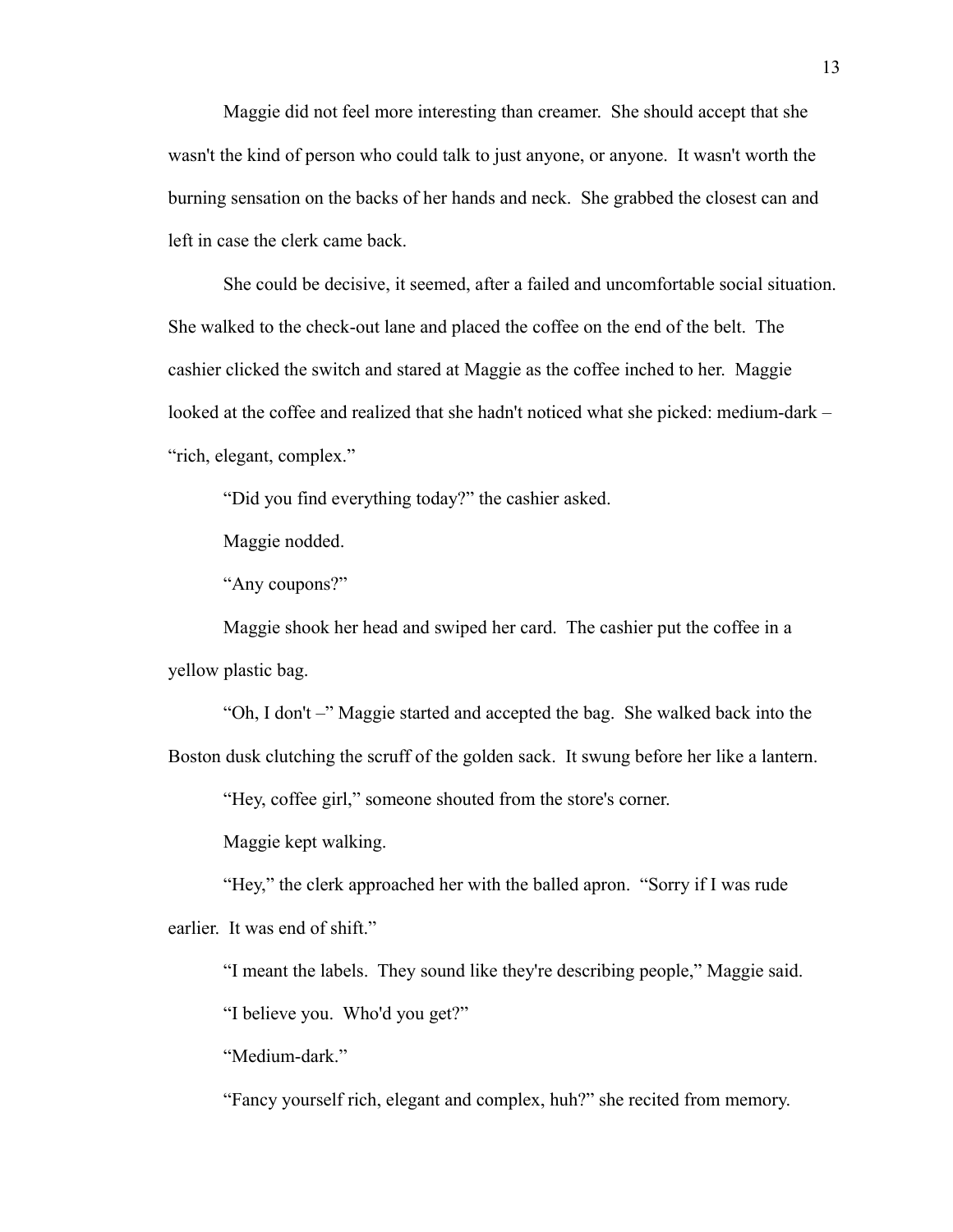Maggie did not feel more interesting than creamer. She should accept that she wasn't the kind of person who could talk to just anyone, or anyone. It wasn't worth the burning sensation on the backs of her hands and neck. She grabbed the closest can and left in case the clerk came back.

She could be decisive, it seemed, after a failed and uncomfortable social situation. She walked to the check-out lane and placed the coffee on the end of the belt. The cashier clicked the switch and stared at Maggie as the coffee inched to her. Maggie looked at the coffee and realized that she hadn't noticed what she picked: medium-dark – "rich, elegant, complex."

"Did you find everything today?" the cashier asked.

Maggie nodded.

"Any coupons?"

Maggie shook her head and swiped her card. The cashier put the coffee in a yellow plastic bag.

"Oh, I don't –" Maggie started and accepted the bag. She walked back into the Boston dusk clutching the scruff of the golden sack. It swung before her like a lantern.

"Hey, coffee girl," someone shouted from the store's corner.

Maggie kept walking.

"Hey," the clerk approached her with the balled apron. "Sorry if I was rude earlier. It was end of shift."

"I meant the labels. They sound like they're describing people," Maggie said.

"I believe you. Who'd you get?"

"Medium-dark."

"Fancy yourself rich, elegant and complex, huh?" she recited from memory.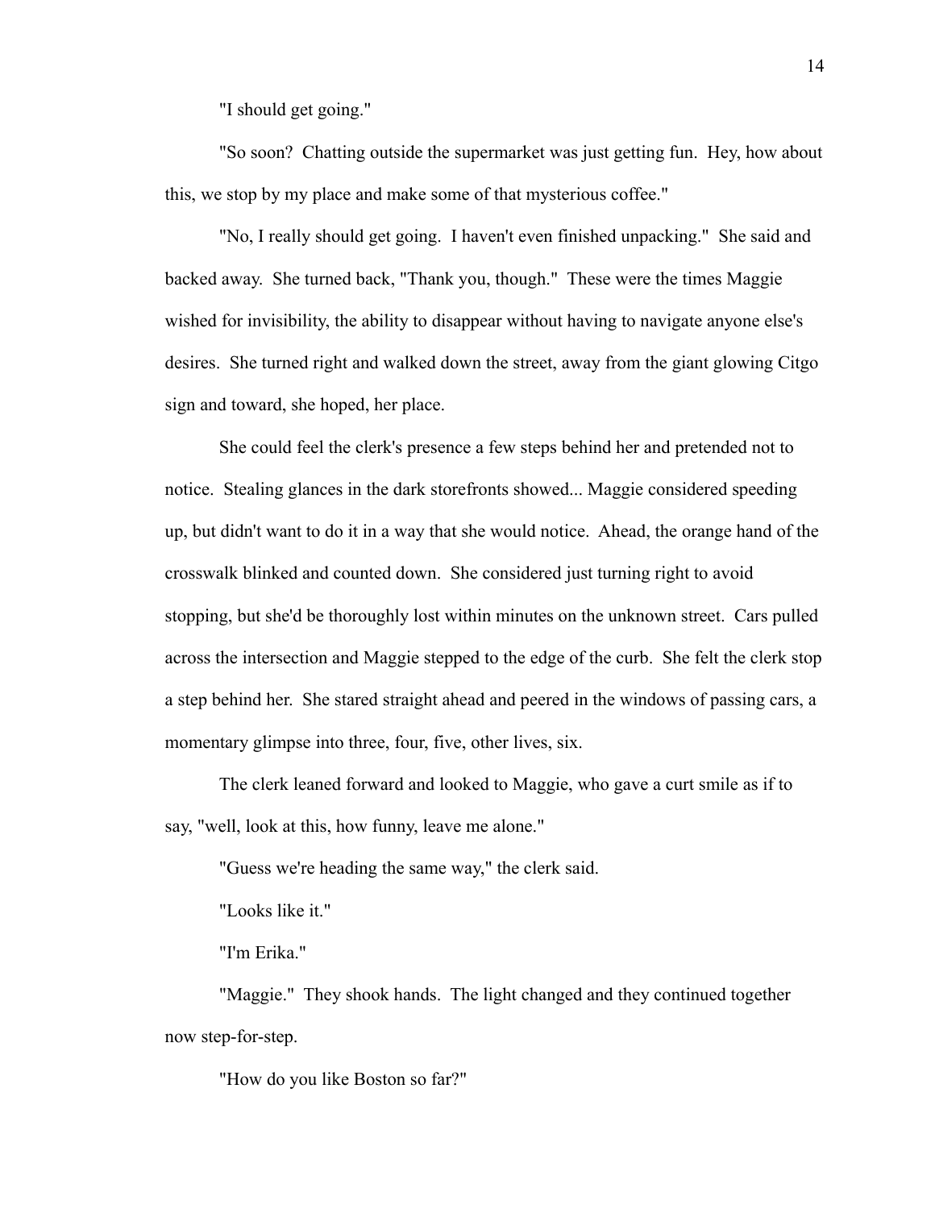"I should get going."

"So soon? Chatting outside the supermarket was just getting fun. Hey, how about this, we stop by my place and make some of that mysterious coffee."

"No, I really should get going. I haven't even finished unpacking." She said and backed away. She turned back, "Thank you, though." These were the times Maggie wished for invisibility, the ability to disappear without having to navigate anyone else's desires. She turned right and walked down the street, away from the giant glowing Citgo sign and toward, she hoped, her place.

She could feel the clerk's presence a few steps behind her and pretended not to notice. Stealing glances in the dark storefronts showed... Maggie considered speeding up, but didn't want to do it in a way that she would notice. Ahead, the orange hand of the crosswalk blinked and counted down. She considered just turning right to avoid stopping, but she'd be thoroughly lost within minutes on the unknown street. Cars pulled across the intersection and Maggie stepped to the edge of the curb. She felt the clerk stop a step behind her. She stared straight ahead and peered in the windows of passing cars, a momentary glimpse into three, four, five, other lives, six.

The clerk leaned forward and looked to Maggie, who gave a curt smile as if to say, "well, look at this, how funny, leave me alone."

"Guess we're heading the same way," the clerk said.

"Looks like it."

"I'm Erika."

"Maggie." They shook hands. The light changed and they continued together now step-for-step.

"How do you like Boston so far?"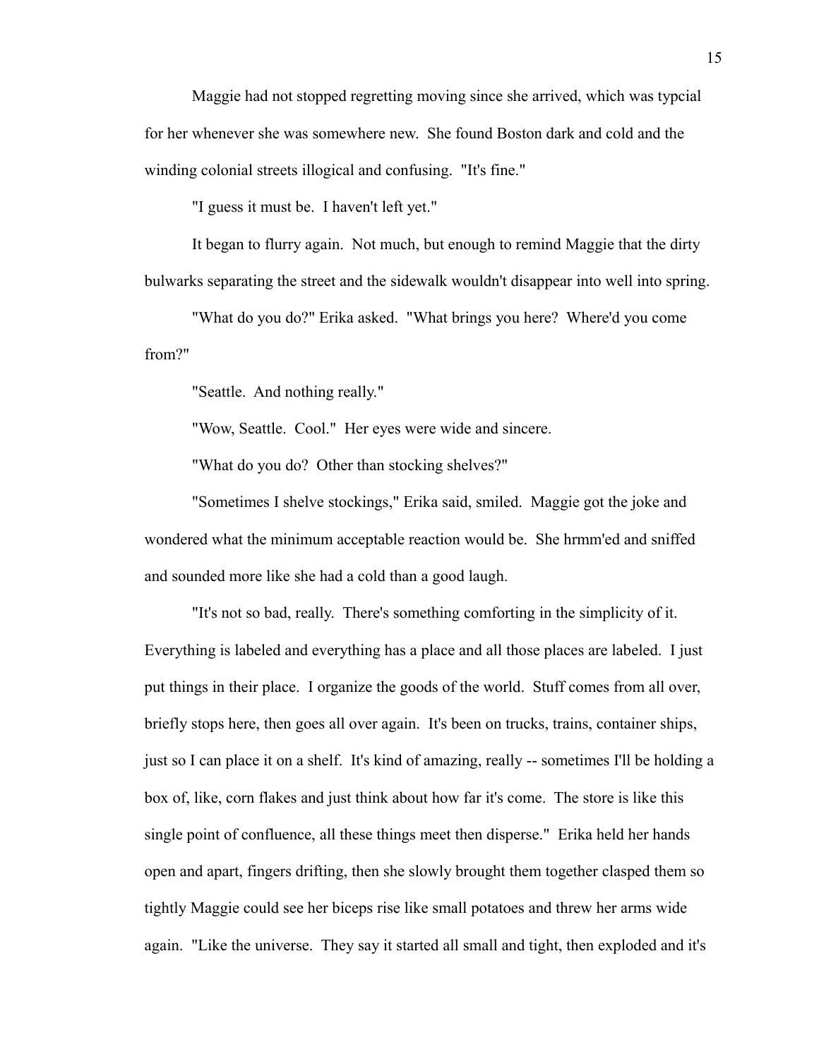Maggie had not stopped regretting moving since she arrived, which was typcial for her whenever she was somewhere new. She found Boston dark and cold and the winding colonial streets illogical and confusing. "It's fine."

"I guess it must be. I haven't left yet."

It began to flurry again. Not much, but enough to remind Maggie that the dirty bulwarks separating the street and the sidewalk wouldn't disappear into well into spring.

"What do you do?" Erika asked. "What brings you here? Where'd you come from?"

"Seattle. And nothing really."

"Wow, Seattle. Cool." Her eyes were wide and sincere.

"What do you do? Other than stocking shelves?"

"Sometimes I shelve stockings," Erika said, smiled. Maggie got the joke and wondered what the minimum acceptable reaction would be. She hrmm'ed and sniffed and sounded more like she had a cold than a good laugh.

"It's not so bad, really. There's something comforting in the simplicity of it. Everything is labeled and everything has a place and all those places are labeled. I just put things in their place. I organize the goods of the world. Stuff comes from all over, briefly stops here, then goes all over again. It's been on trucks, trains, container ships, just so I can place it on a shelf. It's kind of amazing, really -- sometimes I'll be holding a box of, like, corn flakes and just think about how far it's come. The store is like this single point of confluence, all these things meet then disperse." Erika held her hands open and apart, fingers drifting, then she slowly brought them together clasped them so tightly Maggie could see her biceps rise like small potatoes and threw her arms wide again. "Like the universe. They say it started all small and tight, then exploded and it's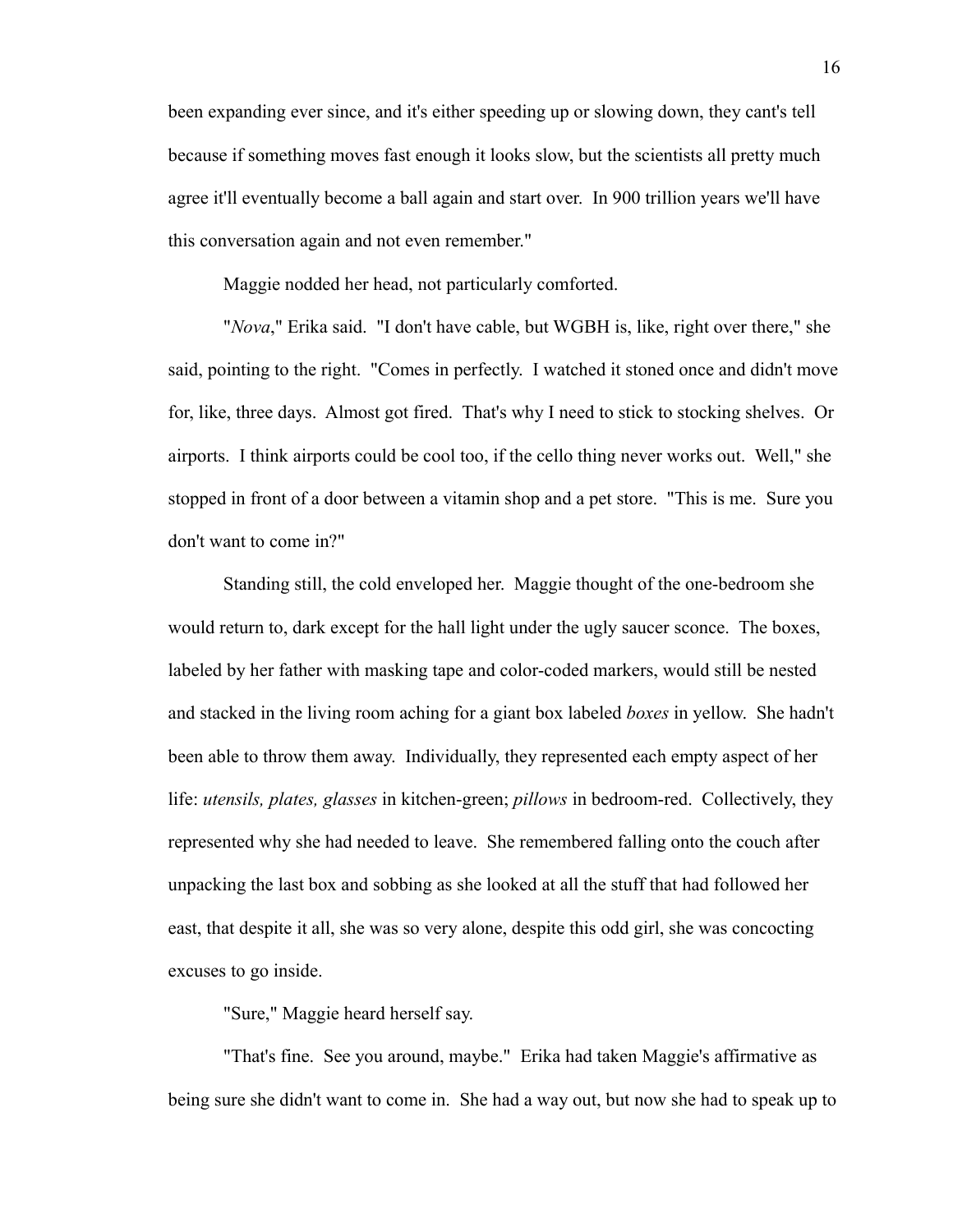been expanding ever since, and it's either speeding up or slowing down, they cant's tell because if something moves fast enough it looks slow, but the scientists all pretty much agree it'll eventually become a ball again and start over. In 900 trillion years we'll have this conversation again and not even remember."

Maggie nodded her head, not particularly comforted.

"*Nova*," Erika said. "I don't have cable, but WGBH is, like, right over there," she said, pointing to the right. "Comes in perfectly. I watched it stoned once and didn't move for, like, three days. Almost got fired. That's why I need to stick to stocking shelves. Or airports. I think airports could be cool too, if the cello thing never works out. Well," she stopped in front of a door between a vitamin shop and a pet store. "This is me. Sure you don't want to come in?"

Standing still, the cold enveloped her. Maggie thought of the one-bedroom she would return to, dark except for the hall light under the ugly saucer sconce. The boxes, labeled by her father with masking tape and color-coded markers, would still be nested and stacked in the living room aching for a giant box labeled *boxes* in yellow. She hadn't been able to throw them away. Individually, they represented each empty aspect of her life: *utensils, plates, glasses* in kitchen-green; *pillows* in bedroom-red. Collectively, they represented why she had needed to leave. She remembered falling onto the couch after unpacking the last box and sobbing as she looked at all the stuff that had followed her east, that despite it all, she was so very alone, despite this odd girl, she was concocting excuses to go inside.

"Sure," Maggie heard herself say.

"That's fine. See you around, maybe." Erika had taken Maggie's affirmative as being sure she didn't want to come in. She had a way out, but now she had to speak up to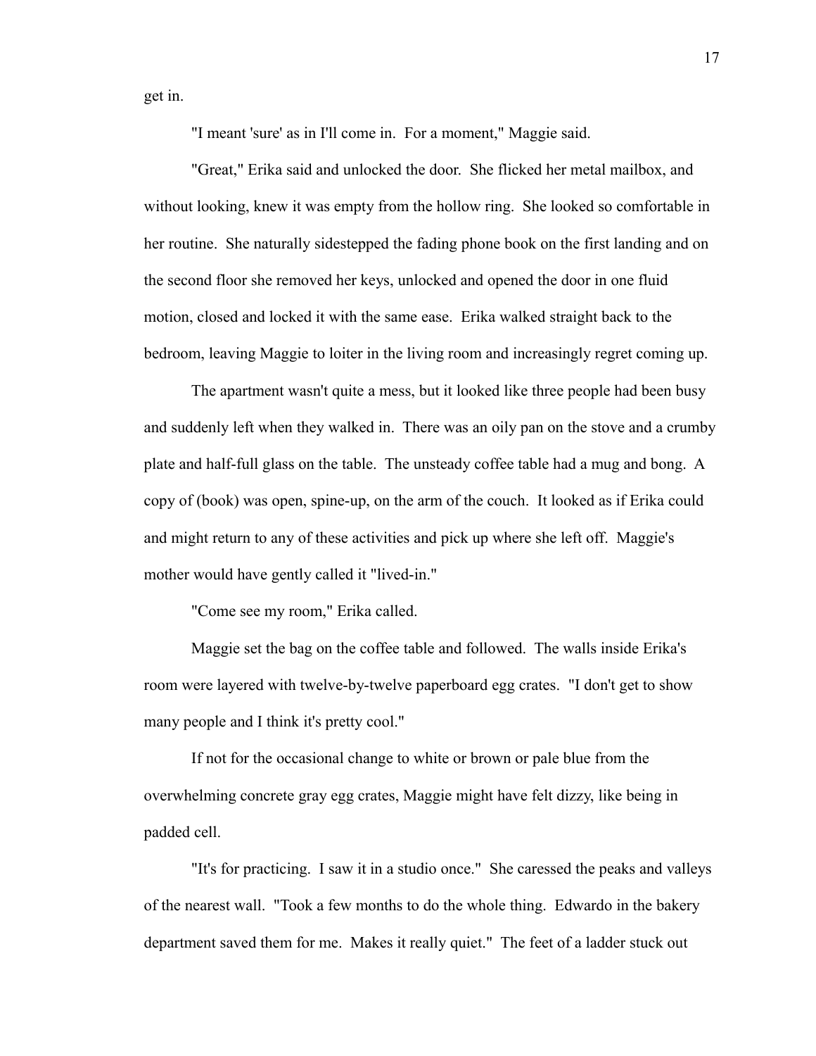get in.

"I meant 'sure' as in I'll come in. For a moment," Maggie said.

"Great," Erika said and unlocked the door. She flicked her metal mailbox, and without looking, knew it was empty from the hollow ring. She looked so comfortable in her routine. She naturally sidestepped the fading phone book on the first landing and on the second floor she removed her keys, unlocked and opened the door in one fluid motion, closed and locked it with the same ease. Erika walked straight back to the bedroom, leaving Maggie to loiter in the living room and increasingly regret coming up.

The apartment wasn't quite a mess, but it looked like three people had been busy and suddenly left when they walked in. There was an oily pan on the stove and a crumby plate and half-full glass on the table. The unsteady coffee table had a mug and bong. A copy of (book) was open, spine-up, on the arm of the couch. It looked as if Erika could and might return to any of these activities and pick up where she left off. Maggie's mother would have gently called it "lived-in."

"Come see my room," Erika called.

Maggie set the bag on the coffee table and followed. The walls inside Erika's room were layered with twelve-by-twelve paperboard egg crates. "I don't get to show many people and I think it's pretty cool."

If not for the occasional change to white or brown or pale blue from the overwhelming concrete gray egg crates, Maggie might have felt dizzy, like being in padded cell.

"It's for practicing. I saw it in a studio once." She caressed the peaks and valleys of the nearest wall. "Took a few months to do the whole thing. Edwardo in the bakery department saved them for me. Makes it really quiet." The feet of a ladder stuck out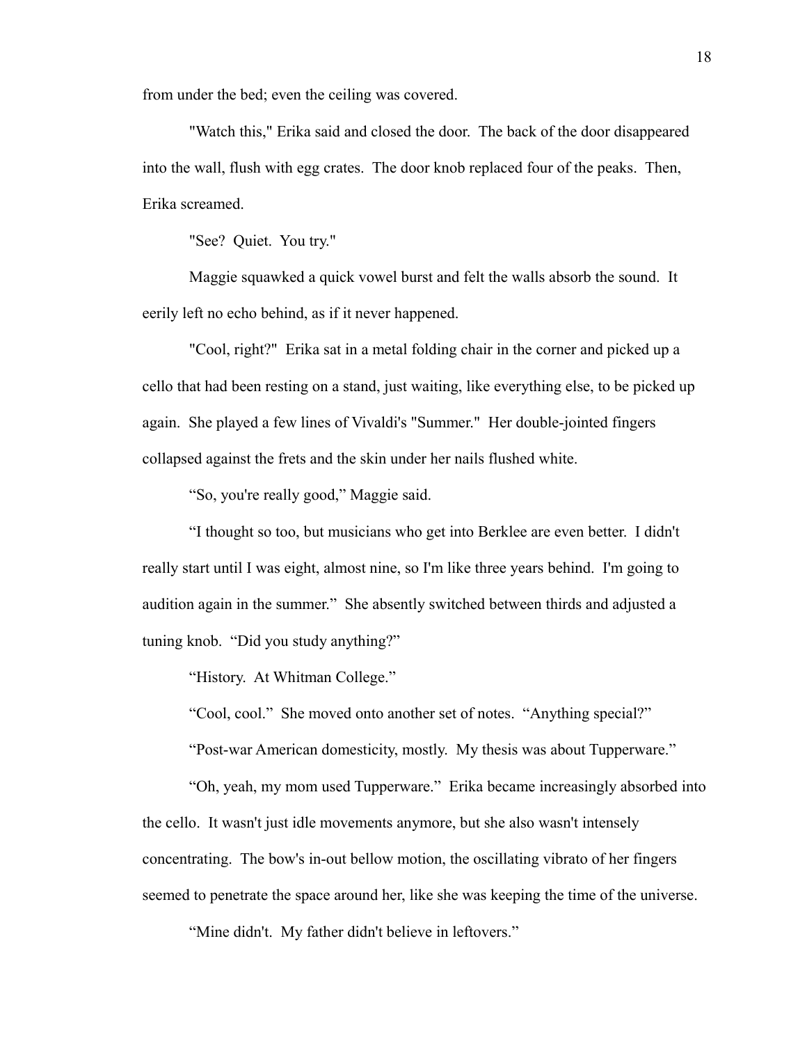from under the bed; even the ceiling was covered.

"Watch this," Erika said and closed the door. The back of the door disappeared into the wall, flush with egg crates. The door knob replaced four of the peaks. Then, Erika screamed.

"See? Quiet. You try."

Maggie squawked a quick vowel burst and felt the walls absorb the sound. It eerily left no echo behind, as if it never happened.

"Cool, right?" Erika sat in a metal folding chair in the corner and picked up a cello that had been resting on a stand, just waiting, like everything else, to be picked up again. She played a few lines of Vivaldi's "Summer." Her double-jointed fingers collapsed against the frets and the skin under her nails flushed white.

"So, you're really good," Maggie said.

"I thought so too, but musicians who get into Berklee are even better. I didn't really start until I was eight, almost nine, so I'm like three years behind. I'm going to audition again in the summer." She absently switched between thirds and adjusted a tuning knob. "Did you study anything?"

"History. At Whitman College."

"Cool, cool." She moved onto another set of notes. "Anything special?"

"Post-war American domesticity, mostly. My thesis was about Tupperware."

"Oh, yeah, my mom used Tupperware." Erika became increasingly absorbed into the cello. It wasn't just idle movements anymore, but she also wasn't intensely concentrating. The bow's in-out bellow motion, the oscillating vibrato of her fingers seemed to penetrate the space around her, like she was keeping the time of the universe.

"Mine didn't. My father didn't believe in leftovers."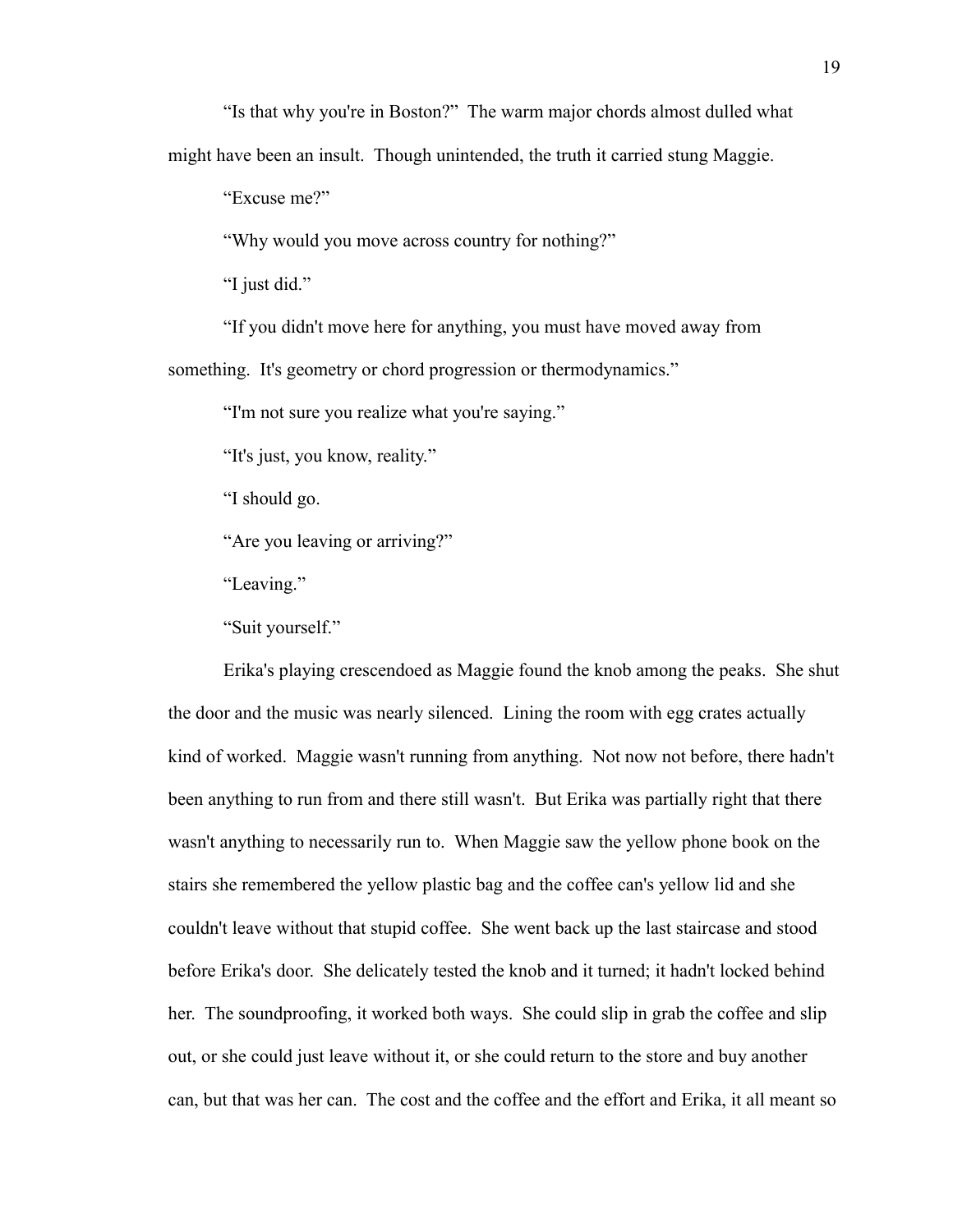"Is that why you're in Boston?" The warm major chords almost dulled what might have been an insult. Though unintended, the truth it carried stung Maggie.

"Excuse me?"

"Why would you move across country for nothing?"

"I just did."

"If you didn't move here for anything, you must have moved away from something. It's geometry or chord progression or thermodynamics."

"I'm not sure you realize what you're saying."

"It's just, you know, reality."

"I should go.

"Are you leaving or arriving?"

"Leaving."

"Suit yourself."

Erika's playing crescendoed as Maggie found the knob among the peaks. She shut the door and the music was nearly silenced. Lining the room with egg crates actually kind of worked. Maggie wasn't running from anything. Not now not before, there hadn't been anything to run from and there still wasn't. But Erika was partially right that there wasn't anything to necessarily run to. When Maggie saw the yellow phone book on the stairs she remembered the yellow plastic bag and the coffee can's yellow lid and she couldn't leave without that stupid coffee. She went back up the last staircase and stood before Erika's door. She delicately tested the knob and it turned; it hadn't locked behind her. The soundproofing, it worked both ways. She could slip in grab the coffee and slip out, or she could just leave without it, or she could return to the store and buy another can, but that was her can. The cost and the coffee and the effort and Erika, it all meant so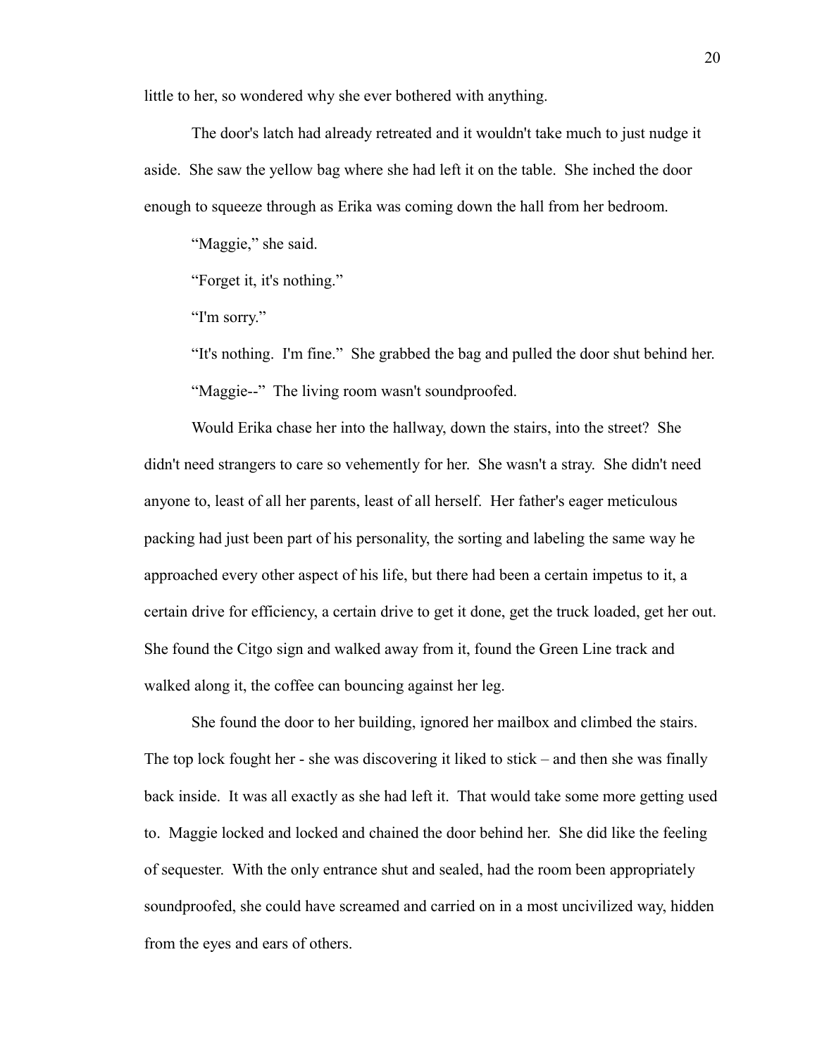little to her, so wondered why she ever bothered with anything.

The door's latch had already retreated and it wouldn't take much to just nudge it aside. She saw the yellow bag where she had left it on the table. She inched the door enough to squeeze through as Erika was coming down the hall from her bedroom.

"Maggie," she said.

"Forget it, it's nothing."

"I'm sorry."

"It's nothing. I'm fine." She grabbed the bag and pulled the door shut behind her.

"Maggie--" The living room wasn't soundproofed.

Would Erika chase her into the hallway, down the stairs, into the street? She didn't need strangers to care so vehemently for her. She wasn't a stray. She didn't need anyone to, least of all her parents, least of all herself. Her father's eager meticulous packing had just been part of his personality, the sorting and labeling the same way he approached every other aspect of his life, but there had been a certain impetus to it, a certain drive for efficiency, a certain drive to get it done, get the truck loaded, get her out. She found the Citgo sign and walked away from it, found the Green Line track and walked along it, the coffee can bouncing against her leg.

She found the door to her building, ignored her mailbox and climbed the stairs. The top lock fought her - she was discovering it liked to stick – and then she was finally back inside. It was all exactly as she had left it. That would take some more getting used to. Maggie locked and locked and chained the door behind her. She did like the feeling of sequester. With the only entrance shut and sealed, had the room been appropriately soundproofed, she could have screamed and carried on in a most uncivilized way, hidden from the eyes and ears of others.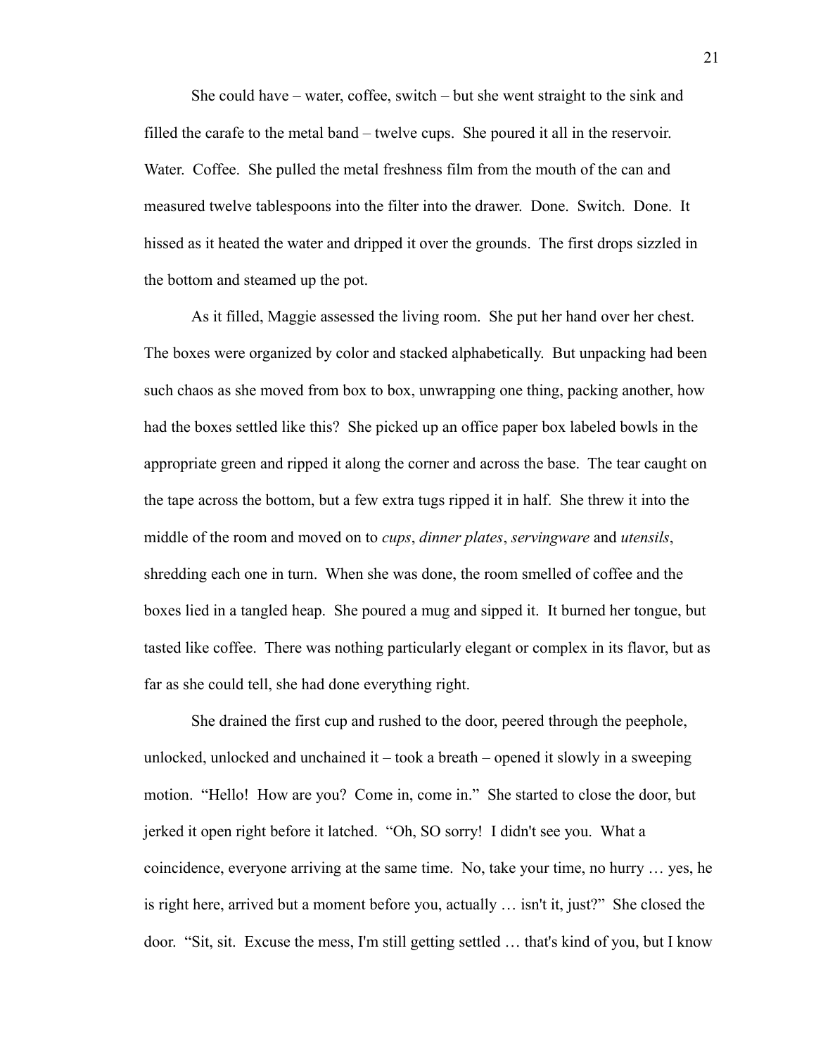She could have – water, coffee, switch – but she went straight to the sink and filled the carafe to the metal band – twelve cups. She poured it all in the reservoir. Water. Coffee. She pulled the metal freshness film from the mouth of the can and measured twelve tablespoons into the filter into the drawer. Done. Switch. Done. It hissed as it heated the water and dripped it over the grounds. The first drops sizzled in the bottom and steamed up the pot.

As it filled, Maggie assessed the living room. She put her hand over her chest. The boxes were organized by color and stacked alphabetically. But unpacking had been such chaos as she moved from box to box, unwrapping one thing, packing another, how had the boxes settled like this? She picked up an office paper box labeled bowls in the appropriate green and ripped it along the corner and across the base. The tear caught on the tape across the bottom, but a few extra tugs ripped it in half. She threw it into the middle of the room and moved on to *cups*, *dinner plates*, *servingware* and *utensils*, shredding each one in turn. When she was done, the room smelled of coffee and the boxes lied in a tangled heap. She poured a mug and sipped it. It burned her tongue, but tasted like coffee. There was nothing particularly elegant or complex in its flavor, but as far as she could tell, she had done everything right.

She drained the first cup and rushed to the door, peered through the peephole, unlocked, unlocked and unchained it – took a breath – opened it slowly in a sweeping motion. "Hello! How are you? Come in, come in." She started to close the door, but jerked it open right before it latched. "Oh, SO sorry! I didn't see you. What a coincidence, everyone arriving at the same time. No, take your time, no hurry … yes, he is right here, arrived but a moment before you, actually … isn't it, just?" She closed the door. "Sit, sit. Excuse the mess, I'm still getting settled … that's kind of you, but I know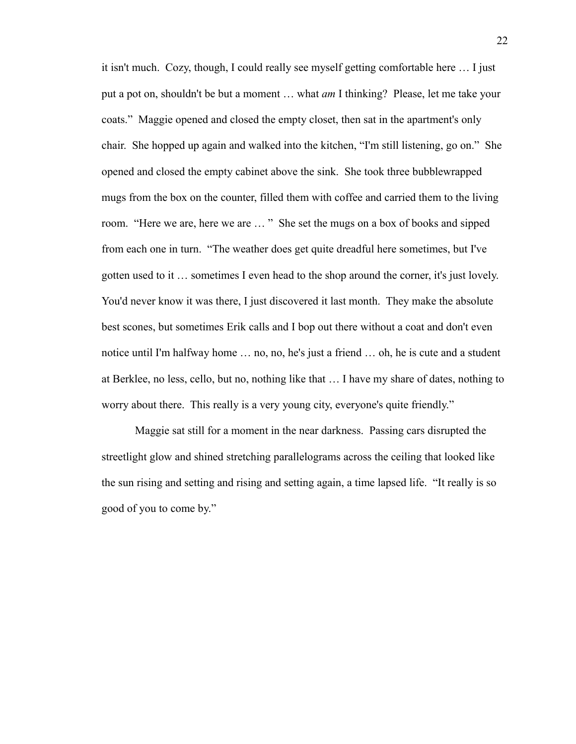it isn't much. Cozy, though, I could really see myself getting comfortable here … I just put a pot on, shouldn't be but a moment … what *am* I thinking? Please, let me take your coats." Maggie opened and closed the empty closet, then sat in the apartment's only chair. She hopped up again and walked into the kitchen, "I'm still listening, go on." She opened and closed the empty cabinet above the sink. She took three bubblewrapped mugs from the box on the counter, filled them with coffee and carried them to the living room. "Here we are, here we are … " She set the mugs on a box of books and sipped from each one in turn. "The weather does get quite dreadful here sometimes, but I've gotten used to it … sometimes I even head to the shop around the corner, it's just lovely. You'd never know it was there, I just discovered it last month. They make the absolute best scones, but sometimes Erik calls and I bop out there without a coat and don't even notice until I'm halfway home … no, no, he's just a friend … oh, he is cute and a student at Berklee, no less, cello, but no, nothing like that … I have my share of dates, nothing to worry about there. This really is a very young city, everyone's quite friendly."

Maggie sat still for a moment in the near darkness. Passing cars disrupted the streetlight glow and shined stretching parallelograms across the ceiling that looked like the sun rising and setting and rising and setting again, a time lapsed life. "It really is so good of you to come by."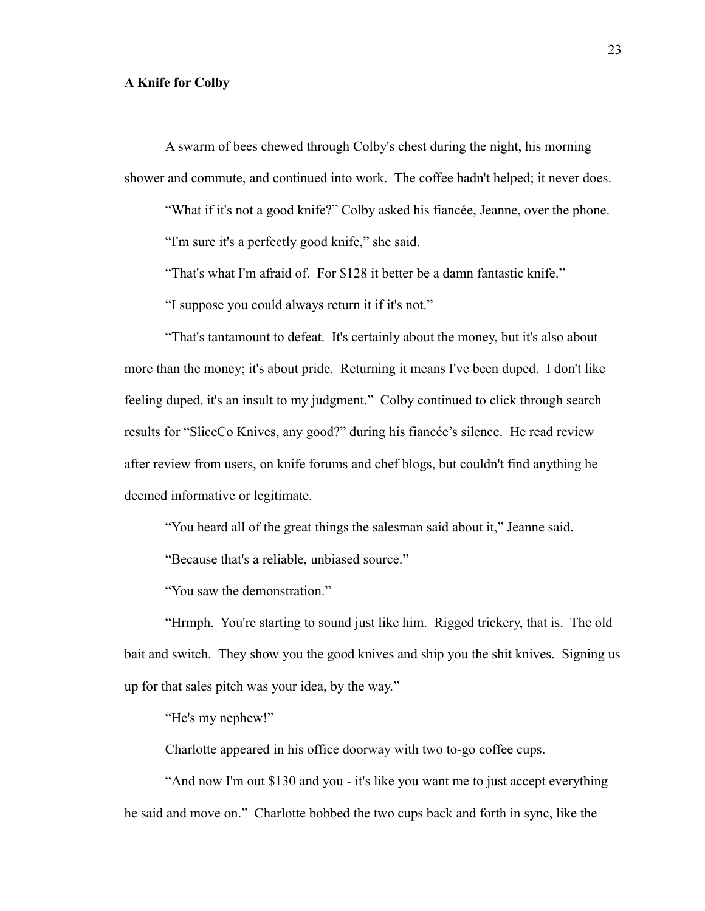**A Knife for Colby**

A swarm of bees chewed through Colby's chest during the night, his morning shower and commute, and continued into work. The coffee hadn't helped; it never does.

"What if it's not a good knife?" Colby asked his fiancée, Jeanne, over the phone.

"I'm sure it's a perfectly good knife," she said.

"That's what I'm afraid of. For $128 it better be a damn fantastic knife."

"I suppose you could always return it if it's not."

"That's tantamount to defeat. It's certainly about the money, but it's also about more than the money; it's about pride. Returning it means I've been duped. I don't like feeling duped, it's an insult to my judgment." Colby continued to click through search results for "SliceCo Knives, any good?" during his fiancée's silence. He read review after review from users, on knife forums and chef blogs, but couldn't find anything he deemed informative or legitimate.

"You heard all of the great things the salesman said about it," Jeanne said.

"Because that's a reliable, unbiased source."

"You saw the demonstration."

"Hrmph. You're starting to sound just like him. Rigged trickery, that is. The old bait and switch. They show you the good knives and ship you the shit knives. Signing us up for that sales pitch was your idea, by the way."

"He's my nephew!"

Charlotte appeared in his office doorway with two to-go coffee cups.

"And now I'm out $130 and you - it's like you want me to just accept everything he said and move on." Charlotte bobbed the two cups back and forth in sync, like the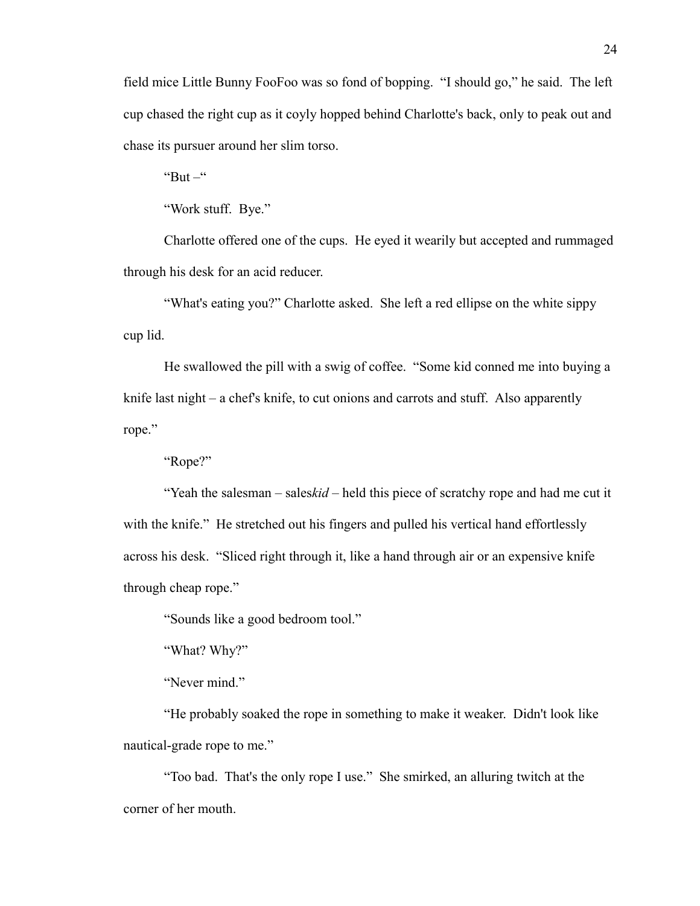field mice Little Bunny FooFoo was so fond of bopping. "I should go," he said. The left cup chased the right cup as it coyly hopped behind Charlotte's back, only to peak out and chase its pursuer around her slim torso.

"But –"

"Work stuff. Bye."

Charlotte offered one of the cups. He eyed it wearily but accepted and rummaged through his desk for an acid reducer.

"What's eating you?" Charlotte asked. She left a red ellipse on the white sippy cup lid.

He swallowed the pill with a swig of coffee. "Some kid conned me into buying a knife last night – a chef's knife, to cut onions and carrots and stuff. Also apparently rope."

"Rope?"

"Yeah the salesman – sales*kid* – held this piece of scratchy rope and had me cut it with the knife." He stretched out his fingers and pulled his vertical hand effortlessly across his desk. "Sliced right through it, like a hand through air or an expensive knife through cheap rope."

"Sounds like a good bedroom tool."

"What? Why?"

"Never mind."

"He probably soaked the rope in something to make it weaker. Didn't look like nautical-grade rope to me."

"Too bad. That's the only rope I use." She smirked, an alluring twitch at the corner of her mouth.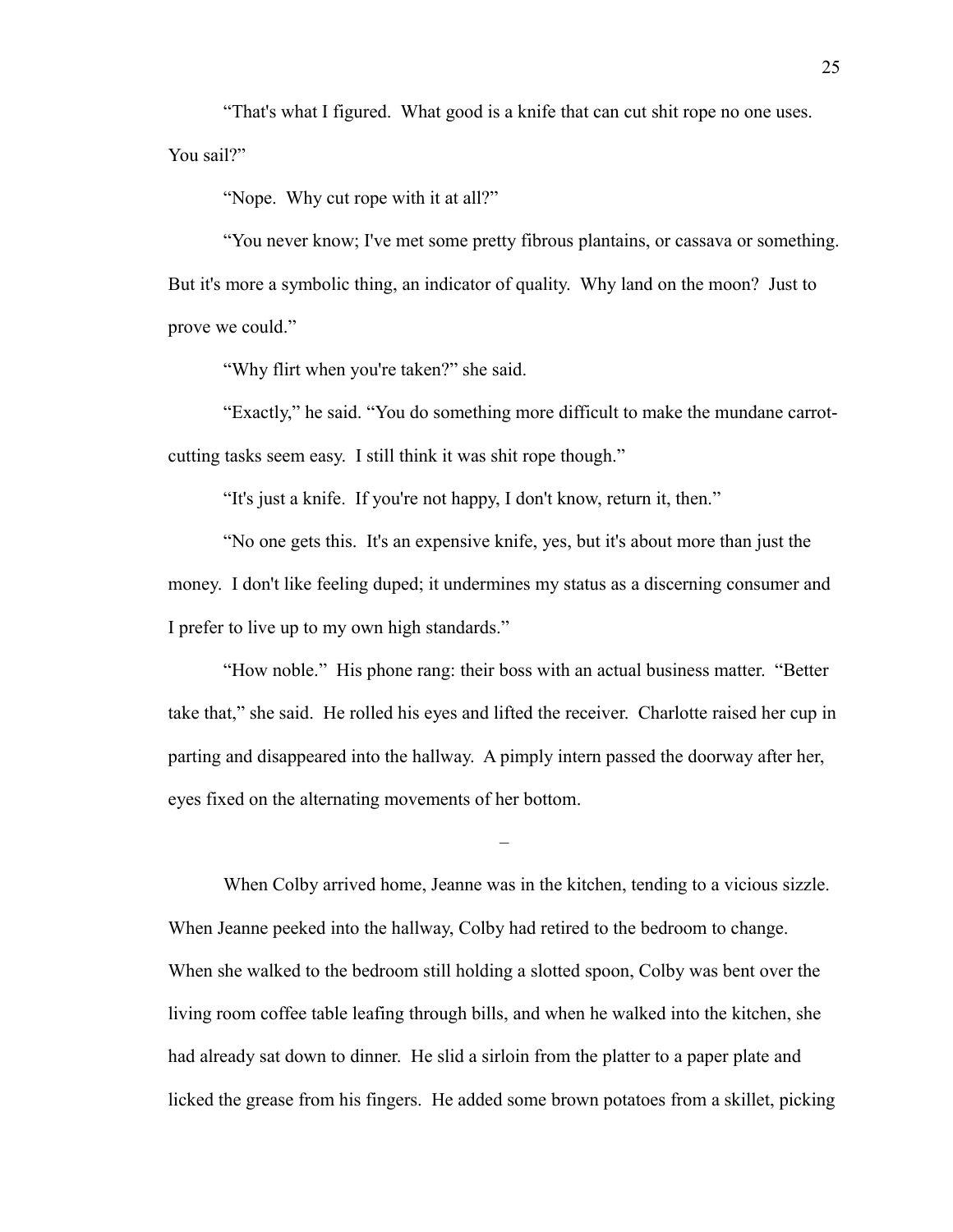"That's what I figured. What good is a knife that can cut shit rope no one uses. You sail?"

"Nope. Why cut rope with it at all?"

"You never know; I've met some pretty fibrous plantains, or cassava or something. But it's more a symbolic thing, an indicator of quality. Why land on the moon? Just to prove we could."

"Why flirt when you're taken?" she said.

"Exactly," he said. "You do something more difficult to make the mundane carrot-cutting tasks seem easy. I still think it was shit rope though."

"It's just a knife. If you're not happy, I don't know, return it, then."

"No one gets this. It's an expensive knife, yes, but it's about more than just the money. I don't like feeling duped; it undermines my status as a discerning consumer and I prefer to live up to my own high standards."

"How noble." His phone rang: their boss with an actual business matter. "Better take that," she said. He rolled his eyes and lifted the receiver. Charlotte raised her cup in parting and disappeared into the hallway. A pimply intern passed the doorway after her, eyes fixed on the alternating movements of her bottom.

–

When Colby arrived home, Jeanne was in the kitchen, tending to a vicious sizzle. When Jeanne peeked into the hallway, Colby had retired to the bedroom to change. When she walked to the bedroom still holding a slotted spoon, Colby was bent over the living room coffee table leafing through bills, and when he walked into the kitchen, she had already sat down to dinner. He slid a sirloin from the platter to a paper plate and licked the grease from his fingers. He added some brown potatoes from a skillet, picking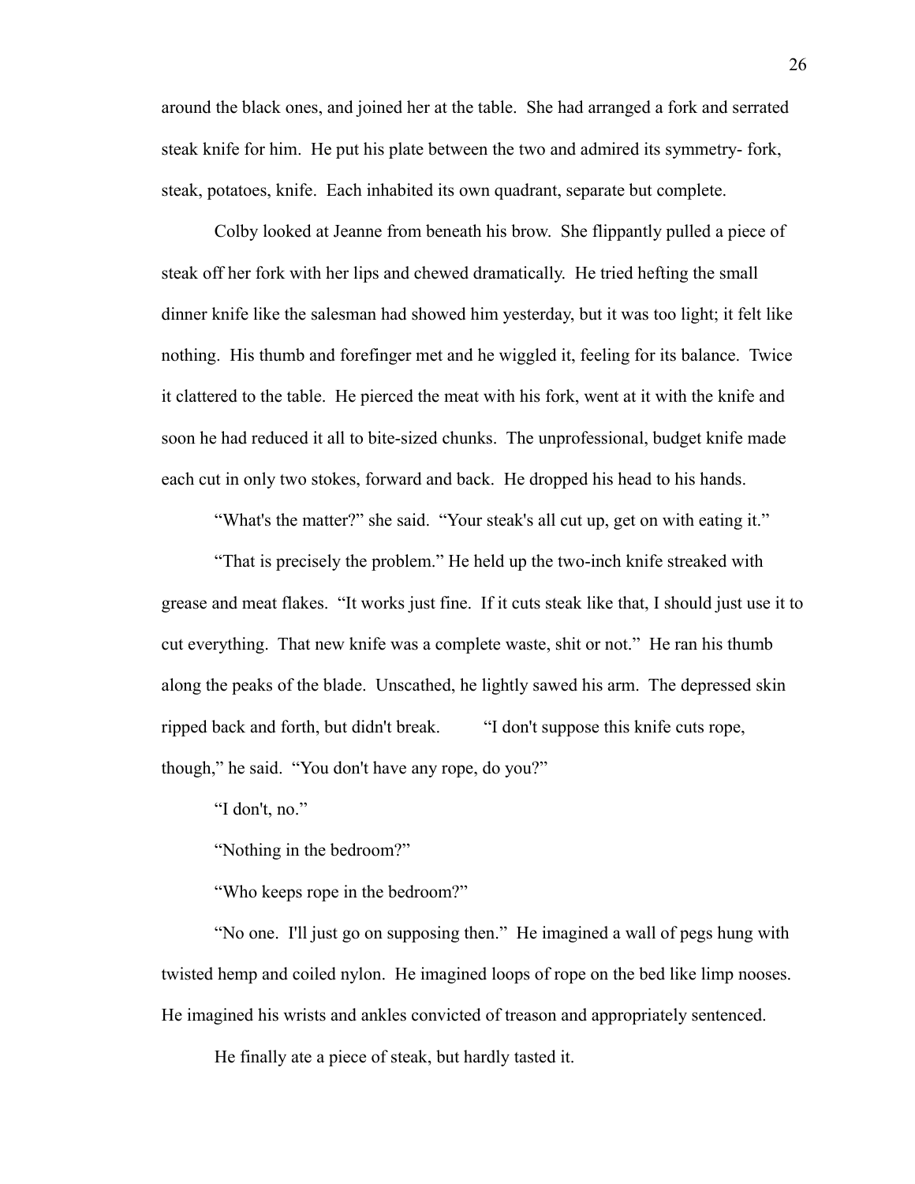around the black ones, and joined her at the table. She had arranged a fork and serrated steak knife for him. He put his plate between the two and admired its symmetry- fork, steak, potatoes, knife. Each inhabited its own quadrant, separate but complete.

Colby looked at Jeanne from beneath his brow. She flippantly pulled a piece of steak off her fork with her lips and chewed dramatically. He tried hefting the small dinner knife like the salesman had showed him yesterday, but it was too light; it felt like nothing. His thumb and forefinger met and he wiggled it, feeling for its balance. Twice it clattered to the table. He pierced the meat with his fork, went at it with the knife and soon he had reduced it all to bite-sized chunks. The unprofessional, budget knife made each cut in only two stokes, forward and back. He dropped his head to his hands.

"What's the matter?" she said. "Your steak's all cut up, get on with eating it."

"That is precisely the problem." He held up the two-inch knife streaked with grease and meat flakes. "It works just fine. If it cuts steak like that, I should just use it to cut everything. That new knife was a complete waste, shit or not." He ran his thumb along the peaks of the blade. Unscathed, he lightly sawed his arm. The depressed skin ripped back and forth, but didn't break. "I don't suppose this knife cuts rope, though," he said. "You don't have any rope, do you?"

"I don't, no."

"Nothing in the bedroom?"

"Who keeps rope in the bedroom?"

"No one. I'll just go on supposing then." He imagined a wall of pegs hung with twisted hemp and coiled nylon. He imagined loops of rope on the bed like limp nooses. He imagined his wrists and ankles convicted of treason and appropriately sentenced.

He finally ate a piece of steak, but hardly tasted it.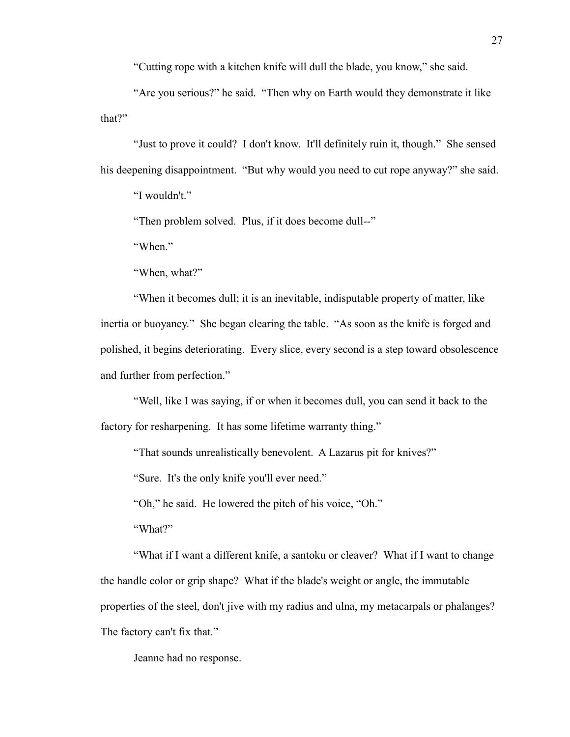"Cutting rope with a kitchen knife will dull the blade, you know," she said.

"Are you serious?" he said. "Then why on Earth would they demonstrate it like that?"

"Just to prove it could? I don't know. It'll definitely ruin it, though." She sensed his deepening disappointment. "But why would you need to cut rope anyway?" she said.

"I wouldn't."

"Then problem solved. Plus, if it does become dull--"

"When."

"When, what?"

"When it becomes dull; it is an inevitable, indisputable property of matter, like inertia or buoyancy." She began clearing the table. "As soon as the knife is forged and polished, it begins deteriorating. Every slice, every second is a step toward obsolescence and further from perfection."

"Well, like I was saying, if or when it becomes dull, you can send it back to the factory for resharpening. It has some lifetime warranty thing."

"That sounds unrealistically benevolent. A Lazarus pit for knives?"

"Sure. It's the only knife you'll ever need."

"Oh," he said. He lowered the pitch of his voice, "Oh."

"What?"

"What if I want a different knife, a santoku or cleaver? What if I want to change the handle color or grip shape? What if the blade's weight or angle, the immutable properties of the steel, don't jive with my radius and ulna, my metacarpals or phalanges? The factory can't fix that."

Jeanne had no response.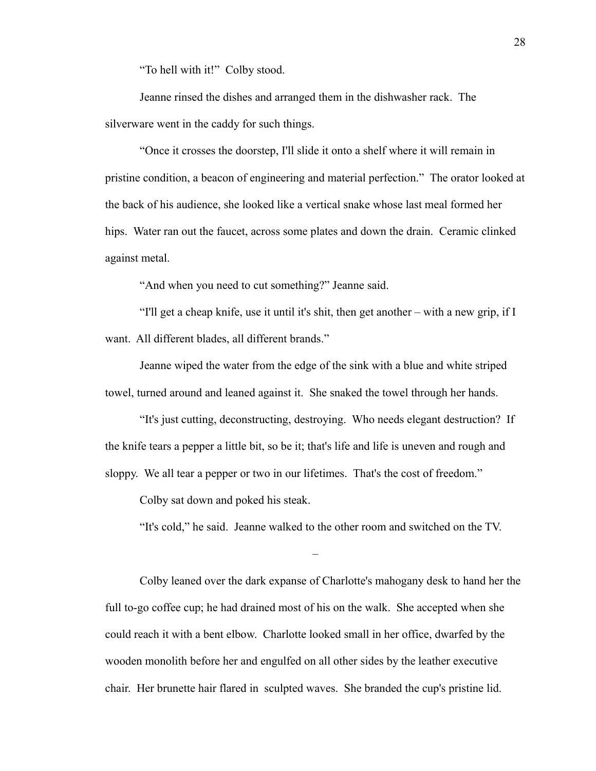"To hell with it!" Colby stood.

Jeanne rinsed the dishes and arranged them in the dishwasher rack. The silverware went in the caddy for such things.

"Once it crosses the doorstep, I'll slide it onto a shelf where it will remain in pristine condition, a beacon of engineering and material perfection." The orator looked at the back of his audience, she looked like a vertical snake whose last meal formed her hips. Water ran out the faucet, across some plates and down the drain. Ceramic clinked against metal.

"And when you need to cut something?" Jeanne said.

"I'll get a cheap knife, use it until it's shit, then get another – with a new grip, if I want. All different blades, all different brands."

Jeanne wiped the water from the edge of the sink with a blue and white striped towel, turned around and leaned against it. She snaked the towel through her hands.

"It's just cutting, deconstructing, destroying. Who needs elegant destruction? If the knife tears a pepper a little bit, so be it; that's life and life is uneven and rough and sloppy. We all tear a pepper or two in our lifetimes. That's the cost of freedom."

Colby sat down and poked his steak.

"It's cold," he said. Jeanne walked to the other room and switched on the TV.

–

Colby leaned over the dark expanse of Charlotte's mahogany desk to hand her the full to-go coffee cup; he had drained most of his on the walk. She accepted when she could reach it with a bent elbow. Charlotte looked small in her office, dwarfed by the wooden monolith before her and engulfed on all other sides by the leather executive chair. Her brunette hair flared in sculpted waves. She branded the cup's pristine lid.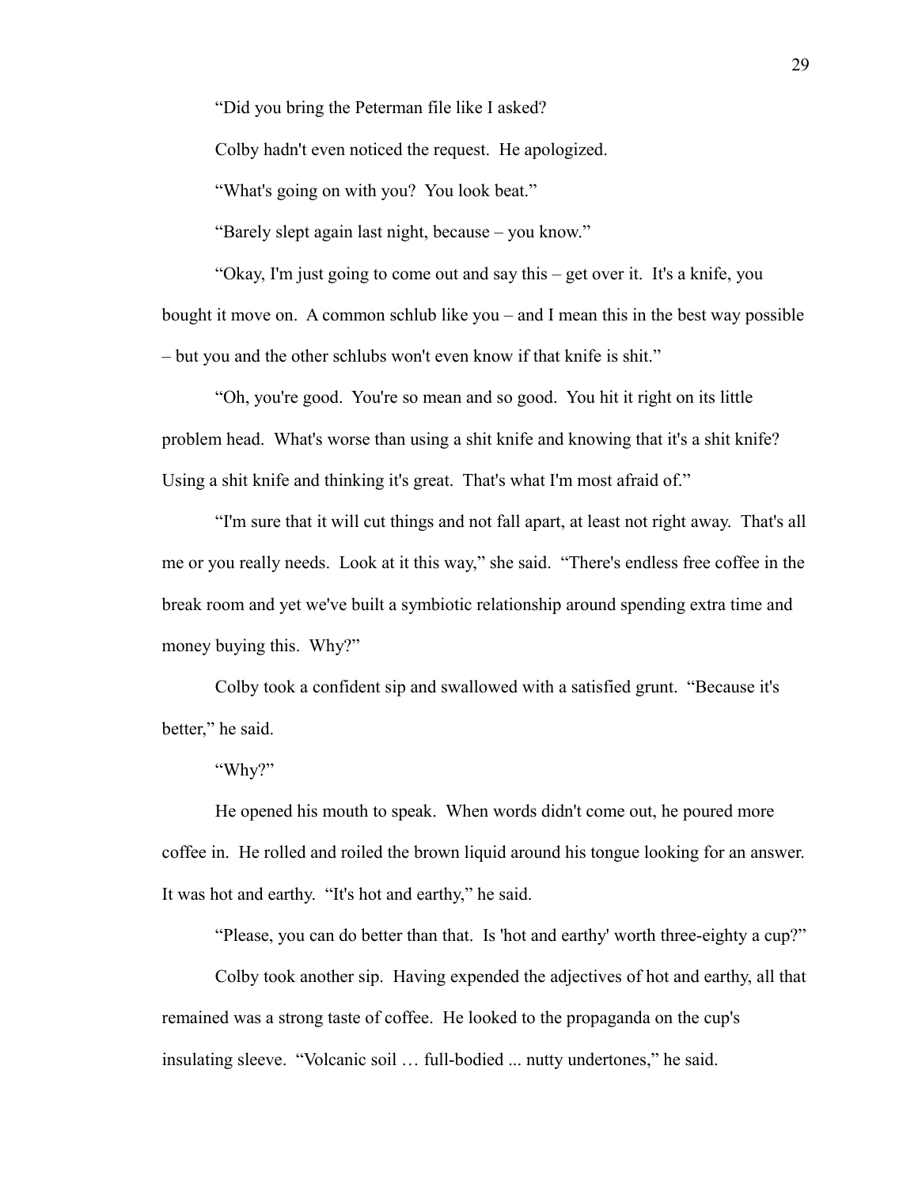“Did you bring the Peterman file like I asked?

Colby hadn't even noticed the request. He apologized.

“What's going on with you? You look beat.”

“Barely slept again last night, because – you know.”

“Okay, I'm just going to come out and say this – get over it. It's a knife, you bought it move on. A common schlub like you – and I mean this in the best way possible – but you and the other schlubs won't even know if that knife is shit.”

“Oh, you're good. You're so mean and so good. You hit it right on its little problem head. What's worse than using a shit knife and knowing that it's a shit knife? Using a shit knife and thinking it's great. That's what I'm most afraid of.”

“I'm sure that it will cut things and not fall apart, at least not right away. That's all me or you really needs. Look at it this way,” she said. “There's endless free coffee in the break room and yet we've built a symbiotic relationship around spending extra time and money buying this. Why?”

Colby took a confident sip and swallowed with a satisfied grunt. “Because it's better,” he said.

“Why?”

He opened his mouth to speak. When words didn't come out, he poured more coffee in. He rolled and roiled the brown liquid around his tongue looking for an answer. It was hot and earthy. “It's hot and earthy,” he said.

“Please, you can do better than that. Is 'hot and earthy' worth three-eighty a cup?”

Colby took another sip. Having expended the adjectives of hot and earthy, all that remained was a strong taste of coffee. He looked to the propaganda on the cup's insulating sleeve. “Volcanic soil … full-bodied ... nutty undertones,” he said.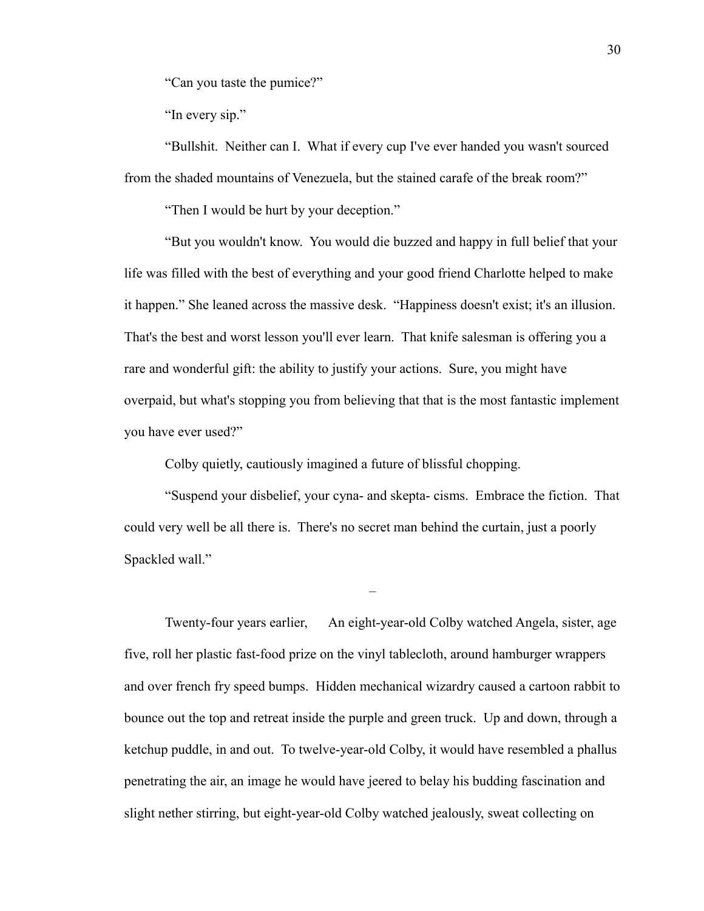"Can you taste the pumice?"

"In every sip."

"Bullshit. Neither can I. What if every cup I've ever handed you wasn't sourced from the shaded mountains of Venezuela, but the stained carafe of the break room?"

"Then I would be hurt by your deception."

"But you wouldn't know. You would die buzzed and happy in full belief that your life was filled with the best of everything and your good friend Charlotte helped to make it happen." She leaned across the massive desk. "Happiness doesn't exist; it's an illusion. That's the best and worst lesson you'll ever learn. That knife salesman is offering you a rare and wonderful gift: the ability to justify your actions. Sure, you might have overpaid, but what's stopping you from believing that that is the most fantastic implement you have ever used?"

Colby quietly, cautiously imagined a future of blissful chopping.

"Suspend your disbelief, your cyna- and skepta- cisms. Embrace the fiction. That could very well be all there is. There's no secret man behind the curtain, just a poorly Spackled wall."

–

Twenty-four years earlier, An eight-year-old Colby watched Angela, sister, age five, roll her plastic fast-food prize on the vinyl tablecloth, around hamburger wrappers and over french fry speed bumps. Hidden mechanical wizardry caused a cartoon rabbit to bounce out the top and retreat inside the purple and green truck. Up and down, through a ketchup puddle, in and out. To twelve-year-old Colby, it would have resembled a phallus penetrating the air, an image he would have jeered to belay his budding fascination and slight nether stirring, but eight-year-old Colby watched jealously, sweat collecting on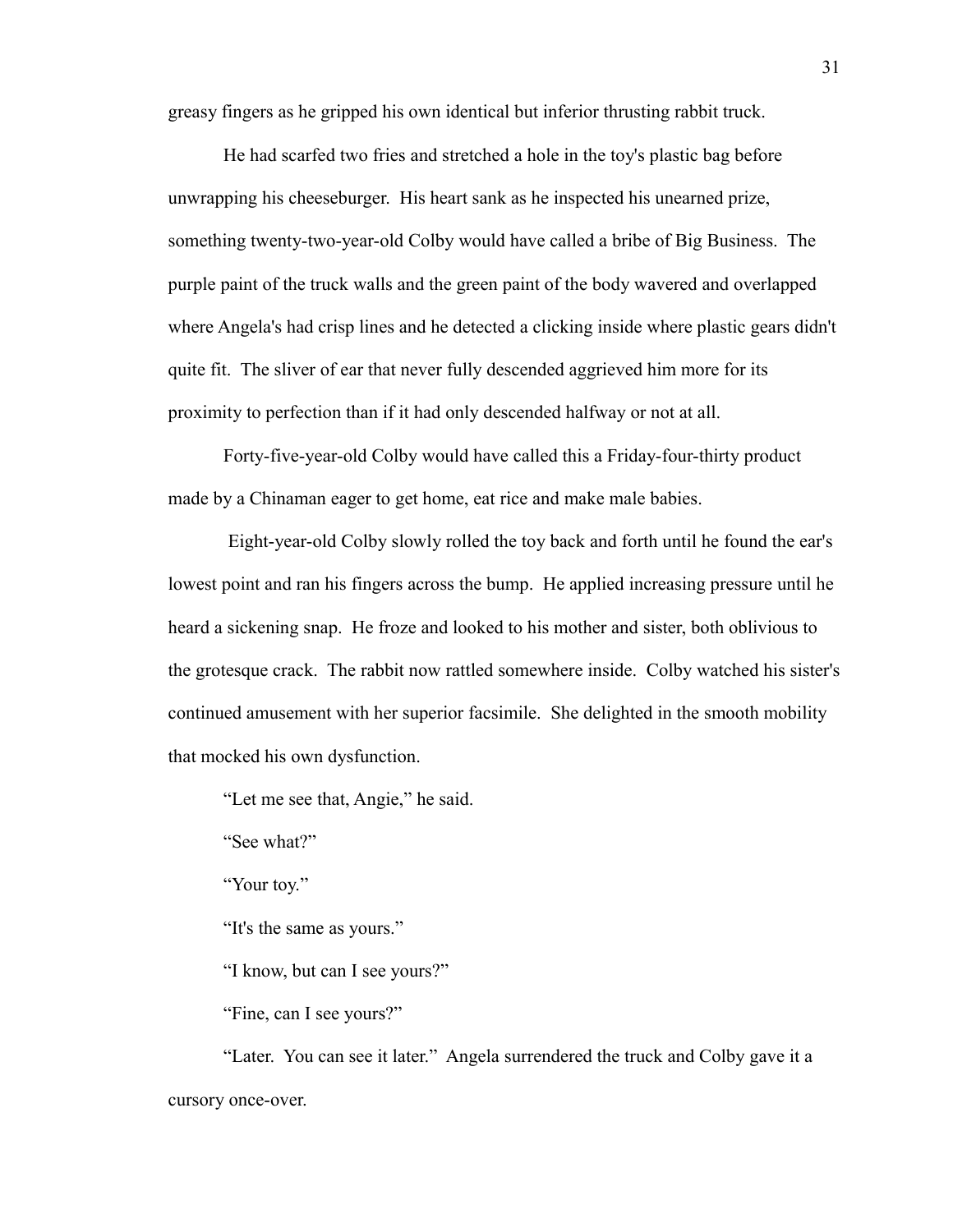greasy fingers as he gripped his own identical but inferior thrusting rabbit truck.

He had scarfed two fries and stretched a hole in the toy's plastic bag before unwrapping his cheeseburger. His heart sank as he inspected his unearned prize, something twenty-two-year-old Colby would have called a bribe of Big Business. The purple paint of the truck walls and the green paint of the body wavered and overlapped where Angela's had crisp lines and he detected a clicking inside where plastic gears didn't quite fit. The sliver of ear that never fully descended aggrieved him more for its proximity to perfection than if it had only descended halfway or not at all.

Forty-five-year-old Colby would have called this a Friday-four-thirty product made by a Chinaman eager to get home, eat rice and make male babies.

Eight-year-old Colby slowly rolled the toy back and forth until he found the ear's lowest point and ran his fingers across the bump. He applied increasing pressure until he heard a sickening snap. He froze and looked to his mother and sister, both oblivious to the grotesque crack. The rabbit now rattled somewhere inside. Colby watched his sister's continued amusement with her superior facsimile. She delighted in the smooth mobility that mocked his own dysfunction.

"Let me see that, Angie," he said.

"See what?"

"Your toy."

"It's the same as yours."

"I know, but can I see yours?"

"Fine, can I see yours?"

"Later. You can see it later." Angela surrendered the truck and Colby gave it a cursory once-over.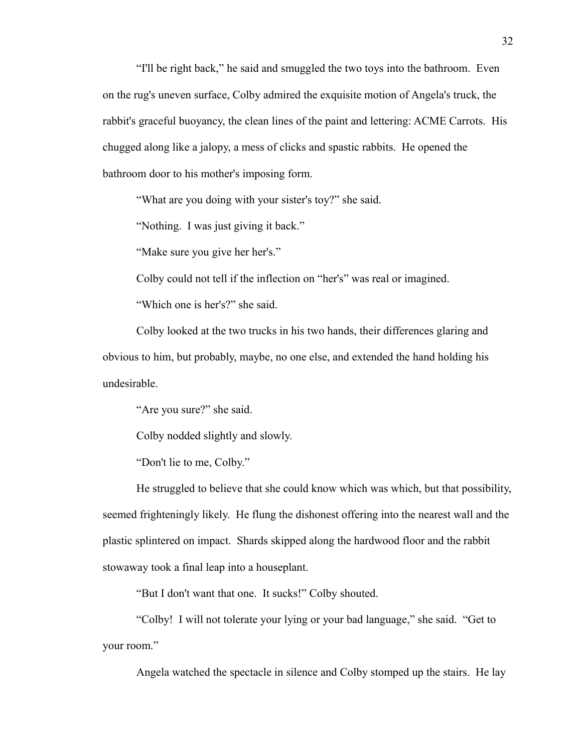"I'll be right back," he said and smuggled the two toys into the bathroom. Even on the rug's uneven surface, Colby admired the exquisite motion of Angela's truck, the rabbit's graceful buoyancy, the clean lines of the paint and lettering: ACME Carrots. His chugged along like a jalopy, a mess of clicks and spastic rabbits. He opened the bathroom door to his mother's imposing form.

"What are you doing with your sister's toy?" she said.

"Nothing. I was just giving it back."

"Make sure you give her her's."

Colby could not tell if the inflection on "her's" was real or imagined.

"Which one is her's?" she said.

Colby looked at the two trucks in his two hands, their differences glaring and obvious to him, but probably, maybe, no one else, and extended the hand holding his undesirable.

"Are you sure?" she said.

Colby nodded slightly and slowly.

"Don't lie to me, Colby."

He struggled to believe that she could know which was which, but that possibility, seemed frighteningly likely. He flung the dishonest offering into the nearest wall and the plastic splintered on impact. Shards skipped along the hardwood floor and the rabbit stowaway took a final leap into a houseplant.

"But I don't want that one. It sucks!" Colby shouted.

"Colby! I will not tolerate your lying or your bad language," she said. "Get to your room."

Angela watched the spectacle in silence and Colby stomped up the stairs. He lay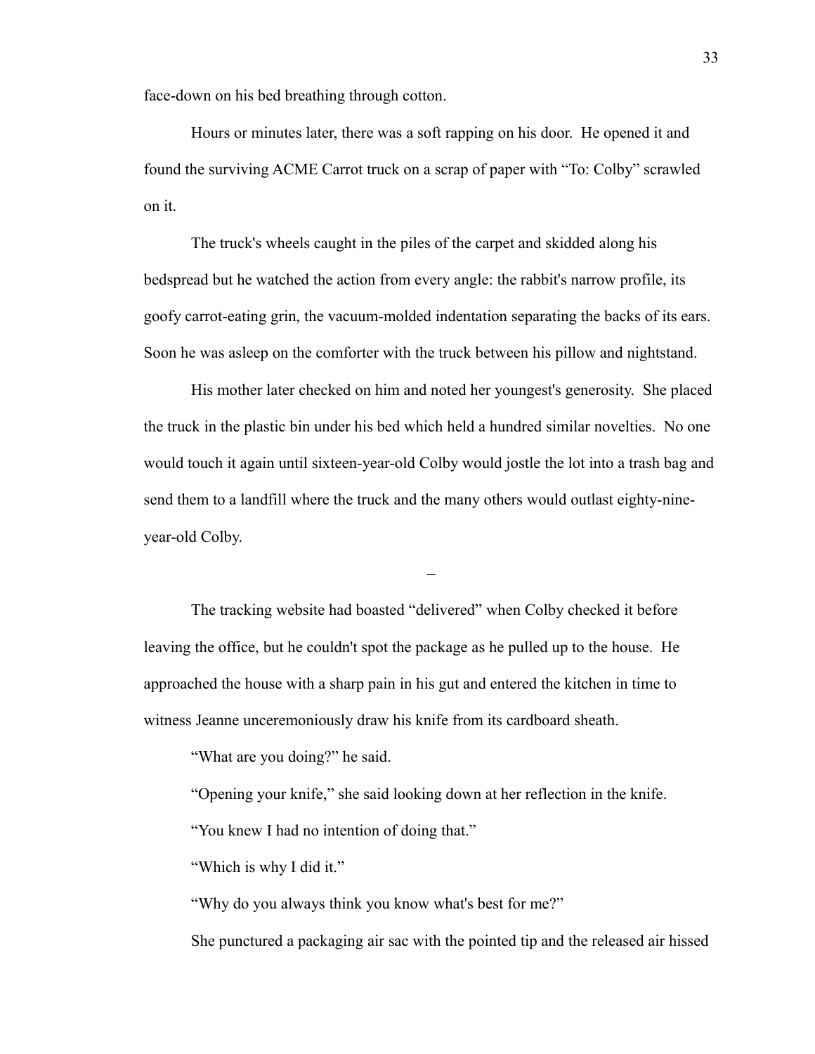face-down on his bed breathing through cotton.

Hours or minutes later, there was a soft rapping on his door. He opened it and found the surviving ACME Carrot truck on a scrap of paper with "To: Colby" scrawled on it.

The truck's wheels caught in the piles of the carpet and skidded along his bedspread but he watched the action from every angle: the rabbit's narrow profile, its goofy carrot-eating grin, the vacuum-molded indentation separating the backs of its ears. Soon he was asleep on the comforter with the truck between his pillow and nightstand.

His mother later checked on him and noted her youngest's generosity. She placed the truck in the plastic bin under his bed which held a hundred similar novelties. No one would touch it again until sixteen-year-old Colby would jostle the lot into a trash bag and send them to a landfill where the truck and the many others would outlast eighty-nine-year-old Colby.

–

The tracking website had boasted "delivered" when Colby checked it before leaving the office, but he couldn't spot the package as he pulled up to the house. He approached the house with a sharp pain in his gut and entered the kitchen in time to witness Jeanne unceremoniously draw his knife from its cardboard sheath.

"What are you doing?" he said.

"Opening your knife," she said looking down at her reflection in the knife.

"You knew I had no intention of doing that."

"Which is why I did it."

"Why do you always think you know what's best for me?"

She punctured a packaging air sac with the pointed tip and the released air hissed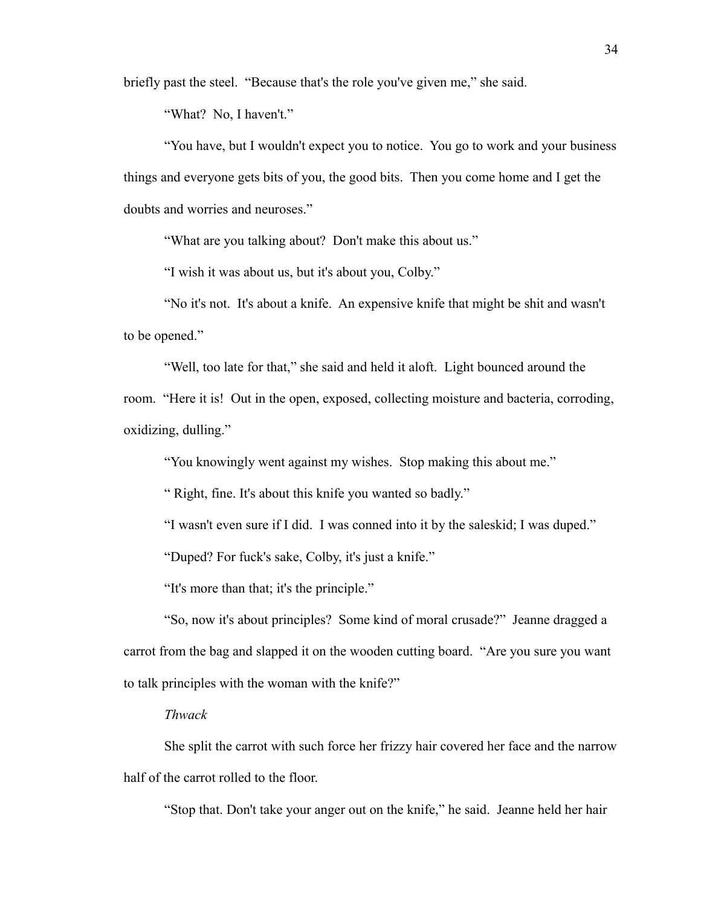briefly past the steel. “Because that's the role you've given me,” she said.

“What? No, I haven't.”

“You have, but I wouldn't expect you to notice. You go to work and your business things and everyone gets bits of you, the good bits. Then you come home and I get the doubts and worries and neuroses.”

“What are you talking about? Don't make this about us.”

“I wish it was about us, but it's about you, Colby.”

“No it's not. It's about a knife. An expensive knife that might be shit and wasn't to be opened.”

“Well, too late for that,” she said and held it aloft. Light bounced around the room. “Here it is! Out in the open, exposed, collecting moisture and bacteria, corroding, oxidizing, dulling.”

“You knowingly went against my wishes. Stop making this about me.”

“ Right, fine. It's about this knife you wanted so badly.”

“I wasn't even sure if I did. I was conned into it by the saleskid; I was duped.”

“Duped? For fuck's sake, Colby, it's just a knife.”

“It's more than that; it's the principle.”

“So, now it's about principles? Some kind of moral crusade?” Jeanne dragged a carrot from the bag and slapped it on the wooden cutting board. “Are you sure you want to talk principles with the woman with the knife?”

*Thwack*

She split the carrot with such force her frizzy hair covered her face and the narrow half of the carrot rolled to the floor.

“Stop that. Don't take your anger out on the knife,” he said. Jeanne held her hair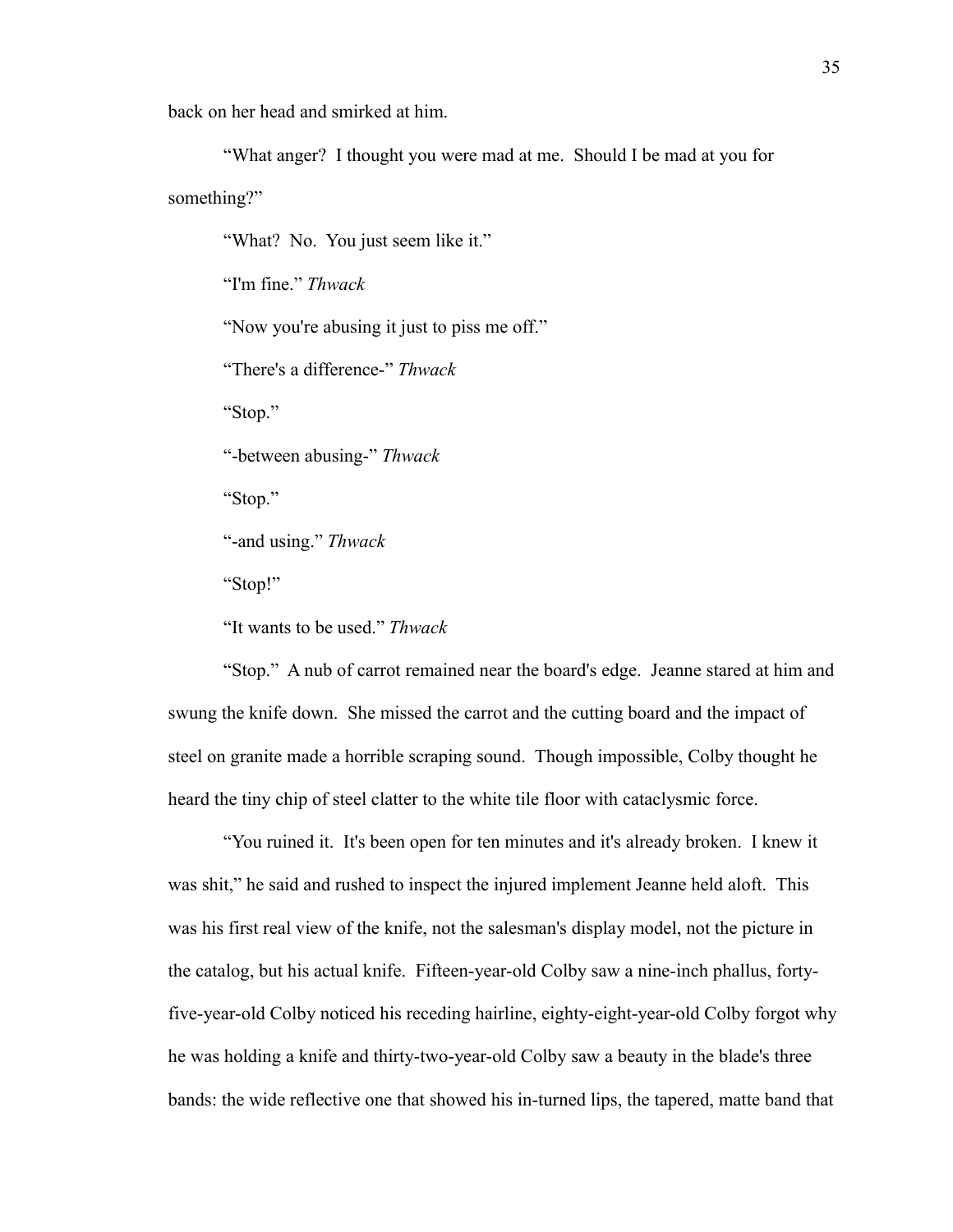back on her head and smirked at him.

"What anger? I thought you were mad at me. Should I be mad at you for something?"

"What? No. You just seem like it."

"I'm fine." *Thwack*

"Now you're abusing it just to piss me off."

"There's a difference-" *Thwack*

"Stop."

"-between abusing-" *Thwack*

"Stop."

"-and using." *Thwack*

"Stop!"

"It wants to be used." *Thwack*

"Stop." A nub of carrot remained near the board's edge. Jeanne stared at him and swung the knife down. She missed the carrot and the cutting board and the impact of steel on granite made a horrible scraping sound. Though impossible, Colby thought he heard the tiny chip of steel clatter to the white tile floor with cataclysmic force.

"You ruined it. It's been open for ten minutes and it's already broken. I knew it was shit," he said and rushed to inspect the injured implement Jeanne held aloft. This was his first real view of the knife, not the salesman's display model, not the picture in the catalog, but his actual knife. Fifteen-year-old Colby saw a nine-inch phallus, forty-five-year-old Colby noticed his receding hairline, eighty-eight-year-old Colby forgot why he was holding a knife and thirty-two-year-old Colby saw a beauty in the blade's three bands: the wide reflective one that showed his in-turned lips, the tapered, matte band that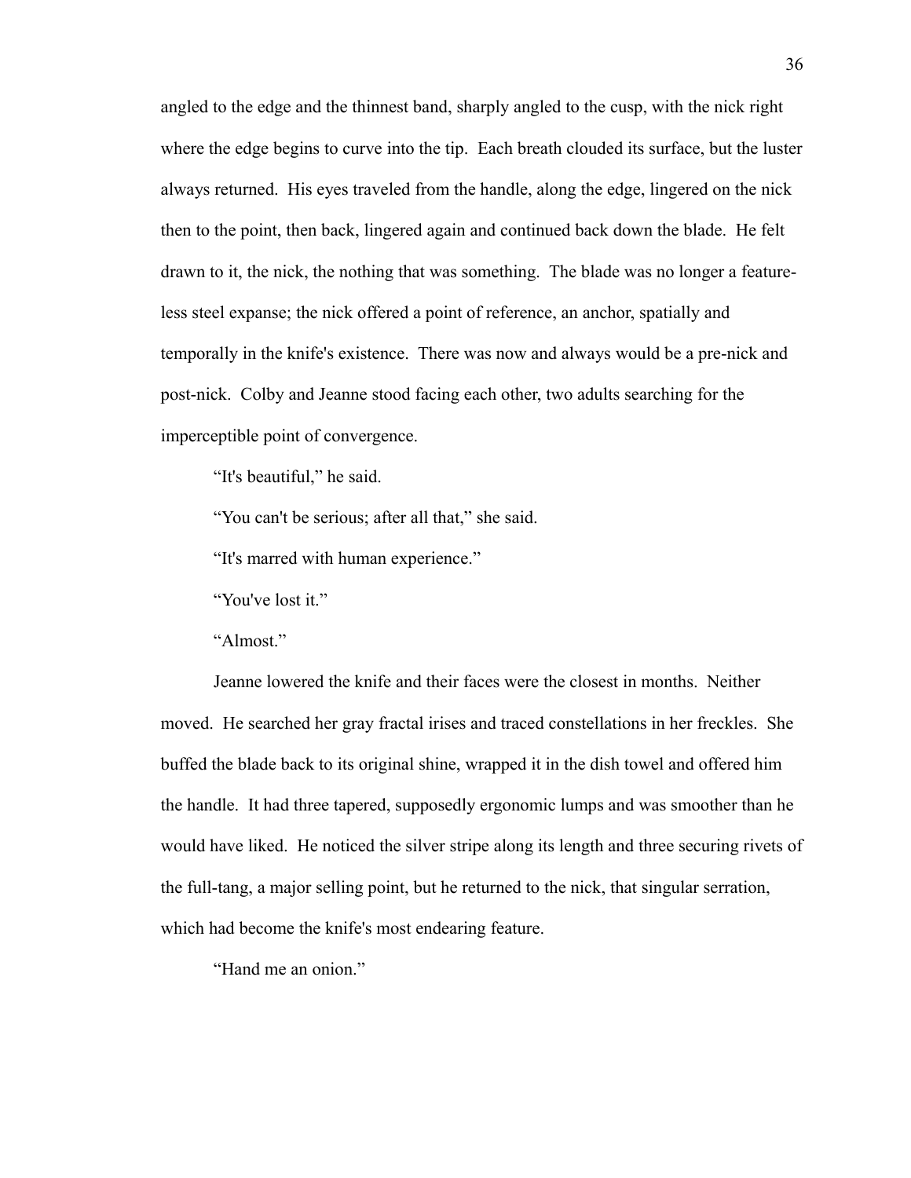angled to the edge and the thinnest band, sharply angled to the cusp, with the nick right where the edge begins to curve into the tip. Each breath clouded its surface, but the luster always returned. His eyes traveled from the handle, along the edge, lingered on the nick then to the point, then back, lingered again and continued back down the blade. He felt drawn to it, the nick, the nothing that was something. The blade was no longer a feature-less steel expanse; the nick offered a point of reference, an anchor, spatially and temporally in the knife's existence. There was now and always would be a pre-nick and post-nick. Colby and Jeanne stood facing each other, two adults searching for the imperceptible point of convergence.

"It's beautiful," he said.

"You can't be serious; after all that," she said.

"It's marred with human experience."

"You've lost it."

"Almost."

Jeanne lowered the knife and their faces were the closest in months. Neither moved. He searched her gray fractal irises and traced constellations in her freckles. She buffed the blade back to its original shine, wrapped it in the dish towel and offered him the handle. It had three tapered, supposedly ergonomic lumps and was smoother than he would have liked. He noticed the silver stripe along its length and three securing rivets of the full-tang, a major selling point, but he returned to the nick, that singular serration, which had become the knife's most endearing feature.

"Hand me an onion."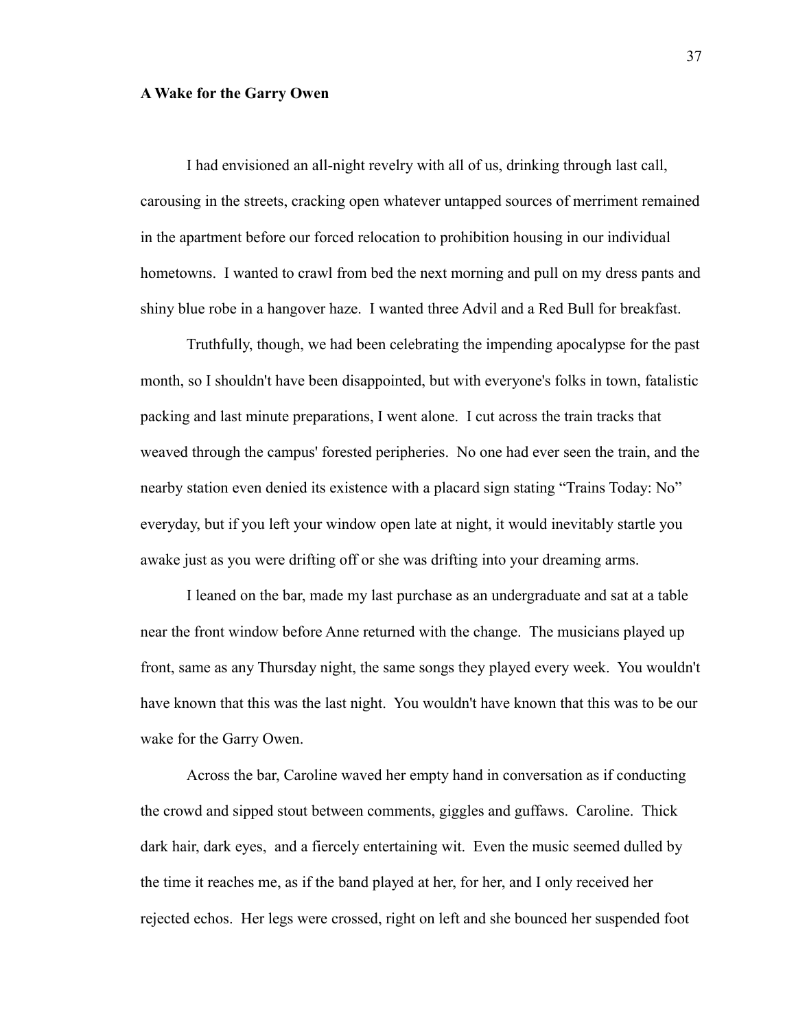**A Wake for the Garry Owen**

I had envisioned an all-night revelry with all of us, drinking through last call, carousing in the streets, cracking open whatever untapped sources of merriment remained in the apartment before our forced relocation to prohibition housing in our individual hometowns. I wanted to crawl from bed the next morning and pull on my dress pants and shiny blue robe in a hangover haze. I wanted three Advil and a Red Bull for breakfast.

Truthfully, though, we had been celebrating the impending apocalypse for the past month, so I shouldn't have been disappointed, but with everyone's folks in town, fatalistic packing and last minute preparations, I went alone. I cut across the train tracks that weaved through the campus' forested peripheries. No one had ever seen the train, and the nearby station even denied its existence with a placard sign stating "Trains Today: No" everyday, but if you left your window open late at night, it would inevitably startle you awake just as you were drifting off or she was drifting into your dreaming arms.

I leaned on the bar, made my last purchase as an undergraduate and sat at a table near the front window before Anne returned with the change. The musicians played up front, same as any Thursday night, the same songs they played every week. You wouldn't have known that this was the last night. You wouldn't have known that this was to be our wake for the Garry Owen.

Across the bar, Caroline waved her empty hand in conversation as if conducting the crowd and sipped stout between comments, giggles and guffaws. Caroline. Thick dark hair, dark eyes, and a fiercely entertaining wit. Even the music seemed dulled by the time it reaches me, as if the band played at her, for her, and I only received her rejected echos. Her legs were crossed, right on left and she bounced her suspended foot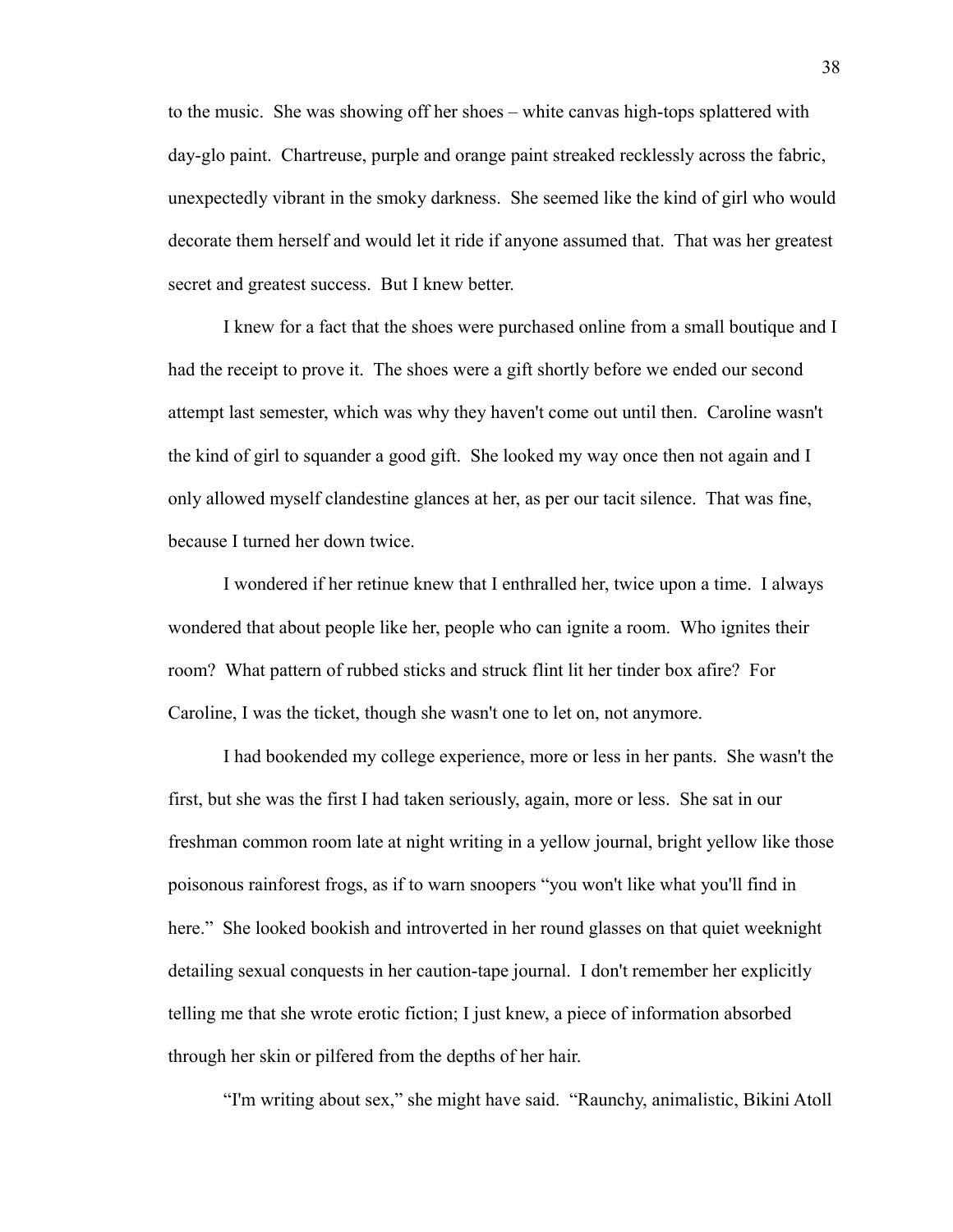to the music. She was showing off her shoes – white canvas high-tops splattered with day-glo paint. Chartreuse, purple and orange paint streaked recklessly across the fabric, unexpectedly vibrant in the smoky darkness. She seemed like the kind of girl who would decorate them herself and would let it ride if anyone assumed that. That was her greatest secret and greatest success. But I knew better.

I knew for a fact that the shoes were purchased online from a small boutique and I had the receipt to prove it. The shoes were a gift shortly before we ended our second attempt last semester, which was why they haven't come out until then. Caroline wasn't the kind of girl to squander a good gift. She looked my way once then not again and I only allowed myself clandestine glances at her, as per our tacit silence. That was fine, because I turned her down twice.

I wondered if her retinue knew that I enthralled her, twice upon a time. I always wondered that about people like her, people who can ignite a room. Who ignites their room? What pattern of rubbed sticks and struck flint lit her tinder box afire? For Caroline, I was the ticket, though she wasn't one to let on, not anymore.

I had bookended my college experience, more or less in her pants. She wasn't the first, but she was the first I had taken seriously, again, more or less. She sat in our freshman common room late at night writing in a yellow journal, bright yellow like those poisonous rainforest frogs, as if to warn snoopers "you won't like what you'll find in here." She looked bookish and introverted in her round glasses on that quiet weeknight detailing sexual conquests in her caution-tape journal. I don't remember her explicitly telling me that she wrote erotic fiction; I just knew, a piece of information absorbed through her skin or pilfered from the depths of her hair.

"I'm writing about sex," she might have said. "Raunchy, animalistic, Bikini Atoll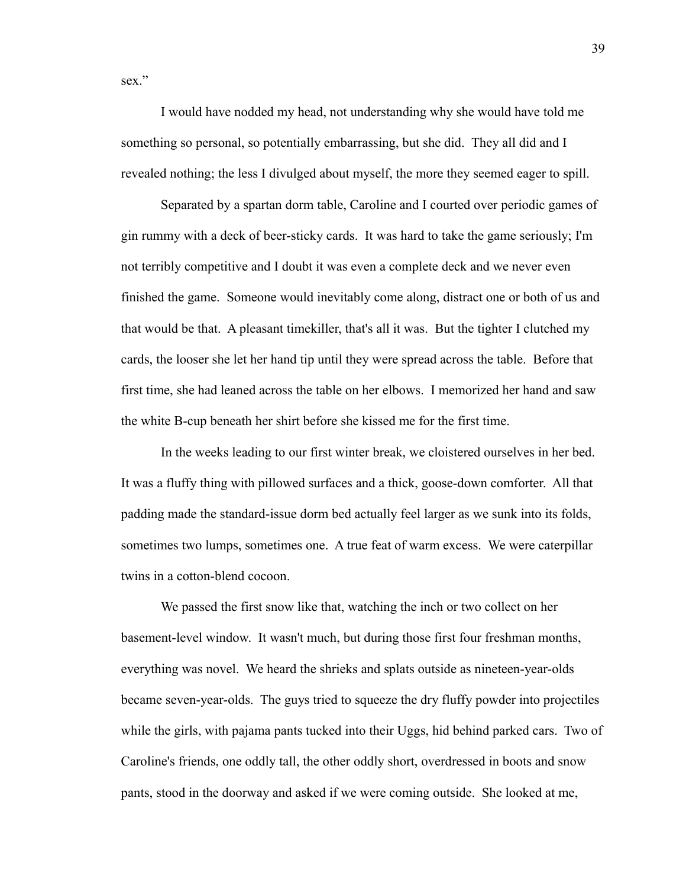sex."

I would have nodded my head, not understanding why she would have told me something so personal, so potentially embarrassing, but she did. They all did and I revealed nothing; the less I divulged about myself, the more they seemed eager to spill.

Separated by a spartan dorm table, Caroline and I courted over periodic games of gin rummy with a deck of beer-sticky cards. It was hard to take the game seriously; I'm not terribly competitive and I doubt it was even a complete deck and we never even finished the game. Someone would inevitably come along, distract one or both of us and that would be that. A pleasant timekiller, that's all it was. But the tighter I clutched my cards, the looser she let her hand tip until they were spread across the table. Before that first time, she had leaned across the table on her elbows. I memorized her hand and saw the white B-cup beneath her shirt before she kissed me for the first time.

In the weeks leading to our first winter break, we cloistered ourselves in her bed. It was a fluffy thing with pillowed surfaces and a thick, goose-down comforter. All that padding made the standard-issue dorm bed actually feel larger as we sunk into its folds, sometimes two lumps, sometimes one. A true feat of warm excess. We were caterpillar twins in a cotton-blend cocoon.

We passed the first snow like that, watching the inch or two collect on her basement-level window. It wasn't much, but during those first four freshman months, everything was novel. We heard the shrieks and splats outside as nineteen-year-olds became seven-year-olds. The guys tried to squeeze the dry fluffy powder into projectiles while the girls, with pajama pants tucked into their Uggs, hid behind parked cars. Two of Caroline's friends, one oddly tall, the other oddly short, overdressed in boots and snow pants, stood in the doorway and asked if we were coming outside. She looked at me,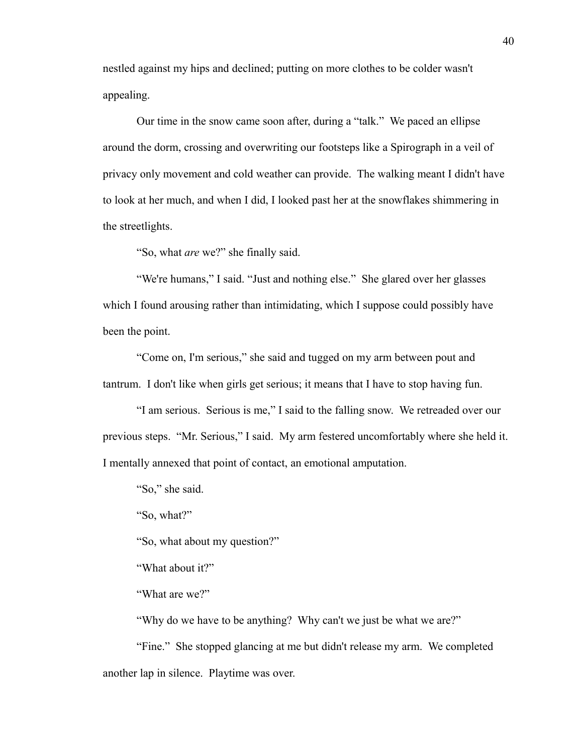nestled against my hips and declined; putting on more clothes to be colder wasn't appealing.

Our time in the snow came soon after, during a "talk." We paced an ellipse around the dorm, crossing and overwriting our footsteps like a Spirograph in a veil of privacy only movement and cold weather can provide. The walking meant I didn't have to look at her much, and when I did, I looked past her at the snowflakes shimmering in the streetlights.

"So, what *are* we?" she finally said.

"We're humans," I said. "Just and nothing else." She glared over her glasses which I found arousing rather than intimidating, which I suppose could possibly have been the point.

"Come on, I'm serious," she said and tugged on my arm between pout and tantrum. I don't like when girls get serious; it means that I have to stop having fun.

"I am serious. Serious is me," I said to the falling snow. We retreaded over our previous steps. "Mr. Serious," I said. My arm festered uncomfortably where she held it. I mentally annexed that point of contact, an emotional amputation.

"So," she said.

"So, what?"

"So, what about my question?"

"What about it?"

"What are we?"

"Why do we have to be anything? Why can't we just be what we are?"

"Fine." She stopped glancing at me but didn't release my arm. We completed another lap in silence. Playtime was over.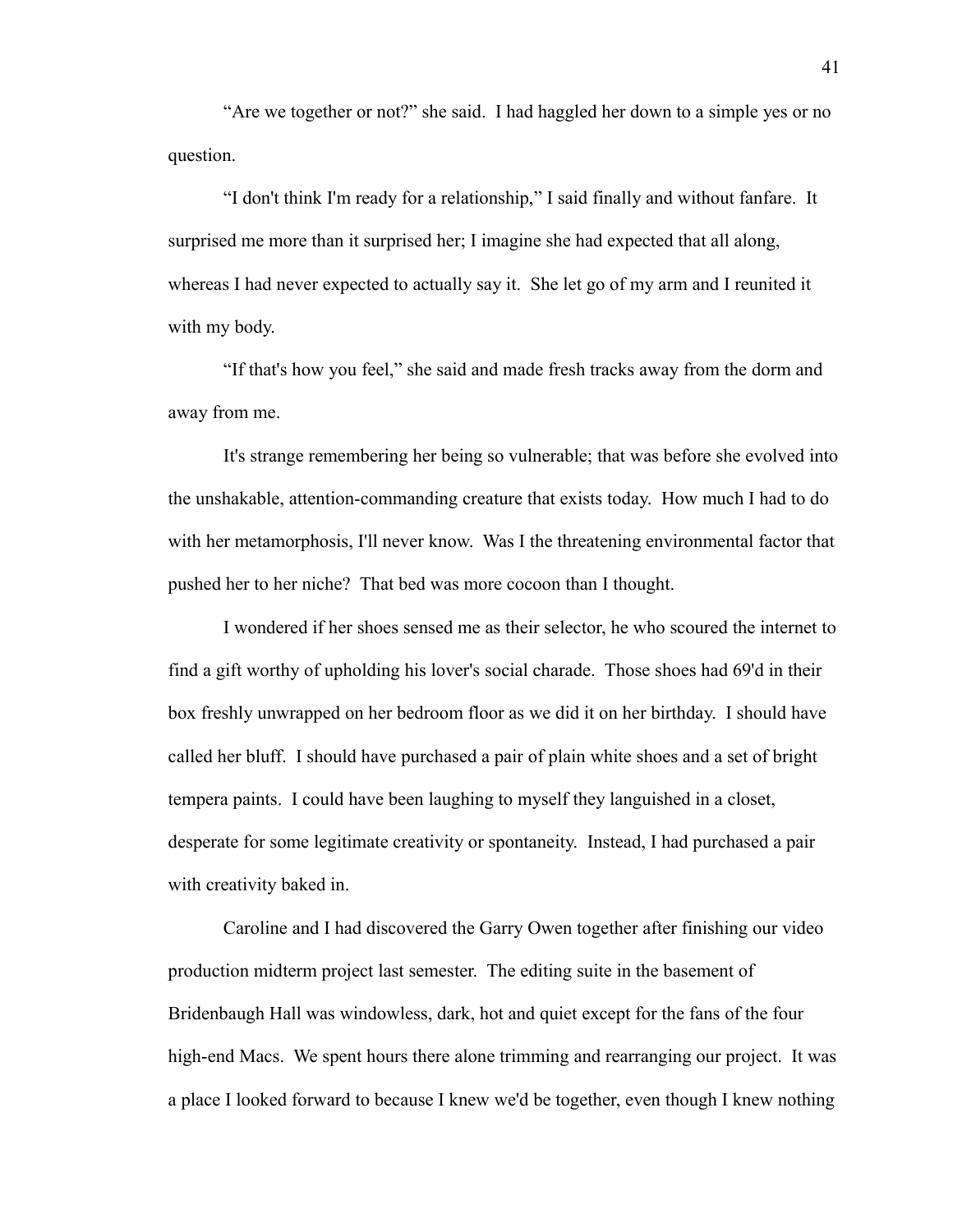"Are we together or not?" she said. I had haggled her down to a simple yes or no question.

"I don't think I'm ready for a relationship," I said finally and without fanfare. It surprised me more than it surprised her; I imagine she had expected that all along, whereas I had never expected to actually say it. She let go of my arm and I reunited it with my body.

"If that's how you feel," she said and made fresh tracks away from the dorm and away from me.

It's strange remembering her being so vulnerable; that was before she evolved into the unshakable, attention-commanding creature that exists today. How much I had to do with her metamorphosis, I'll never know. Was I the threatening environmental factor that pushed her to her niche? That bed was more cocoon than I thought.

I wondered if her shoes sensed me as their selector, he who scoured the internet to find a gift worthy of upholding his lover's social charade. Those shoes had 69'd in their box freshly unwrapped on her bedroom floor as we did it on her birthday. I should have called her bluff. I should have purchased a pair of plain white shoes and a set of bright tempera paints. I could have been laughing to myself they languished in a closet, desperate for some legitimate creativity or spontaneity. Instead, I had purchased a pair with creativity baked in.

Caroline and I had discovered the Garry Owen together after finishing our video production midterm project last semester. The editing suite in the basement of Bridenbaugh Hall was windowless, dark, hot and quiet except for the fans of the four high-end Macs. We spent hours there alone trimming and rearranging our project. It was a place I looked forward to because I knew we'd be together, even though I knew nothing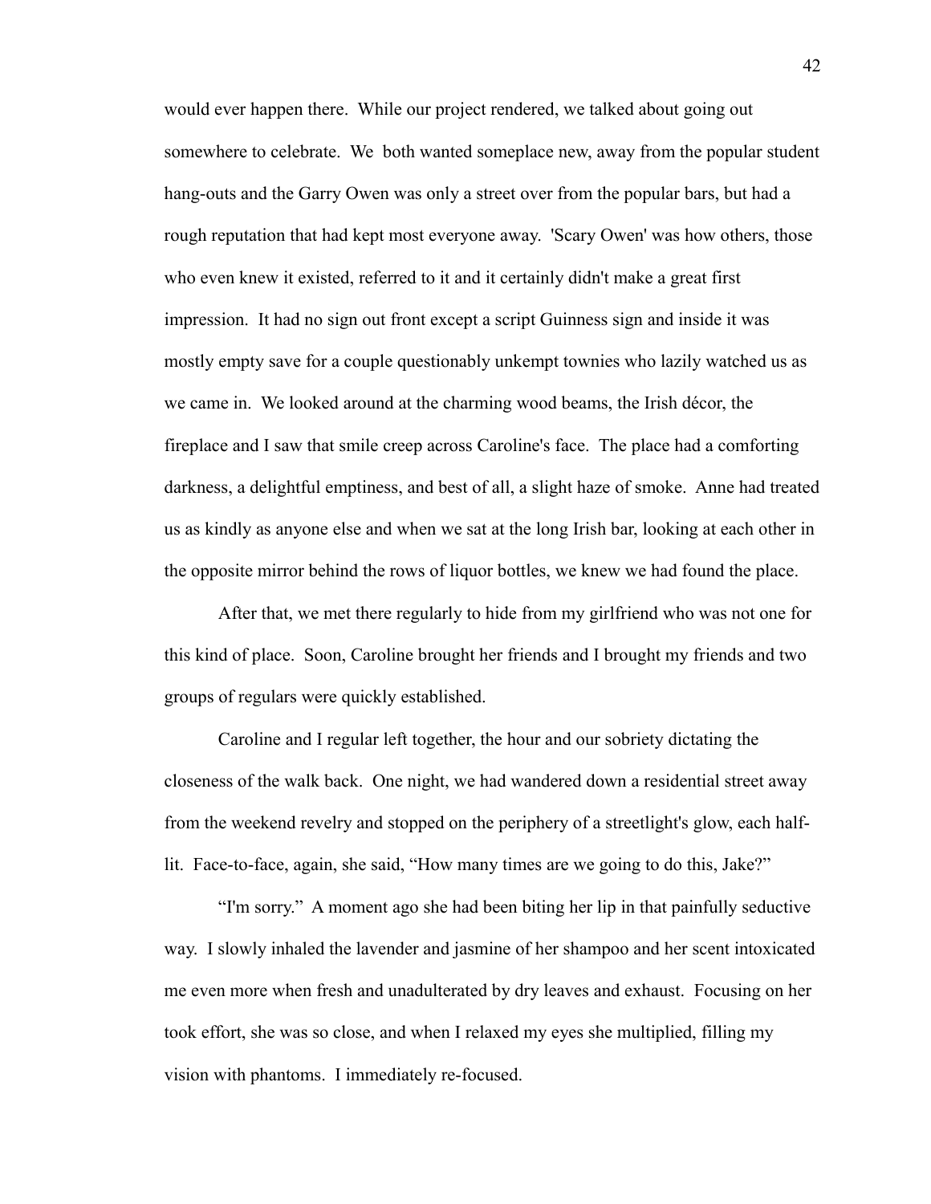would ever happen there.  While our project rendered, we talked about going out somewhere to celebrate.  We  both wanted someplace new, away from the popular student hang-outs and the Garry Owen was only a street over from the popular bars, but had a rough reputation that had kept most everyone away.  'Scary Owen' was how others, those who even knew it existed, referred to it and it certainly didn't make a great first impression.  It had no sign out front except a script Guinness sign and inside it was mostly empty save for a couple questionably unkempt townies who lazily watched us as we came in.  We looked around at the charming wood beams, the Irish décor, the fireplace and I saw that smile creep across Caroline's face.  The place had a comforting darkness, a delightful emptiness, and best of all, a slight haze of smoke.  Anne had treated us as kindly as anyone else and when we sat at the long Irish bar, looking at each other in the opposite mirror behind the rows of liquor bottles, we knew we had found the place.

After that, we met there regularly to hide from my girlfriend who was not one for this kind of place.  Soon, Caroline brought her friends and I brought my friends and two groups of regulars were quickly established.

Caroline and I regular left together, the hour and our sobriety dictating the closeness of the walk back.  One night, we had wandered down a residential street away from the weekend revelry and stopped on the periphery of a streetlight's glow, each half-lit.  Face-to-face, again, she said, “How many times are we going to do this, Jake?”

“I'm sorry.”  A moment ago she had been biting her lip in that painfully seductive way.  I slowly inhaled the lavender and jasmine of her shampoo and her scent intoxicated me even more when fresh and unadulterated by dry leaves and exhaust.  Focusing on her took effort, she was so close, and when I relaxed my eyes she multiplied, filling my vision with phantoms.  I immediately re-focused.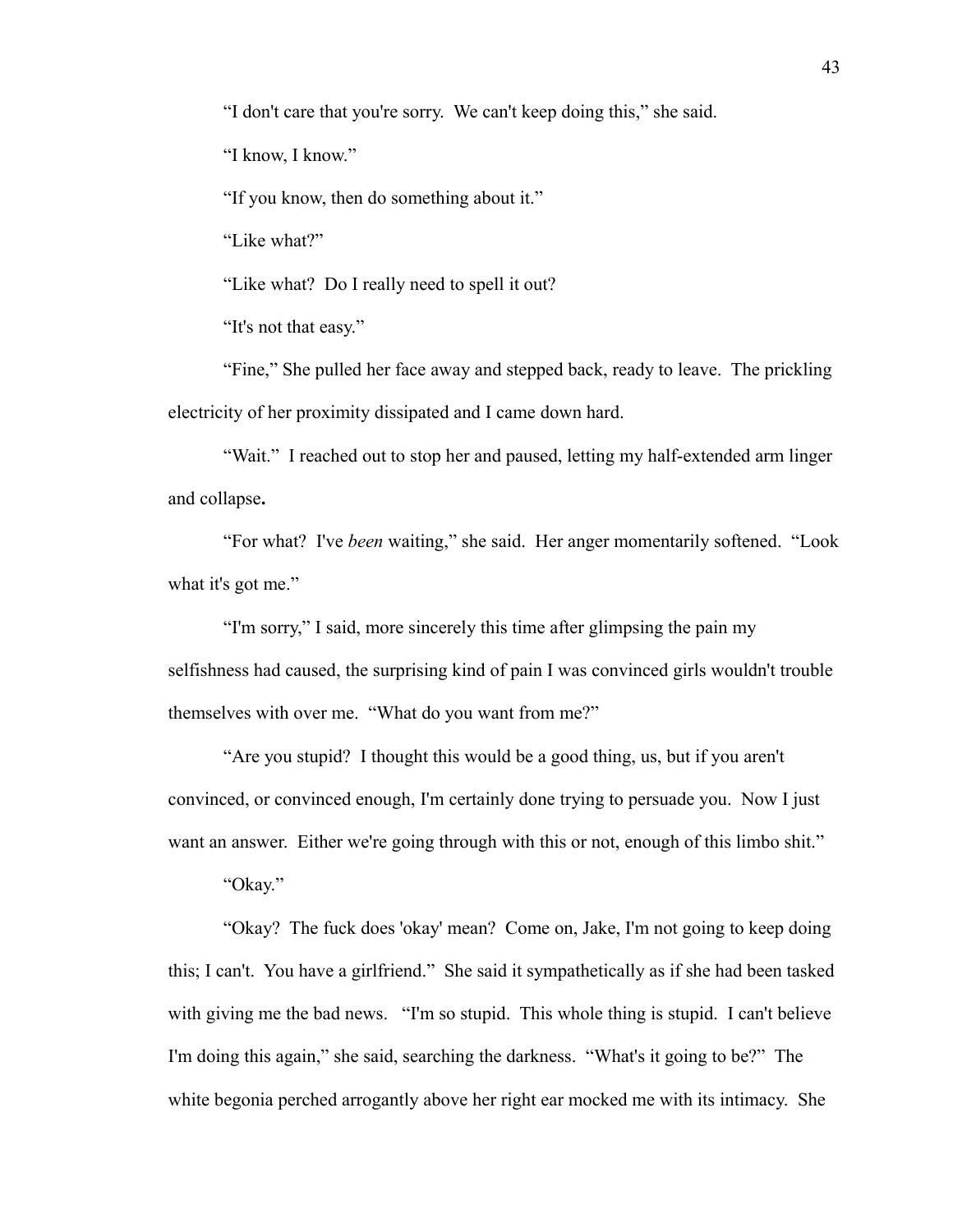"I don't care that you're sorry. We can't keep doing this," she said.

"I know, I know."

"If you know, then do something about it."

"Like what?"

"Like what? Do I really need to spell it out?

"It's not that easy."

"Fine," She pulled her face away and stepped back, ready to leave. The prickling electricity of her proximity dissipated and I came down hard.

"Wait." I reached out to stop her and paused, letting my half-extended arm linger and collapse**.**

"For what? I've *been* waiting," she said. Her anger momentarily softened. "Look what it's got me."

"I'm sorry," I said, more sincerely this time after glimpsing the pain my selfishness had caused, the surprising kind of pain I was convinced girls wouldn't trouble themselves with over me. "What do you want from me?"

"Are you stupid? I thought this would be a good thing, us, but if you aren't convinced, or convinced enough, I'm certainly done trying to persuade you. Now I just want an answer. Either we're going through with this or not, enough of this limbo shit."

"Okay."

"Okay? The fuck does 'okay' mean? Come on, Jake, I'm not going to keep doing this; I can't. You have a girlfriend." She said it sympathetically as if she had been tasked with giving me the bad news. "I'm so stupid. This whole thing is stupid. I can't believe I'm doing this again," she said, searching the darkness. "What's it going to be?" The white begonia perched arrogantly above her right ear mocked me with its intimacy. She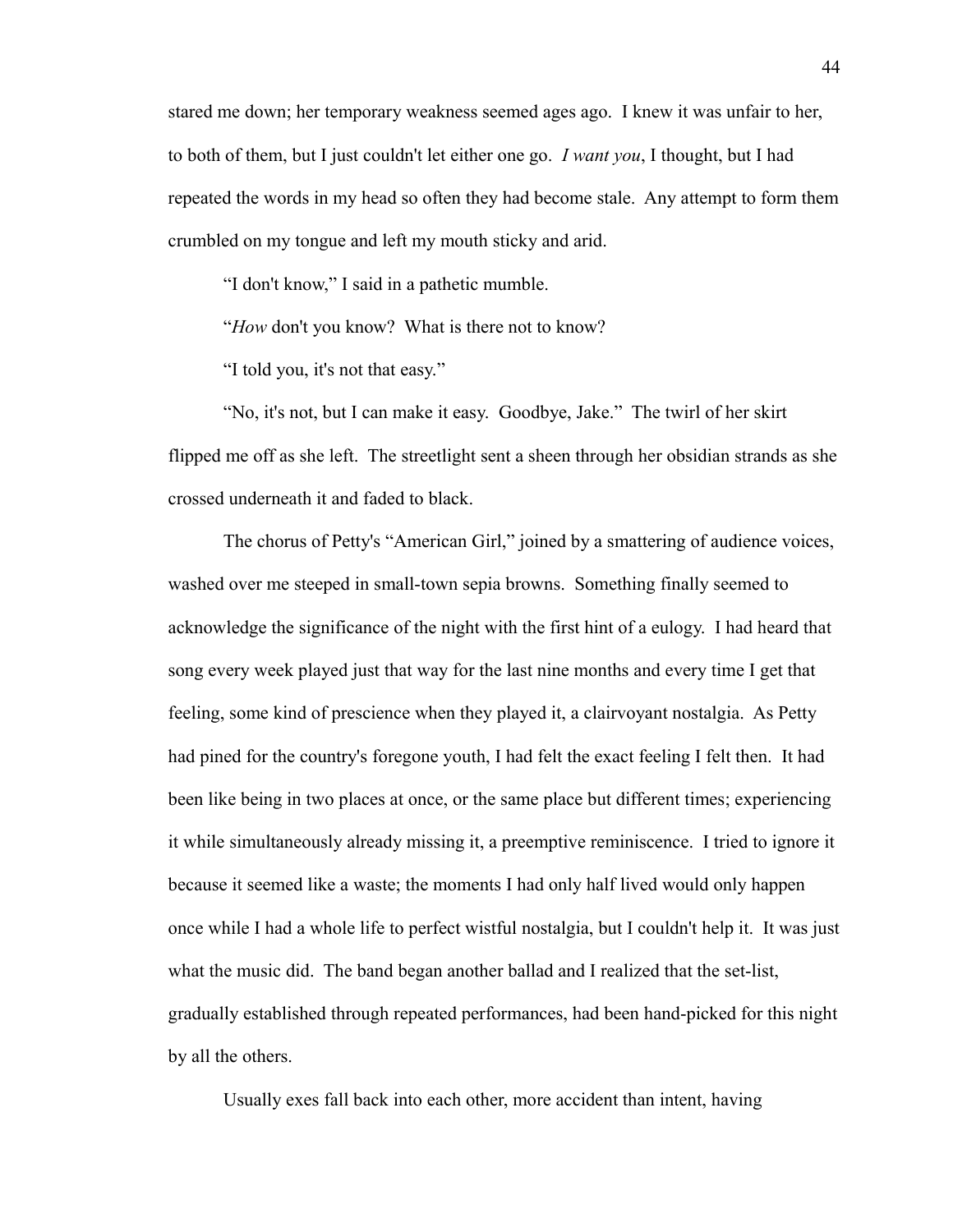stared me down; her temporary weakness seemed ages ago. I knew it was unfair to her, to both of them, but I just couldn't let either one go. *I want you*, I thought, but I had repeated the words in my head so often they had become stale. Any attempt to form them crumbled on my tongue and left my mouth sticky and arid.

"I don't know," I said in a pathetic mumble.

"*How* don't you know? What is there not to know?

"I told you, it's not that easy."

"No, it's not, but I can make it easy. Goodbye, Jake." The twirl of her skirt flipped me off as she left. The streetlight sent a sheen through her obsidian strands as she crossed underneath it and faded to black.

The chorus of Petty's "American Girl," joined by a smattering of audience voices, washed over me steeped in small-town sepia browns. Something finally seemed to acknowledge the significance of the night with the first hint of a eulogy. I had heard that song every week played just that way for the last nine months and every time I get that feeling, some kind of prescience when they played it, a clairvoyant nostalgia. As Petty had pined for the country's foregone youth, I had felt the exact feeling I felt then. It had been like being in two places at once, or the same place but different times; experiencing it while simultaneously already missing it, a preemptive reminiscence. I tried to ignore it because it seemed like a waste; the moments I had only half lived would only happen once while I had a whole life to perfect wistful nostalgia, but I couldn't help it. It was just what the music did. The band began another ballad and I realized that the set-list, gradually established through repeated performances, had been hand-picked for this night by all the others.

Usually exes fall back into each other, more accident than intent, having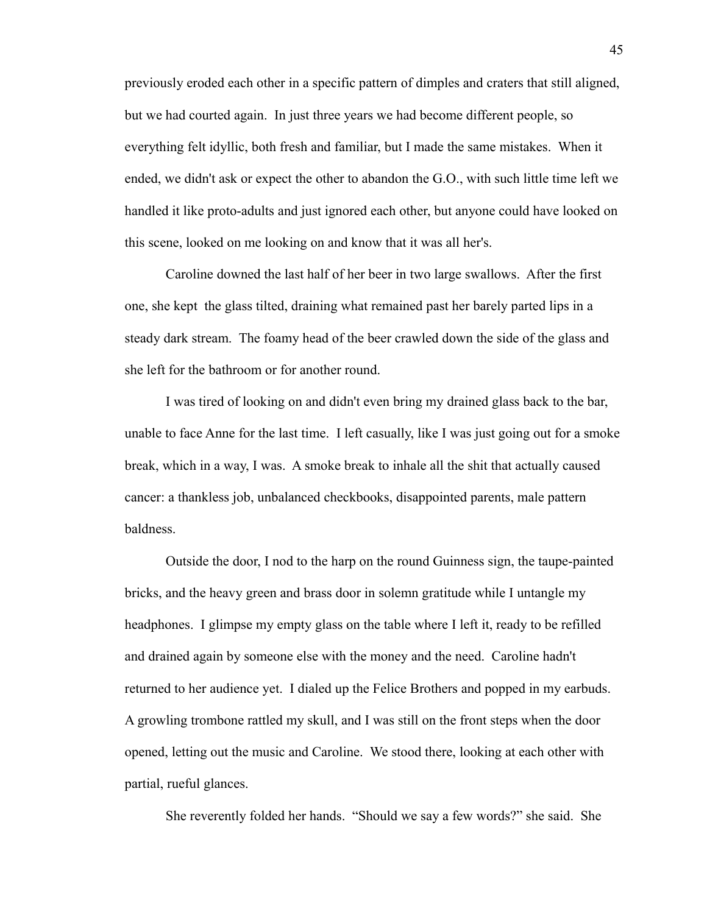previously eroded each other in a specific pattern of dimples and craters that still aligned, but we had courted again. In just three years we had become different people, so everything felt idyllic, both fresh and familiar, but I made the same mistakes. When it ended, we didn't ask or expect the other to abandon the G.O., with such little time left we handled it like proto-adults and just ignored each other, but anyone could have looked on this scene, looked on me looking on and know that it was all her's.

Caroline downed the last half of her beer in two large swallows. After the first one, she kept the glass tilted, draining what remained past her barely parted lips in a steady dark stream. The foamy head of the beer crawled down the side of the glass and she left for the bathroom or for another round.

I was tired of looking on and didn't even bring my drained glass back to the bar, unable to face Anne for the last time. I left casually, like I was just going out for a smoke break, which in a way, I was. A smoke break to inhale all the shit that actually caused cancer: a thankless job, unbalanced checkbooks, disappointed parents, male pattern baldness.

Outside the door, I nod to the harp on the round Guinness sign, the taupe-painted bricks, and the heavy green and brass door in solemn gratitude while I untangle my headphones. I glimpse my empty glass on the table where I left it, ready to be refilled and drained again by someone else with the money and the need. Caroline hadn't returned to her audience yet. I dialed up the Felice Brothers and popped in my earbuds. A growling trombone rattled my skull, and I was still on the front steps when the door opened, letting out the music and Caroline. We stood there, looking at each other with partial, rueful glances.

She reverently folded her hands. "Should we say a few words?" she said. She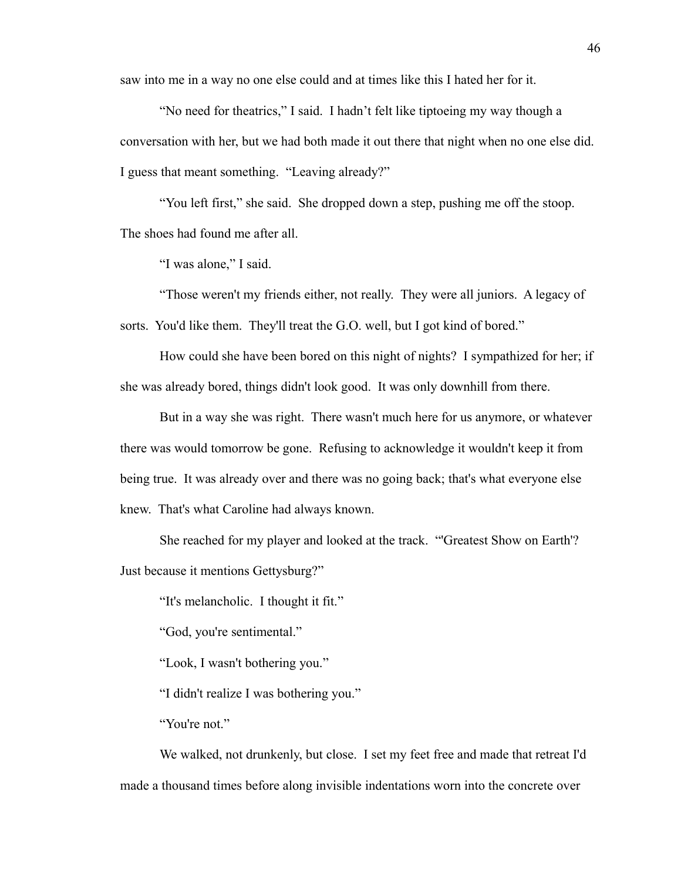saw into me in a way no one else could and at times like this I hated her for it.

"No need for theatrics," I said. I hadn't felt like tiptoeing my way though a conversation with her, but we had both made it out there that night when no one else did. I guess that meant something. "Leaving already?"

"You left first," she said. She dropped down a step, pushing me off the stoop. The shoes had found me after all.

"I was alone," I said.

"Those weren't my friends either, not really. They were all juniors. A legacy of sorts. You'd like them. They'll treat the G.O. well, but I got kind of bored."

How could she have been bored on this night of nights? I sympathized for her; if she was already bored, things didn't look good. It was only downhill from there.

But in a way she was right. There wasn't much here for us anymore, or whatever there was would tomorrow be gone. Refusing to acknowledge it wouldn't keep it from being true. It was already over and there was no going back; that's what everyone else knew. That's what Caroline had always known.

She reached for my player and looked at the track. "'Greatest Show on Earth'? Just because it mentions Gettysburg?"

"It's melancholic. I thought it fit."

"God, you're sentimental."

"Look, I wasn't bothering you."

"I didn't realize I was bothering you."

"You're not."

We walked, not drunkenly, but close. I set my feet free and made that retreat I'd made a thousand times before along invisible indentations worn into the concrete over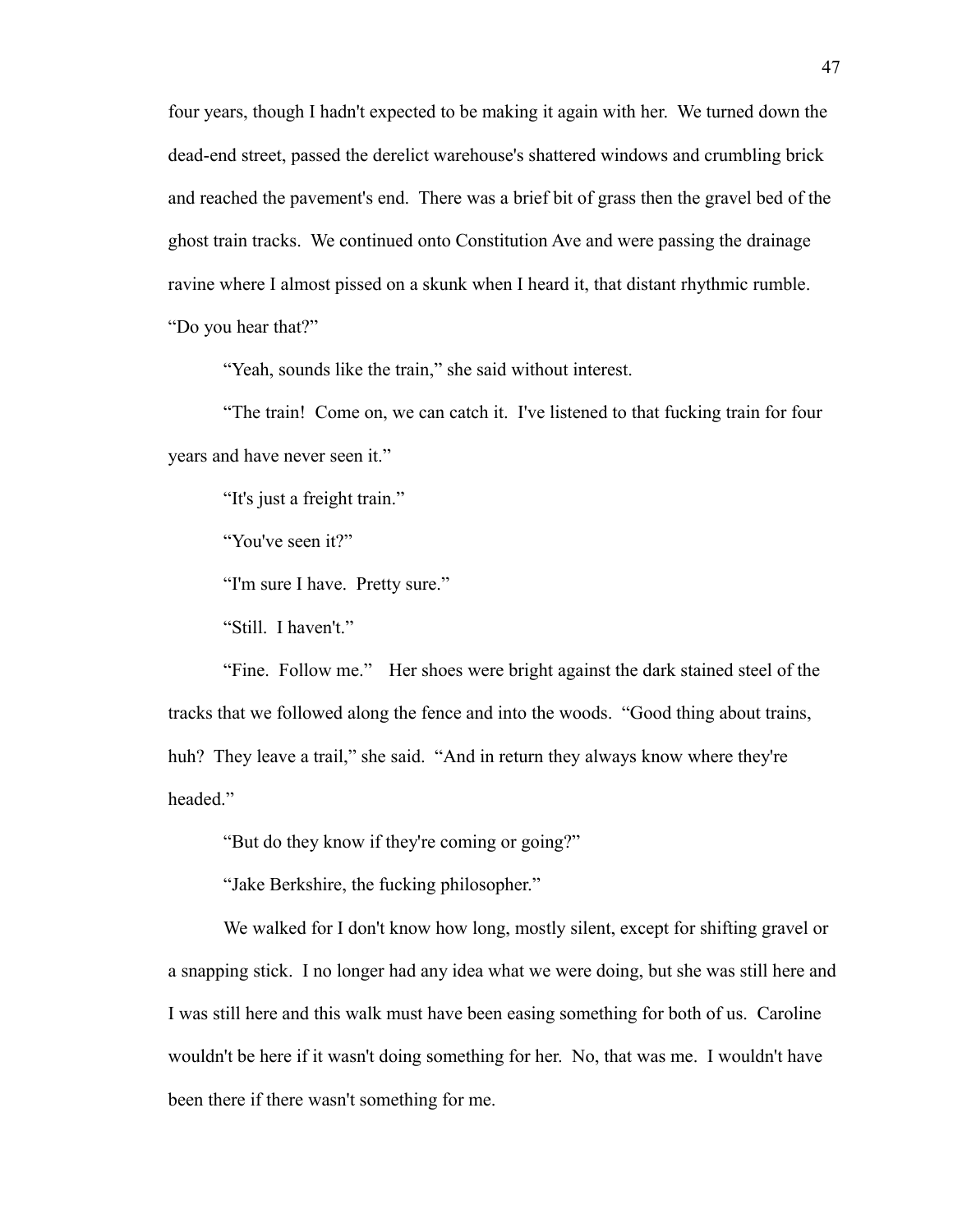four years, though I hadn't expected to be making it again with her. We turned down the dead-end street, passed the derelict warehouse's shattered windows and crumbling brick and reached the pavement's end. There was a brief bit of grass then the gravel bed of the ghost train tracks. We continued onto Constitution Ave and were passing the drainage ravine where I almost pissed on a skunk when I heard it, that distant rhythmic rumble. “Do you hear that?”

“Yeah, sounds like the train,” she said without interest.

“The train! Come on, we can catch it. I've listened to that fucking train for four years and have never seen it.”

“It's just a freight train.”

“You've seen it?”

“I'm sure I have. Pretty sure.”

“Still. I haven't.”

“Fine. Follow me.” Her shoes were bright against the dark stained steel of the tracks that we followed along the fence and into the woods. “Good thing about trains, huh? They leave a trail,” she said. “And in return they always know where they're headed.”

“But do they know if they're coming or going?”

“Jake Berkshire, the fucking philosopher.”

We walked for I don't know how long, mostly silent, except for shifting gravel or a snapping stick. I no longer had any idea what we were doing, but she was still here and I was still here and this walk must have been easing something for both of us. Caroline wouldn't be here if it wasn't doing something for her. No, that was me. I wouldn't have been there if there wasn't something for me.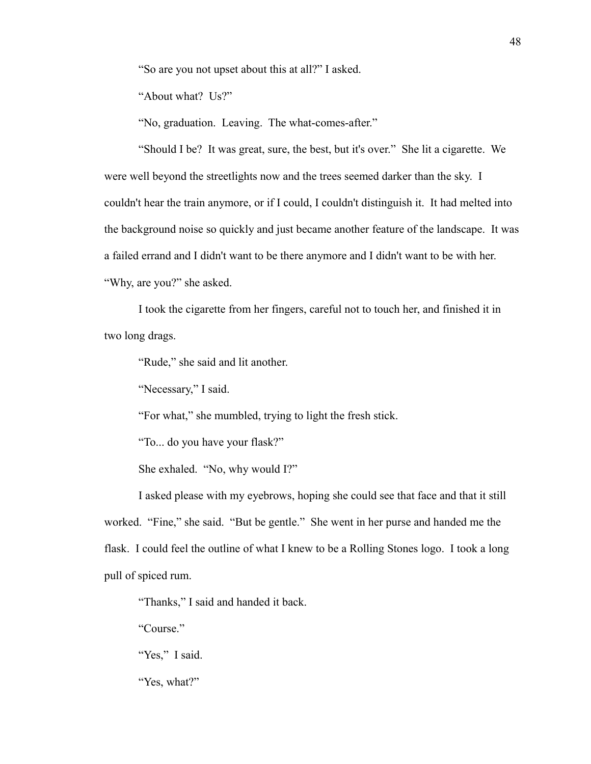"So are you not upset about this at all?" I asked.

"About what? Us?"

"No, graduation. Leaving. The what-comes-after."

"Should I be? It was great, sure, the best, but it's over." She lit a cigarette. We were well beyond the streetlights now and the trees seemed darker than the sky. I couldn't hear the train anymore, or if I could, I couldn't distinguish it. It had melted into the background noise so quickly and just became another feature of the landscape. It was a failed errand and I didn't want to be there anymore and I didn't want to be with her. "Why, are you?" she asked.

I took the cigarette from her fingers, careful not to touch her, and finished it in two long drags.

"Rude," she said and lit another.

"Necessary," I said.

"For what," she mumbled, trying to light the fresh stick.

"To... do you have your flask?"

She exhaled. "No, why would I?"

I asked please with my eyebrows, hoping she could see that face and that it still worked. "Fine," she said. "But be gentle." She went in her purse and handed me the flask. I could feel the outline of what I knew to be a Rolling Stones logo. I took a long pull of spiced rum.

"Thanks," I said and handed it back.

"Course."

"Yes," I said.

"Yes, what?"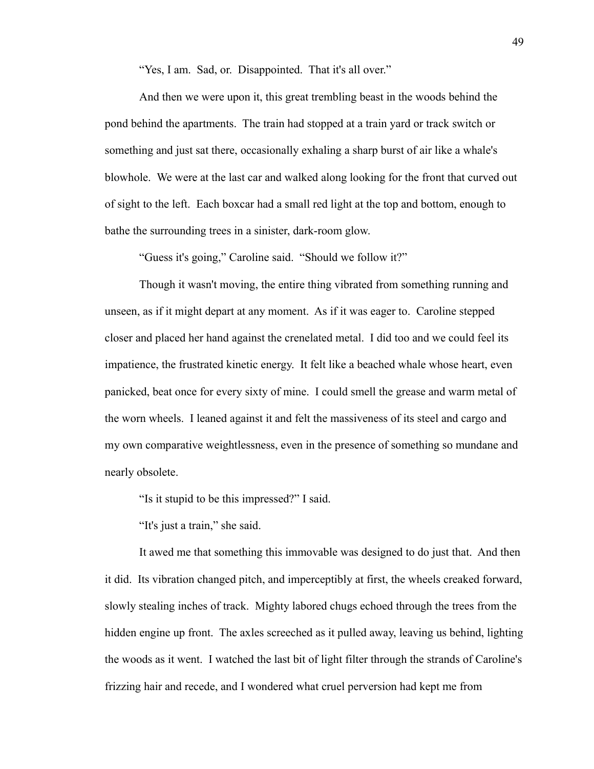"Yes, I am. Sad, or. Disappointed. That it's all over."

And then we were upon it, this great trembling beast in the woods behind the pond behind the apartments. The train had stopped at a train yard or track switch or something and just sat there, occasionally exhaling a sharp burst of air like a whale's blowhole. We were at the last car and walked along looking for the front that curved out of sight to the left. Each boxcar had a small red light at the top and bottom, enough to bathe the surrounding trees in a sinister, dark-room glow.

"Guess it's going," Caroline said. "Should we follow it?"

Though it wasn't moving, the entire thing vibrated from something running and unseen, as if it might depart at any moment. As if it was eager to. Caroline stepped closer and placed her hand against the crenelated metal. I did too and we could feel its impatience, the frustrated kinetic energy. It felt like a beached whale whose heart, even panicked, beat once for every sixty of mine. I could smell the grease and warm metal of the worn wheels. I leaned against it and felt the massiveness of its steel and cargo and my own comparative weightlessness, even in the presence of something so mundane and nearly obsolete.

"Is it stupid to be this impressed?" I said.

"It's just a train," she said.

It awed me that something this immovable was designed to do just that. And then it did. Its vibration changed pitch, and imperceptibly at first, the wheels creaked forward, slowly stealing inches of track. Mighty labored chugs echoed through the trees from the hidden engine up front. The axles screeched as it pulled away, leaving us behind, lighting the woods as it went. I watched the last bit of light filter through the strands of Caroline's frizzing hair and recede, and I wondered what cruel perversion had kept me from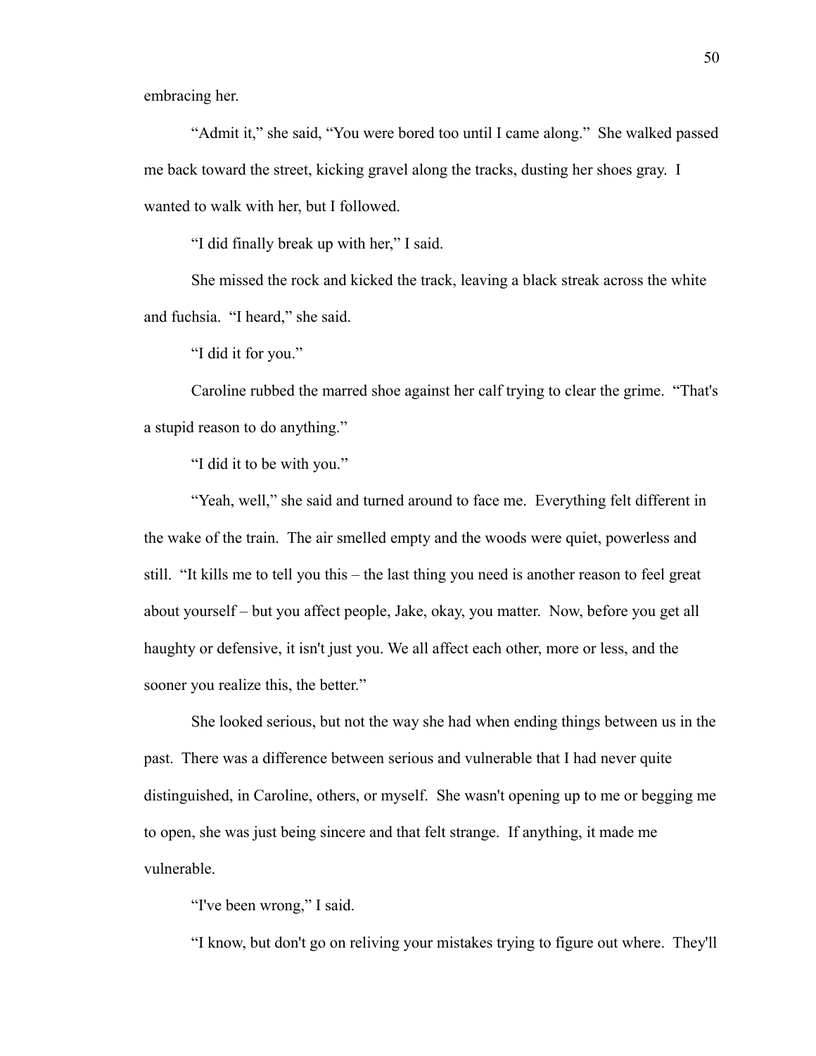embracing her.

"Admit it," she said, "You were bored too until I came along." She walked passed me back toward the street, kicking gravel along the tracks, dusting her shoes gray. I wanted to walk with her, but I followed.

"I did finally break up with her," I said.

She missed the rock and kicked the track, leaving a black streak across the white and fuchsia. "I heard," she said.

"I did it for you."

Caroline rubbed the marred shoe against her calf trying to clear the grime. "That's a stupid reason to do anything."

"I did it to be with you."

"Yeah, well," she said and turned around to face me. Everything felt different in the wake of the train. The air smelled empty and the woods were quiet, powerless and still. "It kills me to tell you this – the last thing you need is another reason to feel great about yourself – but you affect people, Jake, okay, you matter. Now, before you get all haughty or defensive, it isn't just you. We all affect each other, more or less, and the sooner you realize this, the better."

She looked serious, but not the way she had when ending things between us in the past. There was a difference between serious and vulnerable that I had never quite distinguished, in Caroline, others, or myself. She wasn't opening up to me or begging me to open, she was just being sincere and that felt strange. If anything, it made me vulnerable.

"I've been wrong," I said.

"I know, but don't go on reliving your mistakes trying to figure out where. They'll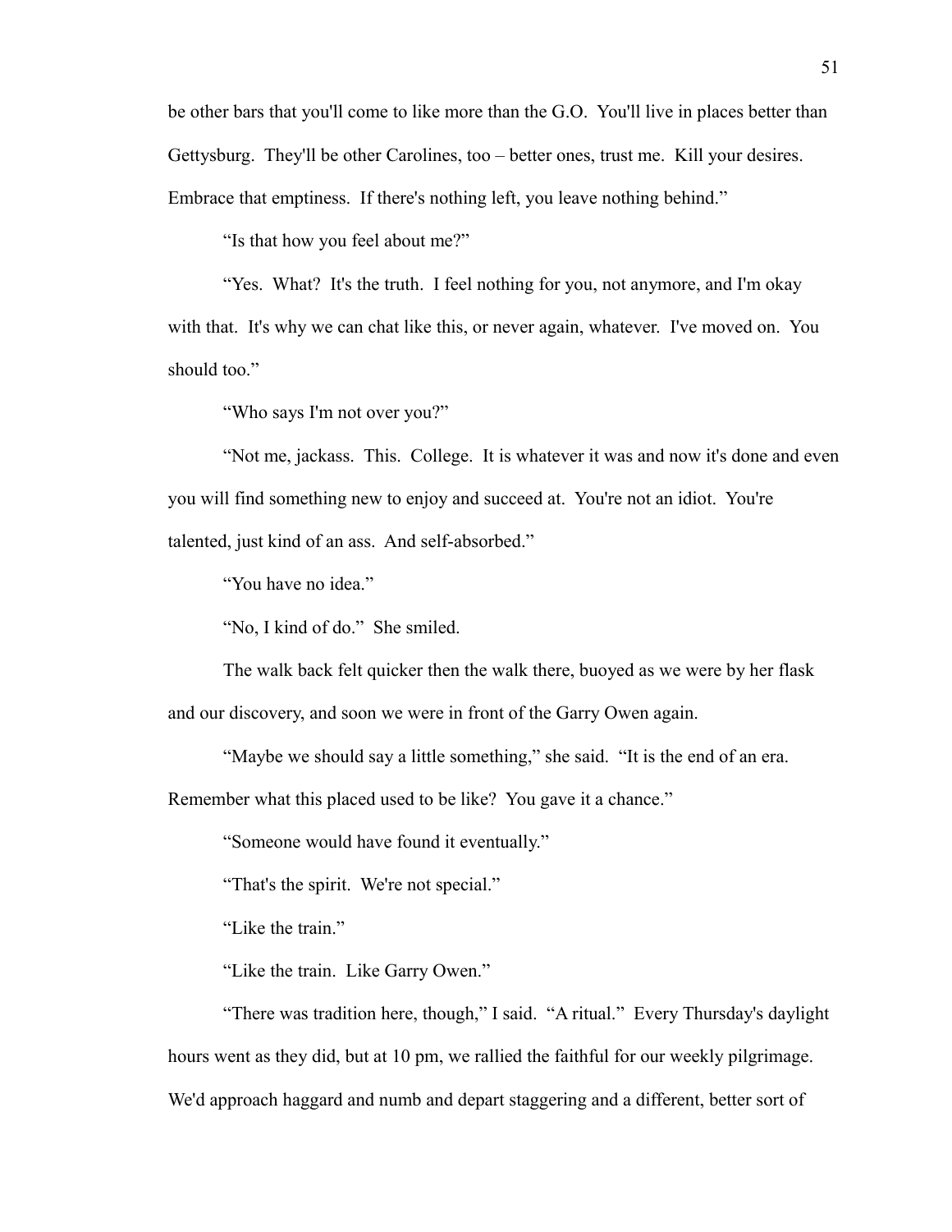be other bars that you'll come to like more than the G.O.  You'll live in places better than Gettysburg.  They'll be other Carolines, too – better ones, trust me.  Kill your desires.  Embrace that emptiness.  If there's nothing left, you leave nothing behind."

"Is that how you feel about me?"

"Yes.  What?  It's the truth.  I feel nothing for you, not anymore, and I'm okay with that.  It's why we can chat like this, or never again, whatever.  I've moved on.  You should too."

"Who says I'm not over you?"

"Not me, jackass.  This.  College.  It is whatever it was and now it's done and even you will find something new to enjoy and succeed at.  You're not an idiot.  You're talented, just kind of an ass.  And self-absorbed."

"You have no idea."

"No, I kind of do."  She smiled.

The walk back felt quicker then the walk there, buoyed as we were by her flask and our discovery, and soon we were in front of the Garry Owen again.

"Maybe we should say a little something," she said.  "It is the end of an era.  Remember what this placed used to be like?  You gave it a chance."

"Someone would have found it eventually."

"That's the spirit.  We're not special."

"Like the train."

"Like the train.  Like Garry Owen."

"There was tradition here, though," I said.  "A ritual."  Every Thursday's daylight hours went as they did, but at 10 pm, we rallied the faithful for our weekly pilgrimage.  We'd approach haggard and numb and depart staggering and a different, better sort of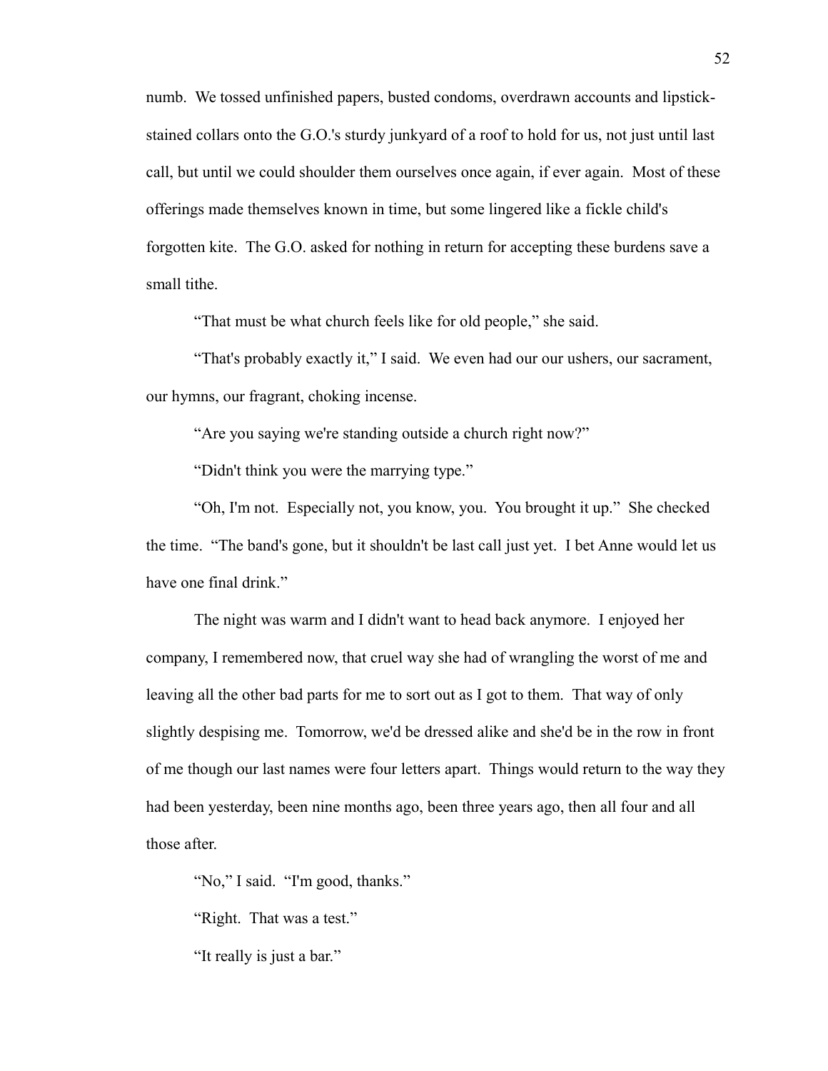numb. We tossed unfinished papers, busted condoms, overdrawn accounts and lipstick-stained collars onto the G.O.'s sturdy junkyard of a roof to hold for us, not just until last call, but until we could shoulder them ourselves once again, if ever again. Most of these offerings made themselves known in time, but some lingered like a fickle child's forgotten kite. The G.O. asked for nothing in return for accepting these burdens save a small tithe.

"That must be what church feels like for old people," she said.

"That's probably exactly it," I said. We even had our our ushers, our sacrament, our hymns, our fragrant, choking incense.

"Are you saying we're standing outside a church right now?"

"Didn't think you were the marrying type."

"Oh, I'm not. Especially not, you know, you. You brought it up." She checked the time. "The band's gone, but it shouldn't be last call just yet. I bet Anne would let us have one final drink."

The night was warm and I didn't want to head back anymore. I enjoyed her company, I remembered now, that cruel way she had of wrangling the worst of me and leaving all the other bad parts for me to sort out as I got to them. That way of only slightly despising me. Tomorrow, we'd be dressed alike and she'd be in the row in front of me though our last names were four letters apart. Things would return to the way they had been yesterday, been nine months ago, been three years ago, then all four and all those after.

"No," I said. "I'm good, thanks."

"Right. That was a test."

"It really is just a bar."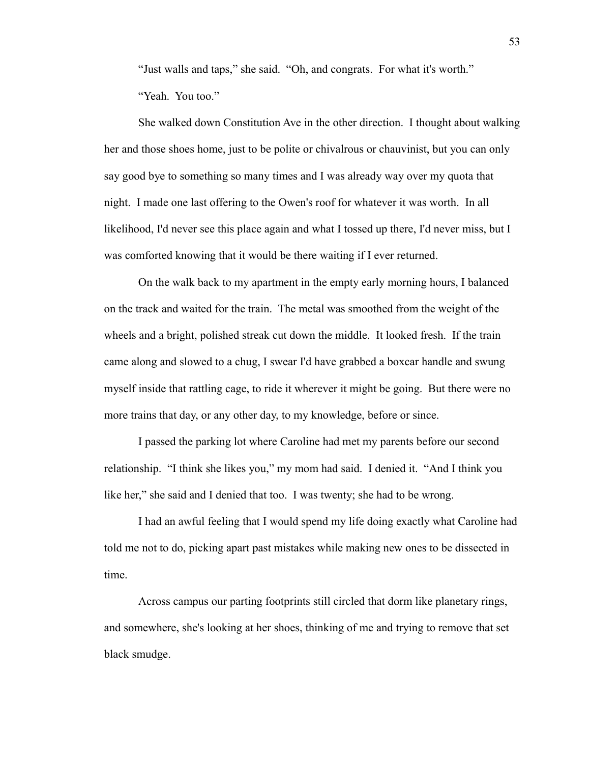"Just walls and taps," she said. "Oh, and congrats. For what it's worth."

"Yeah. You too."

She walked down Constitution Ave in the other direction. I thought about walking her and those shoes home, just to be polite or chivalrous or chauvinist, but you can only say good bye to something so many times and I was already way over my quota that night. I made one last offering to the Owen's roof for whatever it was worth. In all likelihood, I'd never see this place again and what I tossed up there, I'd never miss, but I was comforted knowing that it would be there waiting if I ever returned.

On the walk back to my apartment in the empty early morning hours, I balanced on the track and waited for the train. The metal was smoothed from the weight of the wheels and a bright, polished streak cut down the middle. It looked fresh. If the train came along and slowed to a chug, I swear I'd have grabbed a boxcar handle and swung myself inside that rattling cage, to ride it wherever it might be going. But there were no more trains that day, or any other day, to my knowledge, before or since.

I passed the parking lot where Caroline had met my parents before our second relationship. "I think she likes you," my mom had said. I denied it. "And I think you like her," she said and I denied that too. I was twenty; she had to be wrong.

I had an awful feeling that I would spend my life doing exactly what Caroline had told me not to do, picking apart past mistakes while making new ones to be dissected in time.

Across campus our parting footprints still circled that dorm like planetary rings, and somewhere, she's looking at her shoes, thinking of me and trying to remove that set black smudge.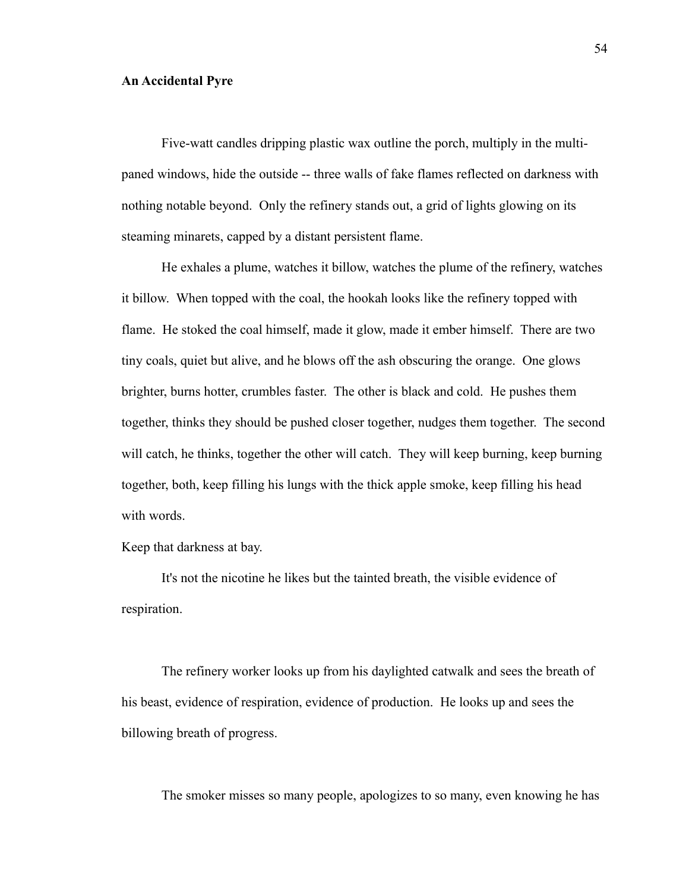**An Accidental Pyre**

Five-watt candles dripping plastic wax outline the porch, multiply in the multi-paned windows, hide the outside -- three walls of fake flames reflected on darkness with nothing notable beyond. Only the refinery stands out, a grid of lights glowing on its steaming minarets, capped by a distant persistent flame.

He exhales a plume, watches it billow, watches the plume of the refinery, watches it billow. When topped with the coal, the hookah looks like the refinery topped with flame. He stoked the coal himself, made it glow, made it ember himself. There are two tiny coals, quiet but alive, and he blows off the ash obscuring the orange. One glows brighter, burns hotter, crumbles faster. The other is black and cold. He pushes them together, thinks they should be pushed closer together, nudges them together. The second will catch, he thinks, together the other will catch. They will keep burning, keep burning together, both, keep filling his lungs with the thick apple smoke, keep filling his head with words.

Keep that darkness at bay.

It's not the nicotine he likes but the tainted breath, the visible evidence of respiration.

The refinery worker looks up from his daylighted catwalk and sees the breath of his beast, evidence of respiration, evidence of production. He looks up and sees the billowing breath of progress.

The smoker misses so many people, apologizes to so many, even knowing he has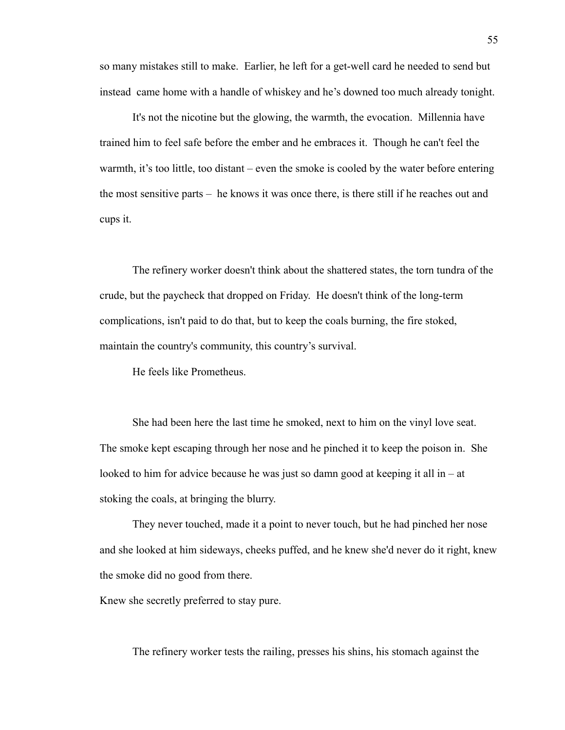so many mistakes still to make. Earlier, he left for a get-well card he needed to send but instead came home with a handle of whiskey and he's downed too much already tonight.

It's not the nicotine but the glowing, the warmth, the evocation. Millennia have trained him to feel safe before the ember and he embraces it. Though he can't feel the warmth, it's too little, too distant – even the smoke is cooled by the water before entering the most sensitive parts – he knows it was once there, is there still if he reaches out and cups it.

The refinery worker doesn't think about the shattered states, the torn tundra of the crude, but the paycheck that dropped on Friday. He doesn't think of the long-term complications, isn't paid to do that, but to keep the coals burning, the fire stoked, maintain the country's community, this country's survival.

He feels like Prometheus.

She had been here the last time he smoked, next to him on the vinyl love seat. The smoke kept escaping through her nose and he pinched it to keep the poison in. She looked to him for advice because he was just so damn good at keeping it all in – at stoking the coals, at bringing the blurry.

They never touched, made it a point to never touch, but he had pinched her nose and she looked at him sideways, cheeks puffed, and he knew she'd never do it right, knew the smoke did no good from there.

Knew she secretly preferred to stay pure.

The refinery worker tests the railing, presses his shins, his stomach against the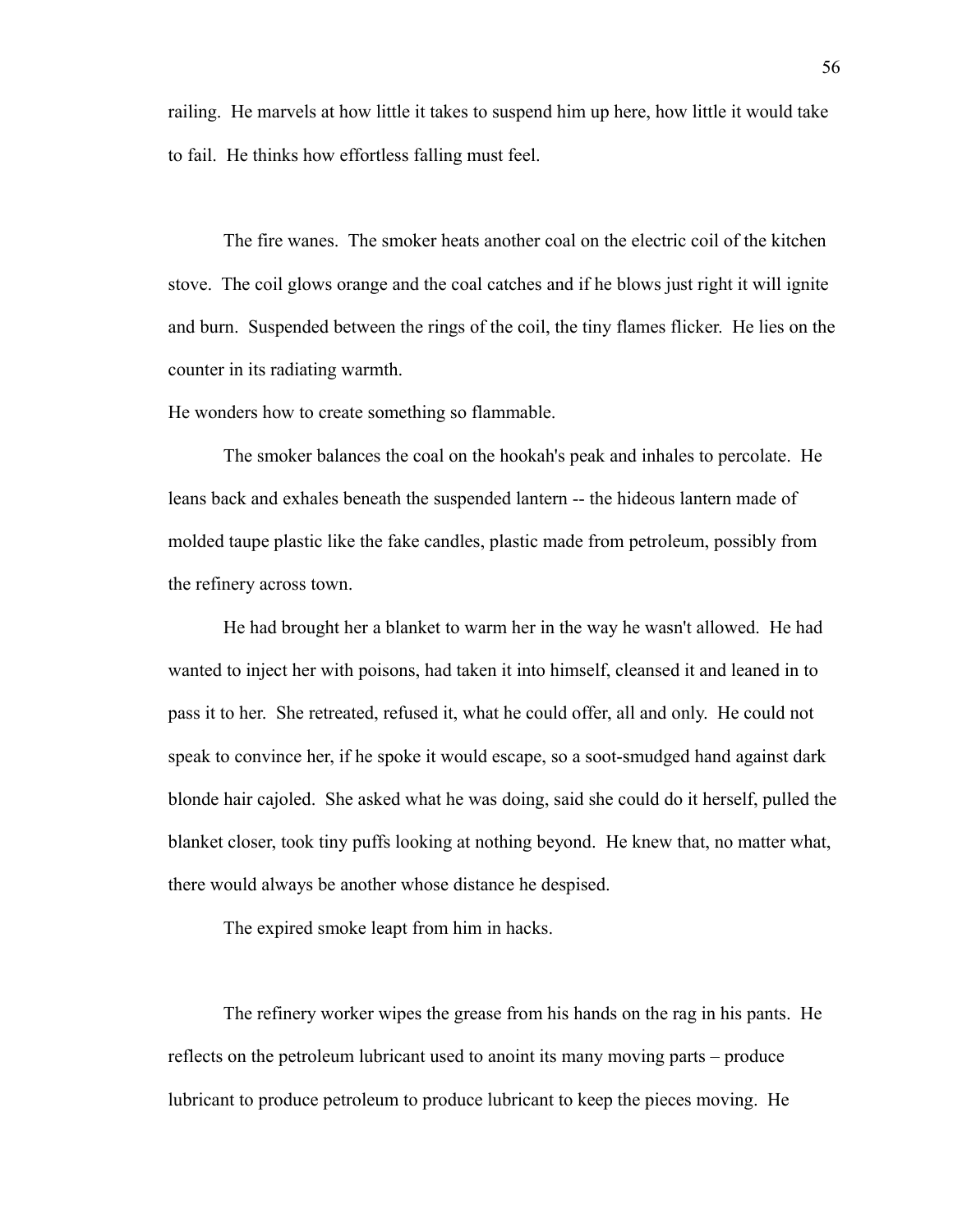railing. He marvels at how little it takes to suspend him up here, how little it would take to fail. He thinks how effortless falling must feel.

The fire wanes. The smoker heats another coal on the electric coil of the kitchen stove. The coil glows orange and the coal catches and if he blows just right it will ignite and burn. Suspended between the rings of the coil, the tiny flames flicker. He lies on the counter in its radiating warmth.

He wonders how to create something so flammable.

The smoker balances the coal on the hookah's peak and inhales to percolate. He leans back and exhales beneath the suspended lantern -- the hideous lantern made of molded taupe plastic like the fake candles, plastic made from petroleum, possibly from the refinery across town.

He had brought her a blanket to warm her in the way he wasn't allowed. He had wanted to inject her with poisons, had taken it into himself, cleansed it and leaned in to pass it to her. She retreated, refused it, what he could offer, all and only. He could not speak to convince her, if he spoke it would escape, so a soot-smudged hand against dark blonde hair cajoled. She asked what he was doing, said she could do it herself, pulled the blanket closer, took tiny puffs looking at nothing beyond. He knew that, no matter what, there would always be another whose distance he despised.

The expired smoke leapt from him in hacks.

The refinery worker wipes the grease from his hands on the rag in his pants. He reflects on the petroleum lubricant used to anoint its many moving parts – produce lubricant to produce petroleum to produce lubricant to keep the pieces moving. He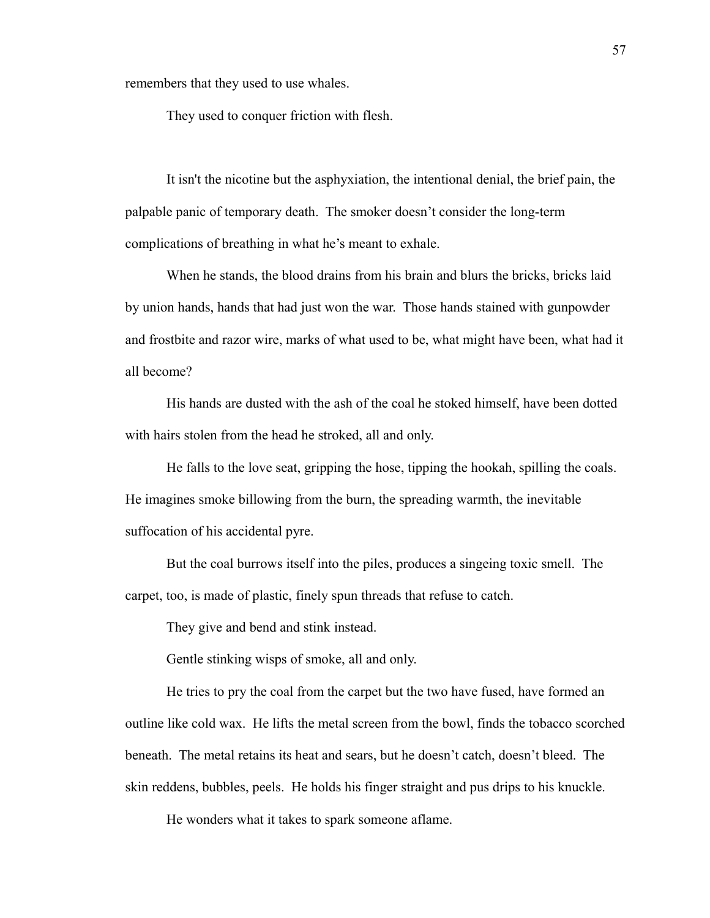remembers that they used to use whales.

They used to conquer friction with flesh.

It isn't the nicotine but the asphyxiation, the intentional denial, the brief pain, the palpable panic of temporary death. The smoker doesn't consider the long-term complications of breathing in what he's meant to exhale.

When he stands, the blood drains from his brain and blurs the bricks, bricks laid by union hands, hands that had just won the war. Those hands stained with gunpowder and frostbite and razor wire, marks of what used to be, what might have been, what had it all become?

His hands are dusted with the ash of the coal he stoked himself, have been dotted with hairs stolen from the head he stroked, all and only.

He falls to the love seat, gripping the hose, tipping the hookah, spilling the coals. He imagines smoke billowing from the burn, the spreading warmth, the inevitable suffocation of his accidental pyre.

But the coal burrows itself into the piles, produces a singeing toxic smell. The carpet, too, is made of plastic, finely spun threads that refuse to catch.

They give and bend and stink instead.

Gentle stinking wisps of smoke, all and only.

He tries to pry the coal from the carpet but the two have fused, have formed an outline like cold wax. He lifts the metal screen from the bowl, finds the tobacco scorched beneath. The metal retains its heat and sears, but he doesn't catch, doesn't bleed. The skin reddens, bubbles, peels. He holds his finger straight and pus drips to his knuckle.

He wonders what it takes to spark someone aflame.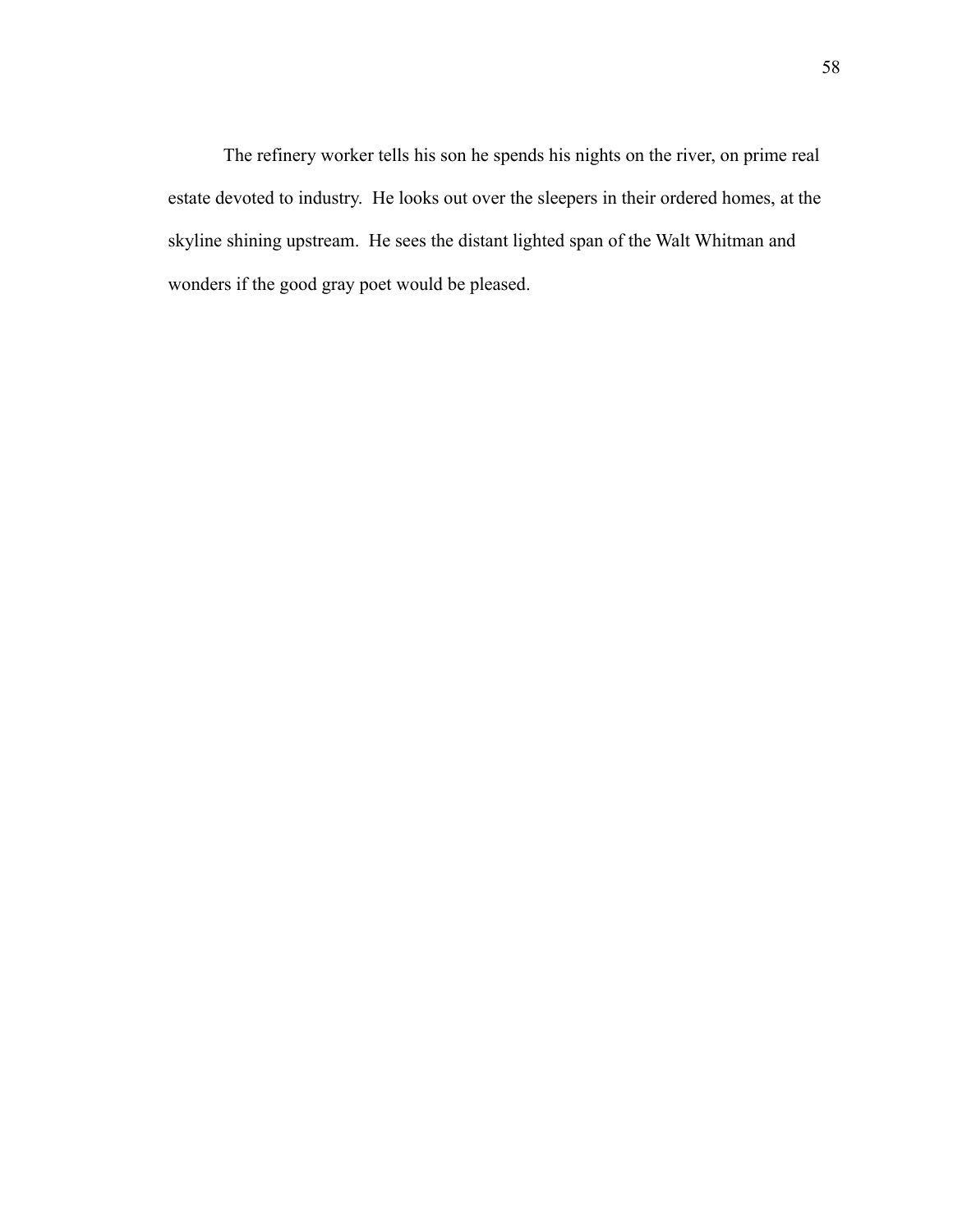The refinery worker tells his son he spends his nights on the river, on prime real estate devoted to industry.  He looks out over the sleepers in their ordered homes, at the skyline shining upstream.  He sees the distant lighted span of the Walt Whitman and wonders if the good gray poet would be pleased.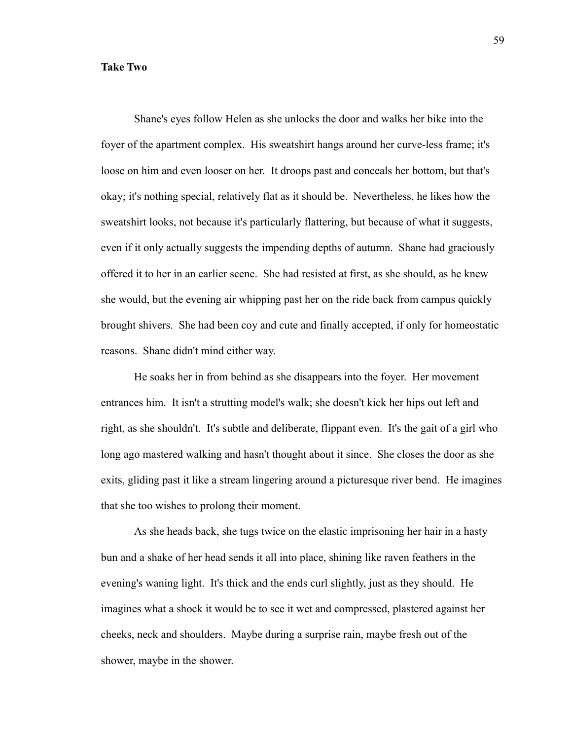**Take Two**

Shane's eyes follow Helen as she unlocks the door and walks her bike into the foyer of the apartment complex. His sweatshirt hangs around her curve-less frame; it's loose on him and even looser on her. It droops past and conceals her bottom, but that's okay; it's nothing special, relatively flat as it should be. Nevertheless, he likes how the sweatshirt looks, not because it's particularly flattering, but because of what it suggests, even if it only actually suggests the impending depths of autumn. Shane had graciously offered it to her in an earlier scene. She had resisted at first, as she should, as he knew she would, but the evening air whipping past her on the ride back from campus quickly brought shivers. She had been coy and cute and finally accepted, if only for homeostatic reasons. Shane didn't mind either way.

He soaks her in from behind as she disappears into the foyer. Her movement entrances him. It isn't a strutting model's walk; she doesn't kick her hips out left and right, as she shouldn't. It's subtle and deliberate, flippant even. It's the gait of a girl who long ago mastered walking and hasn't thought about it since. She closes the door as she exits, gliding past it like a stream lingering around a picturesque river bend. He imagines that she too wishes to prolong their moment.

As she heads back, she tugs twice on the elastic imprisoning her hair in a hasty bun and a shake of her head sends it all into place, shining like raven feathers in the evening's waning light. It's thick and the ends curl slightly, just as they should. He imagines what a shock it would be to see it wet and compressed, plastered against her cheeks, neck and shoulders. Maybe during a surprise rain, maybe fresh out of the shower, maybe in the shower.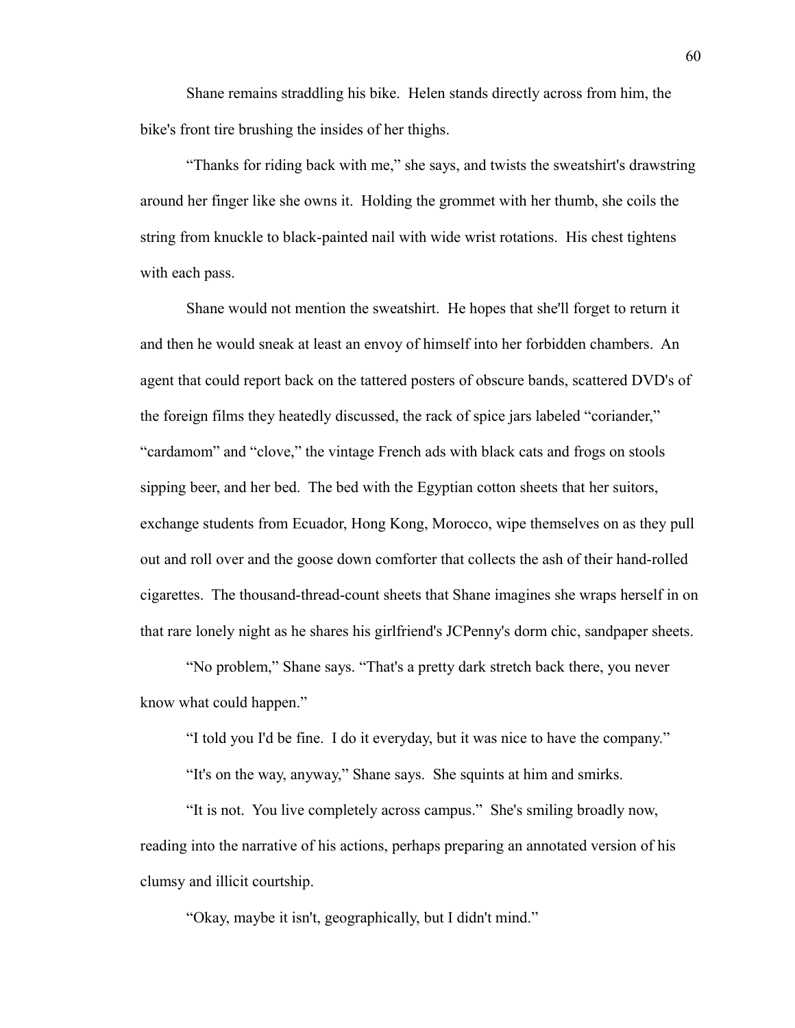Shane remains straddling his bike. Helen stands directly across from him, the bike's front tire brushing the insides of her thighs.

"Thanks for riding back with me," she says, and twists the sweatshirt's drawstring around her finger like she owns it. Holding the grommet with her thumb, she coils the string from knuckle to black-painted nail with wide wrist rotations. His chest tightens with each pass.

Shane would not mention the sweatshirt. He hopes that she'll forget to return it and then he would sneak at least an envoy of himself into her forbidden chambers. An agent that could report back on the tattered posters of obscure bands, scattered DVD's of the foreign films they heatedly discussed, the rack of spice jars labeled "coriander," "cardamom" and "clove," the vintage French ads with black cats and frogs on stools sipping beer, and her bed. The bed with the Egyptian cotton sheets that her suitors, exchange students from Ecuador, Hong Kong, Morocco, wipe themselves on as they pull out and roll over and the goose down comforter that collects the ash of their hand-rolled cigarettes. The thousand-thread-count sheets that Shane imagines she wraps herself in on that rare lonely night as he shares his girlfriend's JCPenny's dorm chic, sandpaper sheets.

"No problem," Shane says. "That's a pretty dark stretch back there, you never know what could happen."

"I told you I'd be fine. I do it everyday, but it was nice to have the company."

"It's on the way, anyway," Shane says. She squints at him and smirks.

"It is not. You live completely across campus." She's smiling broadly now, reading into the narrative of his actions, perhaps preparing an annotated version of his clumsy and illicit courtship.

"Okay, maybe it isn't, geographically, but I didn't mind."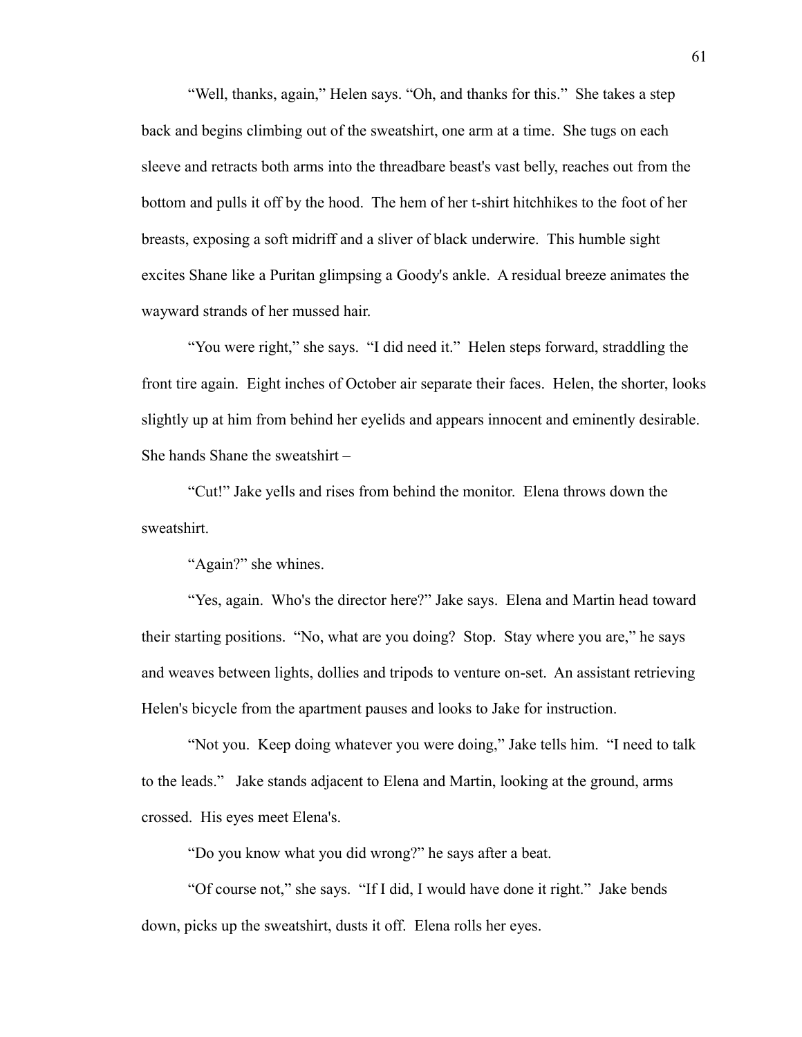"Well, thanks, again," Helen says. "Oh, and thanks for this." She takes a step back and begins climbing out of the sweatshirt, one arm at a time. She tugs on each sleeve and retracts both arms into the threadbare beast's vast belly, reaches out from the bottom and pulls it off by the hood. The hem of her t-shirt hitchhikes to the foot of her breasts, exposing a soft midriff and a sliver of black underwire. This humble sight excites Shane like a Puritan glimpsing a Goody's ankle. A residual breeze animates the wayward strands of her mussed hair.

"You were right," she says. "I did need it." Helen steps forward, straddling the front tire again. Eight inches of October air separate their faces. Helen, the shorter, looks slightly up at him from behind her eyelids and appears innocent and eminently desirable. She hands Shane the sweatshirt –

"Cut!" Jake yells and rises from behind the monitor. Elena throws down the sweatshirt.

"Again?" she whines.

"Yes, again. Who's the director here?" Jake says. Elena and Martin head toward their starting positions. "No, what are you doing? Stop. Stay where you are," he says and weaves between lights, dollies and tripods to venture on-set. An assistant retrieving Helen's bicycle from the apartment pauses and looks to Jake for instruction.

"Not you. Keep doing whatever you were doing," Jake tells him. "I need to talk to the leads." Jake stands adjacent to Elena and Martin, looking at the ground, arms crossed. His eyes meet Elena's.

"Do you know what you did wrong?" he says after a beat.

"Of course not," she says. "If I did, I would have done it right." Jake bends down, picks up the sweatshirt, dusts it off. Elena rolls her eyes.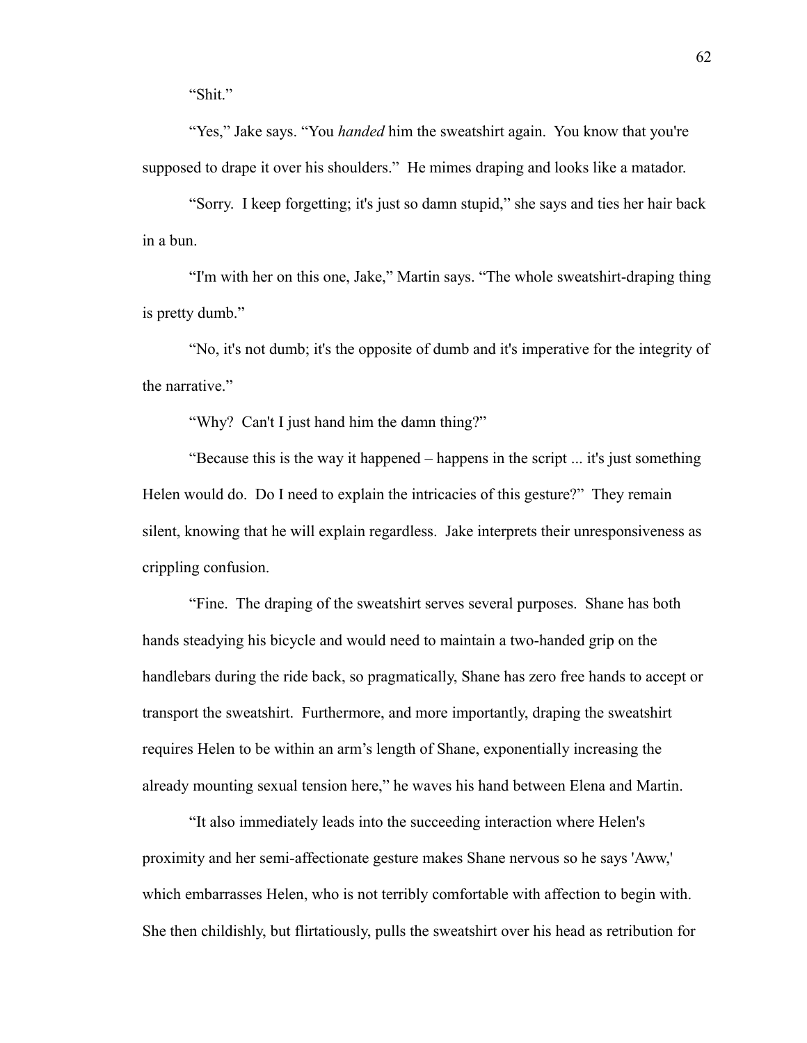"Shit."

"Yes," Jake says. "You *handed* him the sweatshirt again. You know that you're supposed to drape it over his shoulders." He mimes draping and looks like a matador.

"Sorry. I keep forgetting; it's just so damn stupid," she says and ties her hair back in a bun.

"I'm with her on this one, Jake," Martin says. "The whole sweatshirt-draping thing is pretty dumb."

"No, it's not dumb; it's the opposite of dumb and it's imperative for the integrity of the narrative."

"Why? Can't I just hand him the damn thing?"

"Because this is the way it happened – happens in the script ... it's just something Helen would do. Do I need to explain the intricacies of this gesture?" They remain silent, knowing that he will explain regardless. Jake interprets their unresponsiveness as crippling confusion.

"Fine. The draping of the sweatshirt serves several purposes. Shane has both hands steadying his bicycle and would need to maintain a two-handed grip on the handlebars during the ride back, so pragmatically, Shane has zero free hands to accept or transport the sweatshirt. Furthermore, and more importantly, draping the sweatshirt requires Helen to be within an arm's length of Shane, exponentially increasing the already mounting sexual tension here," he waves his hand between Elena and Martin.

"It also immediately leads into the succeeding interaction where Helen's proximity and her semi-affectionate gesture makes Shane nervous so he says 'Aww,' which embarrasses Helen, who is not terribly comfortable with affection to begin with. She then childishly, but flirtatiously, pulls the sweatshirt over his head as retribution for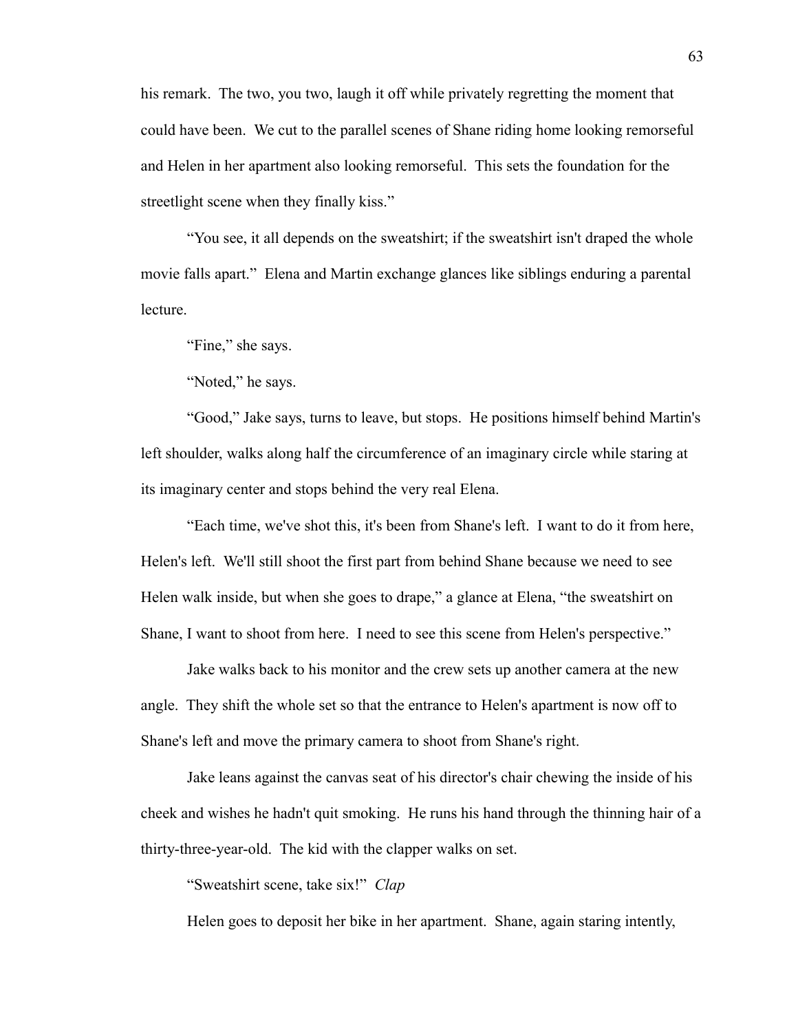his remark. The two, you two, laugh it off while privately regretting the moment that could have been. We cut to the parallel scenes of Shane riding home looking remorseful and Helen in her apartment also looking remorseful. This sets the foundation for the streetlight scene when they finally kiss."

"You see, it all depends on the sweatshirt; if the sweatshirt isn't draped the whole movie falls apart." Elena and Martin exchange glances like siblings enduring a parental lecture.

"Fine," she says.

"Noted," he says.

"Good," Jake says, turns to leave, but stops. He positions himself behind Martin's left shoulder, walks along half the circumference of an imaginary circle while staring at its imaginary center and stops behind the very real Elena.

"Each time, we've shot this, it's been from Shane's left. I want to do it from here, Helen's left. We'll still shoot the first part from behind Shane because we need to see Helen walk inside, but when she goes to drape," a glance at Elena, "the sweatshirt on Shane, I want to shoot from here. I need to see this scene from Helen's perspective."

Jake walks back to his monitor and the crew sets up another camera at the new angle. They shift the whole set so that the entrance to Helen's apartment is now off to Shane's left and move the primary camera to shoot from Shane's right.

Jake leans against the canvas seat of his director's chair chewing the inside of his cheek and wishes he hadn't quit smoking. He runs his hand through the thinning hair of a thirty-three-year-old. The kid with the clapper walks on set.

"Sweatshirt scene, take six!" *Clap*

Helen goes to deposit her bike in her apartment. Shane, again staring intently,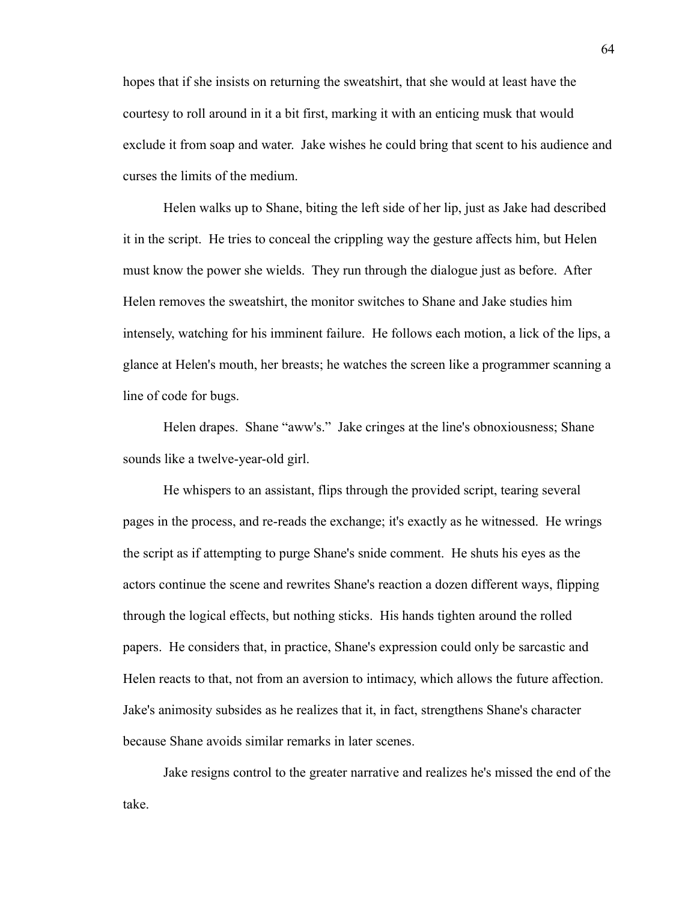hopes that if she insists on returning the sweatshirt, that she would at least have the courtesy to roll around in it a bit first, marking it with an enticing musk that would exclude it from soap and water. Jake wishes he could bring that scent to his audience and curses the limits of the medium.

Helen walks up to Shane, biting the left side of her lip, just as Jake had described it in the script. He tries to conceal the crippling way the gesture affects him, but Helen must know the power she wields. They run through the dialogue just as before. After Helen removes the sweatshirt, the monitor switches to Shane and Jake studies him intensely, watching for his imminent failure. He follows each motion, a lick of the lips, a glance at Helen's mouth, her breasts; he watches the screen like a programmer scanning a line of code for bugs.

Helen drapes. Shane "aww's." Jake cringes at the line's obnoxiousness; Shane sounds like a twelve-year-old girl.

He whispers to an assistant, flips through the provided script, tearing several pages in the process, and re-reads the exchange; it's exactly as he witnessed. He wrings the script as if attempting to purge Shane's snide comment. He shuts his eyes as the actors continue the scene and rewrites Shane's reaction a dozen different ways, flipping through the logical effects, but nothing sticks. His hands tighten around the rolled papers. He considers that, in practice, Shane's expression could only be sarcastic and Helen reacts to that, not from an aversion to intimacy, which allows the future affection. Jake's animosity subsides as he realizes that it, in fact, strengthens Shane's character because Shane avoids similar remarks in later scenes.

Jake resigns control to the greater narrative and realizes he's missed the end of the take.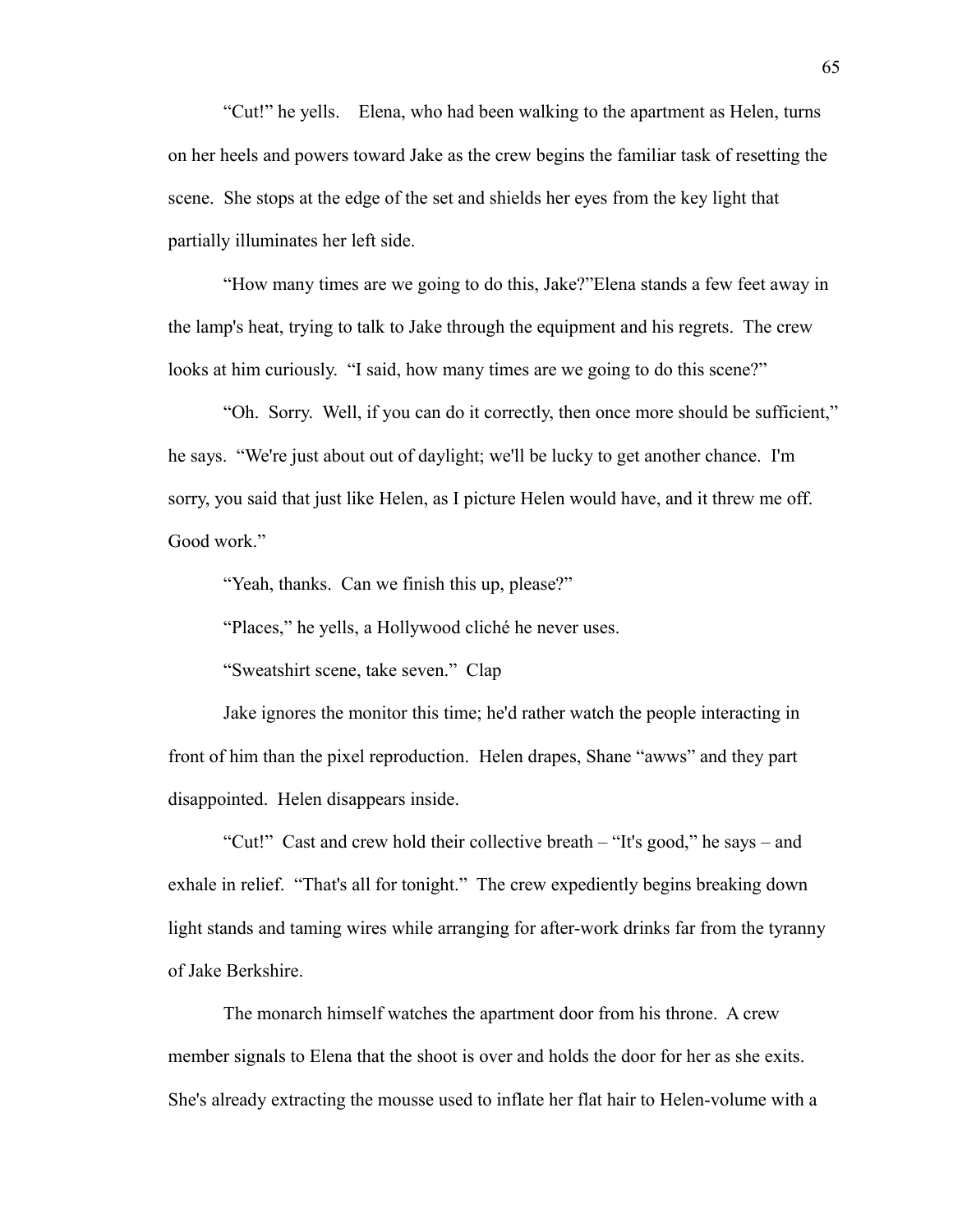"Cut!" he yells. Elena, who had been walking to the apartment as Helen, turns on her heels and powers toward Jake as the crew begins the familiar task of resetting the scene. She stops at the edge of the set and shields her eyes from the key light that partially illuminates her left side.

"How many times are we going to do this, Jake?"Elena stands a few feet away in the lamp's heat, trying to talk to Jake through the equipment and his regrets. The crew looks at him curiously. "I said, how many times are we going to do this scene?"

"Oh. Sorry. Well, if you can do it correctly, then once more should be sufficient," he says. "We're just about out of daylight; we'll be lucky to get another chance. I'm sorry, you said that just like Helen, as I picture Helen would have, and it threw me off. Good work."

"Yeah, thanks. Can we finish this up, please?"

"Places," he yells, a Hollywood cliché he never uses.

"Sweatshirt scene, take seven." Clap

Jake ignores the monitor this time; he'd rather watch the people interacting in front of him than the pixel reproduction. Helen drapes, Shane "awws" and they part disappointed. Helen disappears inside.

"Cut!" Cast and crew hold their collective breath – "It's good," he says – and exhale in relief. "That's all for tonight." The crew expediently begins breaking down light stands and taming wires while arranging for after-work drinks far from the tyranny of Jake Berkshire.

The monarch himself watches the apartment door from his throne. A crew member signals to Elena that the shoot is over and holds the door for her as she exits. She's already extracting the mousse used to inflate her flat hair to Helen-volume with a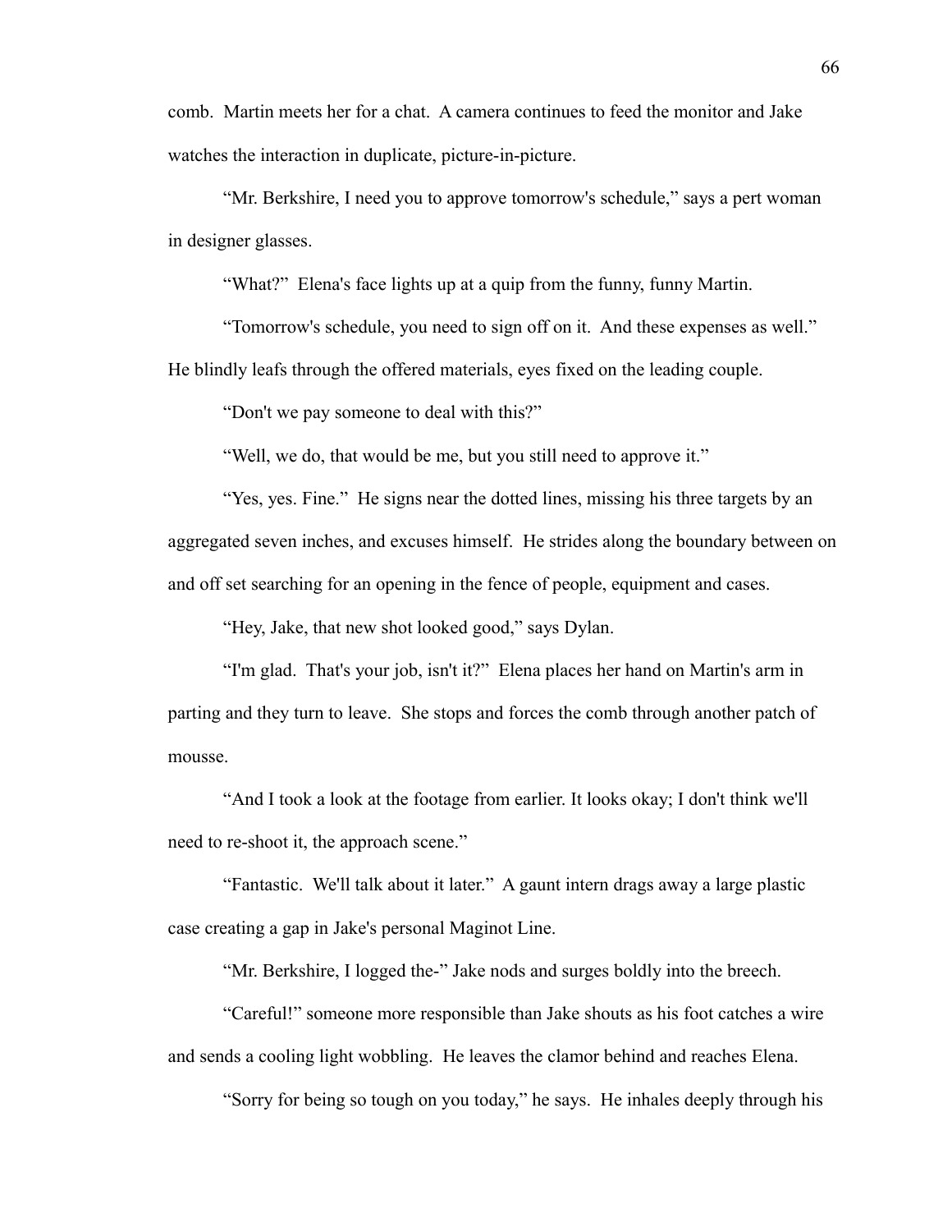comb. Martin meets her for a chat. A camera continues to feed the monitor and Jake watches the interaction in duplicate, picture-in-picture.

"Mr. Berkshire, I need you to approve tomorrow's schedule," says a pert woman in designer glasses.

"What?" Elena's face lights up at a quip from the funny, funny Martin.

"Tomorrow's schedule, you need to sign off on it. And these expenses as well." He blindly leafs through the offered materials, eyes fixed on the leading couple.

"Don't we pay someone to deal with this?"

"Well, we do, that would be me, but you still need to approve it."

"Yes, yes. Fine." He signs near the dotted lines, missing his three targets by an aggregated seven inches, and excuses himself. He strides along the boundary between on and off set searching for an opening in the fence of people, equipment and cases.

"Hey, Jake, that new shot looked good," says Dylan.

"I'm glad. That's your job, isn't it?" Elena places her hand on Martin's arm in parting and they turn to leave. She stops and forces the comb through another patch of mousse.

"And I took a look at the footage from earlier. It looks okay; I don't think we'll need to re-shoot it, the approach scene."

"Fantastic. We'll talk about it later." A gaunt intern drags away a large plastic case creating a gap in Jake's personal Maginot Line.

"Mr. Berkshire, I logged the-" Jake nods and surges boldly into the breech.

"Careful!" someone more responsible than Jake shouts as his foot catches a wire and sends a cooling light wobbling. He leaves the clamor behind and reaches Elena.

"Sorry for being so tough on you today," he says. He inhales deeply through his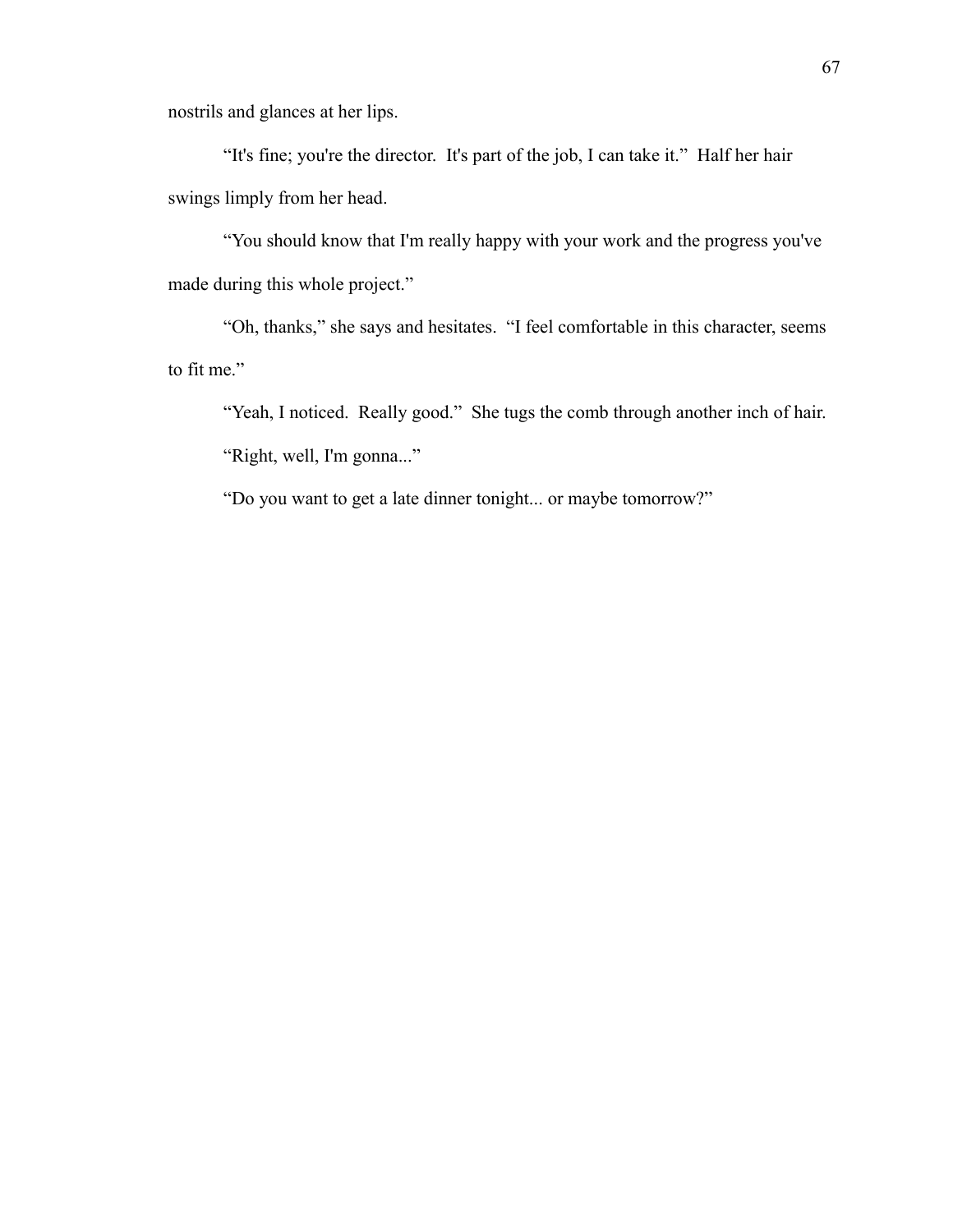nostrils and glances at her lips.

"It's fine; you're the director. It's part of the job, I can take it." Half her hair swings limply from her head.

"You should know that I'm really happy with your work and the progress you've made during this whole project."

"Oh, thanks," she says and hesitates. "I feel comfortable in this character, seems to fit me."

"Yeah, I noticed. Really good." She tugs the comb through another inch of hair.

"Right, well, I'm gonna..."

"Do you want to get a late dinner tonight... or maybe tomorrow?"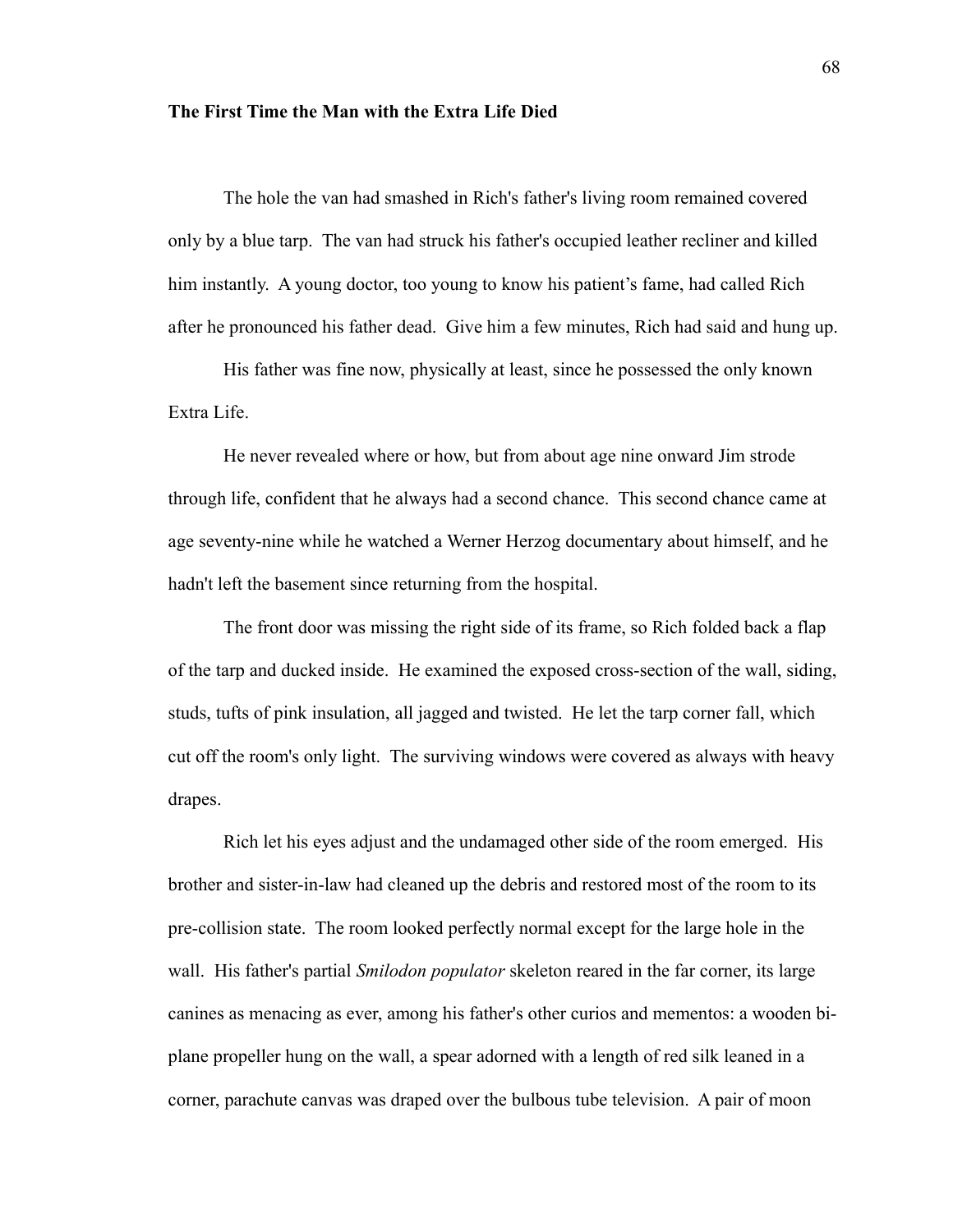**The First Time the Man with the Extra Life Died**

The hole the van had smashed in Rich's father's living room remained covered only by a blue tarp. The van had struck his father's occupied leather recliner and killed him instantly. A young doctor, too young to know his patient's fame, had called Rich after he pronounced his father dead. Give him a few minutes, Rich had said and hung up.

His father was fine now, physically at least, since he possessed the only known Extra Life.

He never revealed where or how, but from about age nine onward Jim strode through life, confident that he always had a second chance. This second chance came at age seventy-nine while he watched a Werner Herzog documentary about himself, and he hadn't left the basement since returning from the hospital.

The front door was missing the right side of its frame, so Rich folded back a flap of the tarp and ducked inside. He examined the exposed cross-section of the wall, siding, studs, tufts of pink insulation, all jagged and twisted. He let the tarp corner fall, which cut off the room's only light. The surviving windows were covered as always with heavy drapes.

Rich let his eyes adjust and the undamaged other side of the room emerged. His brother and sister-in-law had cleaned up the debris and restored most of the room to its pre-collision state. The room looked perfectly normal except for the large hole in the wall. His father's partial *Smilodon populator* skeleton reared in the far corner, its large canines as menacing as ever, among his father's other curios and mementos: a wooden bi-plane propeller hung on the wall, a spear adorned with a length of red silk leaned in a corner, parachute canvas was draped over the bulbous tube television. A pair of moon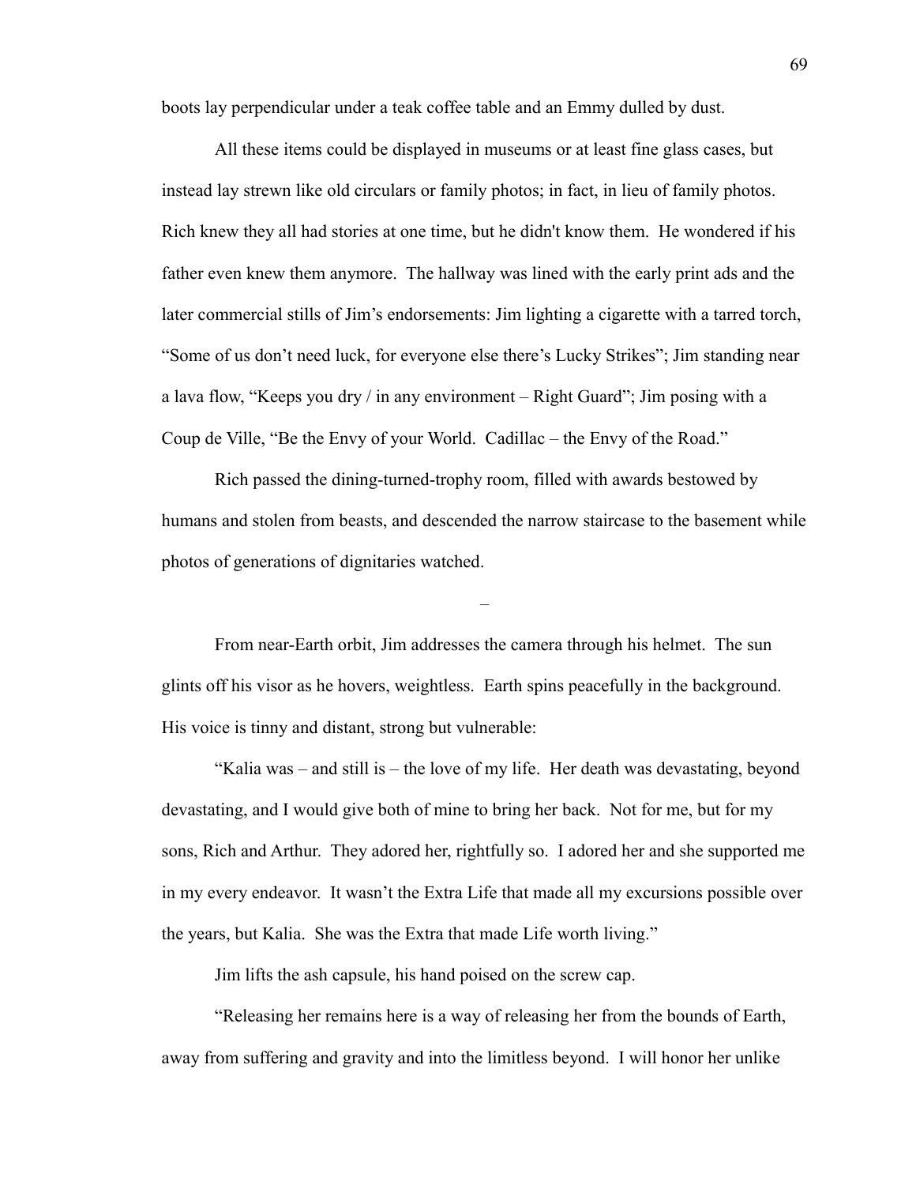boots lay perpendicular under a teak coffee table and an Emmy dulled by dust.

All these items could be displayed in museums or at least fine glass cases, but instead lay strewn like old circulars or family photos; in fact, in lieu of family photos. Rich knew they all had stories at one time, but he didn't know them. He wondered if his father even knew them anymore. The hallway was lined with the early print ads and the later commercial stills of Jim's endorsements: Jim lighting a cigarette with a tarred torch, "Some of us don't need luck, for everyone else there's Lucky Strikes"; Jim standing near a lava flow, "Keeps you dry / in any environment – Right Guard"; Jim posing with a Coup de Ville, "Be the Envy of your World. Cadillac – the Envy of the Road."

Rich passed the dining-turned-trophy room, filled with awards bestowed by humans and stolen from beasts, and descended the narrow staircase to the basement while photos of generations of dignitaries watched.

–

From near-Earth orbit, Jim addresses the camera through his helmet. The sun glints off his visor as he hovers, weightless. Earth spins peacefully in the background. His voice is tinny and distant, strong but vulnerable:

"Kalia was – and still is – the love of my life. Her death was devastating, beyond devastating, and I would give both of mine to bring her back. Not for me, but for my sons, Rich and Arthur. They adored her, rightfully so. I adored her and she supported me in my every endeavor. It wasn't the Extra Life that made all my excursions possible over the years, but Kalia. She was the Extra that made Life worth living."

Jim lifts the ash capsule, his hand poised on the screw cap.

"Releasing her remains here is a way of releasing her from the bounds of Earth, away from suffering and gravity and into the limitless beyond. I will honor her unlike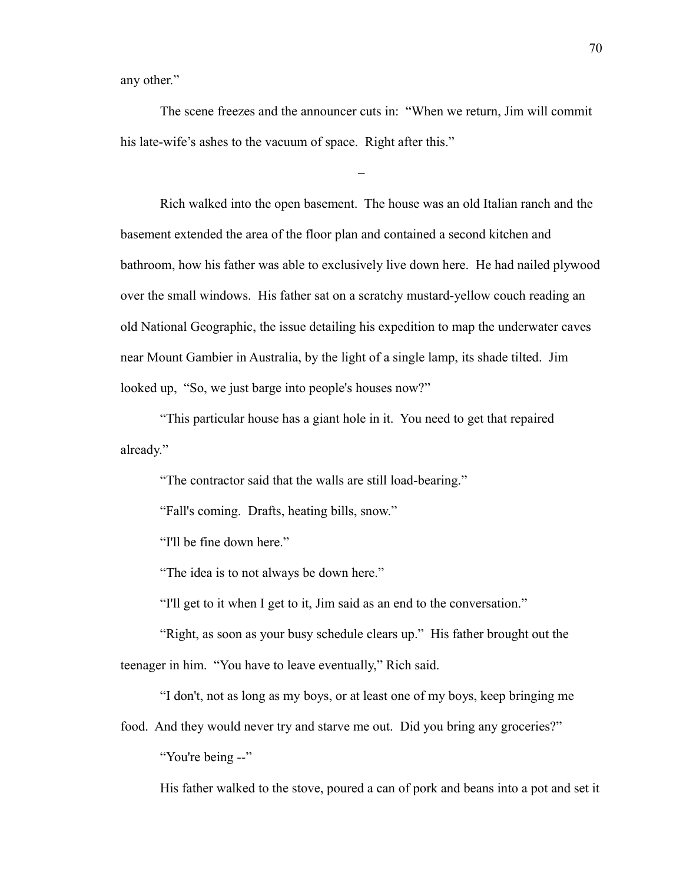any other."

The scene freezes and the announcer cuts in: "When we return, Jim will commit his late-wife's ashes to the vacuum of space. Right after this."

–

Rich walked into the open basement. The house was an old Italian ranch and the basement extended the area of the floor plan and contained a second kitchen and bathroom, how his father was able to exclusively live down here. He had nailed plywood over the small windows. His father sat on a scratchy mustard-yellow couch reading an old National Geographic, the issue detailing his expedition to map the underwater caves near Mount Gambier in Australia, by the light of a single lamp, its shade tilted. Jim looked up, "So, we just barge into people's houses now?"

"This particular house has a giant hole in it. You need to get that repaired already."

"The contractor said that the walls are still load-bearing."

"Fall's coming. Drafts, heating bills, snow."

"I'll be fine down here."

"The idea is to not always be down here."

"I'll get to it when I get to it, Jim said as an end to the conversation."

"Right, as soon as your busy schedule clears up." His father brought out the teenager in him. "You have to leave eventually," Rich said.

"I don't, not as long as my boys, or at least one of my boys, keep bringing me food. And they would never try and starve me out. Did you bring any groceries?"

"You're being --"

His father walked to the stove, poured a can of pork and beans into a pot and set it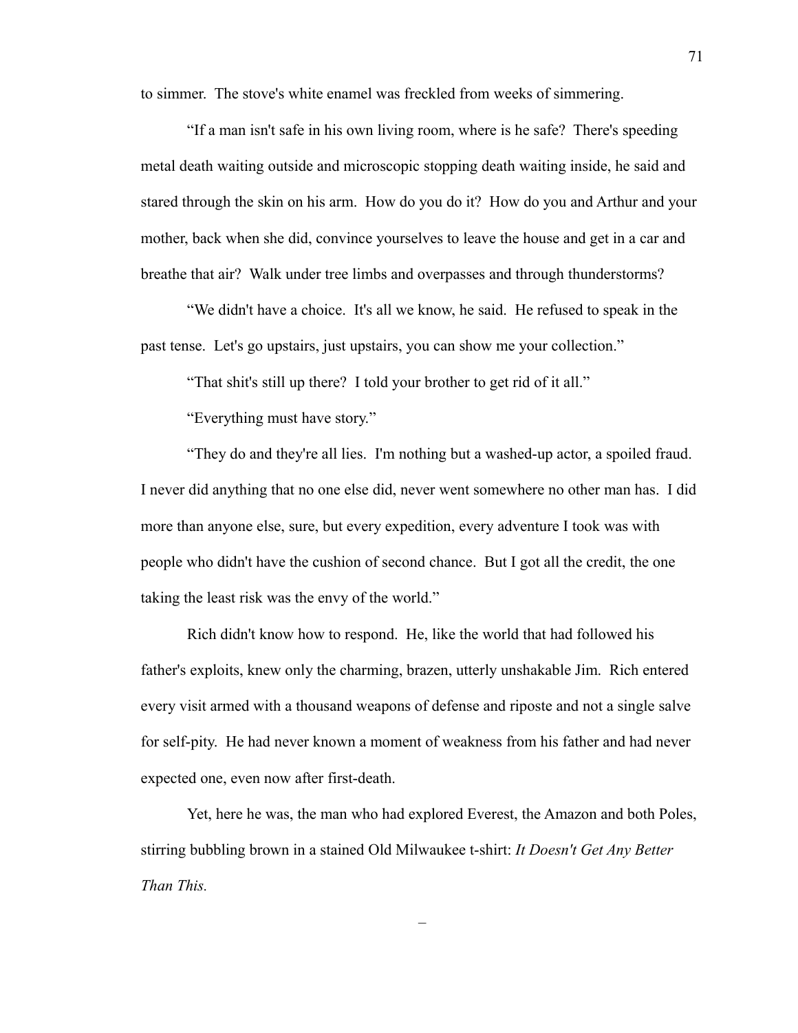to simmer. The stove's white enamel was freckled from weeks of simmering.

"If a man isn't safe in his own living room, where is he safe? There's speeding metal death waiting outside and microscopic stopping death waiting inside, he said and stared through the skin on his arm. How do you do it? How do you and Arthur and your mother, back when she did, convince yourselves to leave the house and get in a car and breathe that air? Walk under tree limbs and overpasses and through thunderstorms?

"We didn't have a choice. It's all we know, he said. He refused to speak in the past tense. Let's go upstairs, just upstairs, you can show me your collection."

"That shit's still up there? I told your brother to get rid of it all."

"Everything must have story."

"They do and they're all lies. I'm nothing but a washed-up actor, a spoiled fraud. I never did anything that no one else did, never went somewhere no other man has. I did more than anyone else, sure, but every expedition, every adventure I took was with people who didn't have the cushion of second chance. But I got all the credit, the one taking the least risk was the envy of the world."

Rich didn't know how to respond. He, like the world that had followed his father's exploits, knew only the charming, brazen, utterly unshakable Jim. Rich entered every visit armed with a thousand weapons of defense and riposte and not a single salve for self-pity. He had never known a moment of weakness from his father and had never expected one, even now after first-death.

Yet, here he was, the man who had explored Everest, the Amazon and both Poles, stirring bubbling brown in a stained Old Milwaukee t-shirt: *It Doesn't Get Any Better Than This.*

–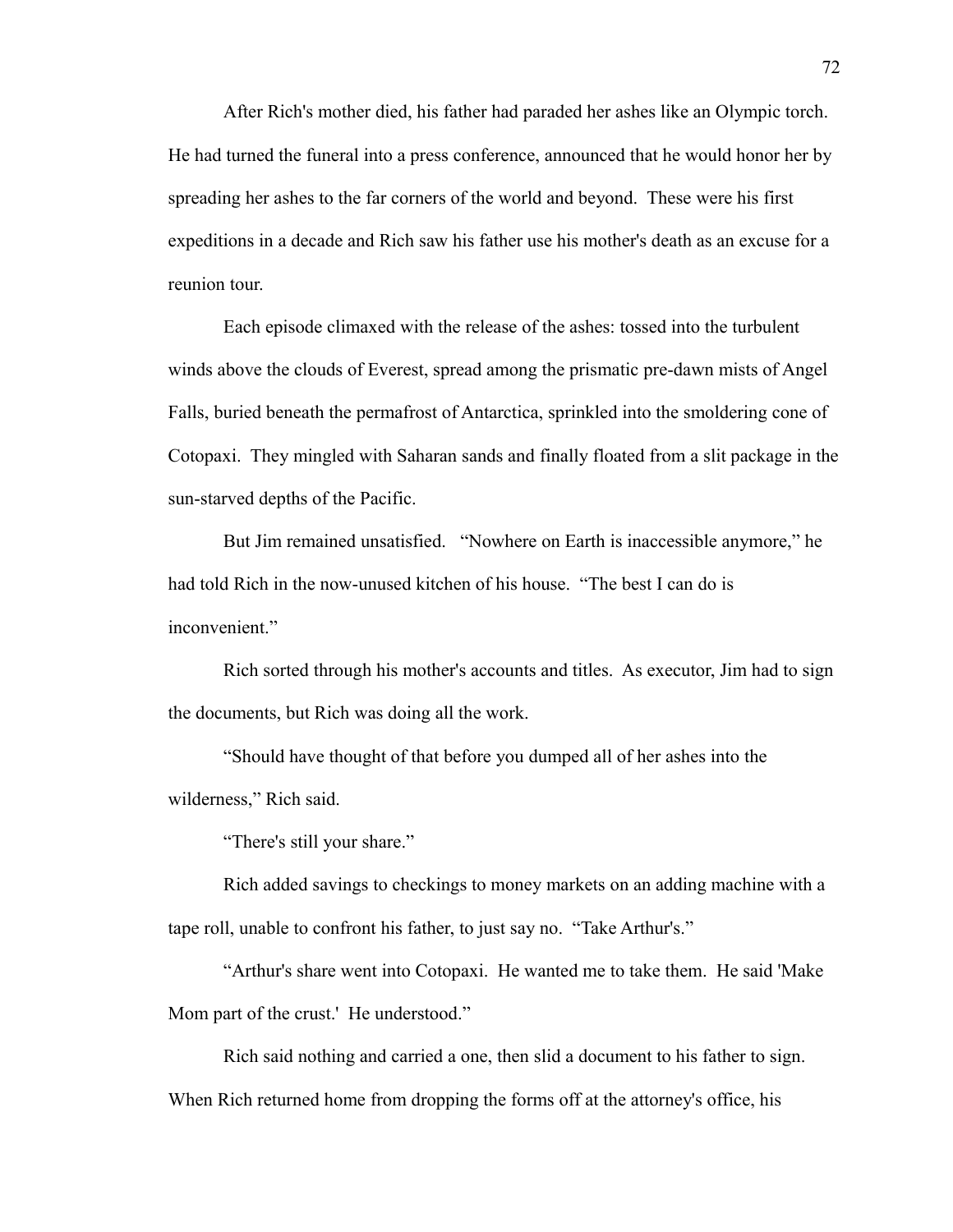After Rich's mother died, his father had paraded her ashes like an Olympic torch. He had turned the funeral into a press conference, announced that he would honor her by spreading her ashes to the far corners of the world and beyond. These were his first expeditions in a decade and Rich saw his father use his mother's death as an excuse for a reunion tour.

Each episode climaxed with the release of the ashes: tossed into the turbulent winds above the clouds of Everest, spread among the prismatic pre-dawn mists of Angel Falls, buried beneath the permafrost of Antarctica, sprinkled into the smoldering cone of Cotopaxi. They mingled with Saharan sands and finally floated from a slit package in the sun-starved depths of the Pacific.

But Jim remained unsatisfied. "Nowhere on Earth is inaccessible anymore," he had told Rich in the now-unused kitchen of his house. "The best I can do is inconvenient."

Rich sorted through his mother's accounts and titles. As executor, Jim had to sign the documents, but Rich was doing all the work.

"Should have thought of that before you dumped all of her ashes into the wilderness," Rich said.

"There's still your share."

Rich added savings to checkings to money markets on an adding machine with a tape roll, unable to confront his father, to just say no. "Take Arthur's."

"Arthur's share went into Cotopaxi. He wanted me to take them. He said 'Make Mom part of the crust.' He understood."

Rich said nothing and carried a one, then slid a document to his father to sign. When Rich returned home from dropping the forms off at the attorney's office, his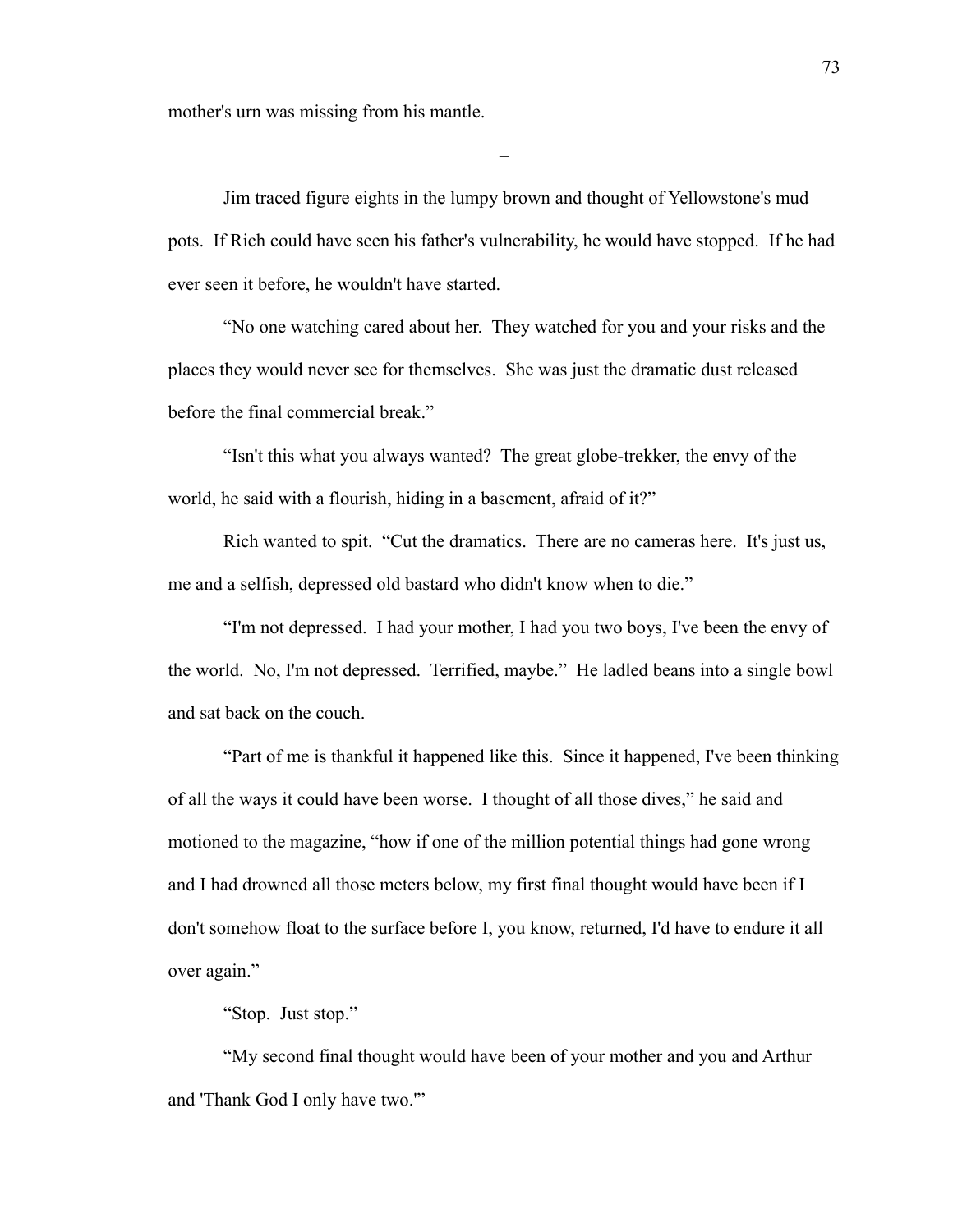mother's urn was missing from his mantle.

–

Jim traced figure eights in the lumpy brown and thought of Yellowstone's mud pots. If Rich could have seen his father's vulnerability, he would have stopped. If he had ever seen it before, he wouldn't have started.

"No one watching cared about her. They watched for you and your risks and the places they would never see for themselves. She was just the dramatic dust released before the final commercial break."

"Isn't this what you always wanted? The great globe-trekker, the envy of the world, he said with a flourish, hiding in a basement, afraid of it?"

Rich wanted to spit. "Cut the dramatics. There are no cameras here. It's just us, me and a selfish, depressed old bastard who didn't know when to die."

"I'm not depressed. I had your mother, I had you two boys, I've been the envy of the world. No, I'm not depressed. Terrified, maybe." He ladled beans into a single bowl and sat back on the couch.

"Part of me is thankful it happened like this. Since it happened, I've been thinking of all the ways it could have been worse. I thought of all those dives," he said and motioned to the magazine, "how if one of the million potential things had gone wrong and I had drowned all those meters below, my first final thought would have been if I don't somehow float to the surface before I, you know, returned, I'd have to endure it all over again."

"Stop. Just stop."

"My second final thought would have been of your mother and you and Arthur and 'Thank God I only have two.'"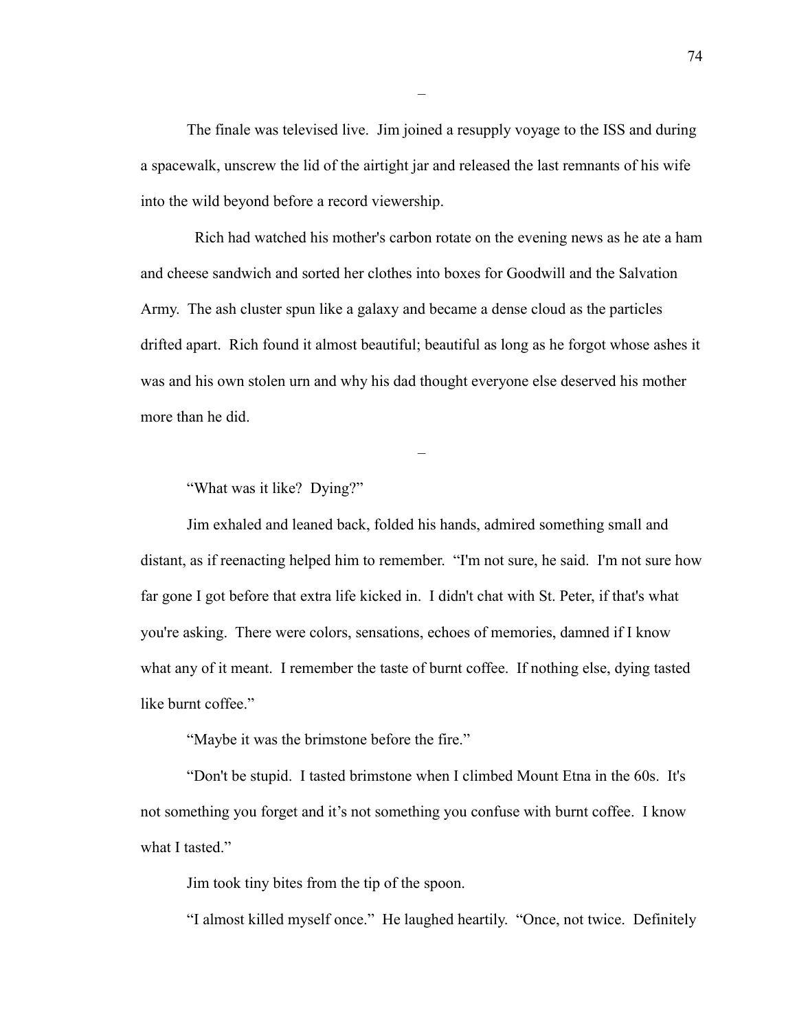–

The finale was televised live. Jim joined a resupply voyage to the ISS and during a spacewalk, unscrew the lid of the airtight jar and released the last remnants of his wife into the wild beyond before a record viewership.

Rich had watched his mother's carbon rotate on the evening news as he ate a ham and cheese sandwich and sorted her clothes into boxes for Goodwill and the Salvation Army. The ash cluster spun like a galaxy and became a dense cloud as the particles drifted apart. Rich found it almost beautiful; beautiful as long as he forgot whose ashes it was and his own stolen urn and why his dad thought everyone else deserved his mother more than he did.

–

"What was it like? Dying?"

Jim exhaled and leaned back, folded his hands, admired something small and distant, as if reenacting helped him to remember. "I'm not sure, he said. I'm not sure how far gone I got before that extra life kicked in. I didn't chat with St. Peter, if that's what you're asking. There were colors, sensations, echoes of memories, damned if I know what any of it meant. I remember the taste of burnt coffee. If nothing else, dying tasted like burnt coffee."

"Maybe it was the brimstone before the fire."

"Don't be stupid. I tasted brimstone when I climbed Mount Etna in the 60s. It's not something you forget and it's not something you confuse with burnt coffee. I know what I tasted."

Jim took tiny bites from the tip of the spoon.

"I almost killed myself once." He laughed heartily. "Once, not twice. Definitely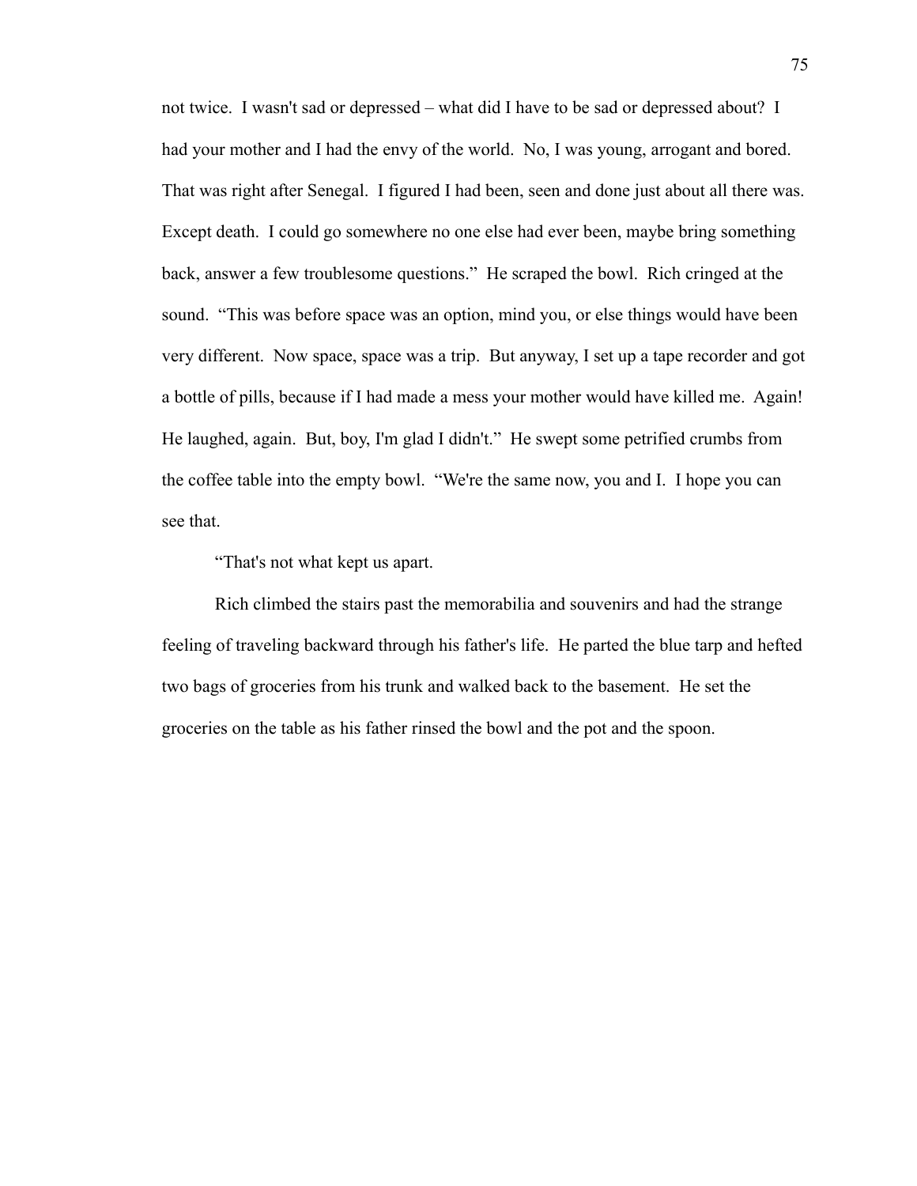not twice. I wasn't sad or depressed – what did I have to be sad or depressed about? I had your mother and I had the envy of the world. No, I was young, arrogant and bored. That was right after Senegal. I figured I had been, seen and done just about all there was. Except death. I could go somewhere no one else had ever been, maybe bring something back, answer a few troublesome questions." He scraped the bowl. Rich cringed at the sound. "This was before space was an option, mind you, or else things would have been very different. Now space, space was a trip. But anyway, I set up a tape recorder and got a bottle of pills, because if I had made a mess your mother would have killed me. Again! He laughed, again. But, boy, I'm glad I didn't." He swept some petrified crumbs from the coffee table into the empty bowl. "We're the same now, you and I. I hope you can see that.

"That's not what kept us apart.

Rich climbed the stairs past the memorabilia and souvenirs and had the strange feeling of traveling backward through his father's life. He parted the blue tarp and hefted two bags of groceries from his trunk and walked back to the basement. He set the groceries on the table as his father rinsed the bowl and the pot and the spoon.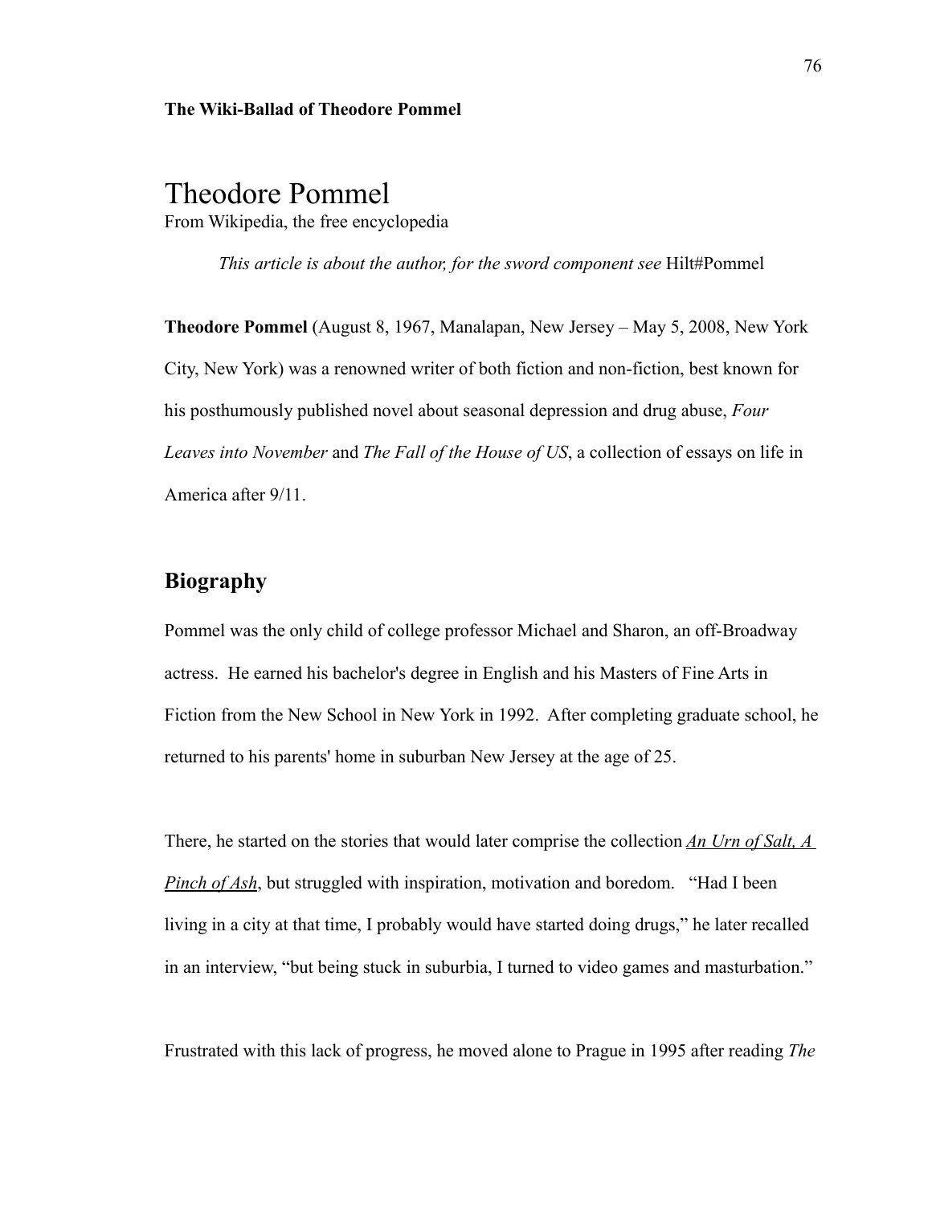**The Wiki-Ballad of Theodore Pommel**

# Theodore Pommel

From Wikipedia, the free encyclopedia

*This article is about the author, for the sword component see* Hilt#Pommel

**Theodore Pommel** (August 8, 1967, Manalapan, New Jersey – May 5, 2008, New York City, New York) was a renowned writer of both fiction and non-fiction, best known for his posthumously published novel about seasonal depression and drug abuse, *Four Leaves into November* and *The Fall of the House of US*, a collection of essays on life in America after 9/11.

## Biography

Pommel was the only child of college professor Michael and Sharon, an off-Broadway actress. He earned his bachelor's degree in English and his Masters of Fine Arts in Fiction from the New School in New York in 1992. After completing graduate school, he returned to his parents' home in suburban New Jersey at the age of 25.

There, he started on the stories that would later comprise the collection *An Urn of Salt, A Pinch of Ash*, but struggled with inspiration, motivation and boredom. "Had I been living in a city at that time, I probably would have started doing drugs," he later recalled in an interview, "but being stuck in suburbia, I turned to video games and masturbation."

Frustrated with this lack of progress, he moved alone to Prague in 1995 after reading *The*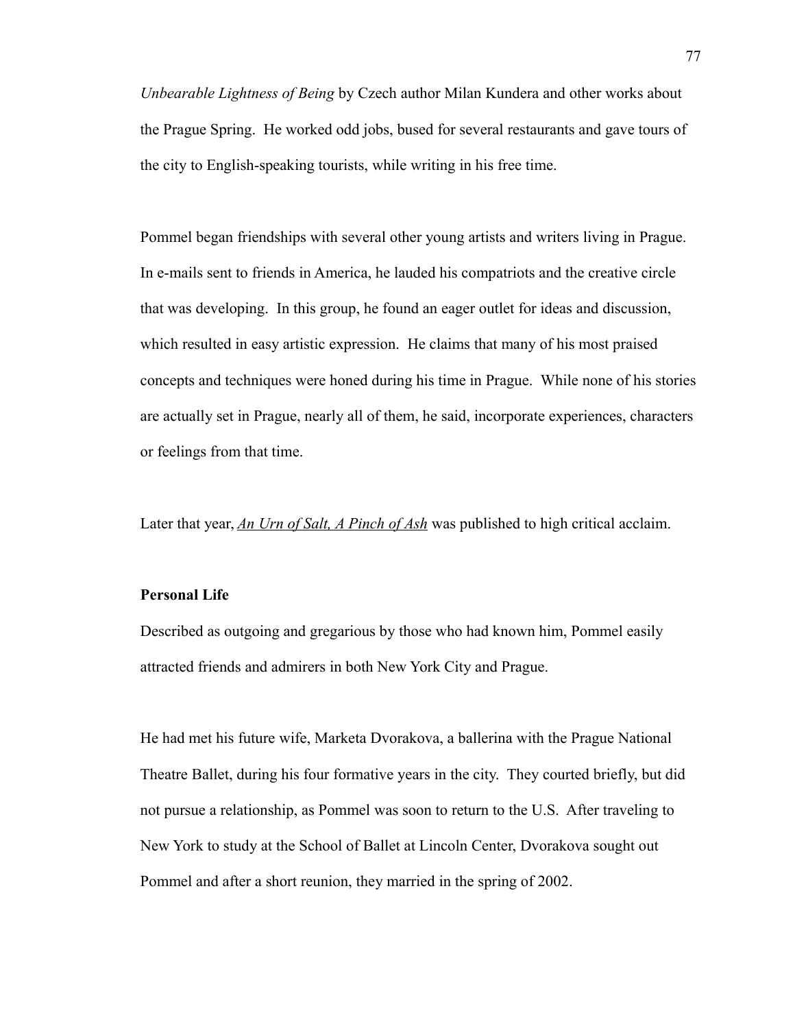*Unbearable Lightness of Being* by Czech author Milan Kundera and other works about the Prague Spring. He worked odd jobs, bused for several restaurants and gave tours of the city to English-speaking tourists, while writing in his free time.

Pommel began friendships with several other young artists and writers living in Prague. In e-mails sent to friends in America, he lauded his compatriots and the creative circle that was developing. In this group, he found an eager outlet for ideas and discussion, which resulted in easy artistic expression. He claims that many of his most praised concepts and techniques were honed during his time in Prague. While none of his stories are actually set in Prague, nearly all of them, he said, incorporate experiences, characters or feelings from that time.

Later that year, <u>*An Urn of Salt, A Pinch of Ash*</u> was published to high critical acclaim.

**Personal Life**

Described as outgoing and gregarious by those who had known him, Pommel easily attracted friends and admirers in both New York City and Prague.

He had met his future wife, Marketa Dvorakova, a ballerina with the Prague National Theatre Ballet, during his four formative years in the city. They courted briefly, but did not pursue a relationship, as Pommel was soon to return to the U.S. After traveling to New York to study at the School of Ballet at Lincoln Center, Dvorakova sought out Pommel and after a short reunion, they married in the spring of 2002.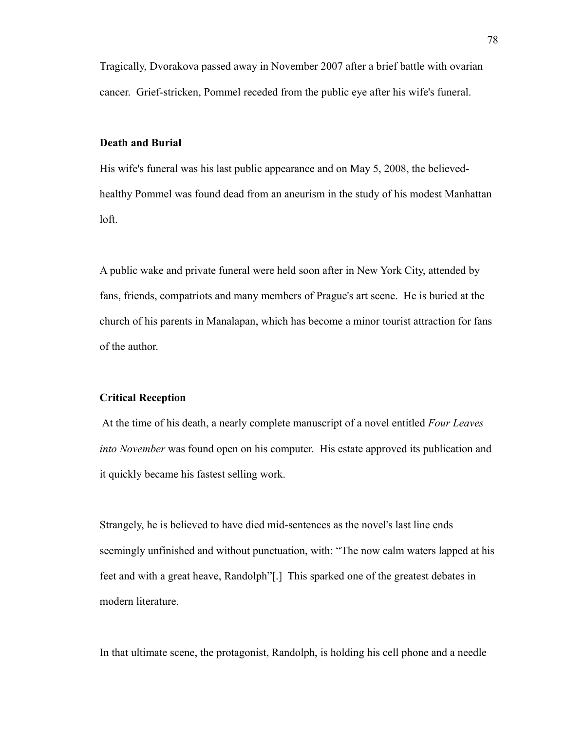Tragically, Dvorakova passed away in November 2007 after a brief battle with ovarian cancer. Grief-stricken, Pommel receded from the public eye after his wife's funeral.

**Death and Burial**

His wife's funeral was his last public appearance and on May 5, 2008, the believed-healthy Pommel was found dead from an aneurism in the study of his modest Manhattan loft.

A public wake and private funeral were held soon after in New York City, attended by fans, friends, compatriots and many members of Prague's art scene. He is buried at the church of his parents in Manalapan, which has become a minor tourist attraction for fans of the author.

**Critical Reception**

At the time of his death, a nearly complete manuscript of a novel entitled *Four Leaves into November* was found open on his computer. His estate approved its publication and it quickly became his fastest selling work.

Strangely, he is believed to have died mid-sentences as the novel's last line ends seemingly unfinished and without punctuation, with: "The now calm waters lapped at his feet and with a great heave, Randolph"[.] This sparked one of the greatest debates in modern literature.

In that ultimate scene, the protagonist, Randolph, is holding his cell phone and a needle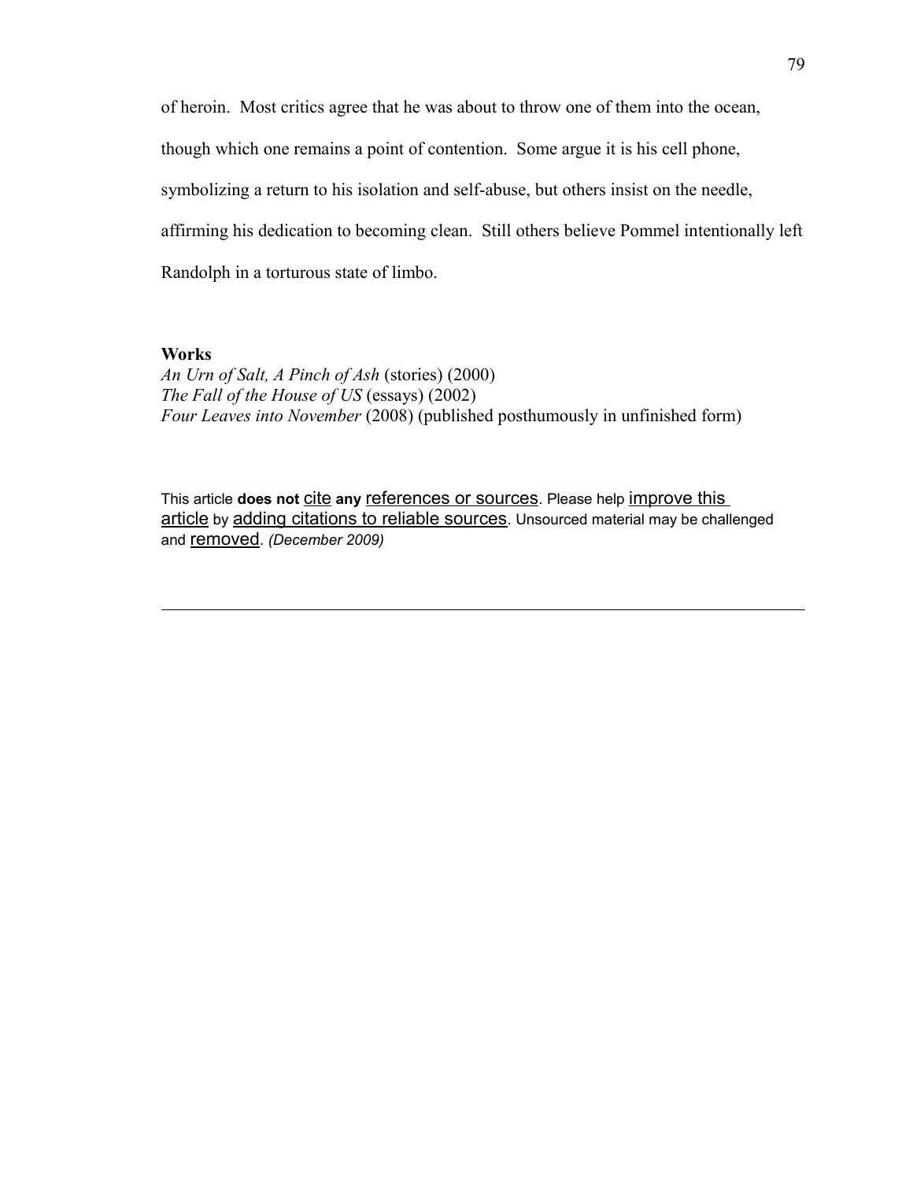of heroin. Most critics agree that he was about to throw one of them into the ocean, though which one remains a point of contention. Some argue it is his cell phone, symbolizing a return to his isolation and self-abuse, but others insist on the needle, affirming his dedication to becoming clean. Still others believe Pommel intentionally left Randolph in a torturous state of limbo.

**Works**

*An Urn of Salt, A Pinch of Ash* (stories) (2000)
*The Fall of the House of US* (essays) (2002)
*Four Leaves into November* (2008) (published posthumously in unfinished form)

This article **does not** cite **any** references or sources. Please help improve this article by adding citations to reliable sources. Unsourced material may be challenged and removed. *(December 2009)*

---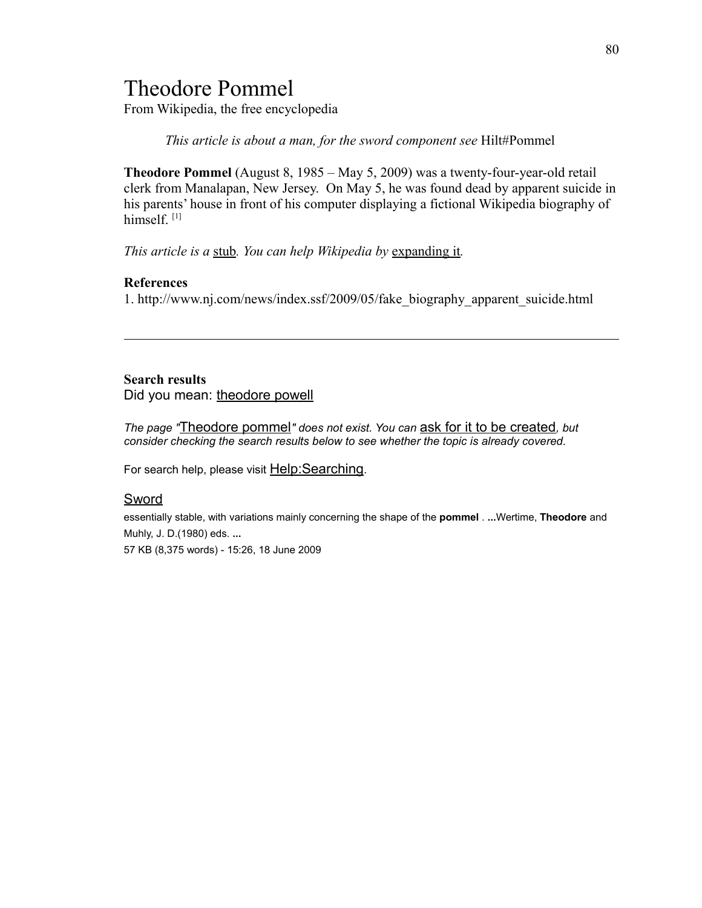# Theodore Pommel

From Wikipedia, the free encyclopedia

*This article is about a man, for the sword component see* Hilt#Pommel

**Theodore Pommel** (August 8, 1985 – May 5, 2009) was a twenty-four-year-old retail clerk from Manalapan, New Jersey. On May 5, he was found dead by apparent suicide in his parents' house in front of his computer displaying a fictional Wikipedia biography of himself. [1]

*This article is a* stub*. You can help Wikipedia by* expanding it*.*

**References**

1. http://www.nj.com/news/index.ssf/2009/05/fake_biography_apparent_suicide.html

---

**Search results**

Did you mean: theodore powell

*The page "*Theodore pommel*" does not exist. You can* ask for it to be created*, but consider checking the search results below to see whether the topic is already covered.*

For search help, please visit Help:Searching.

Sword

essentially stable, with variations mainly concerning the shape of the **pommel** . **...**Wertime, **Theodore** and Muhly, J. D.(1980) eds. **...**

57 KB (8,375 words) - 15:26, 18 June 2009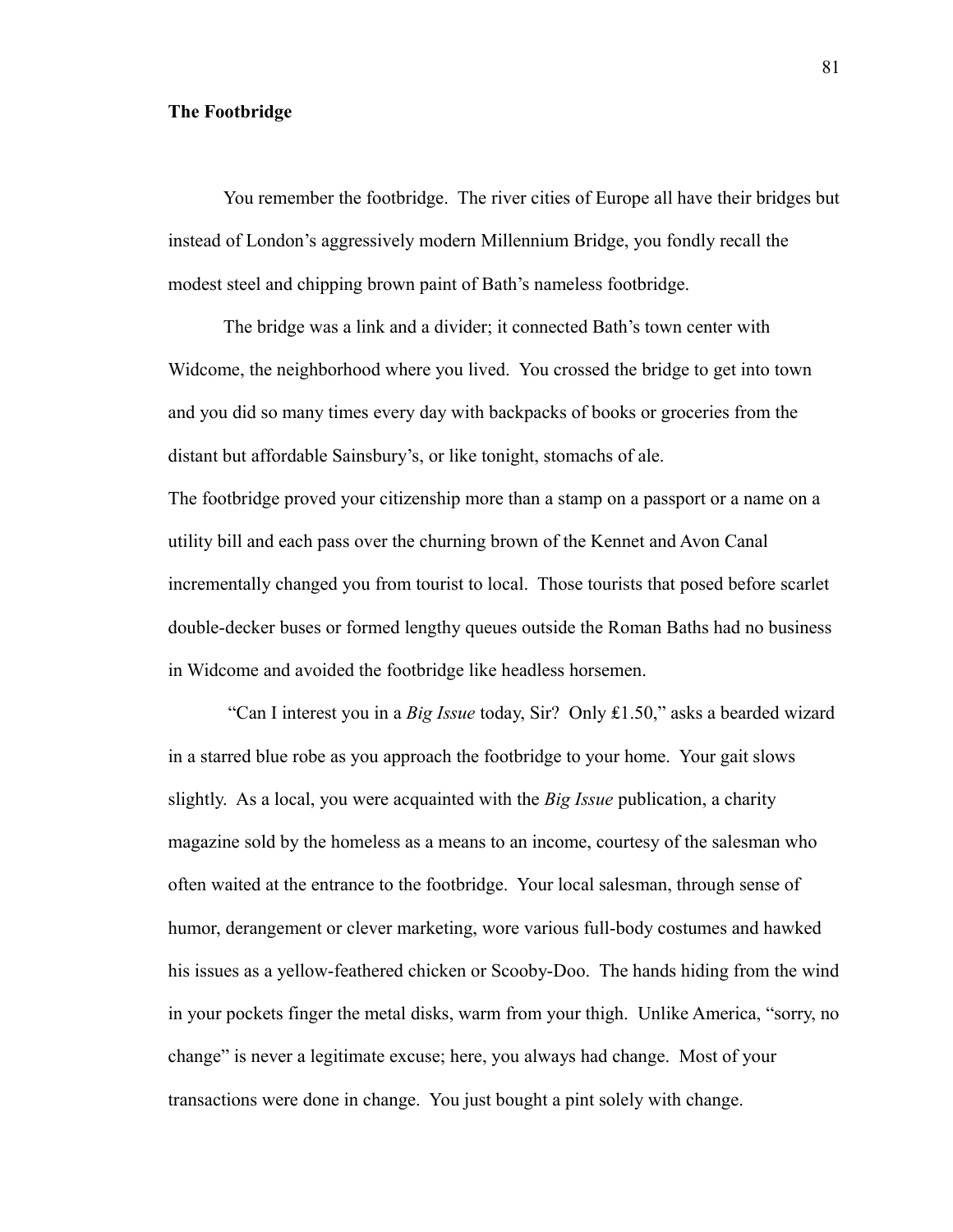**The Footbridge**

You remember the footbridge. The river cities of Europe all have their bridges but instead of London's aggressively modern Millennium Bridge, you fondly recall the modest steel and chipping brown paint of Bath's nameless footbridge.

The bridge was a link and a divider; it connected Bath's town center with Widcome, the neighborhood where you lived. You crossed the bridge to get into town and you did so many times every day with backpacks of books or groceries from the distant but affordable Sainsbury's, or like tonight, stomachs of ale.

The footbridge proved your citizenship more than a stamp on a passport or a name on a utility bill and each pass over the churning brown of the Kennet and Avon Canal incrementally changed you from tourist to local. Those tourists that posed before scarlet double-decker buses or formed lengthy queues outside the Roman Baths had no business in Widcome and avoided the footbridge like headless horsemen.

"Can I interest you in a *Big Issue* today, Sir? Only ₤1.50," asks a bearded wizard in a starred blue robe as you approach the footbridge to your home. Your gait slows slightly. As a local, you were acquainted with the *Big Issue* publication, a charity magazine sold by the homeless as a means to an income, courtesy of the salesman who often waited at the entrance to the footbridge. Your local salesman, through sense of humor, derangement or clever marketing, wore various full-body costumes and hawked his issues as a yellow-feathered chicken or Scooby-Doo. The hands hiding from the wind in your pockets finger the metal disks, warm from your thigh. Unlike America, "sorry, no change" is never a legitimate excuse; here, you always had change. Most of your transactions were done in change. You just bought a pint solely with change.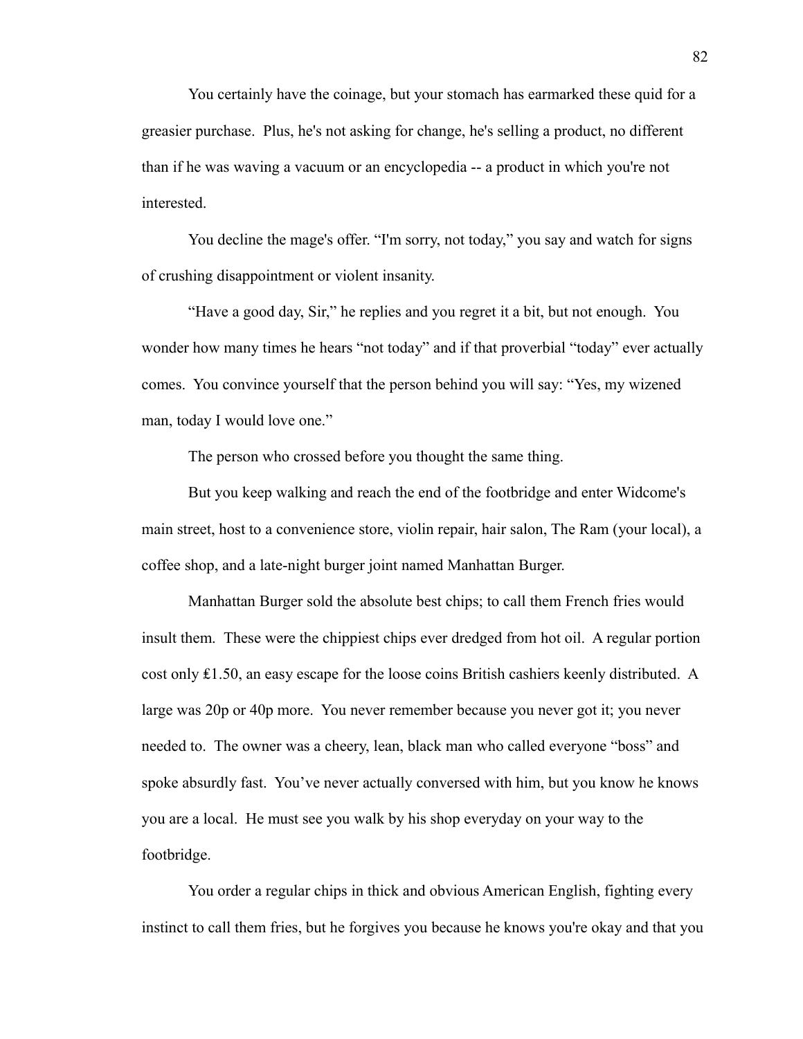You certainly have the coinage, but your stomach has earmarked these quid for a greasier purchase. Plus, he's not asking for change, he's selling a product, no different than if he was waving a vacuum or an encyclopedia -- a product in which you're not interested.

You decline the mage's offer. “I'm sorry, not today,” you say and watch for signs of crushing disappointment or violent insanity.

“Have a good day, Sir,” he replies and you regret it a bit, but not enough. You wonder how many times he hears “not today” and if that proverbial “today” ever actually comes. You convince yourself that the person behind you will say: “Yes, my wizened man, today I would love one.”

The person who crossed before you thought the same thing.

But you keep walking and reach the end of the footbridge and enter Widcome's main street, host to a convenience store, violin repair, hair salon, The Ram (your local), a coffee shop, and a late-night burger joint named Manhattan Burger.

Manhattan Burger sold the absolute best chips; to call them French fries would insult them. These were the chippiest chips ever dredged from hot oil. A regular portion cost only £1.50, an easy escape for the loose coins British cashiers keenly distributed. A large was 20p or 40p more. You never remember because you never got it; you never needed to. The owner was a cheery, lean, black man who called everyone “boss” and spoke absurdly fast. You’ve never actually conversed with him, but you know he knows you are a local. He must see you walk by his shop everyday on your way to the footbridge.

You order a regular chips in thick and obvious American English, fighting every instinct to call them fries, but he forgives you because he knows you're okay and that you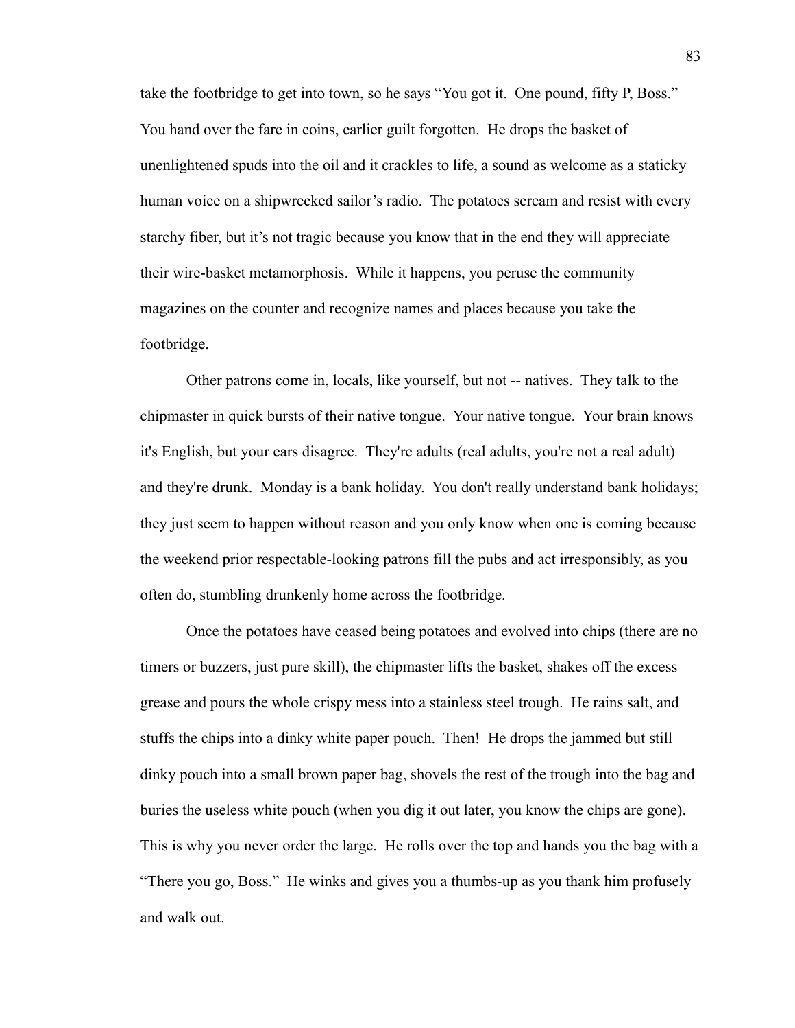take the footbridge to get into town, so he says "You got it. One pound, fifty P, Boss." You hand over the fare in coins, earlier guilt forgotten. He drops the basket of unenlightened spuds into the oil and it crackles to life, a sound as welcome as a staticky human voice on a shipwrecked sailor's radio. The potatoes scream and resist with every starchy fiber, but it's not tragic because you know that in the end they will appreciate their wire-basket metamorphosis. While it happens, you peruse the community magazines on the counter and recognize names and places because you take the footbridge.

Other patrons come in, locals, like yourself, but not -- natives. They talk to the chipmaster in quick bursts of their native tongue. Your native tongue. Your brain knows it's English, but your ears disagree. They're adults (real adults, you're not a real adult) and they're drunk. Monday is a bank holiday. You don't really understand bank holidays; they just seem to happen without reason and you only know when one is coming because the weekend prior respectable-looking patrons fill the pubs and act irresponsibly, as you often do, stumbling drunkenly home across the footbridge.

Once the potatoes have ceased being potatoes and evolved into chips (there are no timers or buzzers, just pure skill), the chipmaster lifts the basket, shakes off the excess grease and pours the whole crispy mess into a stainless steel trough. He rains salt, and stuffs the chips into a dinky white paper pouch. Then! He drops the jammed but still dinky pouch into a small brown paper bag, shovels the rest of the trough into the bag and buries the useless white pouch (when you dig it out later, you know the chips are gone). This is why you never order the large. He rolls over the top and hands you the bag with a "There you go, Boss." He winks and gives you a thumbs-up as you thank him profusely and walk out.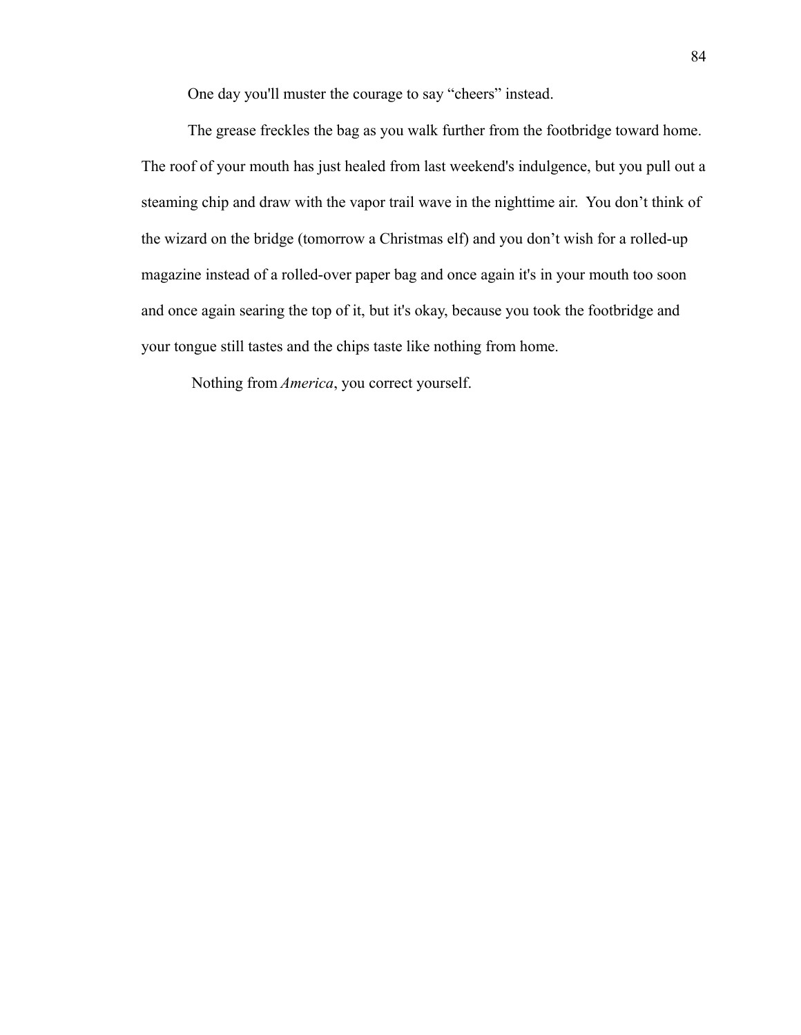One day you'll muster the courage to say "cheers" instead.

The grease freckles the bag as you walk further from the footbridge toward home. The roof of your mouth has just healed from last weekend's indulgence, but you pull out a steaming chip and draw with the vapor trail wave in the nighttime air.  You don't think of the wizard on the bridge (tomorrow a Christmas elf) and you don't wish for a rolled-up magazine instead of a rolled-over paper bag and once again it's in your mouth too soon and once again searing the top of it, but it's okay, because you took the footbridge and your tongue still tastes and the chips taste like nothing from home.

Nothing from *America*, you correct yourself.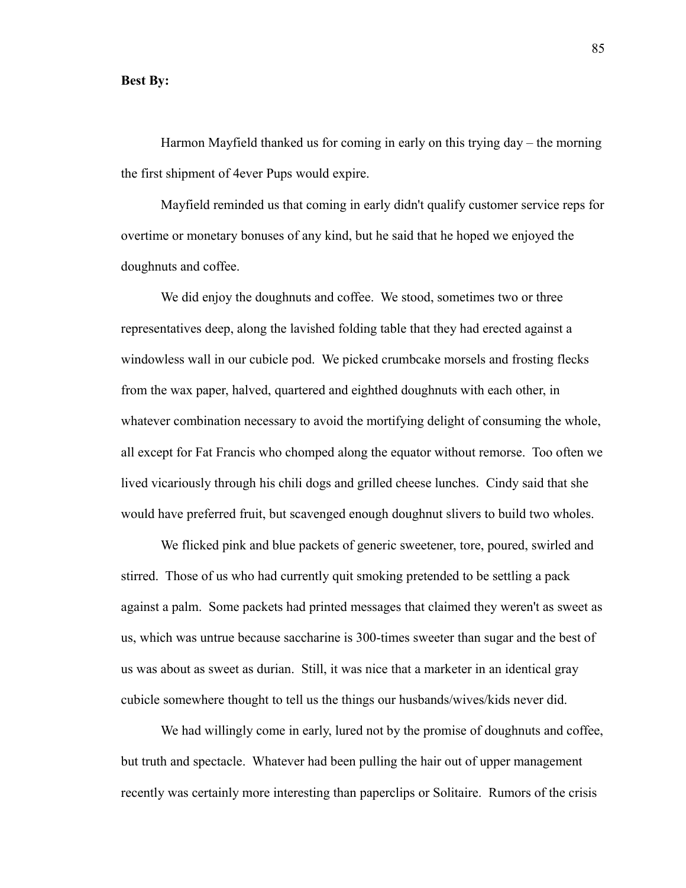**Best By:**

Harmon Mayfield thanked us for coming in early on this trying day – the morning the first shipment of 4ever Pups would expire.

Mayfield reminded us that coming in early didn't qualify customer service reps for overtime or monetary bonuses of any kind, but he said that he hoped we enjoyed the doughnuts and coffee.

We did enjoy the doughnuts and coffee. We stood, sometimes two or three representatives deep, along the lavished folding table that they had erected against a windowless wall in our cubicle pod. We picked crumbcake morsels and frosting flecks from the wax paper, halved, quartered and eighthed doughnuts with each other, in whatever combination necessary to avoid the mortifying delight of consuming the whole, all except for Fat Francis who chomped along the equator without remorse. Too often we lived vicariously through his chili dogs and grilled cheese lunches. Cindy said that she would have preferred fruit, but scavenged enough doughnut slivers to build two wholes.

We flicked pink and blue packets of generic sweetener, tore, poured, swirled and stirred. Those of us who had currently quit smoking pretended to be settling a pack against a palm. Some packets had printed messages that claimed they weren't as sweet as us, which was untrue because saccharine is 300-times sweeter than sugar and the best of us was about as sweet as durian. Still, it was nice that a marketer in an identical gray cubicle somewhere thought to tell us the things our husbands/wives/kids never did.

We had willingly come in early, lured not by the promise of doughnuts and coffee, but truth and spectacle. Whatever had been pulling the hair out of upper management recently was certainly more interesting than paperclips or Solitaire. Rumors of the crisis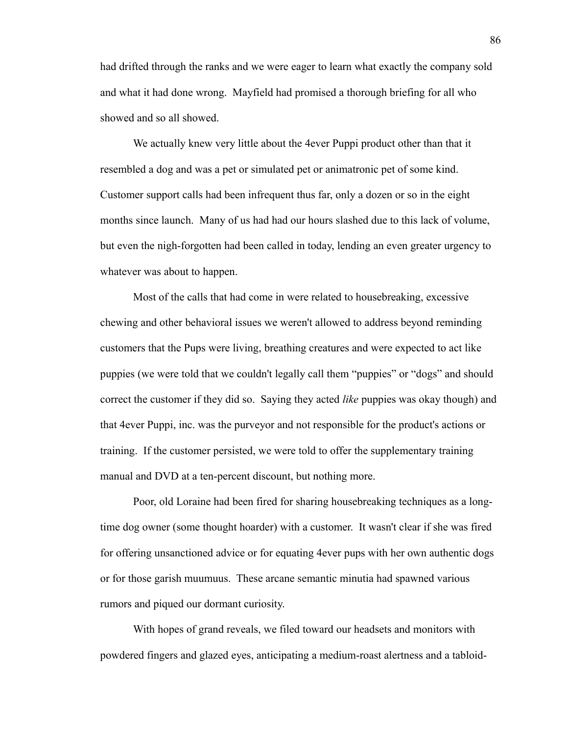had drifted through the ranks and we were eager to learn what exactly the company sold and what it had done wrong. Mayfield had promised a thorough briefing for all who showed and so all showed.

We actually knew very little about the 4ever Puppi product other than that it resembled a dog and was a pet or simulated pet or animatronic pet of some kind. Customer support calls had been infrequent thus far, only a dozen or so in the eight months since launch. Many of us had had our hours slashed due to this lack of volume, but even the nigh-forgotten had been called in today, lending an even greater urgency to whatever was about to happen.

Most of the calls that had come in were related to housebreaking, excessive chewing and other behavioral issues we weren't allowed to address beyond reminding customers that the Pups were living, breathing creatures and were expected to act like puppies (we were told that we couldn't legally call them "puppies" or "dogs" and should correct the customer if they did so. Saying they acted *like* puppies was okay though) and that 4ever Puppi, inc. was the purveyor and not responsible for the product's actions or training. If the customer persisted, we were told to offer the supplementary training manual and DVD at a ten-percent discount, but nothing more.

Poor, old Loraine had been fired for sharing housebreaking techniques as a long-time dog owner (some thought hoarder) with a customer. It wasn't clear if she was fired for offering unsanctioned advice or for equating 4ever pups with her own authentic dogs or for those garish muumuus. These arcane semantic minutia had spawned various rumors and piqued our dormant curiosity.

With hopes of grand reveals, we filed toward our headsets and monitors with powdered fingers and glazed eyes, anticipating a medium-roast alertness and a tabloid-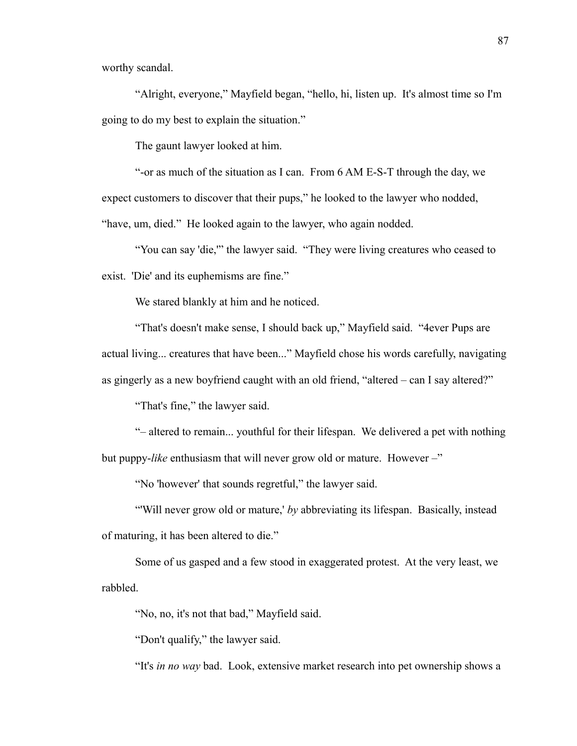worthy scandal.

"Alright, everyone," Mayfield began, "hello, hi, listen up. It's almost time so I'm going to do my best to explain the situation."

The gaunt lawyer looked at him.

"-or as much of the situation as I can. From 6 AM E-S-T through the day, we expect customers to discover that their pups," he looked to the lawyer who nodded, "have, um, died." He looked again to the lawyer, who again nodded.

"You can say 'die,'" the lawyer said. "They were living creatures who ceased to exist. 'Die' and its euphemisms are fine."

We stared blankly at him and he noticed.

"That's doesn't make sense, I should back up," Mayfield said. "4ever Pups are actual living... creatures that have been..." Mayfield chose his words carefully, navigating as gingerly as a new boyfriend caught with an old friend, "altered – can I say altered?"

"That's fine," the lawyer said.

"– altered to remain... youthful for their lifespan. We delivered a pet with nothing but puppy-*like* enthusiasm that will never grow old or mature. However –"

"No 'however' that sounds regretful," the lawyer said.

"'Will never grow old or mature,' *by* abbreviating its lifespan. Basically, instead of maturing, it has been altered to die."

Some of us gasped and a few stood in exaggerated protest. At the very least, we rabbled.

"No, no, it's not that bad," Mayfield said.

"Don't qualify," the lawyer said.

"It's *in no way* bad. Look, extensive market research into pet ownership shows a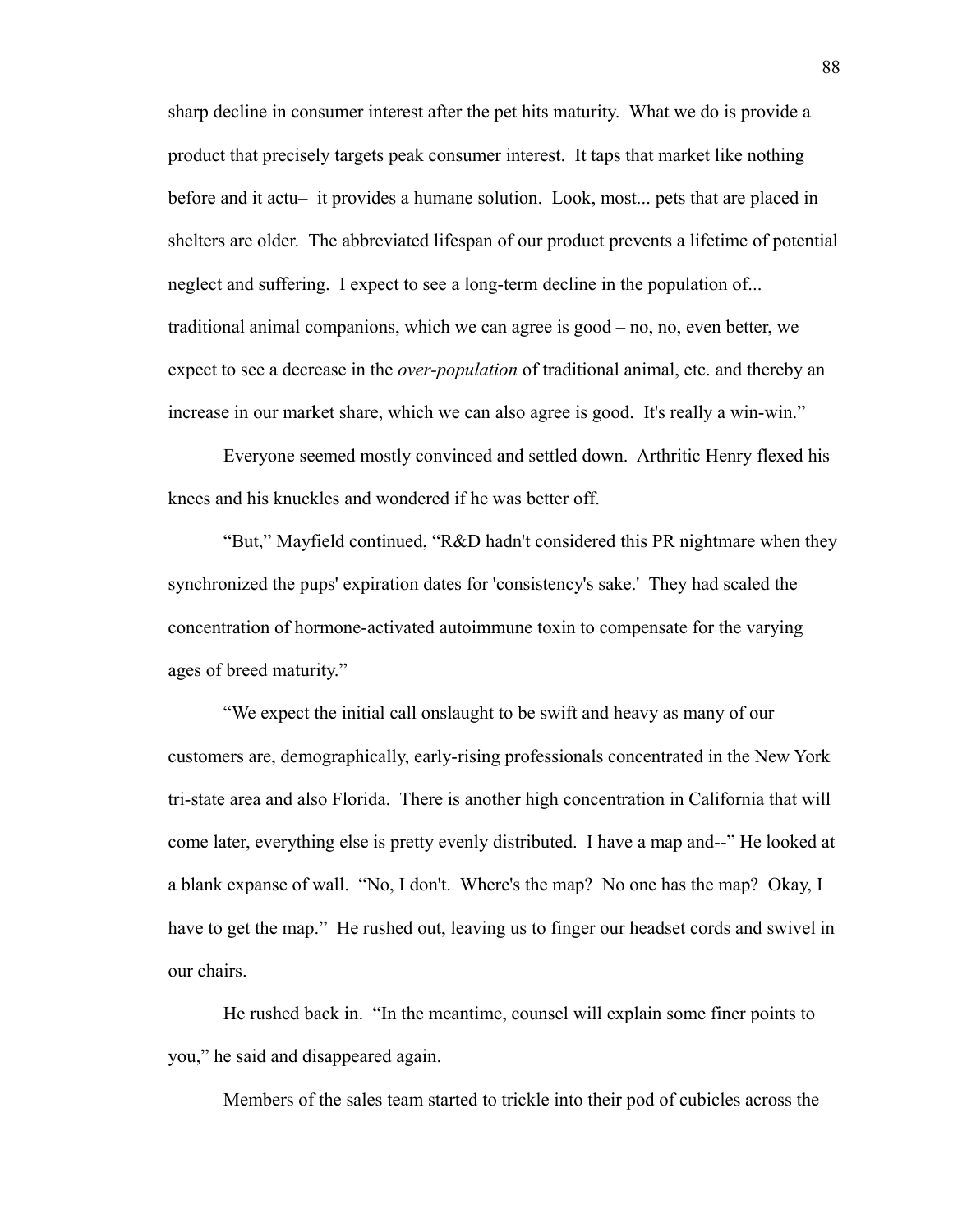sharp decline in consumer interest after the pet hits maturity. What we do is provide a product that precisely targets peak consumer interest. It taps that market like nothing before and it actu– it provides a humane solution. Look, most... pets that are placed in shelters are older. The abbreviated lifespan of our product prevents a lifetime of potential neglect and suffering. I expect to see a long-term decline in the population of... traditional animal companions, which we can agree is good – no, no, even better, we expect to see a decrease in the *over-population* of traditional animal, etc. and thereby an increase in our market share, which we can also agree is good. It's really a win-win."

Everyone seemed mostly convinced and settled down. Arthritic Henry flexed his knees and his knuckles and wondered if he was better off.

"But," Mayfield continued, "R&D hadn't considered this PR nightmare when they synchronized the pups' expiration dates for 'consistency's sake.' They had scaled the concentration of hormone-activated autoimmune toxin to compensate for the varying ages of breed maturity."

"We expect the initial call onslaught to be swift and heavy as many of our customers are, demographically, early-rising professionals concentrated in the New York tri-state area and also Florida. There is another high concentration in California that will come later, everything else is pretty evenly distributed. I have a map and--" He looked at a blank expanse of wall. "No, I don't. Where's the map? No one has the map? Okay, I have to get the map." He rushed out, leaving us to finger our headset cords and swivel in our chairs.

He rushed back in. "In the meantime, counsel will explain some finer points to you," he said and disappeared again.

Members of the sales team started to trickle into their pod of cubicles across the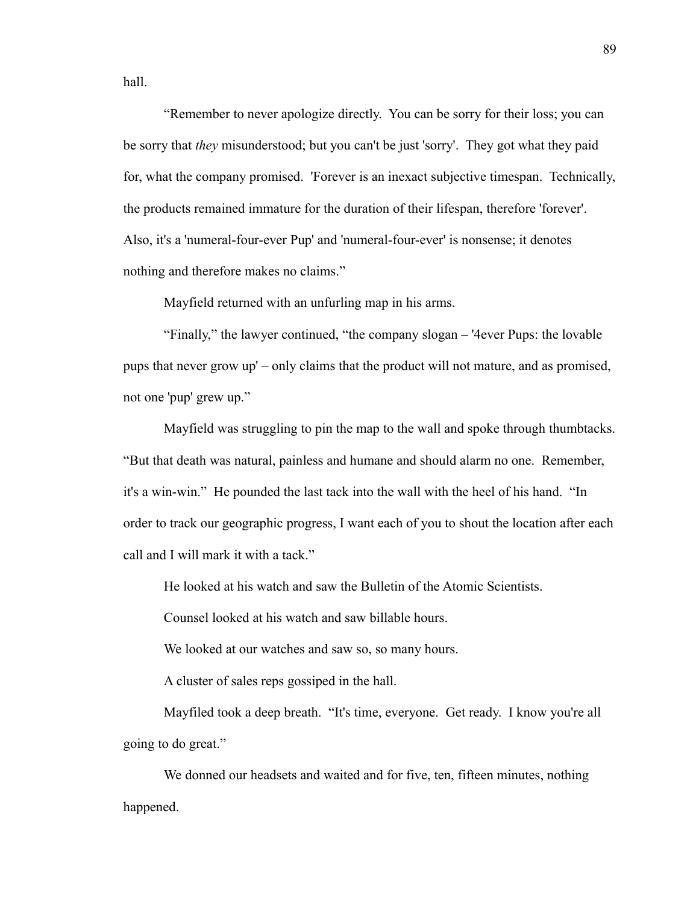hall.

"Remember to never apologize directly. You can be sorry for their loss; you can be sorry that *they* misunderstood; but you can't be just 'sorry'. They got what they paid for, what the company promised. 'Forever is an inexact subjective timespan. Technically, the products remained immature for the duration of their lifespan, therefore 'forever'. Also, it's a 'numeral-four-ever Pup' and 'numeral-four-ever' is nonsense; it denotes nothing and therefore makes no claims."

Mayfield returned with an unfurling map in his arms.

"Finally," the lawyer continued, "the company slogan – '4ever Pups: the lovable pups that never grow up' – only claims that the product will not mature, and as promised, not one 'pup' grew up."

Mayfield was struggling to pin the map to the wall and spoke through thumbtacks. "But that death was natural, painless and humane and should alarm no one. Remember, it's a win-win." He pounded the last tack into the wall with the heel of his hand. "In order to track our geographic progress, I want each of you to shout the location after each call and I will mark it with a tack."

He looked at his watch and saw the Bulletin of the Atomic Scientists.

Counsel looked at his watch and saw billable hours.

We looked at our watches and saw so, so many hours.

A cluster of sales reps gossiped in the hall.

Mayfiled took a deep breath. "It's time, everyone. Get ready. I know you're all going to do great."

We donned our headsets and waited and for five, ten, fifteen minutes, nothing happened.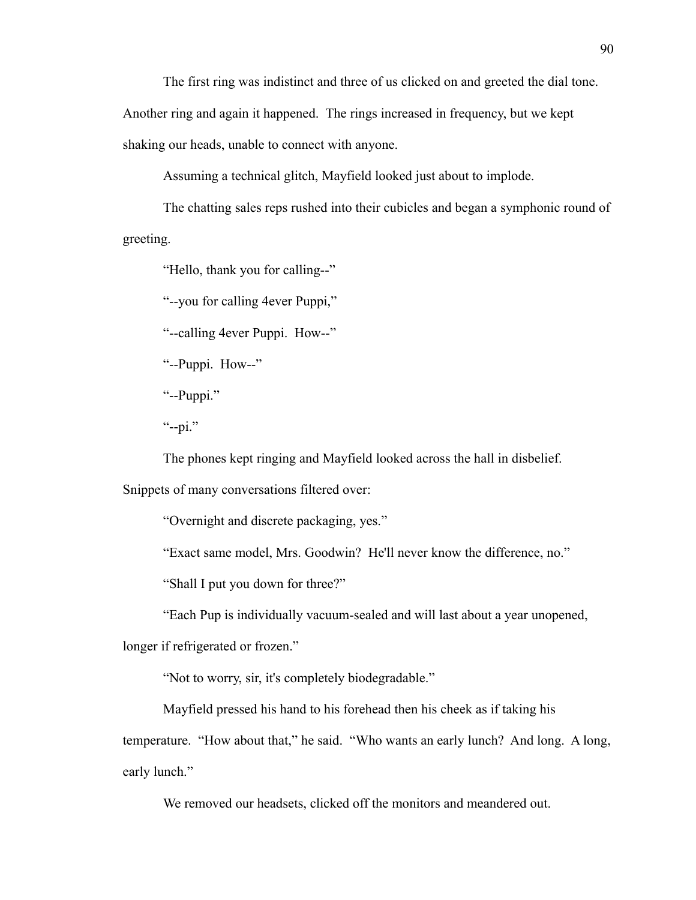The first ring was indistinct and three of us clicked on and greeted the dial tone. Another ring and again it happened. The rings increased in frequency, but we kept shaking our heads, unable to connect with anyone.

Assuming a technical glitch, Mayfield looked just about to implode.

The chatting sales reps rushed into their cubicles and began a symphonic round of greeting.

"Hello, thank you for calling--"

"--you for calling 4ever Puppi,"

"--calling 4ever Puppi. How--"

"--Puppi. How--"

"--Puppi."

"--pi."

The phones kept ringing and Mayfield looked across the hall in disbelief. Snippets of many conversations filtered over:

"Overnight and discrete packaging, yes."

"Exact same model, Mrs. Goodwin? He'll never know the difference, no."

"Shall I put you down for three?"

"Each Pup is individually vacuum-sealed and will last about a year unopened, longer if refrigerated or frozen."

"Not to worry, sir, it's completely biodegradable."

Mayfield pressed his hand to his forehead then his cheek as if taking his temperature. "How about that," he said. "Who wants an early lunch? And long. A long, early lunch."

We removed our headsets, clicked off the monitors and meandered out.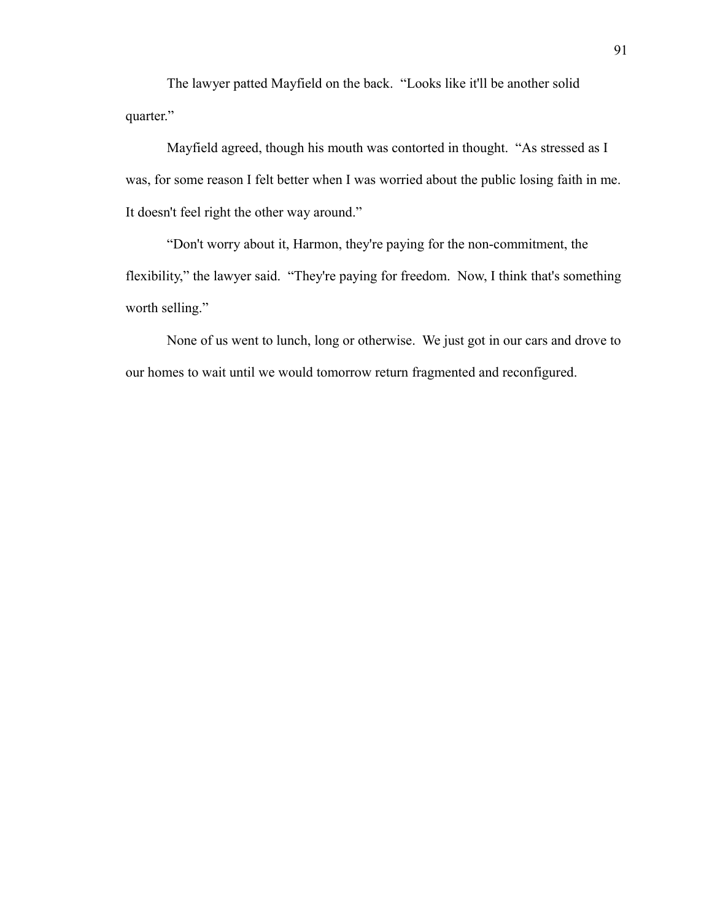The lawyer patted Mayfield on the back. "Looks like it'll be another solid quarter."

Mayfield agreed, though his mouth was contorted in thought. "As stressed as I was, for some reason I felt better when I was worried about the public losing faith in me. It doesn't feel right the other way around."

"Don't worry about it, Harmon, they're paying for the non-commitment, the flexibility," the lawyer said. "They're paying for freedom. Now, I think that's something worth selling."

None of us went to lunch, long or otherwise. We just got in our cars and drove to our homes to wait until we would tomorrow return fragmented and reconfigured.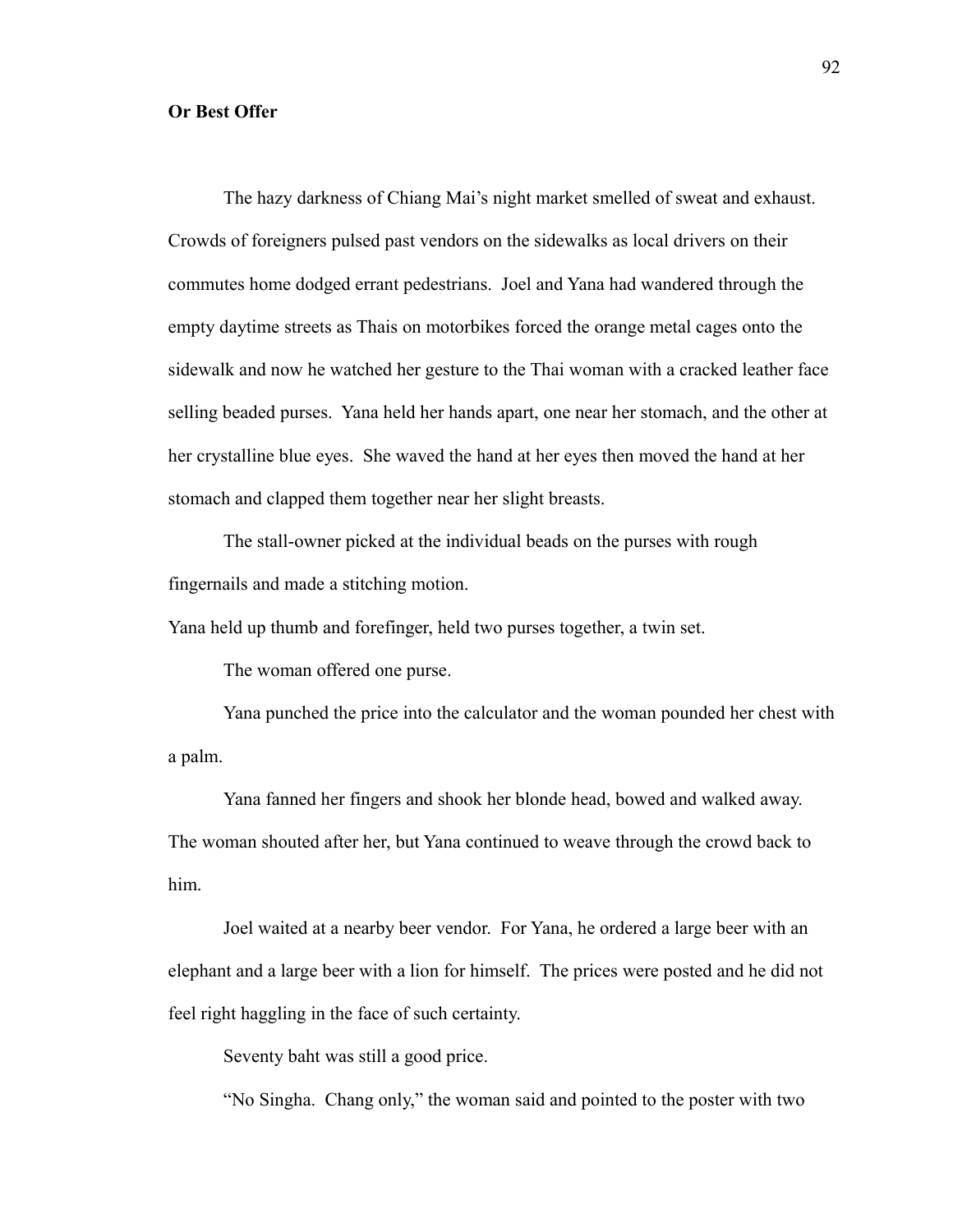**Or Best Offer**

The hazy darkness of Chiang Mai's night market smelled of sweat and exhaust. Crowds of foreigners pulsed past vendors on the sidewalks as local drivers on their commutes home dodged errant pedestrians. Joel and Yana had wandered through the empty daytime streets as Thais on motorbikes forced the orange metal cages onto the sidewalk and now he watched her gesture to the Thai woman with a cracked leather face selling beaded purses. Yana held her hands apart, one near her stomach, and the other at her crystalline blue eyes. She waved the hand at her eyes then moved the hand at her stomach and clapped them together near her slight breasts.

The stall-owner picked at the individual beads on the purses with rough fingernails and made a stitching motion.

Yana held up thumb and forefinger, held two purses together, a twin set.

The woman offered one purse.

Yana punched the price into the calculator and the woman pounded her chest with a palm.

Yana fanned her fingers and shook her blonde head, bowed and walked away. The woman shouted after her, but Yana continued to weave through the crowd back to him.

Joel waited at a nearby beer vendor. For Yana, he ordered a large beer with an elephant and a large beer with a lion for himself. The prices were posted and he did not feel right haggling in the face of such certainty.

Seventy baht was still a good price.

"No Singha. Chang only," the woman said and pointed to the poster with two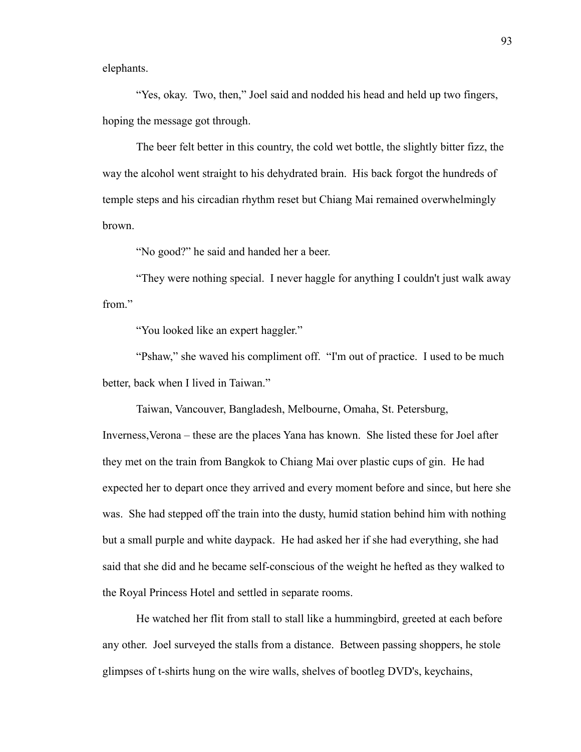elephants.

"Yes, okay. Two, then," Joel said and nodded his head and held up two fingers, hoping the message got through.

The beer felt better in this country, the cold wet bottle, the slightly bitter fizz, the way the alcohol went straight to his dehydrated brain. His back forgot the hundreds of temple steps and his circadian rhythm reset but Chiang Mai remained overwhelmingly brown.

"No good?" he said and handed her a beer.

"They were nothing special. I never haggle for anything I couldn't just walk away from."

"You looked like an expert haggler."

"Pshaw," she waved his compliment off. "I'm out of practice. I used to be much better, back when I lived in Taiwan."

Taiwan, Vancouver, Bangladesh, Melbourne, Omaha, St. Petersburg, Inverness,Verona – these are the places Yana has known. She listed these for Joel after they met on the train from Bangkok to Chiang Mai over plastic cups of gin. He had expected her to depart once they arrived and every moment before and since, but here she was. She had stepped off the train into the dusty, humid station behind him with nothing but a small purple and white daypack. He had asked her if she had everything, she had said that she did and he became self-conscious of the weight he hefted as they walked to the Royal Princess Hotel and settled in separate rooms.

He watched her flit from stall to stall like a hummingbird, greeted at each before any other. Joel surveyed the stalls from a distance. Between passing shoppers, he stole glimpses of t-shirts hung on the wire walls, shelves of bootleg DVD's, keychains,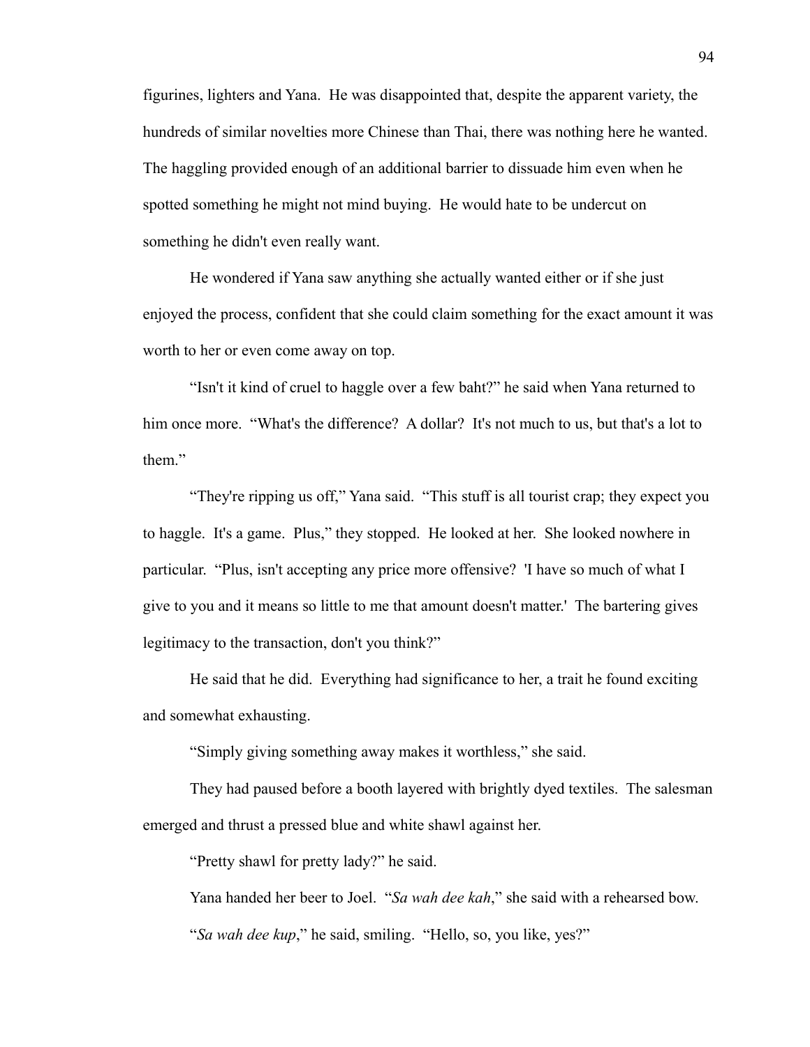figurines, lighters and Yana. He was disappointed that, despite the apparent variety, the hundreds of similar novelties more Chinese than Thai, there was nothing here he wanted. The haggling provided enough of an additional barrier to dissuade him even when he spotted something he might not mind buying. He would hate to be undercut on something he didn't even really want.

He wondered if Yana saw anything she actually wanted either or if she just enjoyed the process, confident that she could claim something for the exact amount it was worth to her or even come away on top.

"Isn't it kind of cruel to haggle over a few baht?" he said when Yana returned to him once more. "What's the difference? A dollar? It's not much to us, but that's a lot to them."

"They're ripping us off," Yana said. "This stuff is all tourist crap; they expect you to haggle. It's a game. Plus," they stopped. He looked at her. She looked nowhere in particular. "Plus, isn't accepting any price more offensive? 'I have so much of what I give to you and it means so little to me that amount doesn't matter.' The bartering gives legitimacy to the transaction, don't you think?"

He said that he did. Everything had significance to her, a trait he found exciting and somewhat exhausting.

"Simply giving something away makes it worthless," she said.

They had paused before a booth layered with brightly dyed textiles. The salesman emerged and thrust a pressed blue and white shawl against her.

"Pretty shawl for pretty lady?" he said.

Yana handed her beer to Joel. "*Sa wah dee kah*," she said with a rehearsed bow.

"*Sa wah dee kup*," he said, smiling. "Hello, so, you like, yes?"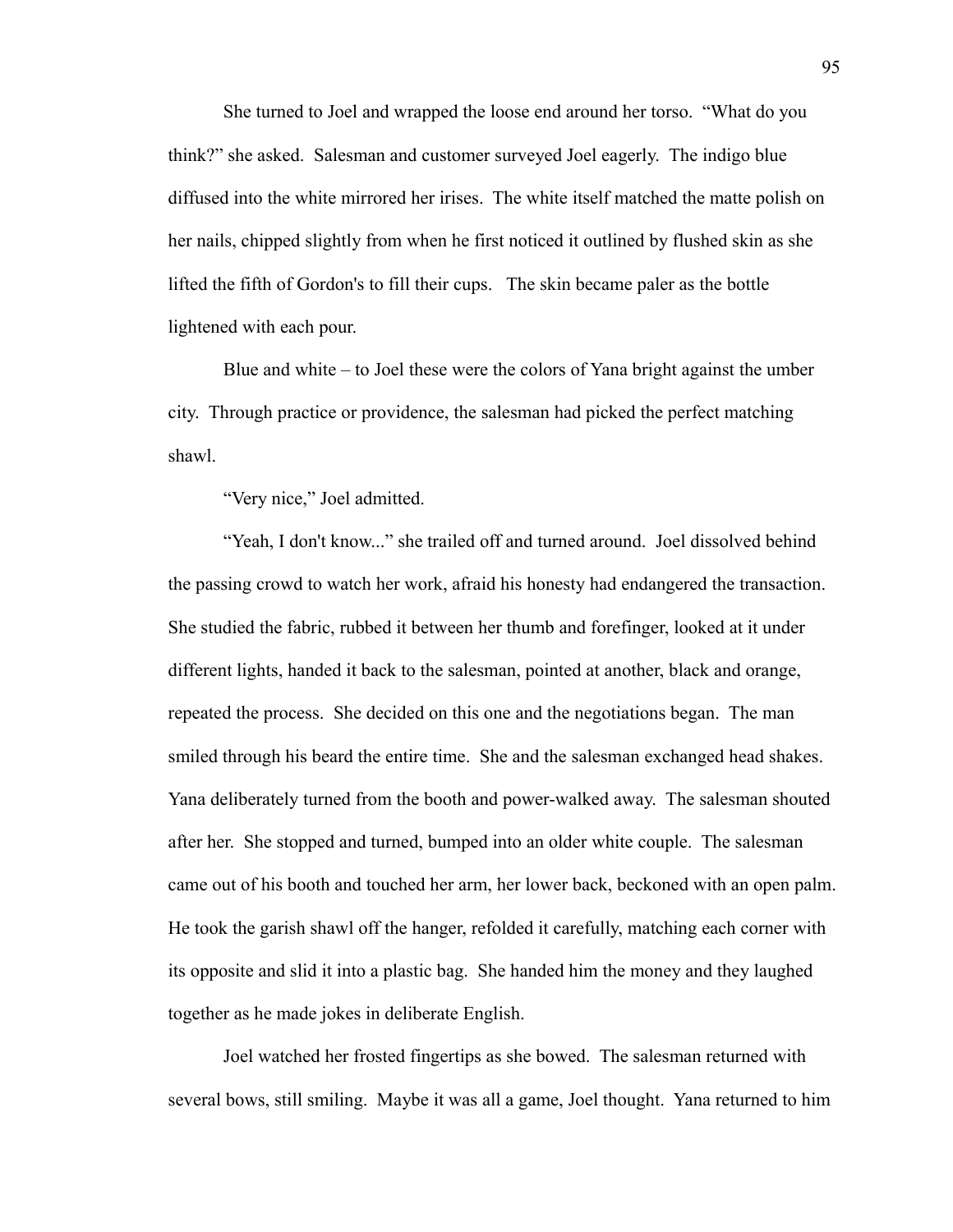She turned to Joel and wrapped the loose end around her torso. "What do you think?" she asked. Salesman and customer surveyed Joel eagerly. The indigo blue diffused into the white mirrored her irises. The white itself matched the matte polish on her nails, chipped slightly from when he first noticed it outlined by flushed skin as she lifted the fifth of Gordon's to fill their cups. The skin became paler as the bottle lightened with each pour.

Blue and white – to Joel these were the colors of Yana bright against the umber city. Through practice or providence, the salesman had picked the perfect matching shawl.

"Very nice," Joel admitted.

"Yeah, I don't know..." she trailed off and turned around. Joel dissolved behind the passing crowd to watch her work, afraid his honesty had endangered the transaction. She studied the fabric, rubbed it between her thumb and forefinger, looked at it under different lights, handed it back to the salesman, pointed at another, black and orange, repeated the process. She decided on this one and the negotiations began. The man smiled through his beard the entire time. She and the salesman exchanged head shakes. Yana deliberately turned from the booth and power-walked away. The salesman shouted after her. She stopped and turned, bumped into an older white couple. The salesman came out of his booth and touched her arm, her lower back, beckoned with an open palm. He took the garish shawl off the hanger, refolded it carefully, matching each corner with its opposite and slid it into a plastic bag. She handed him the money and they laughed together as he made jokes in deliberate English.

Joel watched her frosted fingertips as she bowed. The salesman returned with several bows, still smiling. Maybe it was all a game, Joel thought. Yana returned to him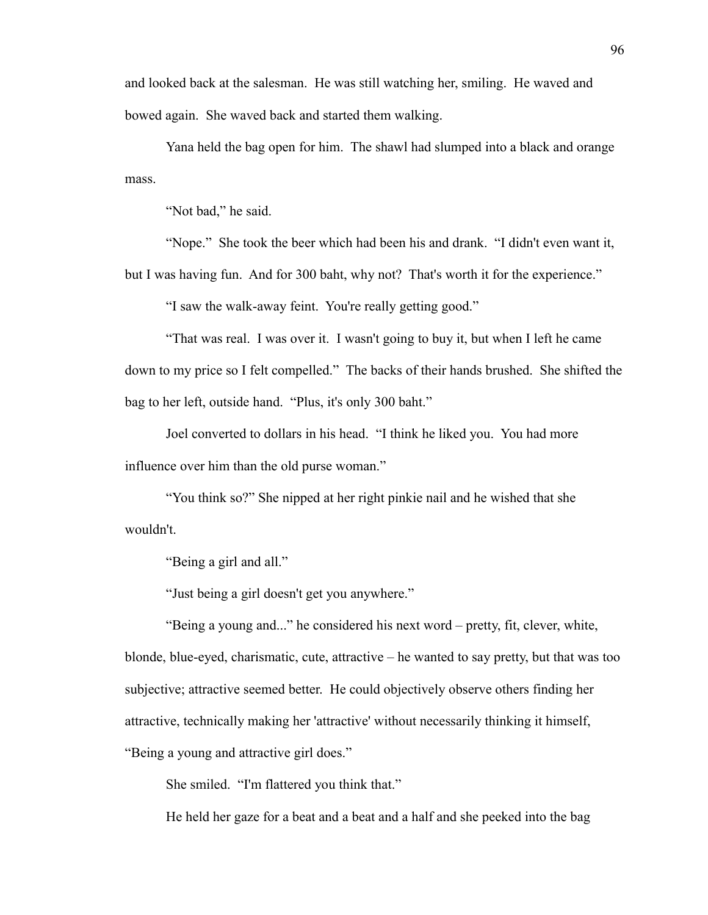and looked back at the salesman. He was still watching her, smiling. He waved and bowed again. She waved back and started them walking.

Yana held the bag open for him. The shawl had slumped into a black and orange mass.

"Not bad," he said.

"Nope." She took the beer which had been his and drank. "I didn't even want it, but I was having fun. And for 300 baht, why not? That's worth it for the experience."

"I saw the walk-away feint. You're really getting good."

"That was real. I was over it. I wasn't going to buy it, but when I left he came down to my price so I felt compelled." The backs of their hands brushed. She shifted the bag to her left, outside hand. "Plus, it's only 300 baht."

Joel converted to dollars in his head. "I think he liked you. You had more influence over him than the old purse woman."

"You think so?" She nipped at her right pinkie nail and he wished that she wouldn't.

"Being a girl and all."

"Just being a girl doesn't get you anywhere."

"Being a young and..." he considered his next word – pretty, fit, clever, white, blonde, blue-eyed, charismatic, cute, attractive – he wanted to say pretty, but that was too subjective; attractive seemed better. He could objectively observe others finding her attractive, technically making her 'attractive' without necessarily thinking it himself, "Being a young and attractive girl does."

She smiled. "I'm flattered you think that."

He held her gaze for a beat and a beat and a half and she peeked into the bag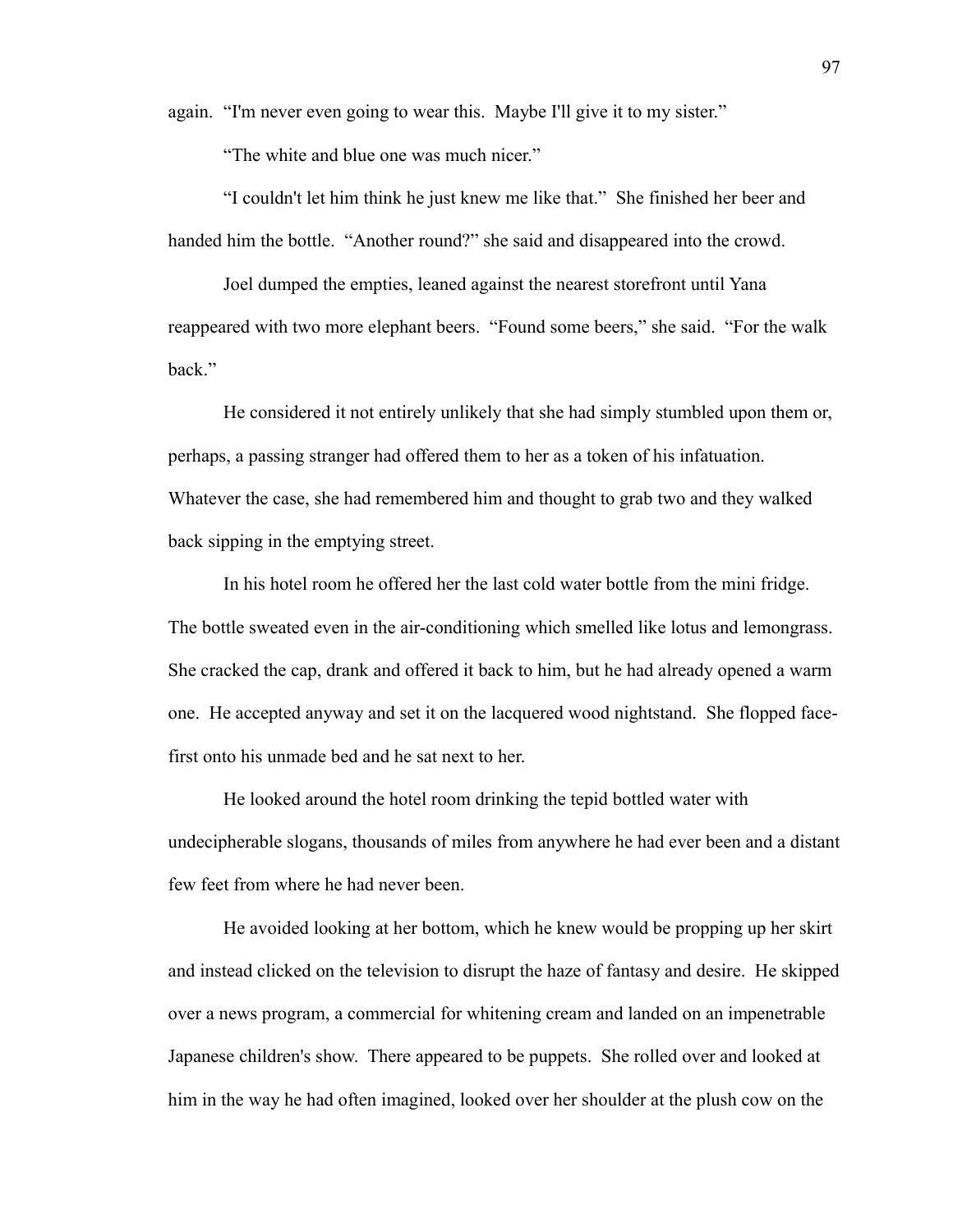again. "I'm never even going to wear this. Maybe I'll give it to my sister."

"The white and blue one was much nicer."

"I couldn't let him think he just knew me like that." She finished her beer and handed him the bottle. "Another round?" she said and disappeared into the crowd.

Joel dumped the empties, leaned against the nearest storefront until Yana reappeared with two more elephant beers. "Found some beers," she said. "For the walk back."

He considered it not entirely unlikely that she had simply stumbled upon them or, perhaps, a passing stranger had offered them to her as a token of his infatuation. Whatever the case, she had remembered him and thought to grab two and they walked back sipping in the emptying street.

In his hotel room he offered her the last cold water bottle from the mini fridge. The bottle sweated even in the air-conditioning which smelled like lotus and lemongrass. She cracked the cap, drank and offered it back to him, but he had already opened a warm one. He accepted anyway and set it on the lacquered wood nightstand. She flopped face-first onto his unmade bed and he sat next to her.

He looked around the hotel room drinking the tepid bottled water with undecipherable slogans, thousands of miles from anywhere he had ever been and a distant few feet from where he had never been.

He avoided looking at her bottom, which he knew would be propping up her skirt and instead clicked on the television to disrupt the haze of fantasy and desire. He skipped over a news program, a commercial for whitening cream and landed on an impenetrable Japanese children's show. There appeared to be puppets. She rolled over and looked at him in the way he had often imagined, looked over her shoulder at the plush cow on the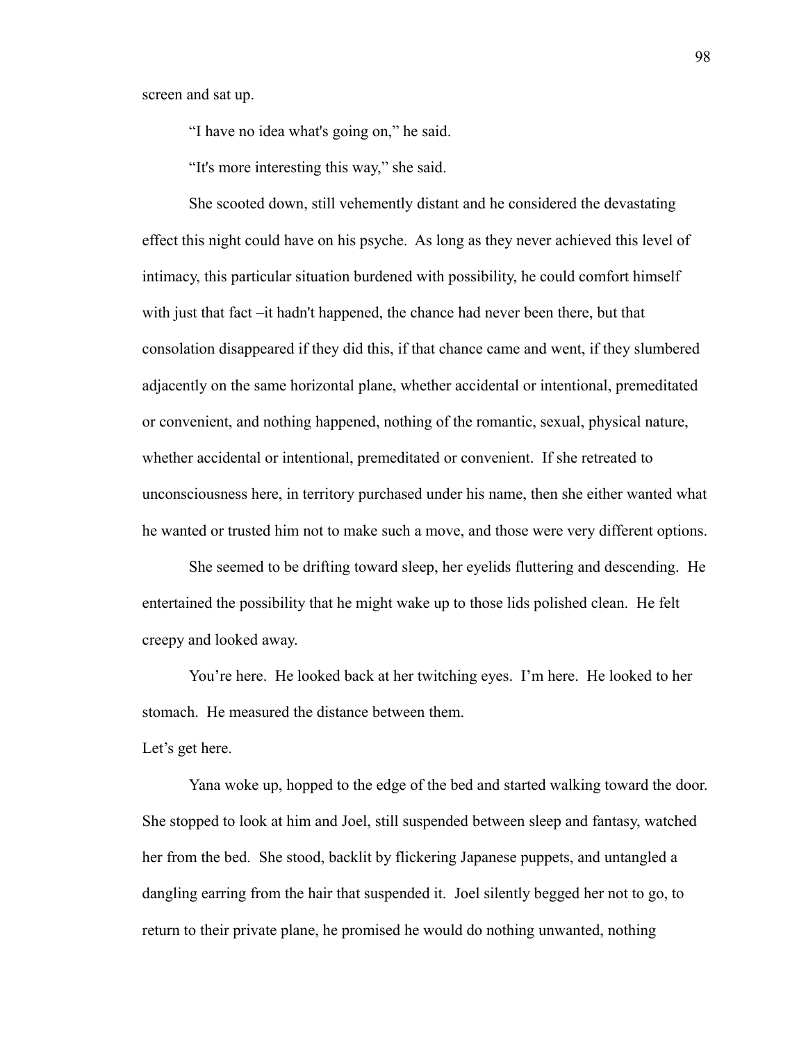screen and sat up.

"I have no idea what's going on," he said.

"It's more interesting this way," she said.

She scooted down, still vehemently distant and he considered the devastating effect this night could have on his psyche. As long as they never achieved this level of intimacy, this particular situation burdened with possibility, he could comfort himself with just that fact –it hadn't happened, the chance had never been there, but that consolation disappeared if they did this, if that chance came and went, if they slumbered adjacently on the same horizontal plane, whether accidental or intentional, premeditated or convenient, and nothing happened, nothing of the romantic, sexual, physical nature, whether accidental or intentional, premeditated or convenient. If she retreated to unconsciousness here, in territory purchased under his name, then she either wanted what he wanted or trusted him not to make such a move, and those were very different options.

She seemed to be drifting toward sleep, her eyelids fluttering and descending. He entertained the possibility that he might wake up to those lids polished clean. He felt creepy and looked away.

You're here. He looked back at her twitching eyes. I'm here. He looked to her stomach. He measured the distance between them.

Let's get here.

Yana woke up, hopped to the edge of the bed and started walking toward the door. She stopped to look at him and Joel, still suspended between sleep and fantasy, watched her from the bed. She stood, backlit by flickering Japanese puppets, and untangled a dangling earring from the hair that suspended it. Joel silently begged her not to go, to return to their private plane, he promised he would do nothing unwanted, nothing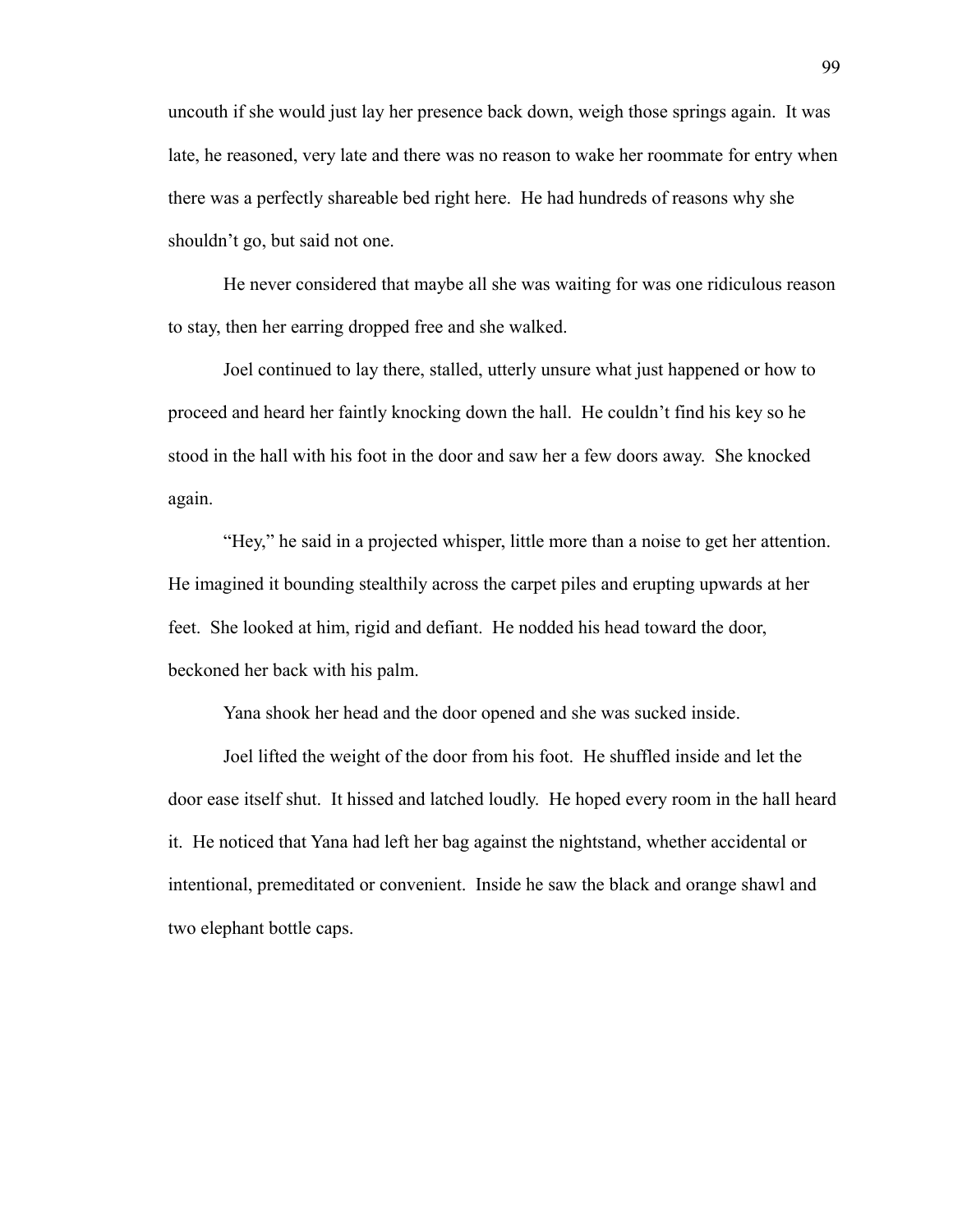uncouth if she would just lay her presence back down, weigh those springs again. It was late, he reasoned, very late and there was no reason to wake her roommate for entry when there was a perfectly shareable bed right here. He had hundreds of reasons why she shouldn't go, but said not one.

He never considered that maybe all she was waiting for was one ridiculous reason to stay, then her earring dropped free and she walked.

Joel continued to lay there, stalled, utterly unsure what just happened or how to proceed and heard her faintly knocking down the hall. He couldn't find his key so he stood in the hall with his foot in the door and saw her a few doors away. She knocked again.

"Hey," he said in a projected whisper, little more than a noise to get her attention. He imagined it bounding stealthily across the carpet piles and erupting upwards at her feet. She looked at him, rigid and defiant. He nodded his head toward the door, beckoned her back with his palm.

Yana shook her head and the door opened and she was sucked inside.

Joel lifted the weight of the door from his foot. He shuffled inside and let the door ease itself shut. It hissed and latched loudly. He hoped every room in the hall heard it. He noticed that Yana had left her bag against the nightstand, whether accidental or intentional, premeditated or convenient. Inside he saw the black and orange shawl and two elephant bottle caps.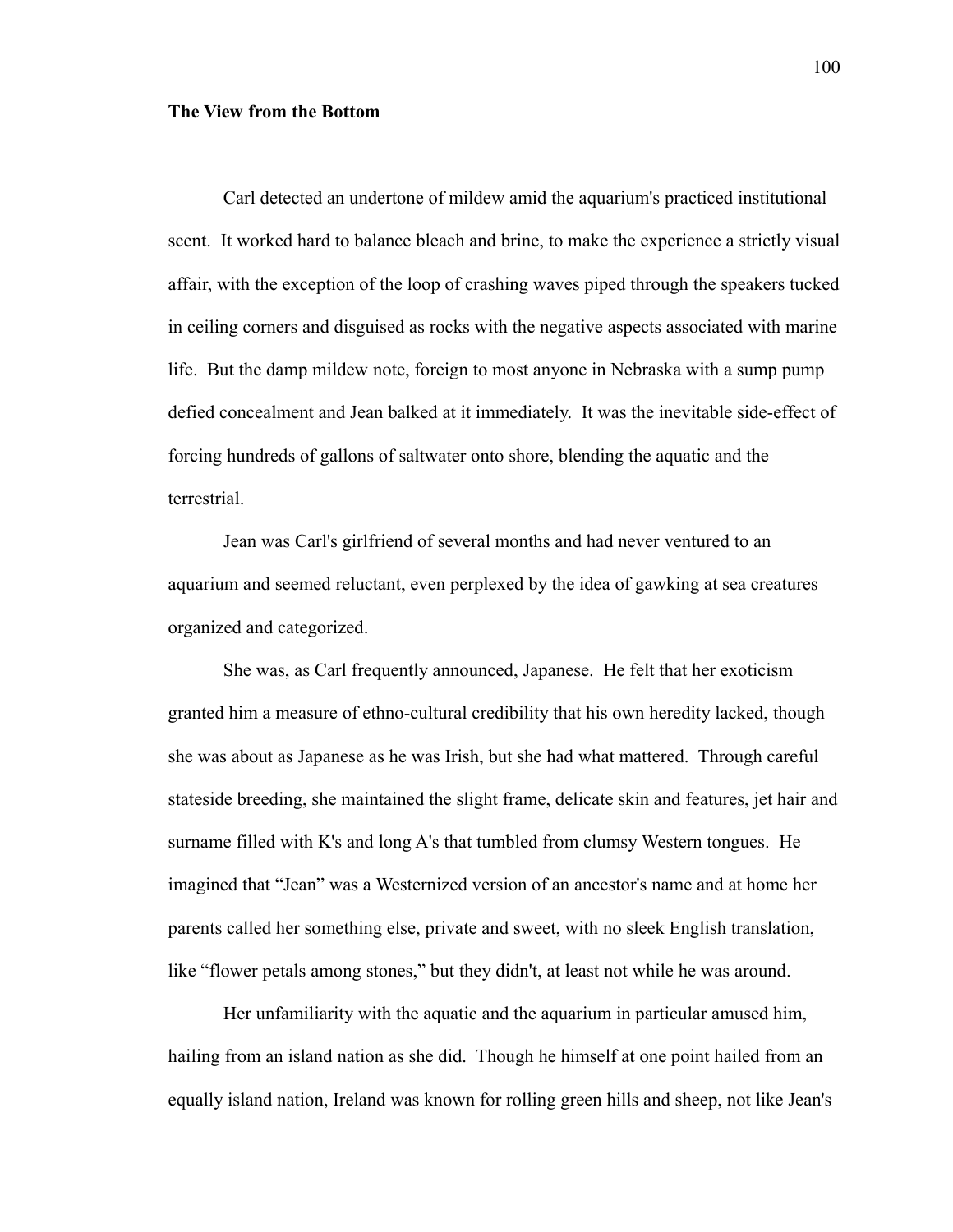**The View from the Bottom**

Carl detected an undertone of mildew amid the aquarium's practiced institutional scent. It worked hard to balance bleach and brine, to make the experience a strictly visual affair, with the exception of the loop of crashing waves piped through the speakers tucked in ceiling corners and disguised as rocks with the negative aspects associated with marine life. But the damp mildew note, foreign to most anyone in Nebraska with a sump pump defied concealment and Jean balked at it immediately. It was the inevitable side-effect of forcing hundreds of gallons of saltwater onto shore, blending the aquatic and the terrestrial.

Jean was Carl's girlfriend of several months and had never ventured to an aquarium and seemed reluctant, even perplexed by the idea of gawking at sea creatures organized and categorized.

She was, as Carl frequently announced, Japanese. He felt that her exoticism granted him a measure of ethno-cultural credibility that his own heredity lacked, though she was about as Japanese as he was Irish, but she had what mattered. Through careful stateside breeding, she maintained the slight frame, delicate skin and features, jet hair and surname filled with K's and long A's that tumbled from clumsy Western tongues. He imagined that "Jean" was a Westernized version of an ancestor's name and at home her parents called her something else, private and sweet, with no sleek English translation, like "flower petals among stones," but they didn't, at least not while he was around.

Her unfamiliarity with the aquatic and the aquarium in particular amused him, hailing from an island nation as she did. Though he himself at one point hailed from an equally island nation, Ireland was known for rolling green hills and sheep, not like Jean's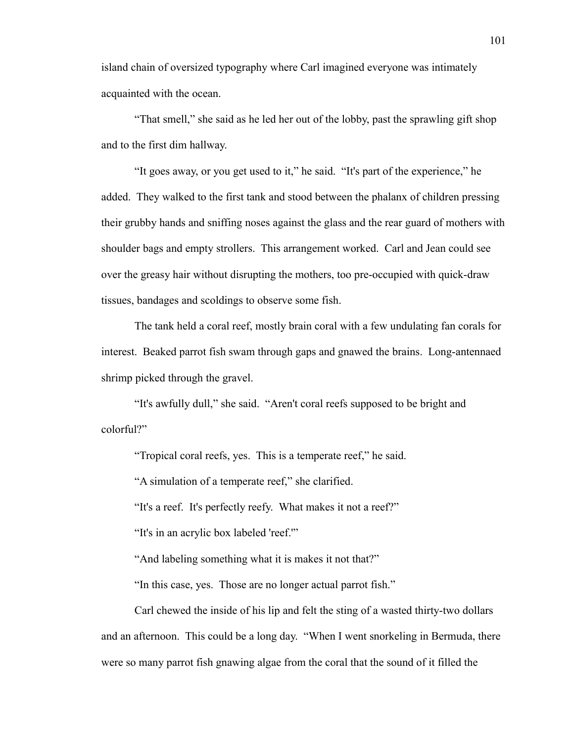island chain of oversized typography where Carl imagined everyone was intimately acquainted with the ocean.

"That smell," she said as he led her out of the lobby, past the sprawling gift shop and to the first dim hallway.

"It goes away, or you get used to it," he said. "It's part of the experience," he added. They walked to the first tank and stood between the phalanx of children pressing their grubby hands and sniffing noses against the glass and the rear guard of mothers with shoulder bags and empty strollers. This arrangement worked. Carl and Jean could see over the greasy hair without disrupting the mothers, too pre-occupied with quick-draw tissues, bandages and scoldings to observe some fish.

The tank held a coral reef, mostly brain coral with a few undulating fan corals for interest. Beaked parrot fish swam through gaps and gnawed the brains. Long-antennaed shrimp picked through the gravel.

"It's awfully dull," she said. "Aren't coral reefs supposed to be bright and colorful?"

"Tropical coral reefs, yes. This is a temperate reef," he said.

"A simulation of a temperate reef," she clarified.

"It's a reef. It's perfectly reefy. What makes it not a reef?"

"It's in an acrylic box labeled 'reef.'"

"And labeling something what it is makes it not that?"

"In this case, yes. Those are no longer actual parrot fish."

Carl chewed the inside of his lip and felt the sting of a wasted thirty-two dollars and an afternoon. This could be a long day. "When I went snorkeling in Bermuda, there were so many parrot fish gnawing algae from the coral that the sound of it filled the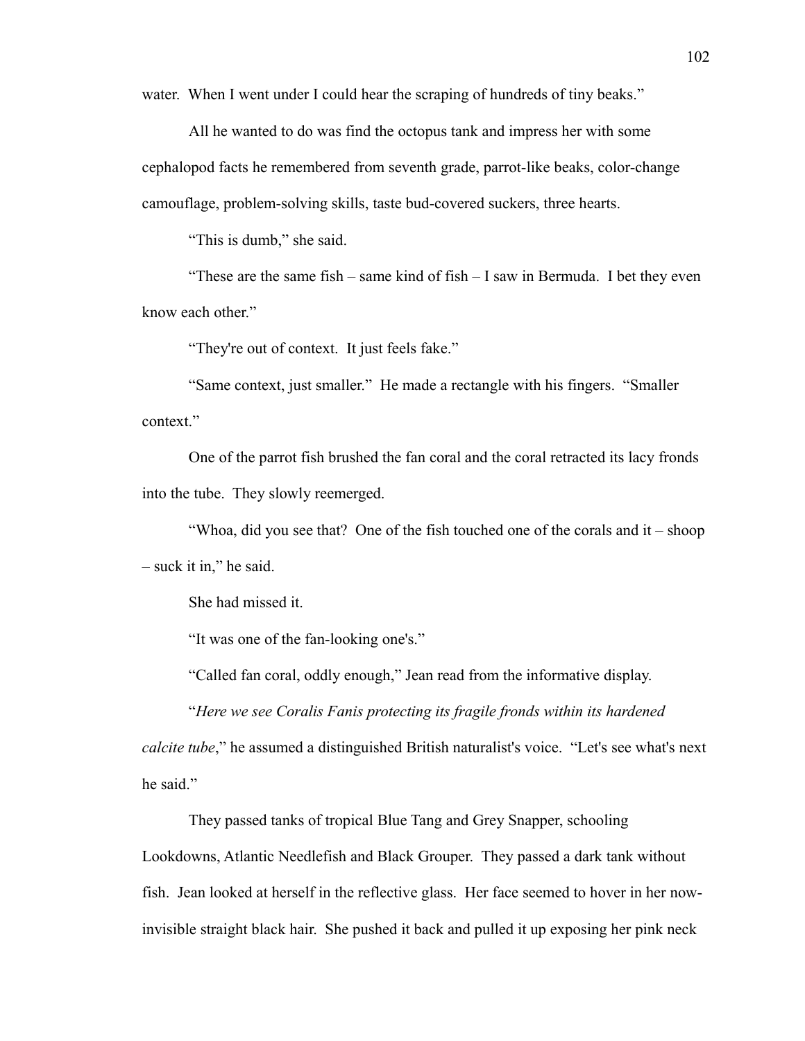water. When I went under I could hear the scraping of hundreds of tiny beaks."

All he wanted to do was find the octopus tank and impress her with some cephalopod facts he remembered from seventh grade, parrot-like beaks, color-change camouflage, problem-solving skills, taste bud-covered suckers, three hearts.

"This is dumb," she said.

"These are the same fish – same kind of fish – I saw in Bermuda. I bet they even know each other."

"They're out of context. It just feels fake."

"Same context, just smaller." He made a rectangle with his fingers. "Smaller context."

One of the parrot fish brushed the fan coral and the coral retracted its lacy fronds into the tube. They slowly reemerged.

"Whoa, did you see that? One of the fish touched one of the corals and it – shoop – suck it in," he said.

She had missed it.

"It was one of the fan-looking one's."

"Called fan coral, oddly enough," Jean read from the informative display.

"*Here we see Coralis Fanis protecting its fragile fronds within its hardened calcite tube*," he assumed a distinguished British naturalist's voice. "Let's see what's next he said."

They passed tanks of tropical Blue Tang and Grey Snapper, schooling Lookdowns, Atlantic Needlefish and Black Grouper. They passed a dark tank without fish. Jean looked at herself in the reflective glass. Her face seemed to hover in her now-invisible straight black hair. She pushed it back and pulled it up exposing her pink neck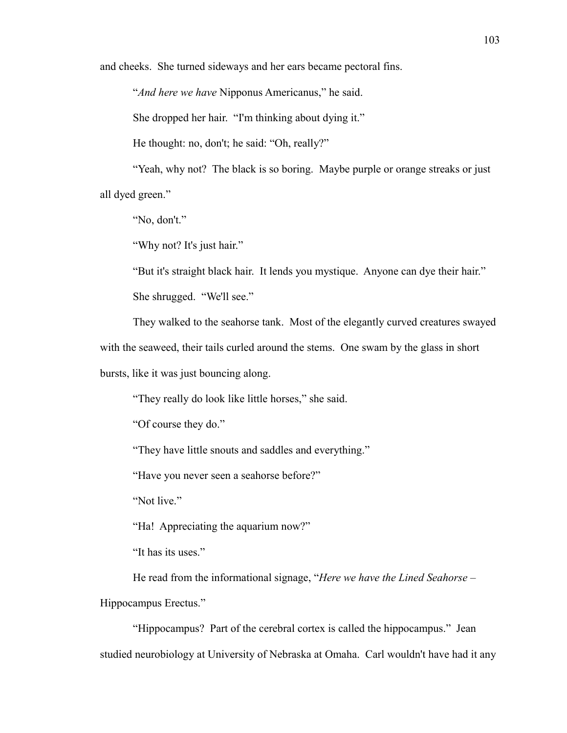and cheeks. She turned sideways and her ears became pectoral fins.

"*And here we have* Nipponus Americanus," he said.

She dropped her hair. "I'm thinking about dying it."

He thought: no, don't; he said: "Oh, really?"

"Yeah, why not? The black is so boring. Maybe purple or orange streaks or just all dyed green."

"No, don't."

"Why not? It's just hair."

"But it's straight black hair. It lends you mystique. Anyone can dye their hair."

She shrugged. "We'll see."

They walked to the seahorse tank. Most of the elegantly curved creatures swayed with the seaweed, their tails curled around the stems. One swam by the glass in short bursts, like it was just bouncing along.

"They really do look like little horses," she said.

"Of course they do."

"They have little snouts and saddles and everything."

"Have you never seen a seahorse before?"

"Not live."

"Ha! Appreciating the aquarium now?"

"It has its uses."

He read from the informational signage, "*Here we have the Lined Seahorse –* Hippocampus Erectus."

"Hippocampus? Part of the cerebral cortex is called the hippocampus." Jean studied neurobiology at University of Nebraska at Omaha. Carl wouldn't have had it any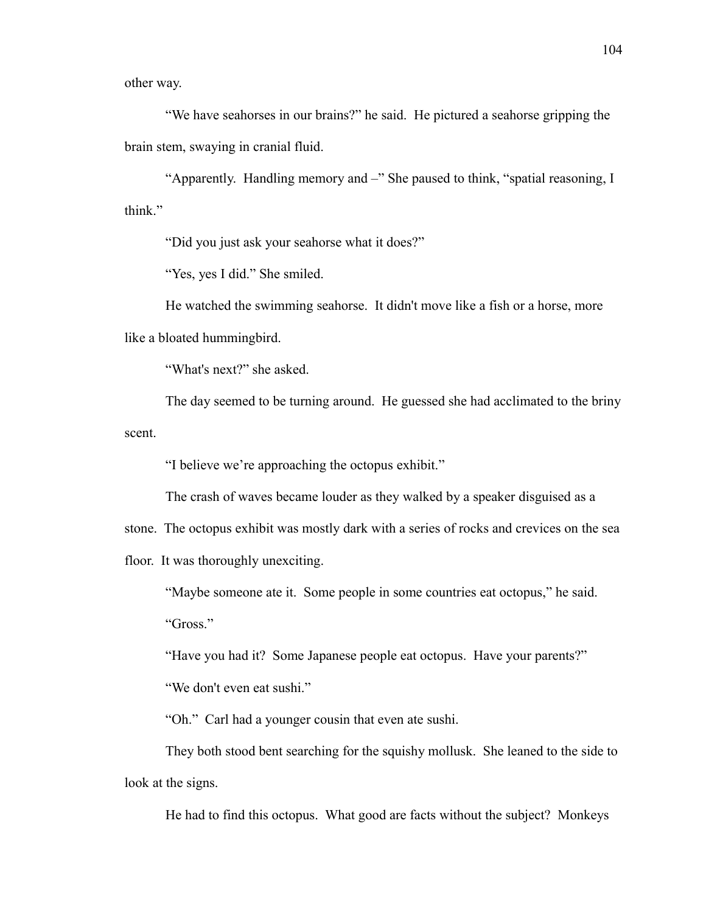other way.

"We have seahorses in our brains?" he said. He pictured a seahorse gripping the brain stem, swaying in cranial fluid.

"Apparently. Handling memory and –" She paused to think, "spatial reasoning, I think."

"Did you just ask your seahorse what it does?"

"Yes, yes I did." She smiled.

He watched the swimming seahorse. It didn't move like a fish or a horse, more like a bloated hummingbird.

"What's next?" she asked.

The day seemed to be turning around. He guessed she had acclimated to the briny scent.

"I believe we're approaching the octopus exhibit."

The crash of waves became louder as they walked by a speaker disguised as a stone. The octopus exhibit was mostly dark with a series of rocks and crevices on the sea floor. It was thoroughly unexciting.

"Maybe someone ate it. Some people in some countries eat octopus," he said.

"Gross."

"Have you had it? Some Japanese people eat octopus. Have your parents?"

"We don't even eat sushi."

"Oh." Carl had a younger cousin that even ate sushi.

They both stood bent searching for the squishy mollusk. She leaned to the side to look at the signs.

He had to find this octopus. What good are facts without the subject? Monkeys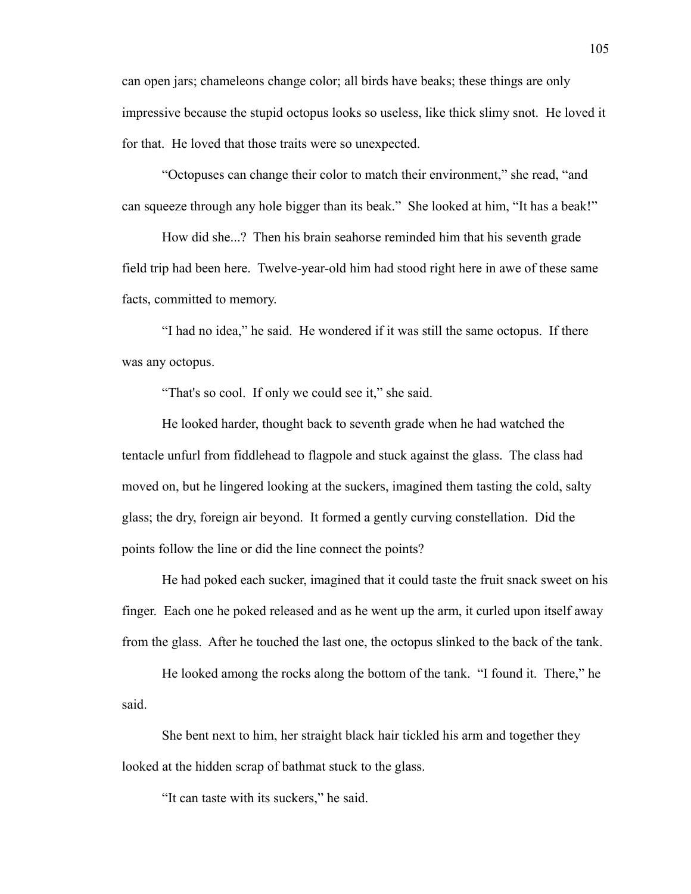can open jars; chameleons change color; all birds have beaks; these things are only impressive because the stupid octopus looks so useless, like thick slimy snot. He loved it for that. He loved that those traits were so unexpected.

"Octopuses can change their color to match their environment," she read, "and can squeeze through any hole bigger than its beak." She looked at him, "It has a beak!"

How did she...? Then his brain seahorse reminded him that his seventh grade field trip had been here. Twelve-year-old him had stood right here in awe of these same facts, committed to memory.

"I had no idea," he said. He wondered if it was still the same octopus. If there was any octopus.

"That's so cool. If only we could see it," she said.

He looked harder, thought back to seventh grade when he had watched the tentacle unfurl from fiddlehead to flagpole and stuck against the glass. The class had moved on, but he lingered looking at the suckers, imagined them tasting the cold, salty glass; the dry, foreign air beyond. It formed a gently curving constellation. Did the points follow the line or did the line connect the points?

He had poked each sucker, imagined that it could taste the fruit snack sweet on his finger. Each one he poked released and as he went up the arm, it curled upon itself away from the glass. After he touched the last one, the octopus slinked to the back of the tank.

He looked among the rocks along the bottom of the tank. "I found it. There," he said.

She bent next to him, her straight black hair tickled his arm and together they looked at the hidden scrap of bathmat stuck to the glass.

"It can taste with its suckers," he said.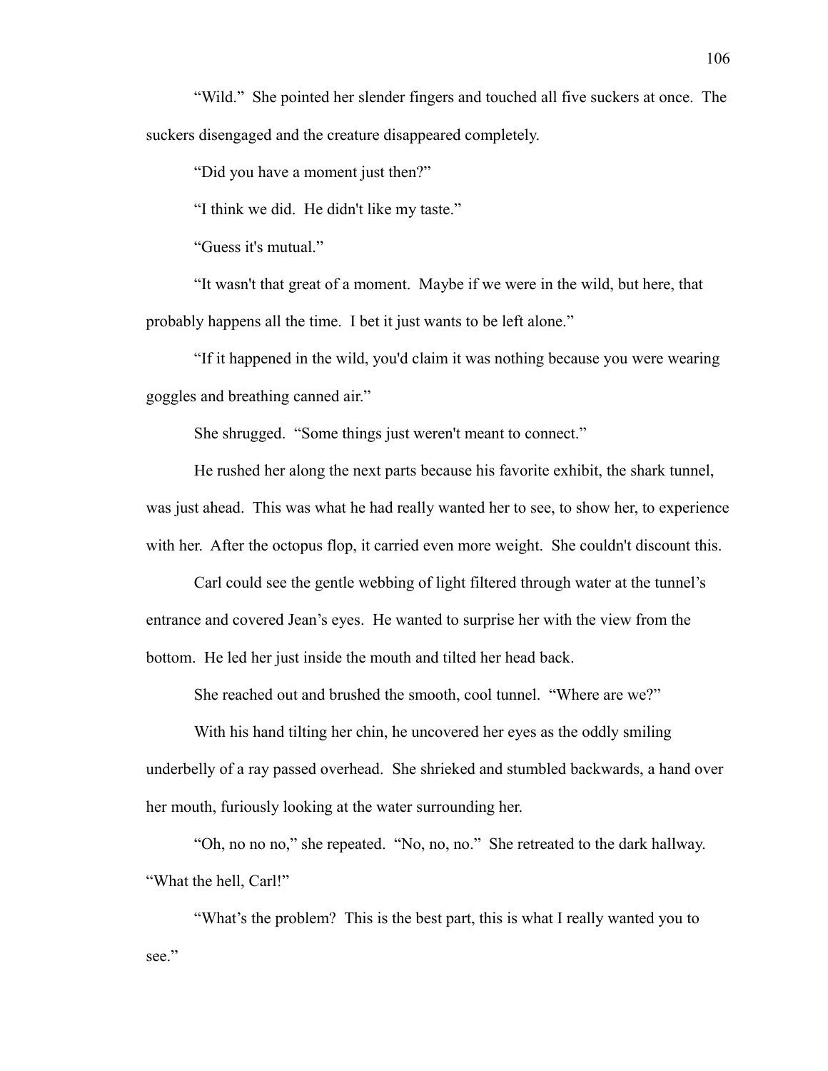"Wild." She pointed her slender fingers and touched all five suckers at once. The suckers disengaged and the creature disappeared completely.

"Did you have a moment just then?"

"I think we did. He didn't like my taste."

"Guess it's mutual."

"It wasn't that great of a moment. Maybe if we were in the wild, but here, that probably happens all the time. I bet it just wants to be left alone."

"If it happened in the wild, you'd claim it was nothing because you were wearing goggles and breathing canned air."

She shrugged. "Some things just weren't meant to connect."

He rushed her along the next parts because his favorite exhibit, the shark tunnel, was just ahead. This was what he had really wanted her to see, to show her, to experience with her. After the octopus flop, it carried even more weight. She couldn't discount this.

Carl could see the gentle webbing of light filtered through water at the tunnel's entrance and covered Jean's eyes. He wanted to surprise her with the view from the bottom. He led her just inside the mouth and tilted her head back.

She reached out and brushed the smooth, cool tunnel. "Where are we?"

With his hand tilting her chin, he uncovered her eyes as the oddly smiling underbelly of a ray passed overhead. She shrieked and stumbled backwards, a hand over her mouth, furiously looking at the water surrounding her.

"Oh, no no no," she repeated. "No, no, no." She retreated to the dark hallway. "What the hell, Carl!"

"What's the problem? This is the best part, this is what I really wanted you to see."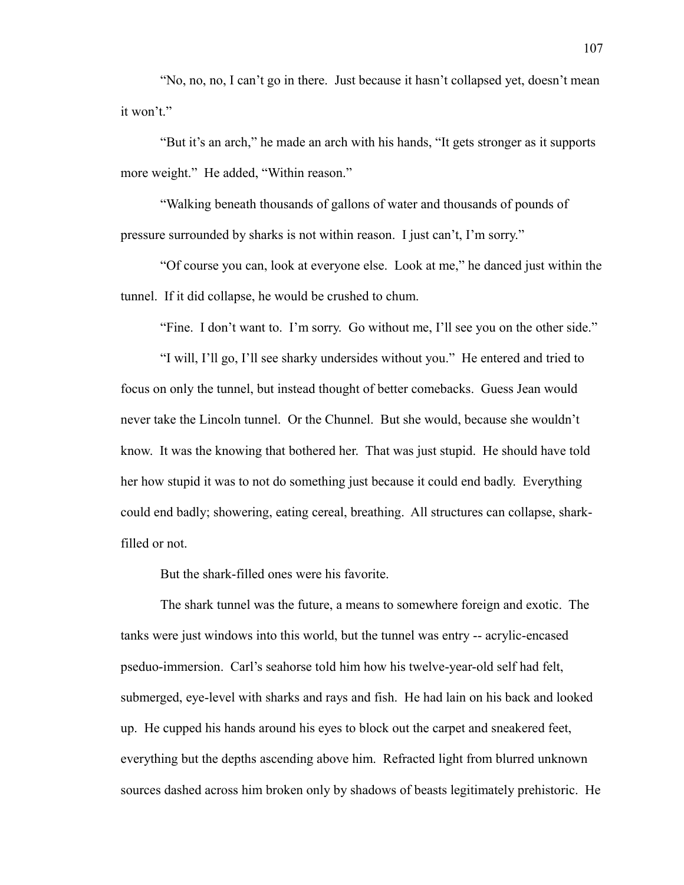"No, no, no, I can't go in there. Just because it hasn't collapsed yet, doesn't mean it won't."

"But it's an arch," he made an arch with his hands, "It gets stronger as it supports more weight." He added, "Within reason."

"Walking beneath thousands of gallons of water and thousands of pounds of pressure surrounded by sharks is not within reason. I just can't, I'm sorry."

"Of course you can, look at everyone else. Look at me," he danced just within the tunnel. If it did collapse, he would be crushed to chum.

"Fine. I don't want to. I'm sorry. Go without me, I'll see you on the other side."

"I will, I'll go, I'll see sharky undersides without you." He entered and tried to focus on only the tunnel, but instead thought of better comebacks. Guess Jean would never take the Lincoln tunnel. Or the Chunnel. But she would, because she wouldn't know. It was the knowing that bothered her. That was just stupid. He should have told her how stupid it was to not do something just because it could end badly. Everything could end badly; showering, eating cereal, breathing. All structures can collapse, shark-filled or not.

But the shark-filled ones were his favorite.

The shark tunnel was the future, a means to somewhere foreign and exotic. The tanks were just windows into this world, but the tunnel was entry -- acrylic-encased pseduo-immersion. Carl's seahorse told him how his twelve-year-old self had felt, submerged, eye-level with sharks and rays and fish. He had lain on his back and looked up. He cupped his hands around his eyes to block out the carpet and sneakered feet, everything but the depths ascending above him. Refracted light from blurred unknown sources dashed across him broken only by shadows of beasts legitimately prehistoric. He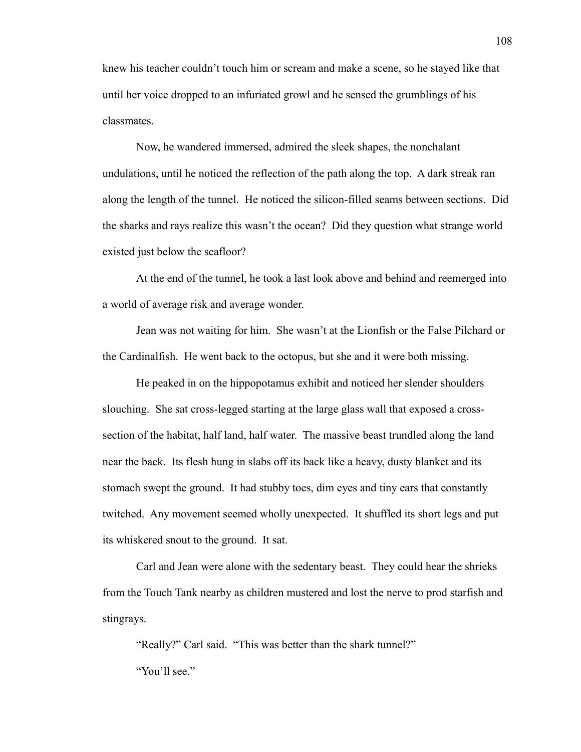knew his teacher couldn't touch him or scream and make a scene, so he stayed like that until her voice dropped to an infuriated growl and he sensed the grumblings of his classmates.

Now, he wandered immersed, admired the sleek shapes, the nonchalant undulations, until he noticed the reflection of the path along the top. A dark streak ran along the length of the tunnel. He noticed the silicon-filled seams between sections. Did the sharks and rays realize this wasn't the ocean? Did they question what strange world existed just below the seafloor?

At the end of the tunnel, he took a last look above and behind and reemerged into a world of average risk and average wonder.

Jean was not waiting for him. She wasn't at the Lionfish or the False Pilchard or the Cardinalfish. He went back to the octopus, but she and it were both missing.

He peaked in on the hippopotamus exhibit and noticed her slender shoulders slouching. She sat cross-legged starting at the large glass wall that exposed a cross-section of the habitat, half land, half water. The massive beast trundled along the land near the back. Its flesh hung in slabs off its back like a heavy, dusty blanket and its stomach swept the ground. It had stubby toes, dim eyes and tiny ears that constantly twitched. Any movement seemed wholly unexpected. It shuffled its short legs and put its whiskered snout to the ground. It sat.

Carl and Jean were alone with the sedentary beast. They could hear the shrieks from the Touch Tank nearby as children mustered and lost the nerve to prod starfish and stingrays.

"Really?" Carl said. "This was better than the shark tunnel?"

"You'll see."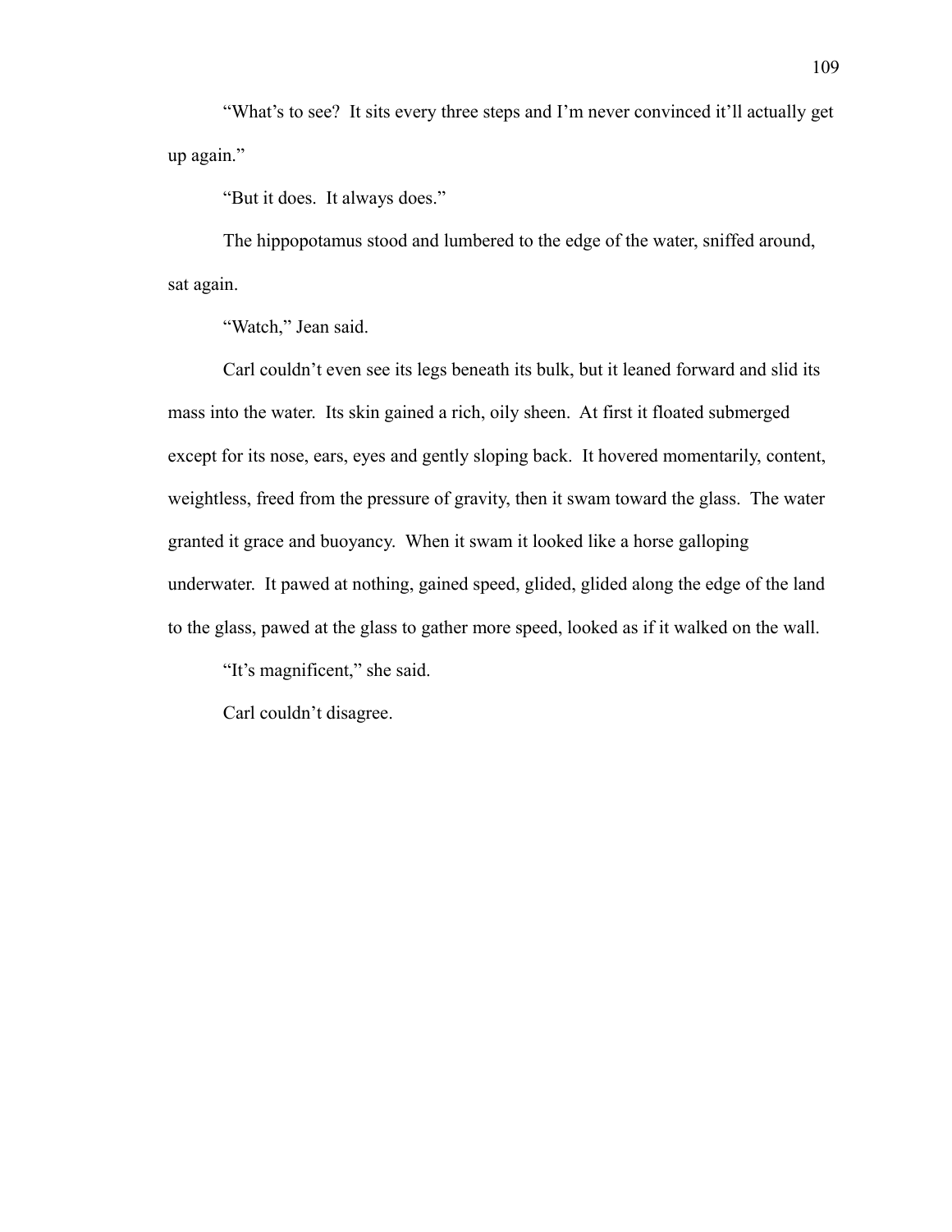"What's to see? It sits every three steps and I'm never convinced it'll actually get up again."

"But it does. It always does."

The hippopotamus stood and lumbered to the edge of the water, sniffed around, sat again.

"Watch," Jean said.

Carl couldn't even see its legs beneath its bulk, but it leaned forward and slid its mass into the water. Its skin gained a rich, oily sheen. At first it floated submerged except for its nose, ears, eyes and gently sloping back. It hovered momentarily, content, weightless, freed from the pressure of gravity, then it swam toward the glass. The water granted it grace and buoyancy. When it swam it looked like a horse galloping underwater. It pawed at nothing, gained speed, glided, glided along the edge of the land to the glass, pawed at the glass to gather more speed, looked as if it walked on the wall.

"It's magnificent," she said.

Carl couldn't disagree.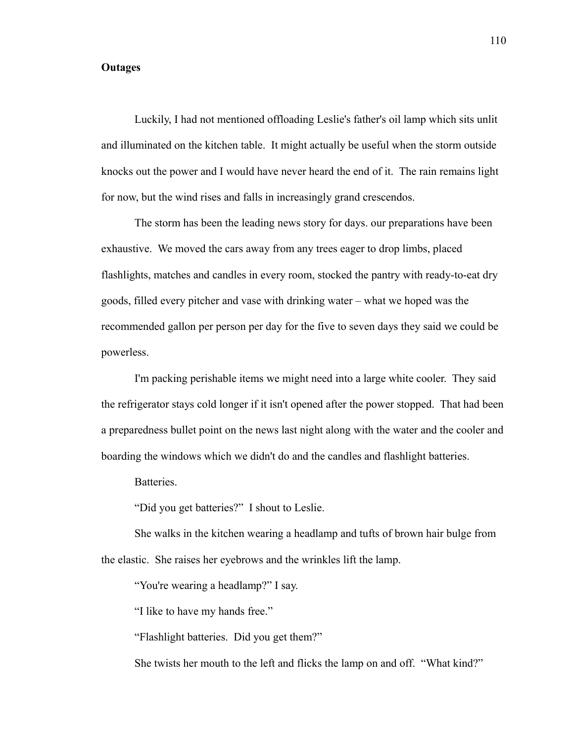**Outages**

Luckily, I had not mentioned offloading Leslie's father's oil lamp which sits unlit and illuminated on the kitchen table. It might actually be useful when the storm outside knocks out the power and I would have never heard the end of it. The rain remains light for now, but the wind rises and falls in increasingly grand crescendos.

The storm has been the leading news story for days. our preparations have been exhaustive. We moved the cars away from any trees eager to drop limbs, placed flashlights, matches and candles in every room, stocked the pantry with ready-to-eat dry goods, filled every pitcher and vase with drinking water – what we hoped was the recommended gallon per person per day for the five to seven days they said we could be powerless.

I'm packing perishable items we might need into a large white cooler. They said the refrigerator stays cold longer if it isn't opened after the power stopped. That had been a preparedness bullet point on the news last night along with the water and the cooler and boarding the windows which we didn't do and the candles and flashlight batteries.

Batteries.

"Did you get batteries?" I shout to Leslie.

She walks in the kitchen wearing a headlamp and tufts of brown hair bulge from the elastic. She raises her eyebrows and the wrinkles lift the lamp.

"You're wearing a headlamp?" I say.

"I like to have my hands free."

"Flashlight batteries. Did you get them?"

She twists her mouth to the left and flicks the lamp on and off. "What kind?"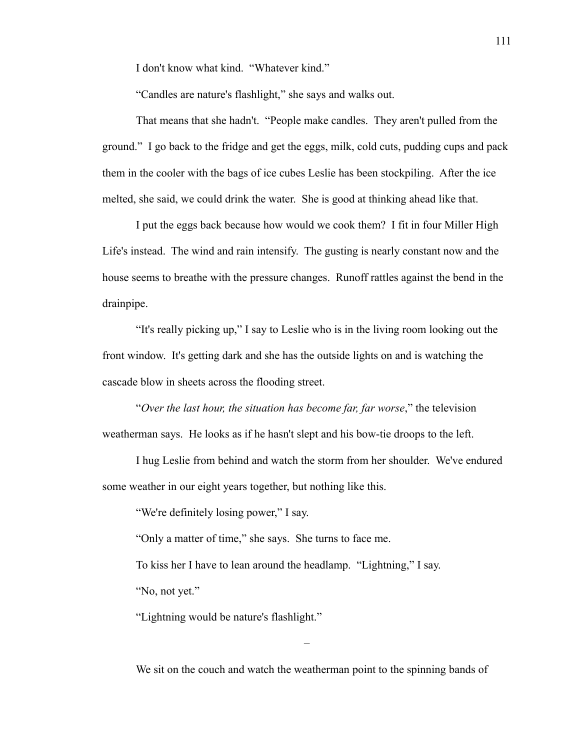I don't know what kind. "Whatever kind."

"Candles are nature's flashlight," she says and walks out.

That means that she hadn't. "People make candles. They aren't pulled from the ground." I go back to the fridge and get the eggs, milk, cold cuts, pudding cups and pack them in the cooler with the bags of ice cubes Leslie has been stockpiling. After the ice melted, she said, we could drink the water. She is good at thinking ahead like that.

I put the eggs back because how would we cook them? I fit in four Miller High Life's instead. The wind and rain intensify. The gusting is nearly constant now and the house seems to breathe with the pressure changes. Runoff rattles against the bend in the drainpipe.

"It's really picking up," I say to Leslie who is in the living room looking out the front window. It's getting dark and she has the outside lights on and is watching the cascade blow in sheets across the flooding street.

"*Over the last hour, the situation has become far, far worse*," the television weatherman says. He looks as if he hasn't slept and his bow-tie droops to the left.

I hug Leslie from behind and watch the storm from her shoulder. We've endured some weather in our eight years together, but nothing like this.

"We're definitely losing power," I say.

"Only a matter of time," she says. She turns to face me.

To kiss her I have to lean around the headlamp. "Lightning," I say.

"No, not yet."

"Lightning would be nature's flashlight."

–

We sit on the couch and watch the weatherman point to the spinning bands of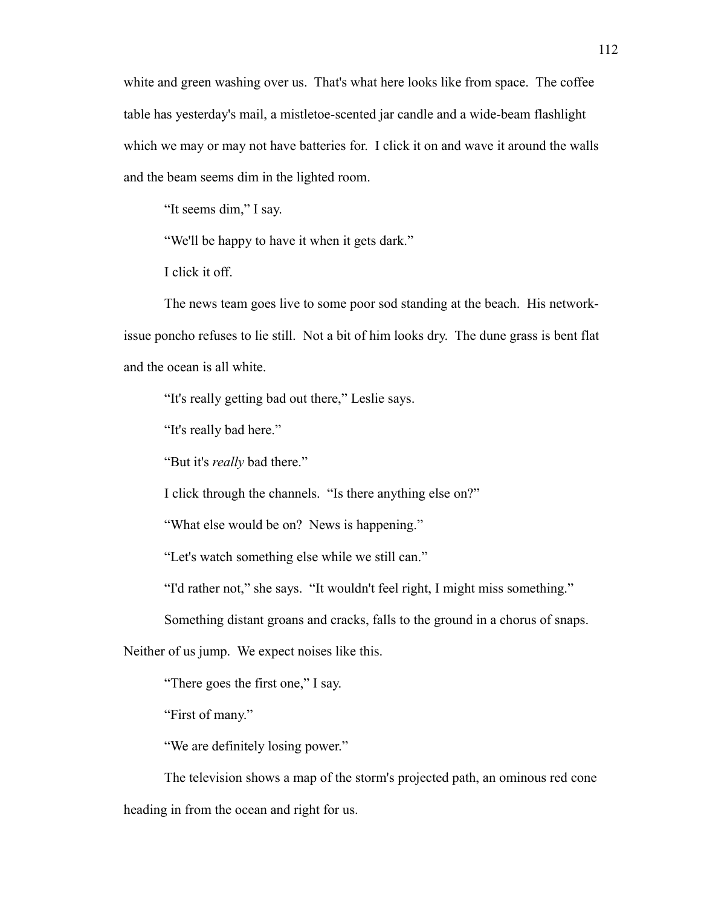white and green washing over us. That's what here looks like from space. The coffee table has yesterday's mail, a mistletoe-scented jar candle and a wide-beam flashlight which we may or may not have batteries for. I click it on and wave it around the walls and the beam seems dim in the lighted room.

"It seems dim," I say.

"We'll be happy to have it when it gets dark."

I click it off.

The news team goes live to some poor sod standing at the beach. His network-issue poncho refuses to lie still. Not a bit of him looks dry. The dune grass is bent flat and the ocean is all white.

"It's really getting bad out there," Leslie says.

"It's really bad here."

"But it's *really* bad there."

I click through the channels. "Is there anything else on?"

"What else would be on? News is happening."

"Let's watch something else while we still can."

"I'd rather not," she says. "It wouldn't feel right, I might miss something."

Something distant groans and cracks, falls to the ground in a chorus of snaps. Neither of us jump. We expect noises like this.

"There goes the first one," I say.

"First of many."

"We are definitely losing power."

The television shows a map of the storm's projected path, an ominous red cone heading in from the ocean and right for us.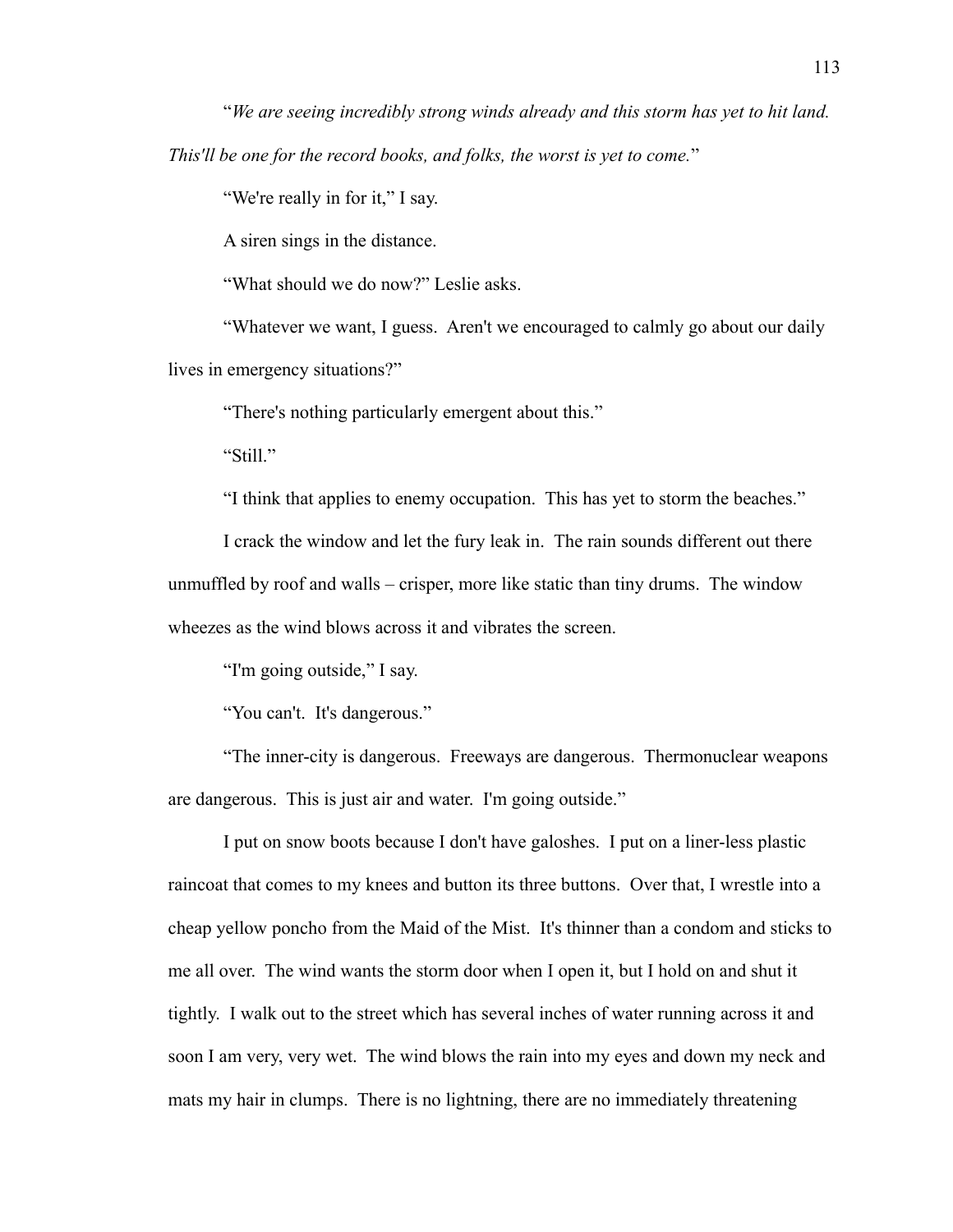"*We are seeing incredibly strong winds already and this storm has yet to hit land. This'll be one for the record books, and folks, the worst is yet to come.*"

"We're really in for it," I say.

A siren sings in the distance.

"What should we do now?" Leslie asks.

"Whatever we want, I guess. Aren't we encouraged to calmly go about our daily lives in emergency situations?"

"There's nothing particularly emergent about this."

"Still."

"I think that applies to enemy occupation. This has yet to storm the beaches."

I crack the window and let the fury leak in. The rain sounds different out there unmuffled by roof and walls – crisper, more like static than tiny drums. The window wheezes as the wind blows across it and vibrates the screen.

"I'm going outside," I say.

"You can't. It's dangerous."

"The inner-city is dangerous. Freeways are dangerous. Thermonuclear weapons are dangerous. This is just air and water. I'm going outside."

I put on snow boots because I don't have galoshes. I put on a liner-less plastic raincoat that comes to my knees and button its three buttons. Over that, I wrestle into a cheap yellow poncho from the Maid of the Mist. It's thinner than a condom and sticks to me all over. The wind wants the storm door when I open it, but I hold on and shut it tightly. I walk out to the street which has several inches of water running across it and soon I am very, very wet. The wind blows the rain into my eyes and down my neck and mats my hair in clumps. There is no lightning, there are no immediately threatening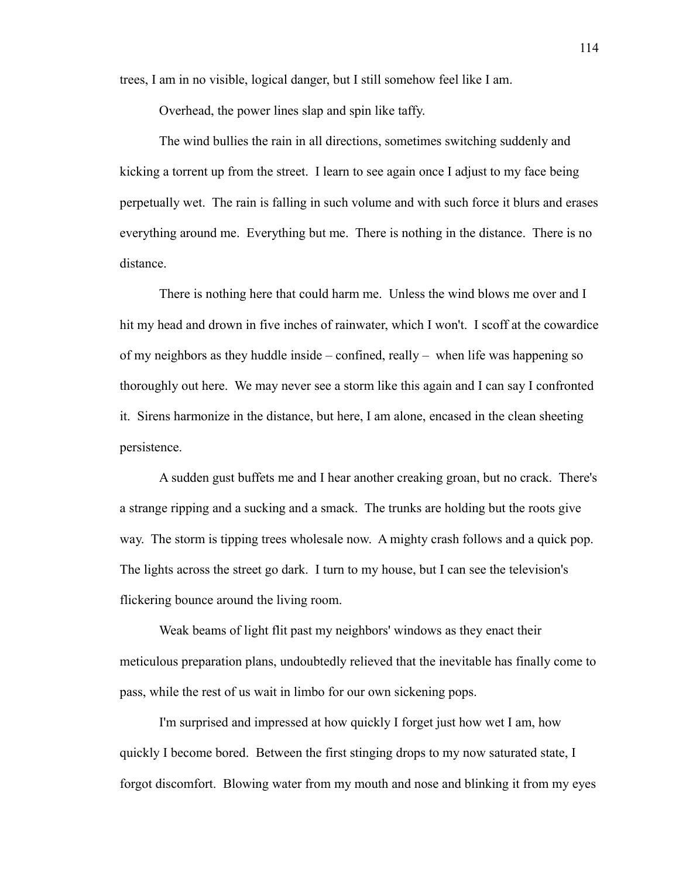trees, I am in no visible, logical danger, but I still somehow feel like I am.

Overhead, the power lines slap and spin like taffy.

The wind bullies the rain in all directions, sometimes switching suddenly and kicking a torrent up from the street. I learn to see again once I adjust to my face being perpetually wet. The rain is falling in such volume and with such force it blurs and erases everything around me. Everything but me. There is nothing in the distance. There is no distance.

There is nothing here that could harm me. Unless the wind blows me over and I hit my head and drown in five inches of rainwater, which I won't. I scoff at the cowardice of my neighbors as they huddle inside – confined, really – when life was happening so thoroughly out here. We may never see a storm like this again and I can say I confronted it. Sirens harmonize in the distance, but here, I am alone, encased in the clean sheeting persistence.

A sudden gust buffets me and I hear another creaking groan, but no crack. There's a strange ripping and a sucking and a smack. The trunks are holding but the roots give way. The storm is tipping trees wholesale now. A mighty crash follows and a quick pop. The lights across the street go dark. I turn to my house, but I can see the television's flickering bounce around the living room.

Weak beams of light flit past my neighbors' windows as they enact their meticulous preparation plans, undoubtedly relieved that the inevitable has finally come to pass, while the rest of us wait in limbo for our own sickening pops.

I'm surprised and impressed at how quickly I forget just how wet I am, how quickly I become bored. Between the first stinging drops to my now saturated state, I forgot discomfort. Blowing water from my mouth and nose and blinking it from my eyes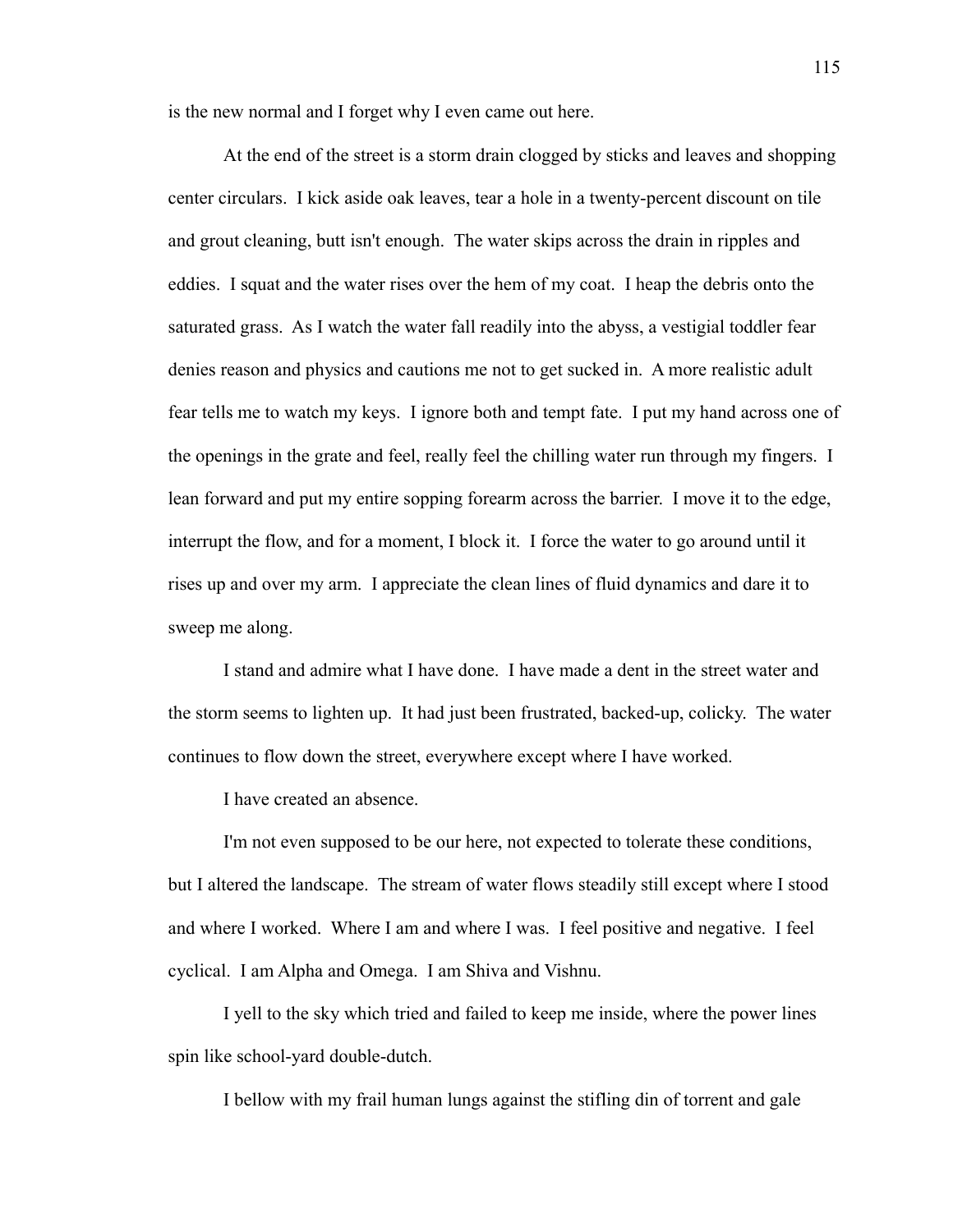is the new normal and I forget why I even came out here.

At the end of the street is a storm drain clogged by sticks and leaves and shopping center circulars. I kick aside oak leaves, tear a hole in a twenty-percent discount on tile and grout cleaning, butt isn't enough. The water skips across the drain in ripples and eddies. I squat and the water rises over the hem of my coat. I heap the debris onto the saturated grass. As I watch the water fall readily into the abyss, a vestigial toddler fear denies reason and physics and cautions me not to get sucked in. A more realistic adult fear tells me to watch my keys. I ignore both and tempt fate. I put my hand across one of the openings in the grate and feel, really feel the chilling water run through my fingers. I lean forward and put my entire sopping forearm across the barrier. I move it to the edge, interrupt the flow, and for a moment, I block it. I force the water to go around until it rises up and over my arm. I appreciate the clean lines of fluid dynamics and dare it to sweep me along.

I stand and admire what I have done. I have made a dent in the street water and the storm seems to lighten up. It had just been frustrated, backed-up, colicky. The water continues to flow down the street, everywhere except where I have worked.

I have created an absence.

I'm not even supposed to be our here, not expected to tolerate these conditions, but I altered the landscape. The stream of water flows steadily still except where I stood and where I worked. Where I am and where I was. I feel positive and negative. I feel cyclical. I am Alpha and Omega. I am Shiva and Vishnu.

I yell to the sky which tried and failed to keep me inside, where the power lines spin like school-yard double-dutch.

I bellow with my frail human lungs against the stifling din of torrent and gale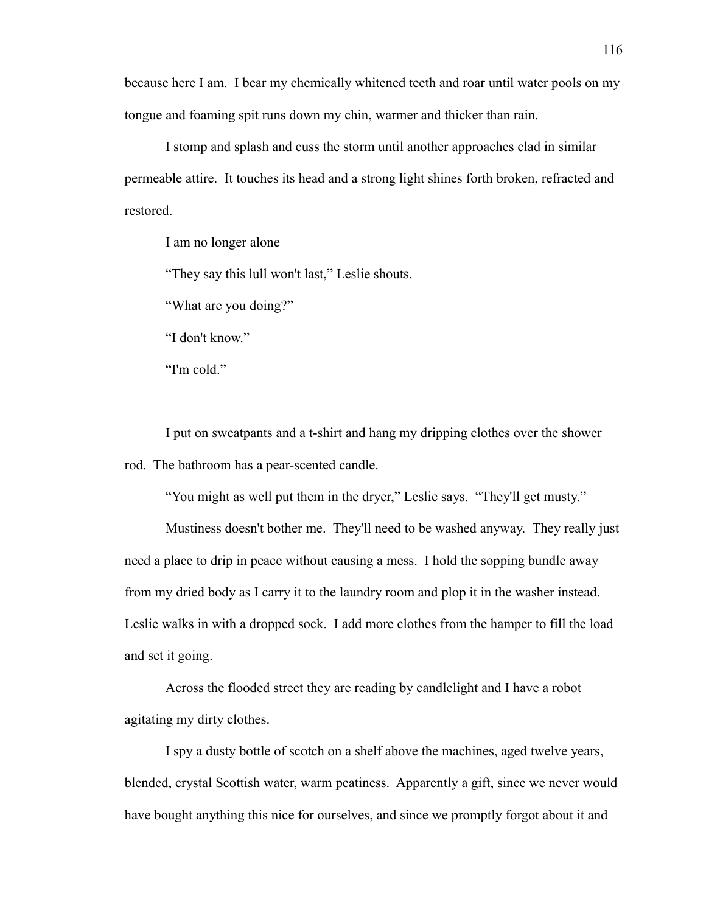because here I am. I bear my chemically whitened teeth and roar until water pools on my tongue and foaming spit runs down my chin, warmer and thicker than rain.

I stomp and splash and cuss the storm until another approaches clad in similar permeable attire. It touches its head and a strong light shines forth broken, refracted and restored.

I am no longer alone

"They say this lull won't last," Leslie shouts.

"What are you doing?"

"I don't know."

"I'm cold."

–

I put on sweatpants and a t-shirt and hang my dripping clothes over the shower rod. The bathroom has a pear-scented candle.

"You might as well put them in the dryer," Leslie says. "They'll get musty."

Mustiness doesn't bother me. They'll need to be washed anyway. They really just need a place to drip in peace without causing a mess. I hold the sopping bundle away from my dried body as I carry it to the laundry room and plop it in the washer instead. Leslie walks in with a dropped sock. I add more clothes from the hamper to fill the load and set it going.

Across the flooded street they are reading by candlelight and I have a robot agitating my dirty clothes.

I spy a dusty bottle of scotch on a shelf above the machines, aged twelve years, blended, crystal Scottish water, warm peatiness. Apparently a gift, since we never would have bought anything this nice for ourselves, and since we promptly forgot about it and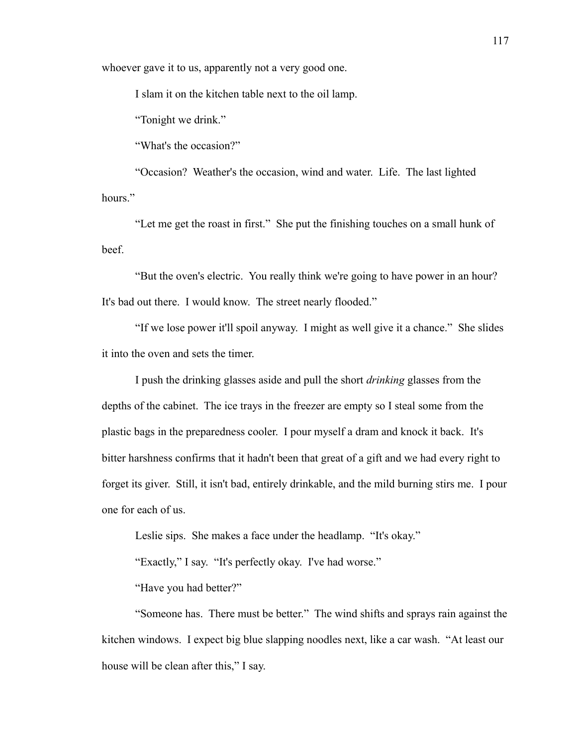whoever gave it to us, apparently not a very good one.

I slam it on the kitchen table next to the oil lamp.

"Tonight we drink."

"What's the occasion?"

"Occasion? Weather's the occasion, wind and water. Life. The last lighted hours."

"Let me get the roast in first." She put the finishing touches on a small hunk of beef.

"But the oven's electric. You really think we're going to have power in an hour? It's bad out there. I would know. The street nearly flooded."

"If we lose power it'll spoil anyway. I might as well give it a chance." She slides it into the oven and sets the timer.

I push the drinking glasses aside and pull the short *drinking* glasses from the depths of the cabinet. The ice trays in the freezer are empty so I steal some from the plastic bags in the preparedness cooler. I pour myself a dram and knock it back. It's bitter harshness confirms that it hadn't been that great of a gift and we had every right to forget its giver. Still, it isn't bad, entirely drinkable, and the mild burning stirs me. I pour one for each of us.

Leslie sips. She makes a face under the headlamp. "It's okay."

"Exactly," I say. "It's perfectly okay. I've had worse."

"Have you had better?"

"Someone has. There must be better." The wind shifts and sprays rain against the kitchen windows. I expect big blue slapping noodles next, like a car wash. "At least our house will be clean after this," I say.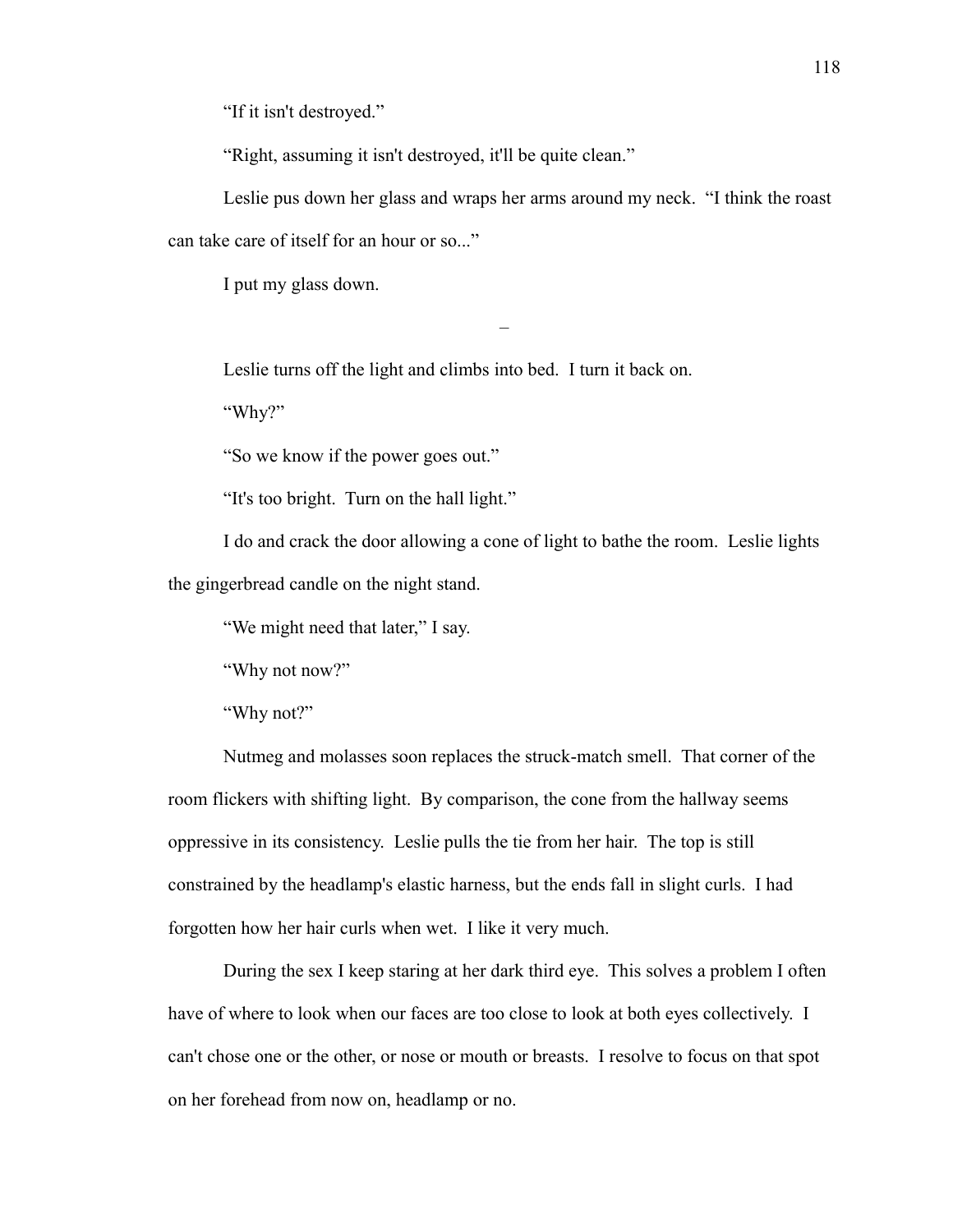"If it isn't destroyed."

"Right, assuming it isn't destroyed, it'll be quite clean."

Leslie pus down her glass and wraps her arms around my neck. "I think the roast can take care of itself for an hour or so..."

I put my glass down.

–

Leslie turns off the light and climbs into bed. I turn it back on.

"Why?"

"So we know if the power goes out."

"It's too bright. Turn on the hall light."

I do and crack the door allowing a cone of light to bathe the room. Leslie lights the gingerbread candle on the night stand.

"We might need that later," I say.

"Why not now?"

"Why not?"

Nutmeg and molasses soon replaces the struck-match smell. That corner of the room flickers with shifting light. By comparison, the cone from the hallway seems oppressive in its consistency. Leslie pulls the tie from her hair. The top is still constrained by the headlamp's elastic harness, but the ends fall in slight curls. I had forgotten how her hair curls when wet. I like it very much.

During the sex I keep staring at her dark third eye. This solves a problem I often have of where to look when our faces are too close to look at both eyes collectively. I can't chose one or the other, or nose or mouth or breasts. I resolve to focus on that spot on her forehead from now on, headlamp or no.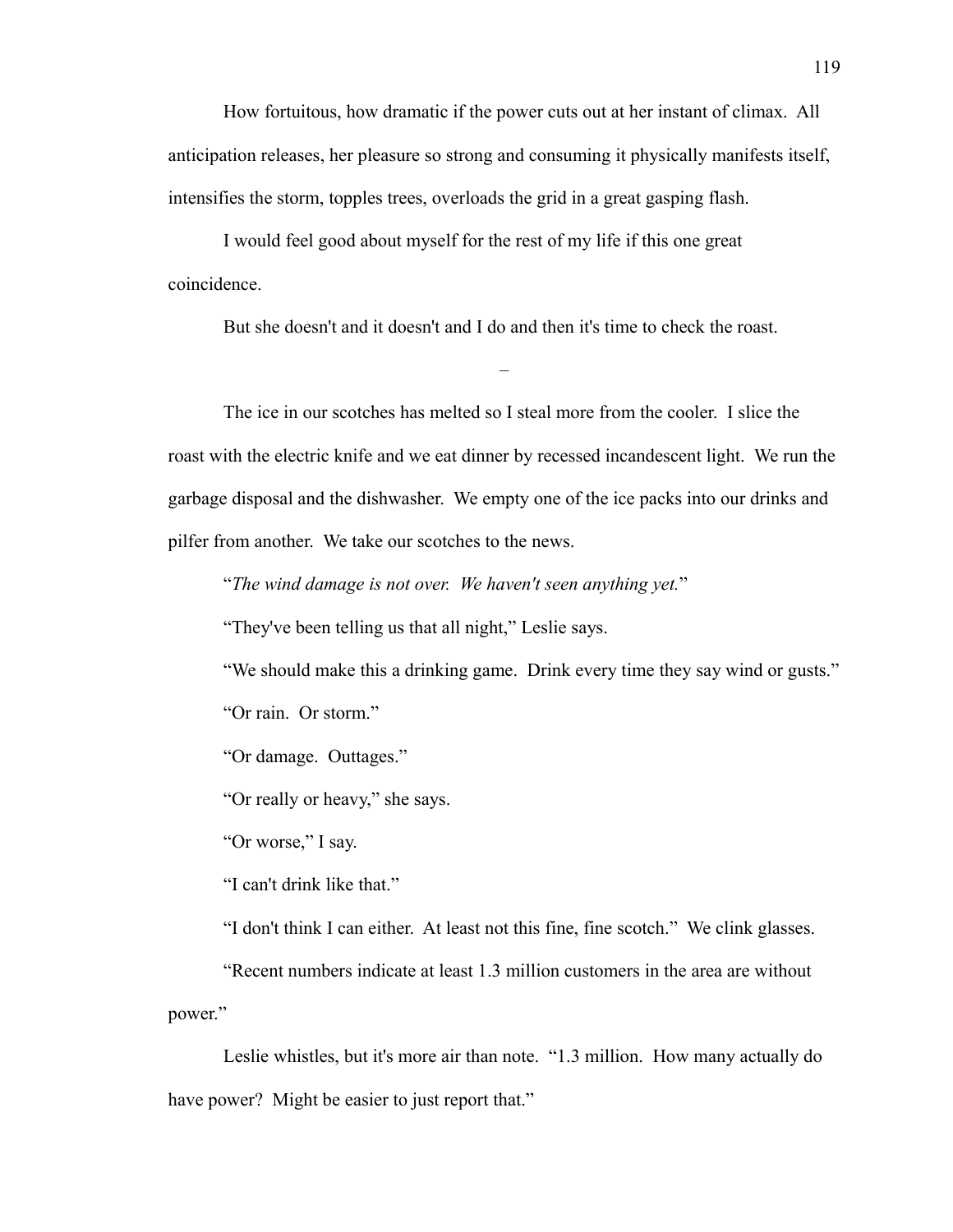How fortuitous, how dramatic if the power cuts out at her instant of climax. All anticipation releases, her pleasure so strong and consuming it physically manifests itself, intensifies the storm, topples trees, overloads the grid in a great gasping flash.

I would feel good about myself for the rest of my life if this one great coincidence.

But she doesn't and it doesn't and I do and then it's time to check the roast.

–

The ice in our scotches has melted so I steal more from the cooler. I slice the roast with the electric knife and we eat dinner by recessed incandescent light. We run the garbage disposal and the dishwasher. We empty one of the ice packs into our drinks and pilfer from another. We take our scotches to the news.

"*The wind damage is not over. We haven't seen anything yet.*"

"They've been telling us that all night," Leslie says.

"We should make this a drinking game. Drink every time they say wind or gusts."

"Or rain. Or storm."

"Or damage. Outtages."

"Or really or heavy," she says.

"Or worse," I say.

"I can't drink like that."

"I don't think I can either. At least not this fine, fine scotch." We clink glasses.

"Recent numbers indicate at least 1.3 million customers in the area are without power."

Leslie whistles, but it's more air than note. "1.3 million. How many actually do have power? Might be easier to just report that."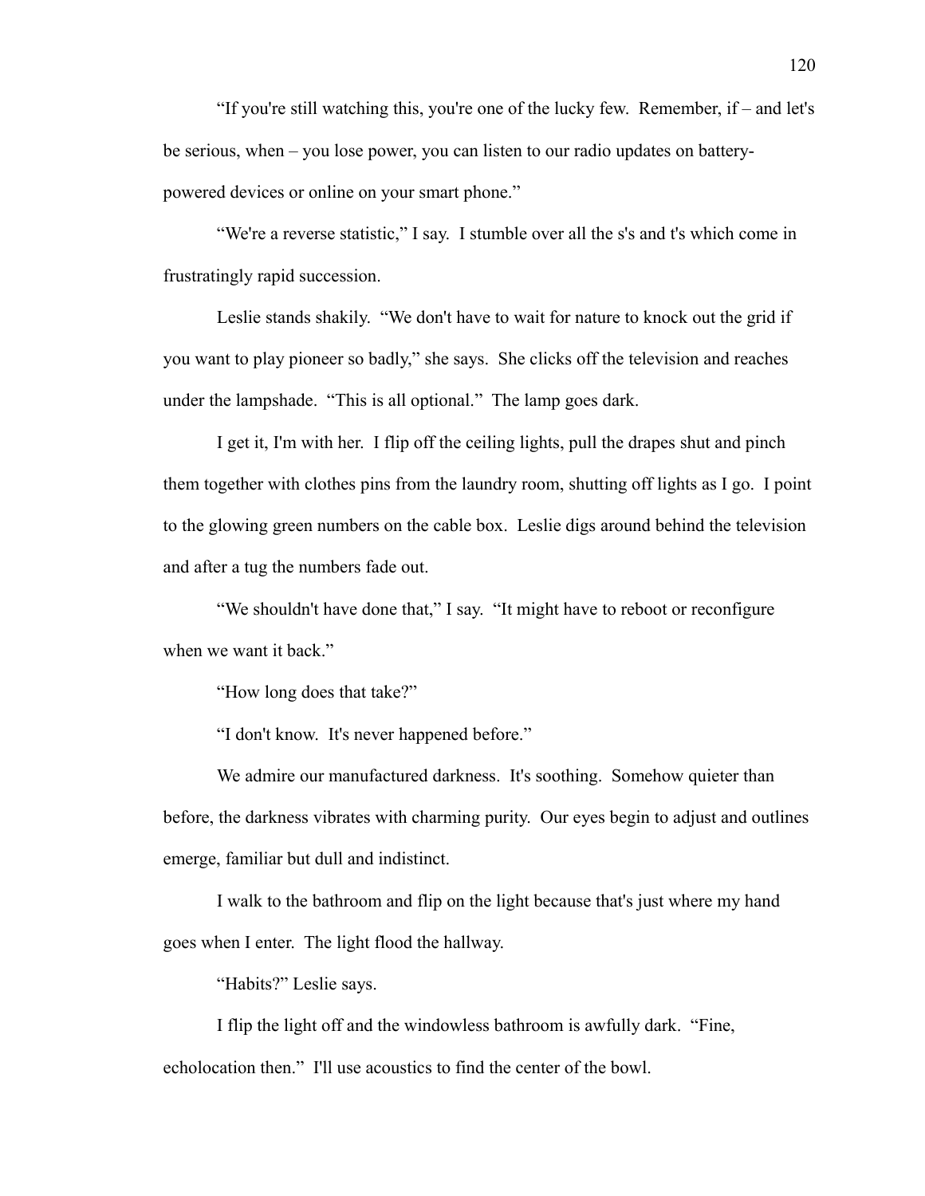"If you're still watching this, you're one of the lucky few. Remember, if – and let's be serious, when – you lose power, you can listen to our radio updates on battery-powered devices or online on your smart phone."

"We're a reverse statistic," I say. I stumble over all the s's and t's which come in frustratingly rapid succession.

Leslie stands shakily. "We don't have to wait for nature to knock out the grid if you want to play pioneer so badly," she says. She clicks off the television and reaches under the lampshade. "This is all optional." The lamp goes dark.

I get it, I'm with her. I flip off the ceiling lights, pull the drapes shut and pinch them together with clothes pins from the laundry room, shutting off lights as I go. I point to the glowing green numbers on the cable box. Leslie digs around behind the television and after a tug the numbers fade out.

"We shouldn't have done that," I say. "It might have to reboot or reconfigure when we want it back."

"How long does that take?"

"I don't know. It's never happened before."

We admire our manufactured darkness. It's soothing. Somehow quieter than before, the darkness vibrates with charming purity. Our eyes begin to adjust and outlines emerge, familiar but dull and indistinct.

I walk to the bathroom and flip on the light because that's just where my hand goes when I enter. The light flood the hallway.

"Habits?" Leslie says.

I flip the light off and the windowless bathroom is awfully dark. "Fine, echolocation then." I'll use acoustics to find the center of the bowl.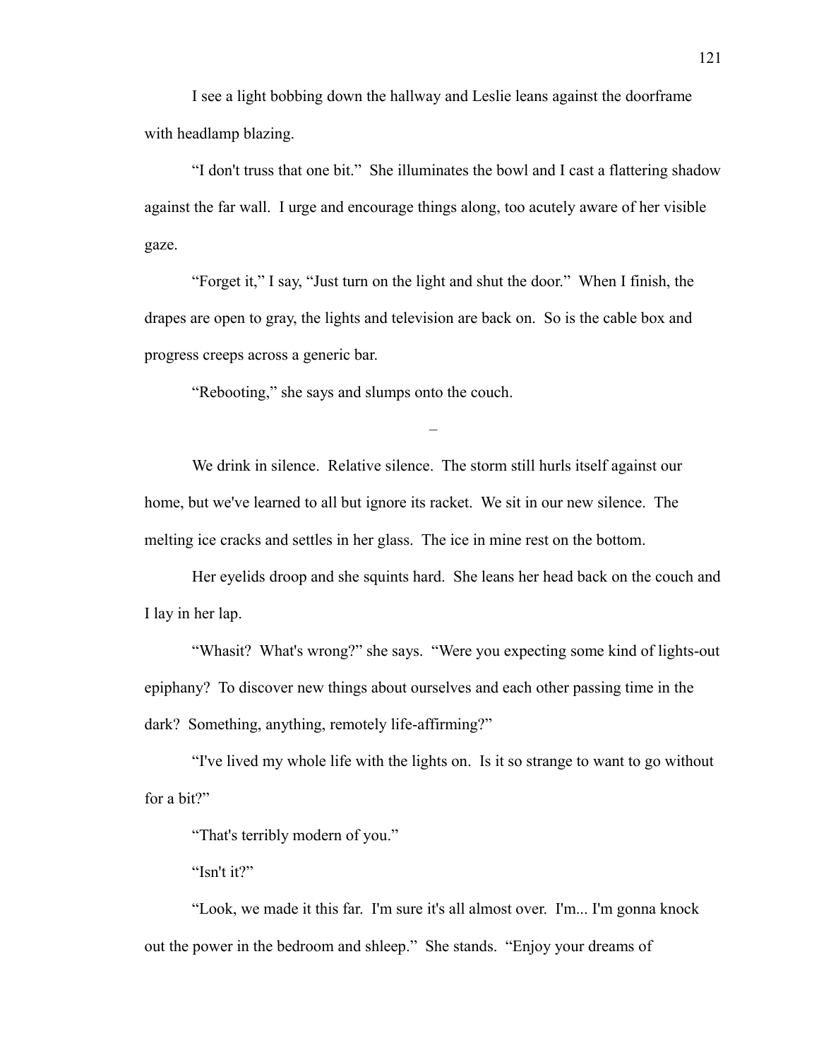I see a light bobbing down the hallway and Leslie leans against the doorframe with headlamp blazing.

"I don't truss that one bit." She illuminates the bowl and I cast a flattering shadow against the far wall. I urge and encourage things along, too acutely aware of her visible gaze.

"Forget it," I say, "Just turn on the light and shut the door." When I finish, the drapes are open to gray, the lights and television are back on. So is the cable box and progress creeps across a generic bar.

"Rebooting," she says and slumps onto the couch.

–

We drink in silence. Relative silence. The storm still hurls itself against our home, but we've learned to all but ignore its racket. We sit in our new silence. The melting ice cracks and settles in her glass. The ice in mine rest on the bottom.

Her eyelids droop and she squints hard. She leans her head back on the couch and I lay in her lap.

"Whasit? What's wrong?" she says. "Were you expecting some kind of lights-out epiphany? To discover new things about ourselves and each other passing time in the dark? Something, anything, remotely life-affirming?"

"I've lived my whole life with the lights on. Is it so strange to want to go without for a bit?"

"That's terribly modern of you."

"Isn't it?"

"Look, we made it this far. I'm sure it's all almost over. I'm... I'm gonna knock out the power in the bedroom and shleep." She stands. "Enjoy your dreams of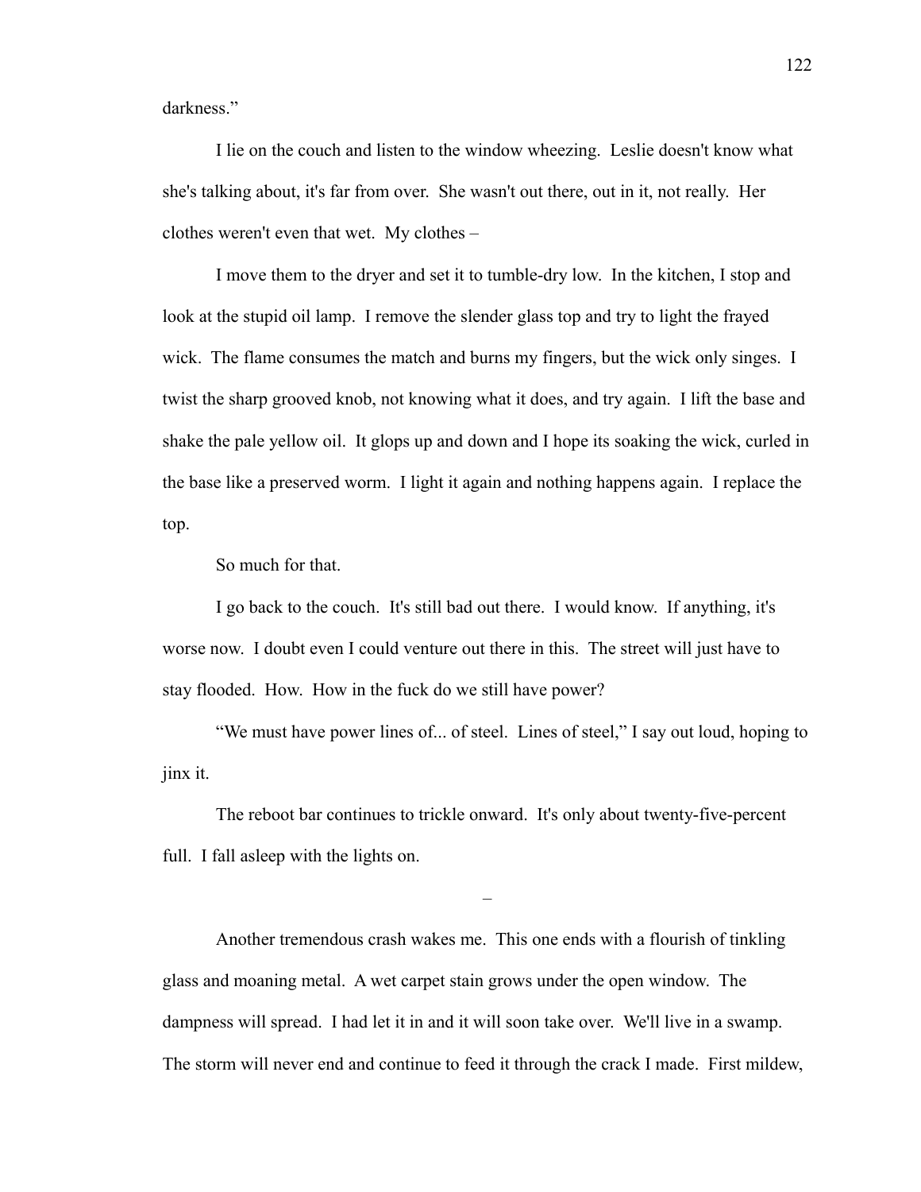darkness."

I lie on the couch and listen to the window wheezing. Leslie doesn't know what she's talking about, it's far from over. She wasn't out there, out in it, not really. Her clothes weren't even that wet. My clothes –

I move them to the dryer and set it to tumble-dry low. In the kitchen, I stop and look at the stupid oil lamp. I remove the slender glass top and try to light the frayed wick. The flame consumes the match and burns my fingers, but the wick only singes. I twist the sharp grooved knob, not knowing what it does, and try again. I lift the base and shake the pale yellow oil. It glops up and down and I hope its soaking the wick, curled in the base like a preserved worm. I light it again and nothing happens again. I replace the top.

So much for that.

I go back to the couch. It's still bad out there. I would know. If anything, it's worse now. I doubt even I could venture out there in this. The street will just have to stay flooded. How. How in the fuck do we still have power?

"We must have power lines of... of steel. Lines of steel," I say out loud, hoping to jinx it.

The reboot bar continues to trickle onward. It's only about twenty-five-percent full. I fall asleep with the lights on.

–

Another tremendous crash wakes me. This one ends with a flourish of tinkling glass and moaning metal. A wet carpet stain grows under the open window. The dampness will spread. I had let it in and it will soon take over. We'll live in a swamp. The storm will never end and continue to feed it through the crack I made. First mildew,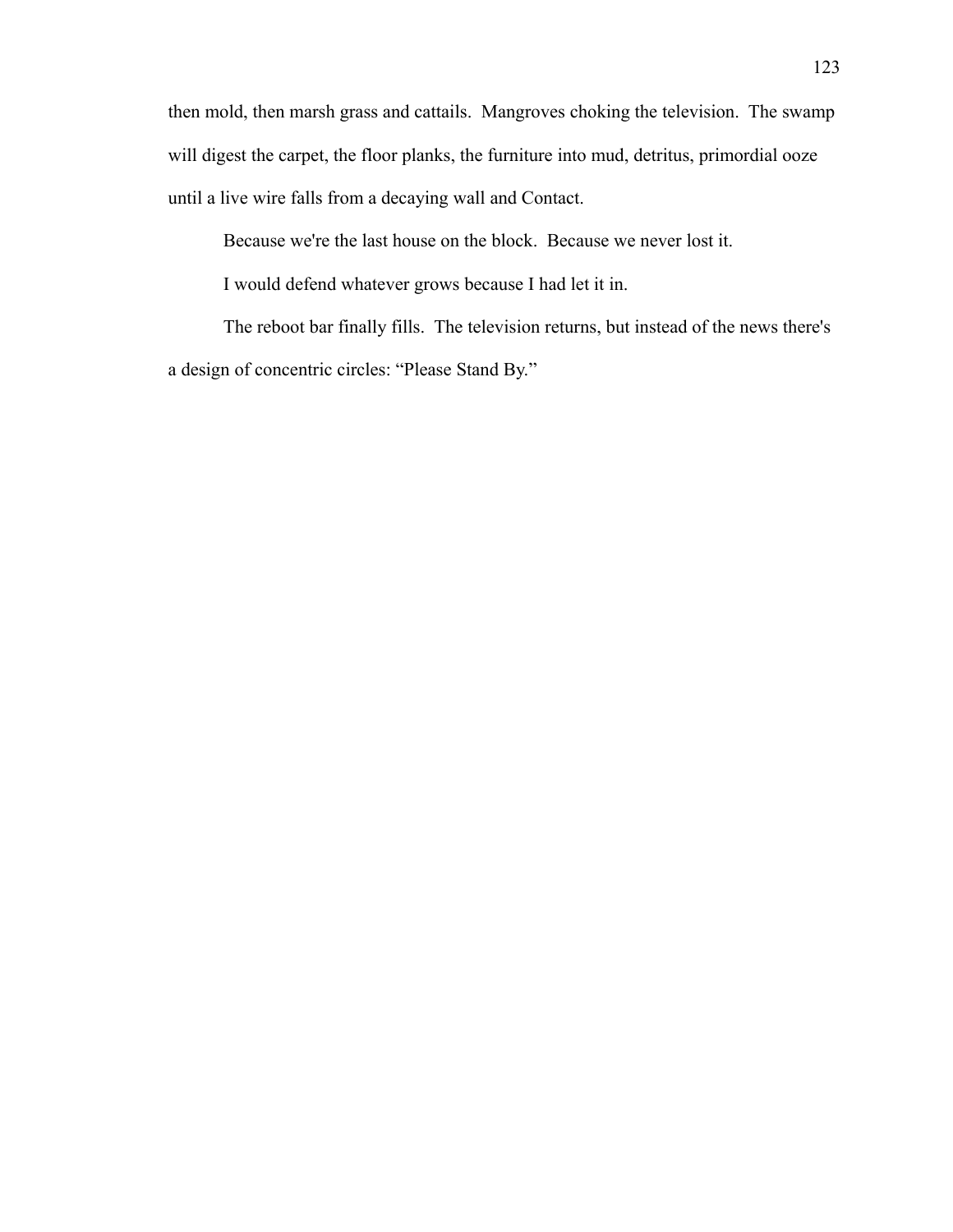then mold, then marsh grass and cattails.  Mangroves choking the television.  The swamp will digest the carpet, the floor planks, the furniture into mud, detritus, primordial ooze until a live wire falls from a decaying wall and Contact.

Because we're the last house on the block.  Because we never lost it.

I would defend whatever grows because I had let it in.

The reboot bar finally fills.  The television returns, but instead of the news there's a design of concentric circles: “Please Stand By.”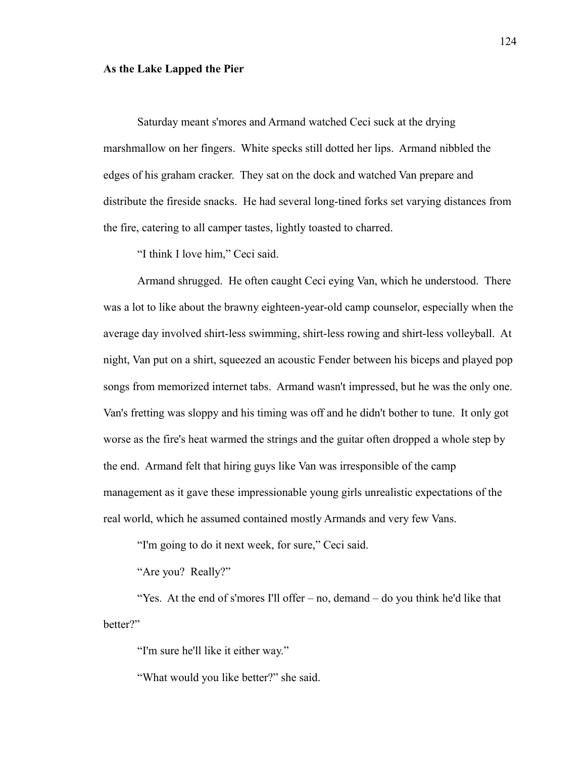**As the Lake Lapped the Pier**

Saturday meant s'mores and Armand watched Ceci suck at the drying marshmallow on her fingers. White specks still dotted her lips. Armand nibbled the edges of his graham cracker. They sat on the dock and watched Van prepare and distribute the fireside snacks. He had several long-tined forks set varying distances from the fire, catering to all camper tastes, lightly toasted to charred.

"I think I love him," Ceci said.

Armand shrugged. He often caught Ceci eying Van, which he understood. There was a lot to like about the brawny eighteen-year-old camp counselor, especially when the average day involved shirt-less swimming, shirt-less rowing and shirt-less volleyball. At night, Van put on a shirt, squeezed an acoustic Fender between his biceps and played pop songs from memorized internet tabs. Armand wasn't impressed, but he was the only one. Van's fretting was sloppy and his timing was off and he didn't bother to tune. It only got worse as the fire's heat warmed the strings and the guitar often dropped a whole step by the end. Armand felt that hiring guys like Van was irresponsible of the camp management as it gave these impressionable young girls unrealistic expectations of the real world, which he assumed contained mostly Armands and very few Vans.

"I'm going to do it next week, for sure," Ceci said.

"Are you? Really?"

"Yes. At the end of s'mores I'll offer – no, demand – do you think he'd like that better?"

"I'm sure he'll like it either way."

"What would you like better?" she said.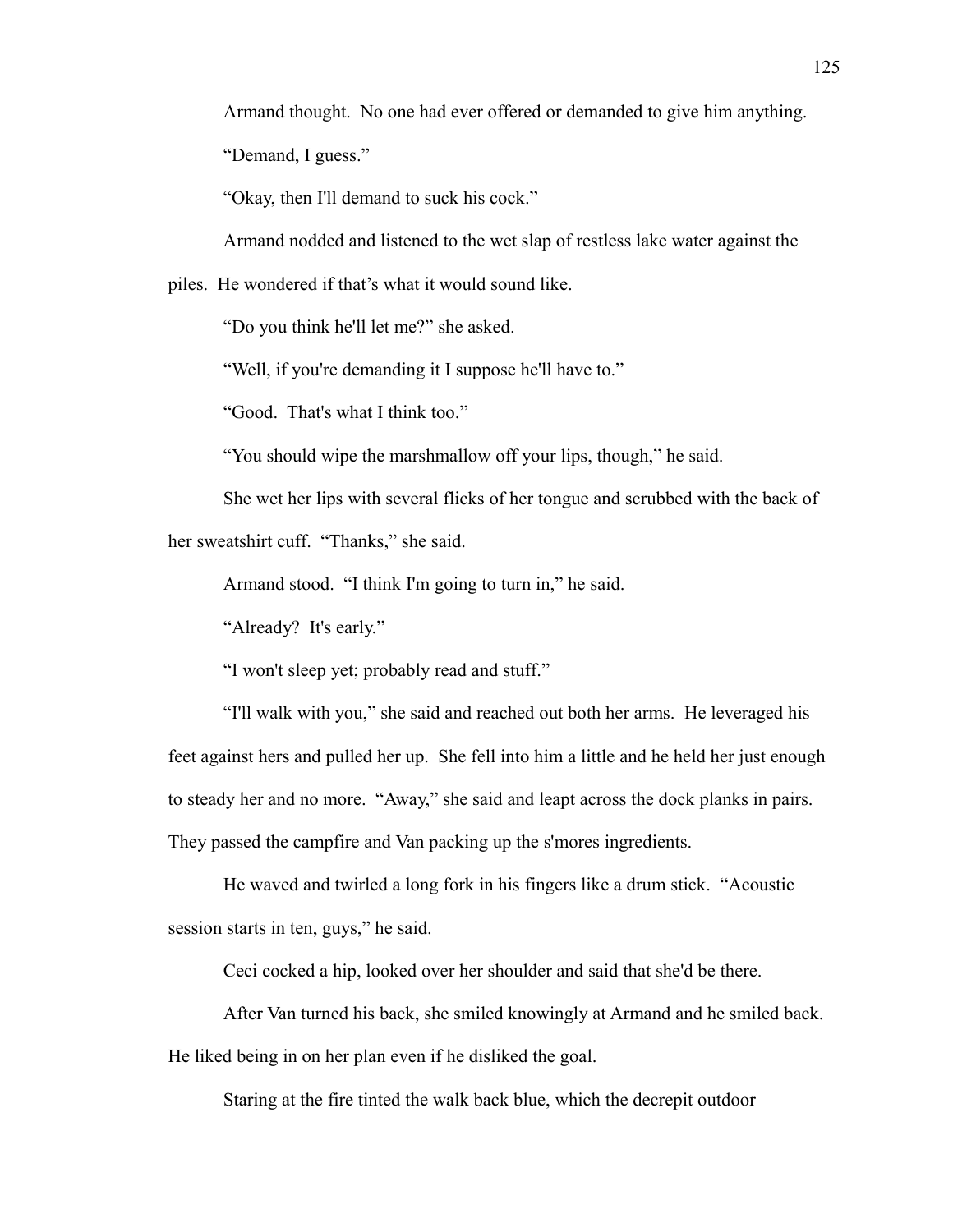Armand thought. No one had ever offered or demanded to give him anything.

"Demand, I guess."

"Okay, then I'll demand to suck his cock."

Armand nodded and listened to the wet slap of restless lake water against the piles. He wondered if that's what it would sound like.

"Do you think he'll let me?" she asked.

"Well, if you're demanding it I suppose he'll have to."

"Good. That's what I think too."

"You should wipe the marshmallow off your lips, though," he said.

She wet her lips with several flicks of her tongue and scrubbed with the back of her sweatshirt cuff. "Thanks," she said.

Armand stood. "I think I'm going to turn in," he said.

"Already? It's early."

"I won't sleep yet; probably read and stuff."

"I'll walk with you," she said and reached out both her arms. He leveraged his feet against hers and pulled her up. She fell into him a little and he held her just enough to steady her and no more. "Away," she said and leapt across the dock planks in pairs. They passed the campfire and Van packing up the s'mores ingredients.

He waved and twirled a long fork in his fingers like a drum stick. "Acoustic session starts in ten, guys," he said.

Ceci cocked a hip, looked over her shoulder and said that she'd be there.

After Van turned his back, she smiled knowingly at Armand and he smiled back. He liked being in on her plan even if he disliked the goal.

Staring at the fire tinted the walk back blue, which the decrepit outdoor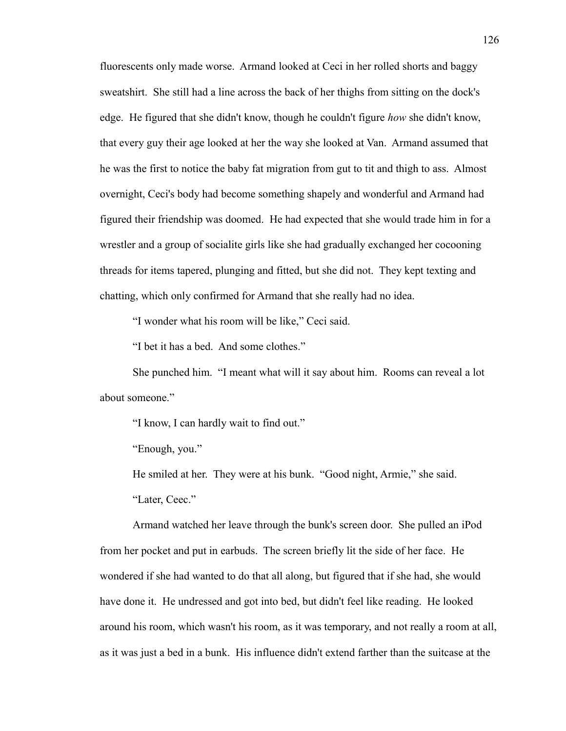fluorescents only made worse. Armand looked at Ceci in her rolled shorts and baggy sweatshirt. She still had a line across the back of her thighs from sitting on the dock's edge. He figured that she didn't know, though he couldn't figure *how* she didn't know, that every guy their age looked at her the way she looked at Van. Armand assumed that he was the first to notice the baby fat migration from gut to tit and thigh to ass. Almost overnight, Ceci's body had become something shapely and wonderful and Armand had figured their friendship was doomed. He had expected that she would trade him in for a wrestler and a group of socialite girls like she had gradually exchanged her cocooning threads for items tapered, plunging and fitted, but she did not. They kept texting and chatting, which only confirmed for Armand that she really had no idea.

"I wonder what his room will be like," Ceci said.

"I bet it has a bed. And some clothes."

She punched him. "I meant what will it say about him. Rooms can reveal a lot about someone."

"I know, I can hardly wait to find out."

"Enough, you."

He smiled at her. They were at his bunk. "Good night, Armie," she said.

"Later, Ceec."

Armand watched her leave through the bunk's screen door. She pulled an iPod from her pocket and put in earbuds. The screen briefly lit the side of her face. He wondered if she had wanted to do that all along, but figured that if she had, she would have done it. He undressed and got into bed, but didn't feel like reading. He looked around his room, which wasn't his room, as it was temporary, and not really a room at all, as it was just a bed in a bunk. His influence didn't extend farther than the suitcase at the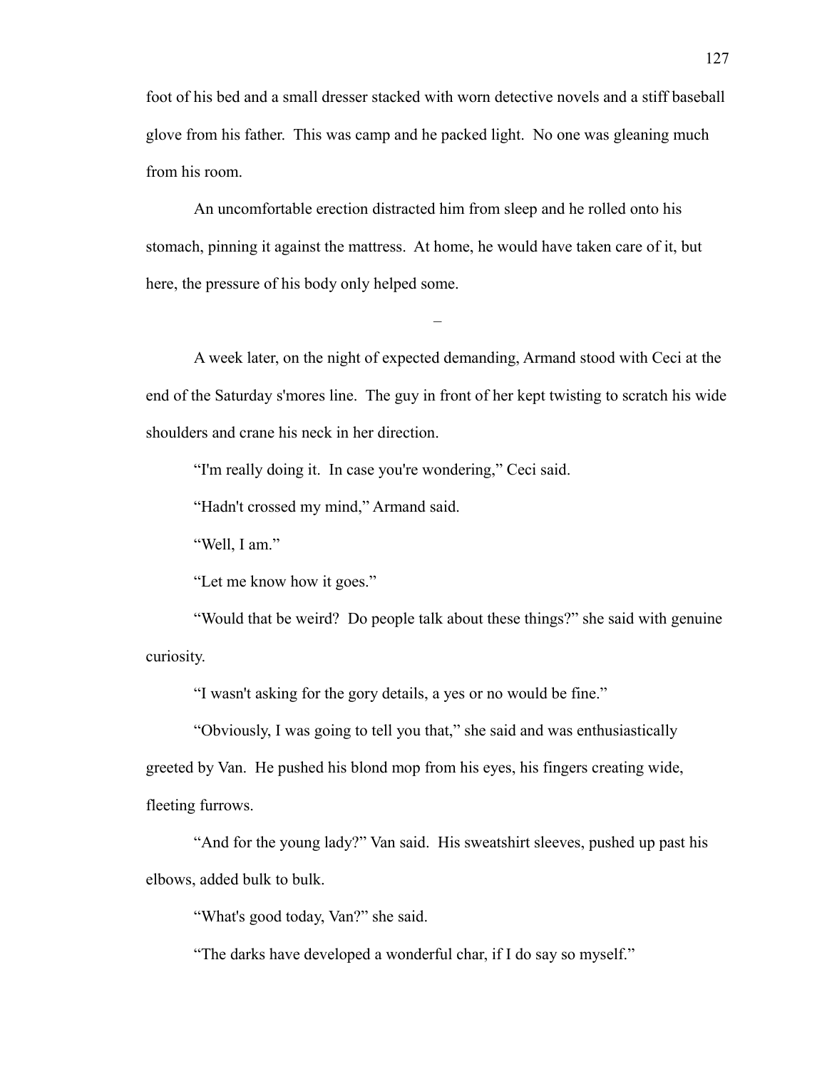foot of his bed and a small dresser stacked with worn detective novels and a stiff baseball glove from his father. This was camp and he packed light. No one was gleaning much from his room.

An uncomfortable erection distracted him from sleep and he rolled onto his stomach, pinning it against the mattress. At home, he would have taken care of it, but here, the pressure of his body only helped some.

–

A week later, on the night of expected demanding, Armand stood with Ceci at the end of the Saturday s'mores line. The guy in front of her kept twisting to scratch his wide shoulders and crane his neck in her direction.

"I'm really doing it. In case you're wondering," Ceci said.

"Hadn't crossed my mind," Armand said.

"Well, I am."

"Let me know how it goes."

"Would that be weird? Do people talk about these things?" she said with genuine curiosity.

"I wasn't asking for the gory details, a yes or no would be fine."

"Obviously, I was going to tell you that," she said and was enthusiastically greeted by Van. He pushed his blond mop from his eyes, his fingers creating wide, fleeting furrows.

"And for the young lady?" Van said. His sweatshirt sleeves, pushed up past his elbows, added bulk to bulk.

"What's good today, Van?" she said.

"The darks have developed a wonderful char, if I do say so myself."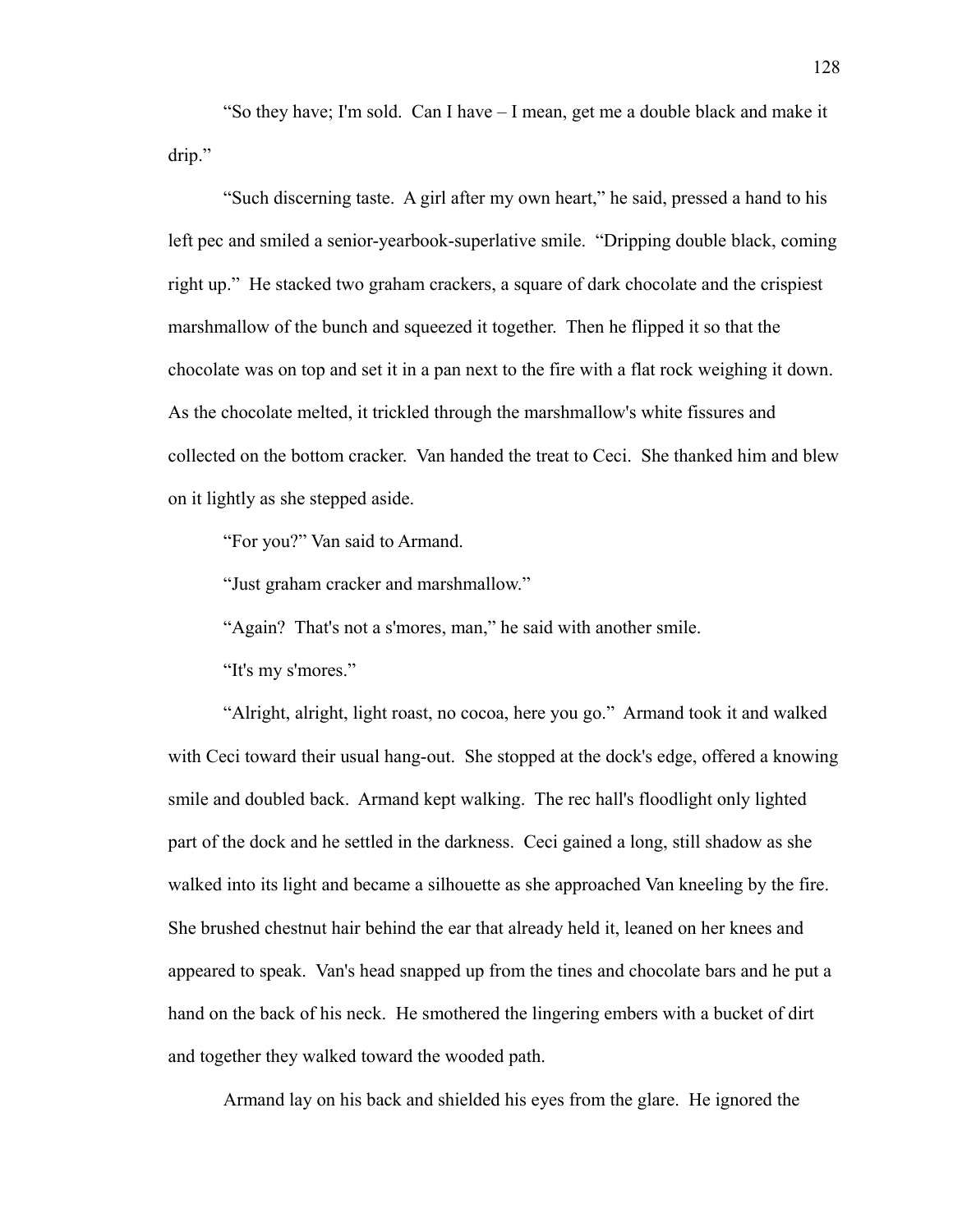"So they have; I'm sold. Can I have – I mean, get me a double black and make it drip."

"Such discerning taste. A girl after my own heart," he said, pressed a hand to his left pec and smiled a senior-yearbook-superlative smile. "Dripping double black, coming right up." He stacked two graham crackers, a square of dark chocolate and the crispiest marshmallow of the bunch and squeezed it together. Then he flipped it so that the chocolate was on top and set it in a pan next to the fire with a flat rock weighing it down. As the chocolate melted, it trickled through the marshmallow's white fissures and collected on the bottom cracker. Van handed the treat to Ceci. She thanked him and blew on it lightly as she stepped aside.

"For you?" Van said to Armand.

"Just graham cracker and marshmallow."

"Again? That's not a s'mores, man," he said with another smile.

"It's my s'mores."

"Alright, alright, light roast, no cocoa, here you go." Armand took it and walked with Ceci toward their usual hang-out. She stopped at the dock's edge, offered a knowing smile and doubled back. Armand kept walking. The rec hall's floodlight only lighted part of the dock and he settled in the darkness. Ceci gained a long, still shadow as she walked into its light and became a silhouette as she approached Van kneeling by the fire. She brushed chestnut hair behind the ear that already held it, leaned on her knees and appeared to speak. Van's head snapped up from the tines and chocolate bars and he put a hand on the back of his neck. He smothered the lingering embers with a bucket of dirt and together they walked toward the wooded path.

Armand lay on his back and shielded his eyes from the glare. He ignored the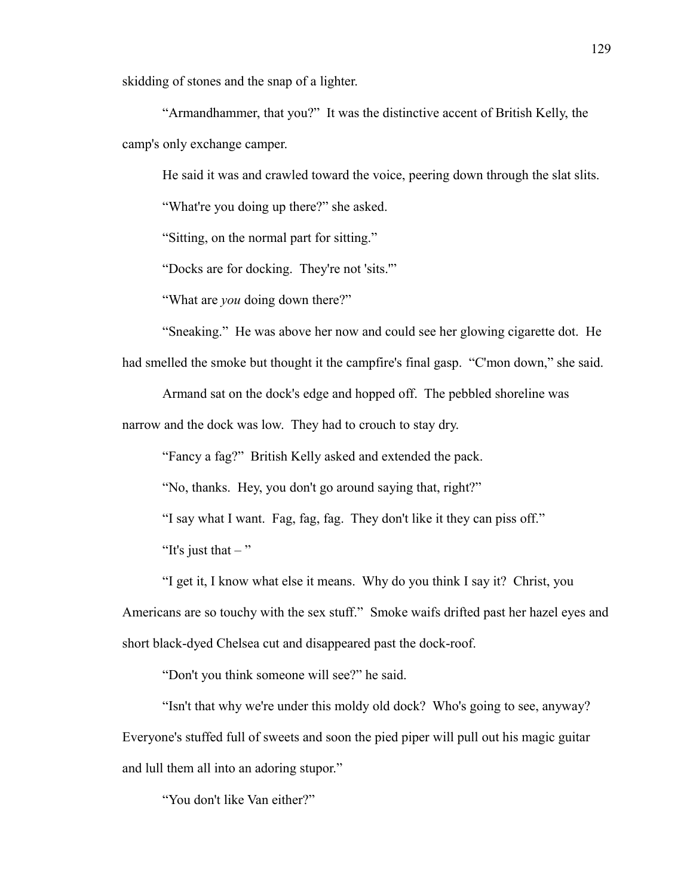skidding of stones and the snap of a lighter.

"Armandhammer, that you?" It was the distinctive accent of British Kelly, the camp's only exchange camper.

He said it was and crawled toward the voice, peering down through the slat slits.

"What're you doing up there?" she asked.

"Sitting, on the normal part for sitting."

"Docks are for docking. They're not 'sits.'"

"What are *you* doing down there?"

"Sneaking." He was above her now and could see her glowing cigarette dot. He had smelled the smoke but thought it the campfire's final gasp. "C'mon down," she said.

Armand sat on the dock's edge and hopped off. The pebbled shoreline was narrow and the dock was low. They had to crouch to stay dry.

"Fancy a fag?" British Kelly asked and extended the pack.

"No, thanks. Hey, you don't go around saying that, right?"

"I say what I want. Fag, fag, fag. They don't like it they can piss off."

"It's just that – "

"I get it, I know what else it means. Why do you think I say it? Christ, you Americans are so touchy with the sex stuff." Smoke waifs drifted past her hazel eyes and short black-dyed Chelsea cut and disappeared past the dock-roof.

"Don't you think someone will see?" he said.

"Isn't that why we're under this moldy old dock? Who's going to see, anyway? Everyone's stuffed full of sweets and soon the pied piper will pull out his magic guitar and lull them all into an adoring stupor."

"You don't like Van either?"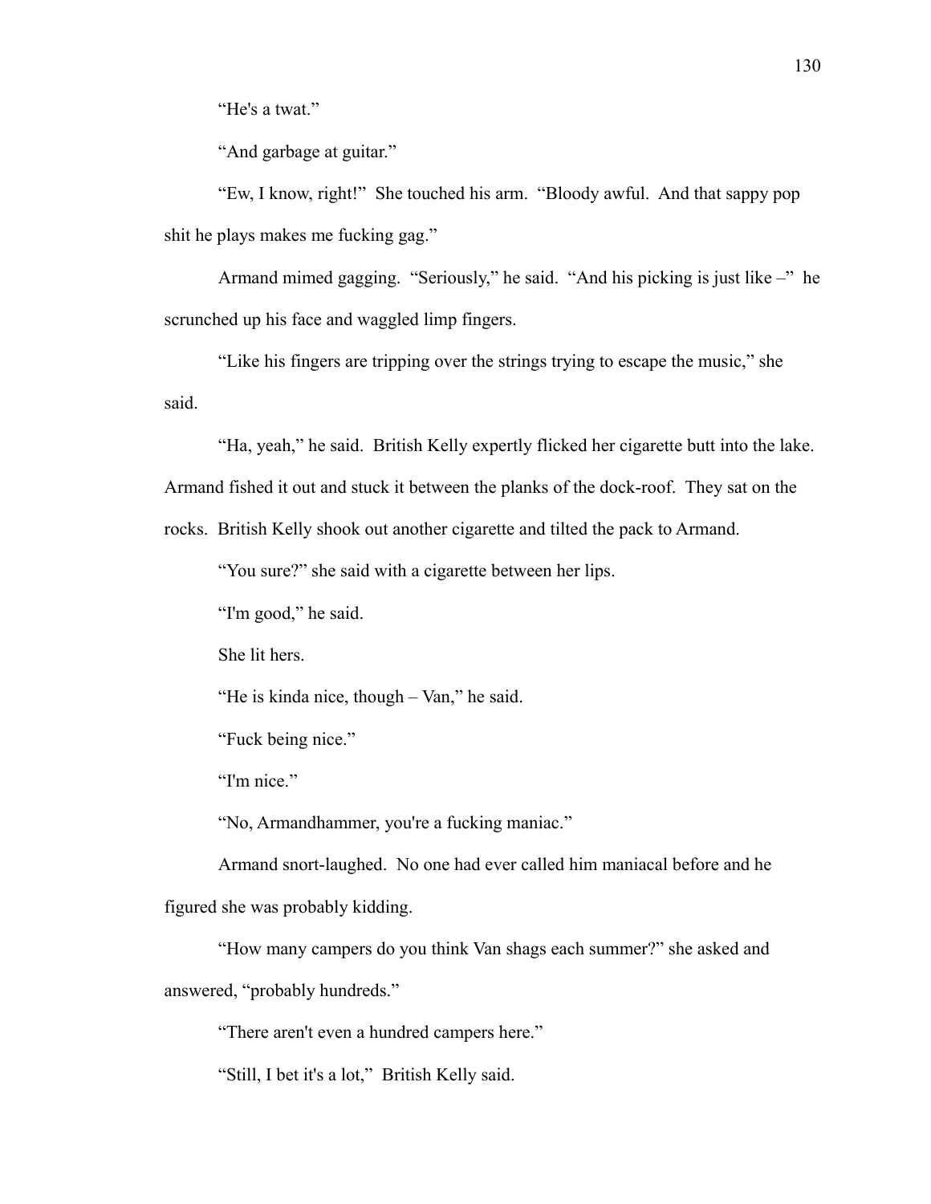"He's a twat."

"And garbage at guitar."

"Ew, I know, right!" She touched his arm. "Bloody awful. And that sappy pop shit he plays makes me fucking gag."

Armand mimed gagging. "Seriously," he said. "And his picking is just like –" he scrunched up his face and waggled limp fingers.

"Like his fingers are tripping over the strings trying to escape the music," she said.

"Ha, yeah," he said. British Kelly expertly flicked her cigarette butt into the lake. Armand fished it out and stuck it between the planks of the dock-roof. They sat on the rocks. British Kelly shook out another cigarette and tilted the pack to Armand.

"You sure?" she said with a cigarette between her lips.

"I'm good," he said.

She lit hers.

"He is kinda nice, though – Van," he said.

"Fuck being nice."

"I'm nice."

"No, Armandhammer, you're a fucking maniac."

Armand snort-laughed. No one had ever called him maniacal before and he figured she was probably kidding.

"How many campers do you think Van shags each summer?" she asked and answered, "probably hundreds."

"There aren't even a hundred campers here."

"Still, I bet it's a lot," British Kelly said.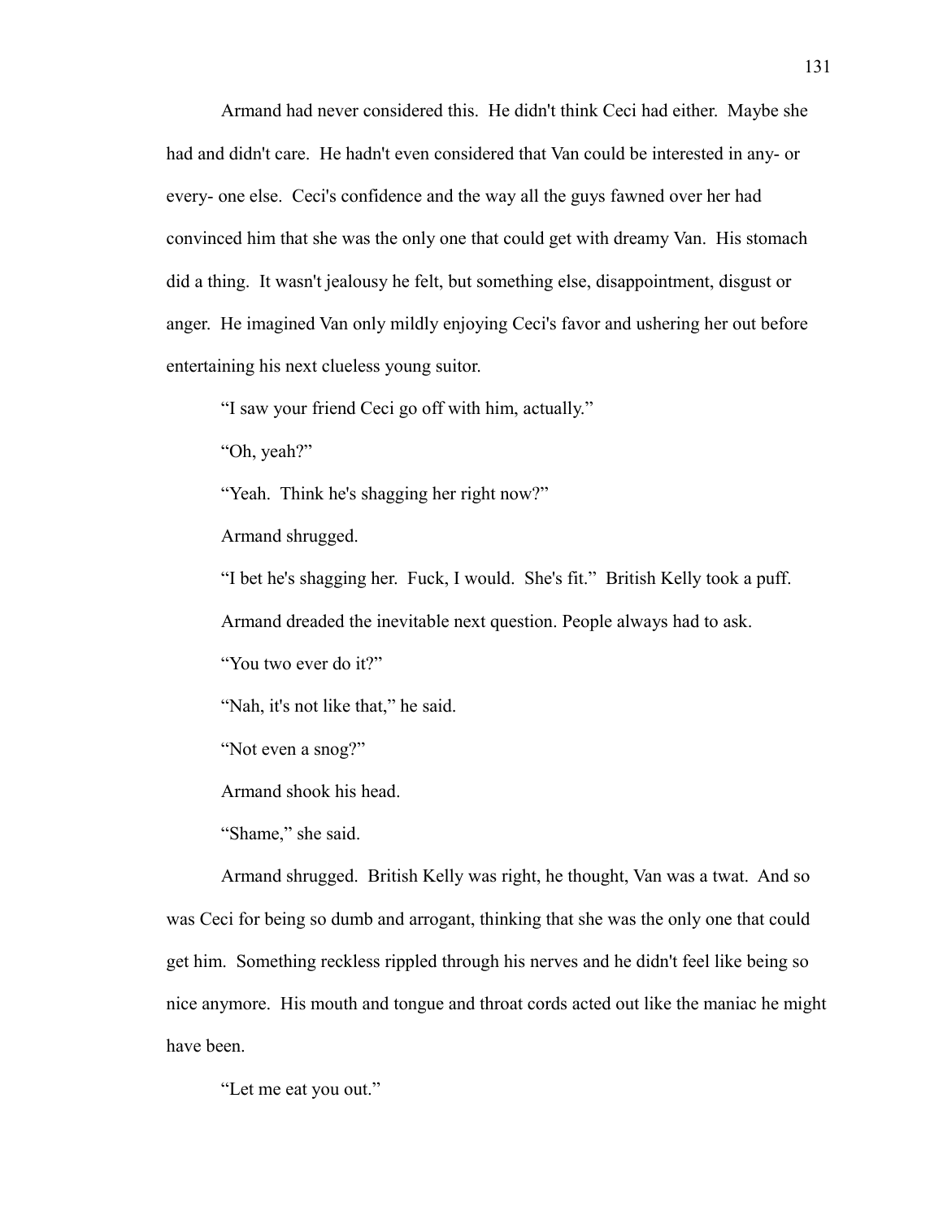Armand had never considered this. He didn't think Ceci had either. Maybe she had and didn't care. He hadn't even considered that Van could be interested in any- or every- one else. Ceci's confidence and the way all the guys fawned over her had convinced him that she was the only one that could get with dreamy Van. His stomach did a thing. It wasn't jealousy he felt, but something else, disappointment, disgust or anger. He imagined Van only mildly enjoying Ceci's favor and ushering her out before entertaining his next clueless young suitor.

"I saw your friend Ceci go off with him, actually."

"Oh, yeah?"

"Yeah. Think he's shagging her right now?"

Armand shrugged.

"I bet he's shagging her. Fuck, I would. She's fit." British Kelly took a puff.

Armand dreaded the inevitable next question. People always had to ask.

"You two ever do it?"

"Nah, it's not like that," he said.

"Not even a snog?"

Armand shook his head.

"Shame," she said.

Armand shrugged. British Kelly was right, he thought, Van was a twat. And so was Ceci for being so dumb and arrogant, thinking that she was the only one that could get him. Something reckless rippled through his nerves and he didn't feel like being so nice anymore. His mouth and tongue and throat cords acted out like the maniac he might have been.

"Let me eat you out."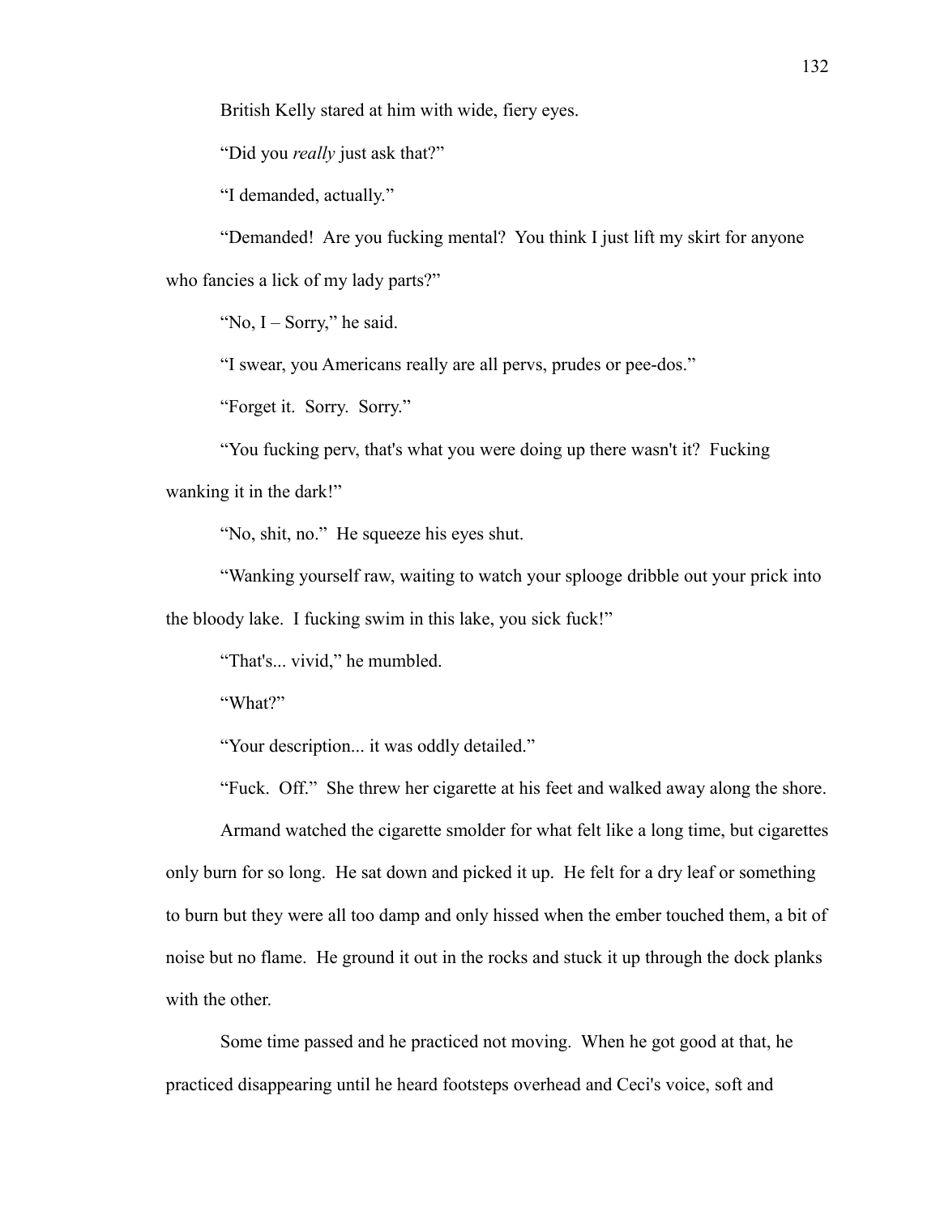British Kelly stared at him with wide, fiery eyes.

"Did you *really* just ask that?"

"I demanded, actually."

"Demanded! Are you fucking mental? You think I just lift my skirt for anyone who fancies a lick of my lady parts?"

"No, I – Sorry," he said.

"I swear, you Americans really are all pervs, prudes or pee-dos."

"Forget it. Sorry. Sorry."

"You fucking perv, that's what you were doing up there wasn't it? Fucking wanking it in the dark!"

"No, shit, no." He squeeze his eyes shut.

"Wanking yourself raw, waiting to watch your splooge dribble out your prick into the bloody lake. I fucking swim in this lake, you sick fuck!"

"That's... vivid," he mumbled.

"What?"

"Your description... it was oddly detailed."

"Fuck. Off." She threw her cigarette at his feet and walked away along the shore.

Armand watched the cigarette smolder for what felt like a long time, but cigarettes only burn for so long. He sat down and picked it up. He felt for a dry leaf or something to burn but they were all too damp and only hissed when the ember touched them, a bit of noise but no flame. He ground it out in the rocks and stuck it up through the dock planks with the other.

Some time passed and he practiced not moving. When he got good at that, he practiced disappearing until he heard footsteps overhead and Ceci's voice, soft and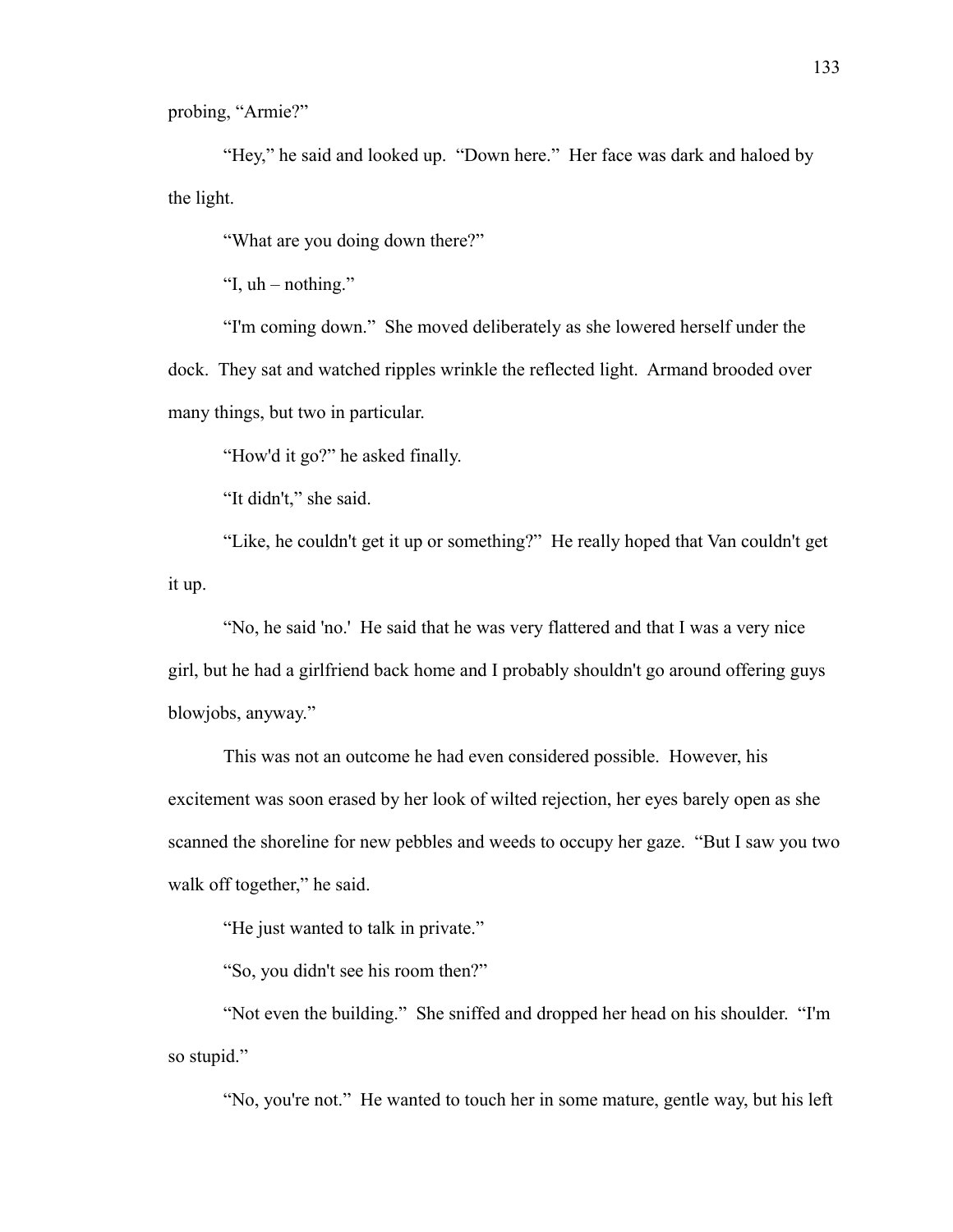probing, "Armie?"

"Hey," he said and looked up. "Down here." Her face was dark and haloed by the light.

"What are you doing down there?"

"I, uh – nothing."

"I'm coming down." She moved deliberately as she lowered herself under the dock. They sat and watched ripples wrinkle the reflected light. Armand brooded over many things, but two in particular.

"How'd it go?" he asked finally.

"It didn't," she said.

"Like, he couldn't get it up or something?" He really hoped that Van couldn't get it up.

"No, he said 'no.' He said that he was very flattered and that I was a very nice girl, but he had a girlfriend back home and I probably shouldn't go around offering guys blowjobs, anyway."

This was not an outcome he had even considered possible. However, his excitement was soon erased by her look of wilted rejection, her eyes barely open as she scanned the shoreline for new pebbles and weeds to occupy her gaze. "But I saw you two walk off together," he said.

"He just wanted to talk in private."

"So, you didn't see his room then?"

"Not even the building." She sniffed and dropped her head on his shoulder. "I'm so stupid."

"No, you're not." He wanted to touch her in some mature, gentle way, but his left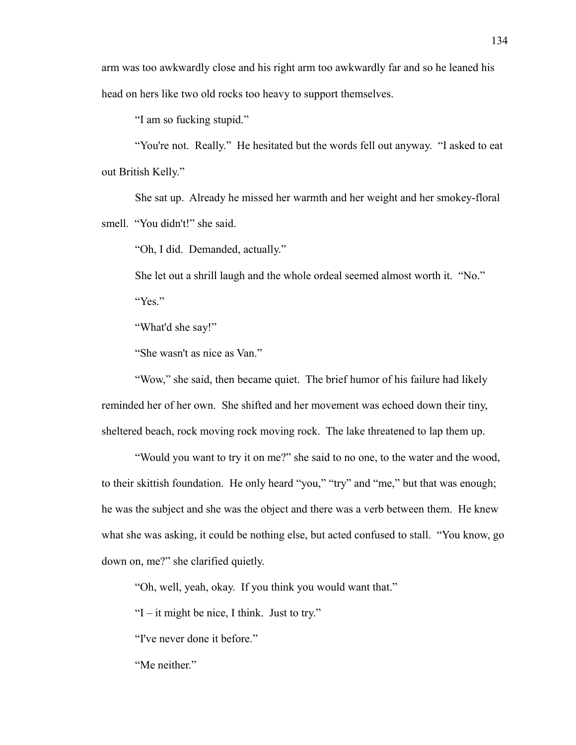arm was too awkwardly close and his right arm too awkwardly far and so he leaned his head on hers like two old rocks too heavy to support themselves.

"I am so fucking stupid."

"You're not. Really." He hesitated but the words fell out anyway. "I asked to eat out British Kelly."

She sat up. Already he missed her warmth and her weight and her smokey-floral smell. "You didn't!" she said.

"Oh, I did. Demanded, actually."

She let out a shrill laugh and the whole ordeal seemed almost worth it. "No."

"Yes."

"What'd she say!"

"She wasn't as nice as Van."

"Wow," she said, then became quiet. The brief humor of his failure had likely reminded her of her own. She shifted and her movement was echoed down their tiny, sheltered beach, rock moving rock moving rock. The lake threatened to lap them up.

"Would you want to try it on me?" she said to no one, to the water and the wood, to their skittish foundation. He only heard "you," "try" and "me," but that was enough; he was the subject and she was the object and there was a verb between them. He knew what she was asking, it could be nothing else, but acted confused to stall. "You know, go down on, me?" she clarified quietly.

"Oh, well, yeah, okay. If you think you would want that."

"I – it might be nice, I think. Just to try."

"I've never done it before."

"Me neither."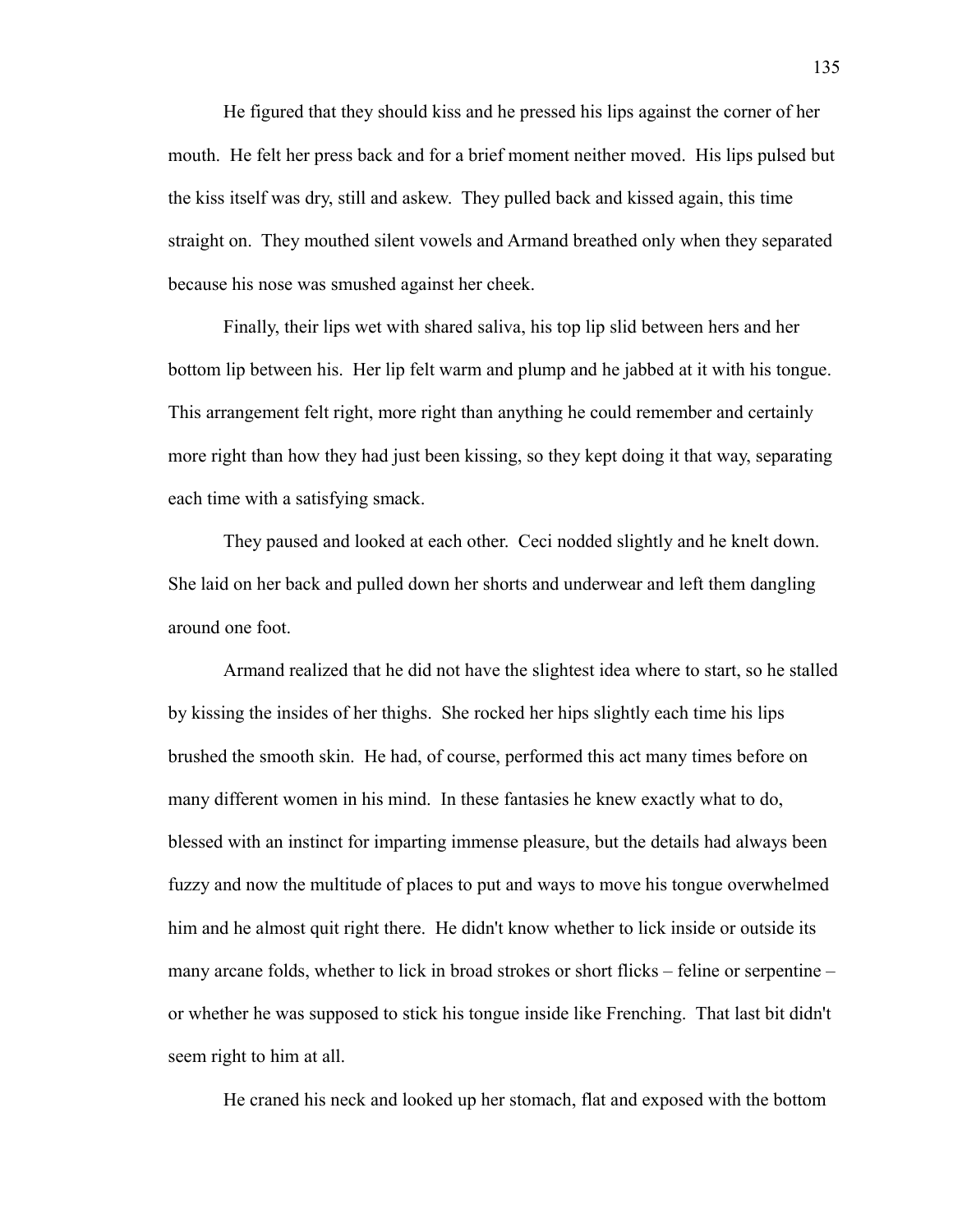He figured that they should kiss and he pressed his lips against the corner of her mouth. He felt her press back and for a brief moment neither moved. His lips pulsed but the kiss itself was dry, still and askew. They pulled back and kissed again, this time straight on. They mouthed silent vowels and Armand breathed only when they separated because his nose was smushed against her cheek.

Finally, their lips wet with shared saliva, his top lip slid between hers and her bottom lip between his. Her lip felt warm and plump and he jabbed at it with his tongue. This arrangement felt right, more right than anything he could remember and certainly more right than how they had just been kissing, so they kept doing it that way, separating each time with a satisfying smack.

They paused and looked at each other. Ceci nodded slightly and he knelt down. She laid on her back and pulled down her shorts and underwear and left them dangling around one foot.

Armand realized that he did not have the slightest idea where to start, so he stalled by kissing the insides of her thighs. She rocked her hips slightly each time his lips brushed the smooth skin. He had, of course, performed this act many times before on many different women in his mind. In these fantasies he knew exactly what to do, blessed with an instinct for imparting immense pleasure, but the details had always been fuzzy and now the multitude of places to put and ways to move his tongue overwhelmed him and he almost quit right there. He didn't know whether to lick inside or outside its many arcane folds, whether to lick in broad strokes or short flicks – feline or serpentine – or whether he was supposed to stick his tongue inside like Frenching. That last bit didn't seem right to him at all.

He craned his neck and looked up her stomach, flat and exposed with the bottom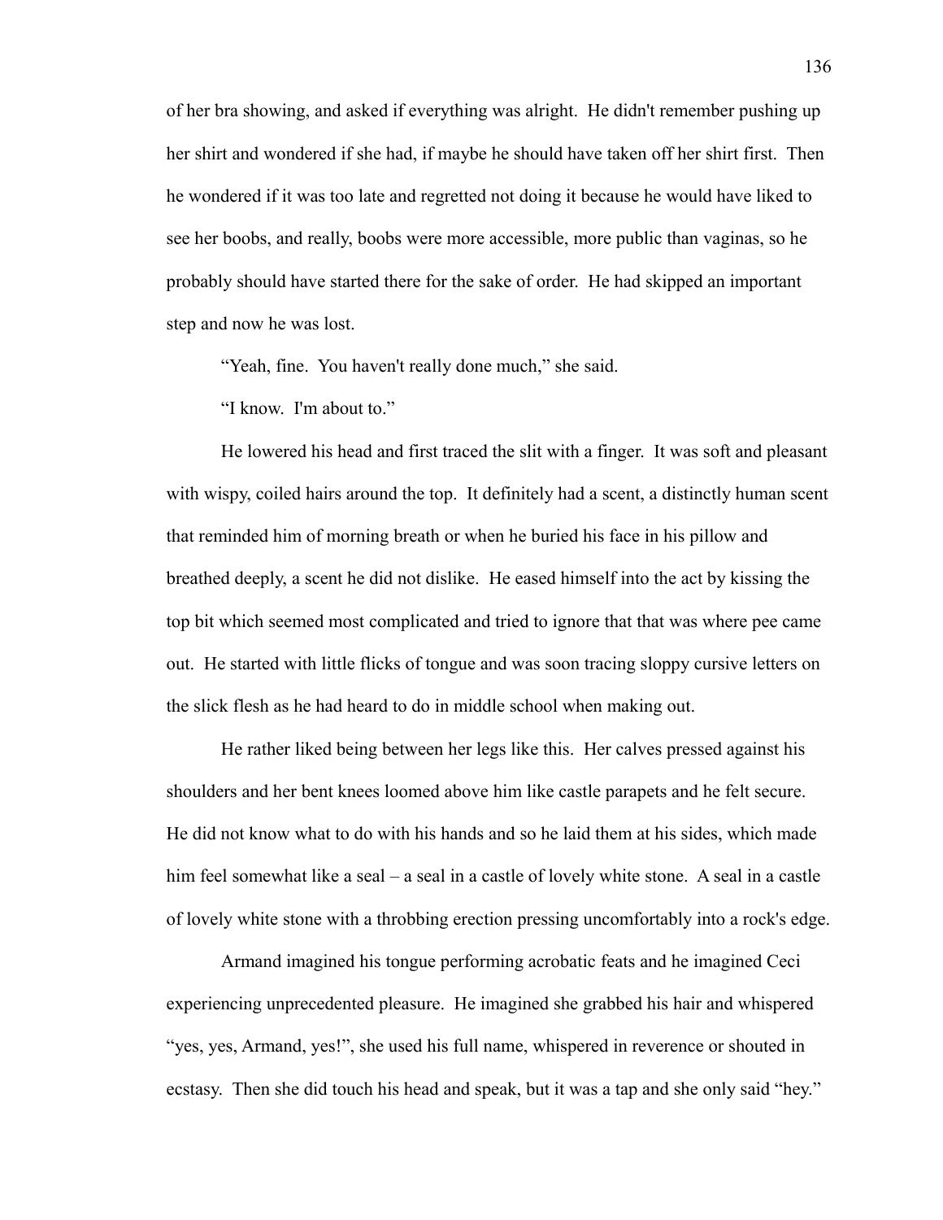of her bra showing, and asked if everything was alright. He didn't remember pushing up her shirt and wondered if she had, if maybe he should have taken off her shirt first. Then he wondered if it was too late and regretted not doing it because he would have liked to see her boobs, and really, boobs were more accessible, more public than vaginas, so he probably should have started there for the sake of order. He had skipped an important step and now he was lost.

"Yeah, fine. You haven't really done much," she said.

"I know. I'm about to."

He lowered his head and first traced the slit with a finger. It was soft and pleasant with wispy, coiled hairs around the top. It definitely had a scent, a distinctly human scent that reminded him of morning breath or when he buried his face in his pillow and breathed deeply, a scent he did not dislike. He eased himself into the act by kissing the top bit which seemed most complicated and tried to ignore that that was where pee came out. He started with little flicks of tongue and was soon tracing sloppy cursive letters on the slick flesh as he had heard to do in middle school when making out.

He rather liked being between her legs like this. Her calves pressed against his shoulders and her bent knees loomed above him like castle parapets and he felt secure. He did not know what to do with his hands and so he laid them at his sides, which made him feel somewhat like a seal – a seal in a castle of lovely white stone. A seal in a castle of lovely white stone with a throbbing erection pressing uncomfortably into a rock's edge.

Armand imagined his tongue performing acrobatic feats and he imagined Ceci experiencing unprecedented pleasure. He imagined she grabbed his hair and whispered "yes, yes, Armand, yes!", she used his full name, whispered in reverence or shouted in ecstasy. Then she did touch his head and speak, but it was a tap and she only said "hey."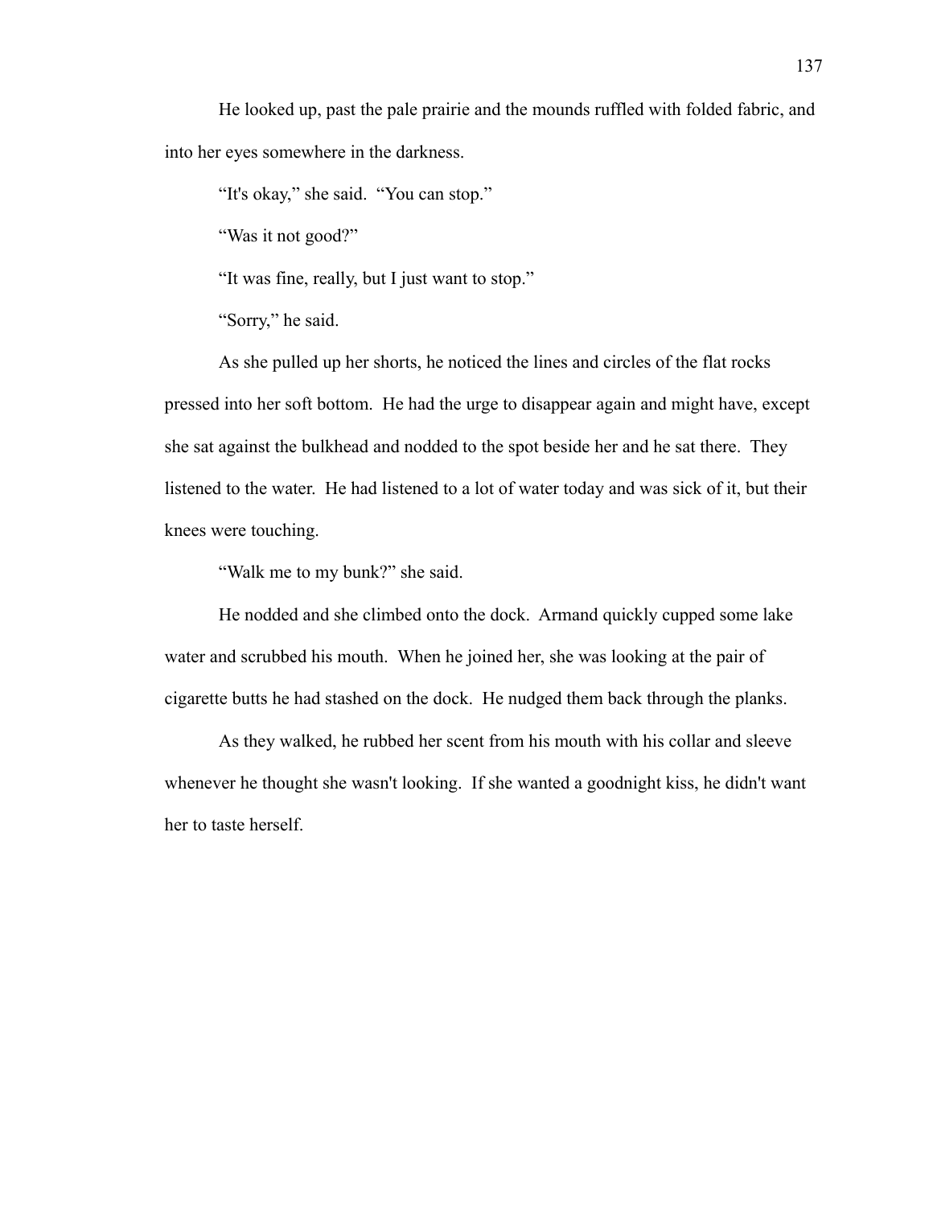He looked up, past the pale prairie and the mounds ruffled with folded fabric, and into her eyes somewhere in the darkness.

"It's okay," she said. "You can stop."

"Was it not good?"

"It was fine, really, but I just want to stop."

"Sorry," he said.

As she pulled up her shorts, he noticed the lines and circles of the flat rocks pressed into her soft bottom. He had the urge to disappear again and might have, except she sat against the bulkhead and nodded to the spot beside her and he sat there. They listened to the water. He had listened to a lot of water today and was sick of it, but their knees were touching.

"Walk me to my bunk?" she said.

He nodded and she climbed onto the dock. Armand quickly cupped some lake water and scrubbed his mouth. When he joined her, she was looking at the pair of cigarette butts he had stashed on the dock. He nudged them back through the planks.

As they walked, he rubbed her scent from his mouth with his collar and sleeve whenever he thought she wasn't looking. If she wanted a goodnight kiss, he didn't want her to taste herself.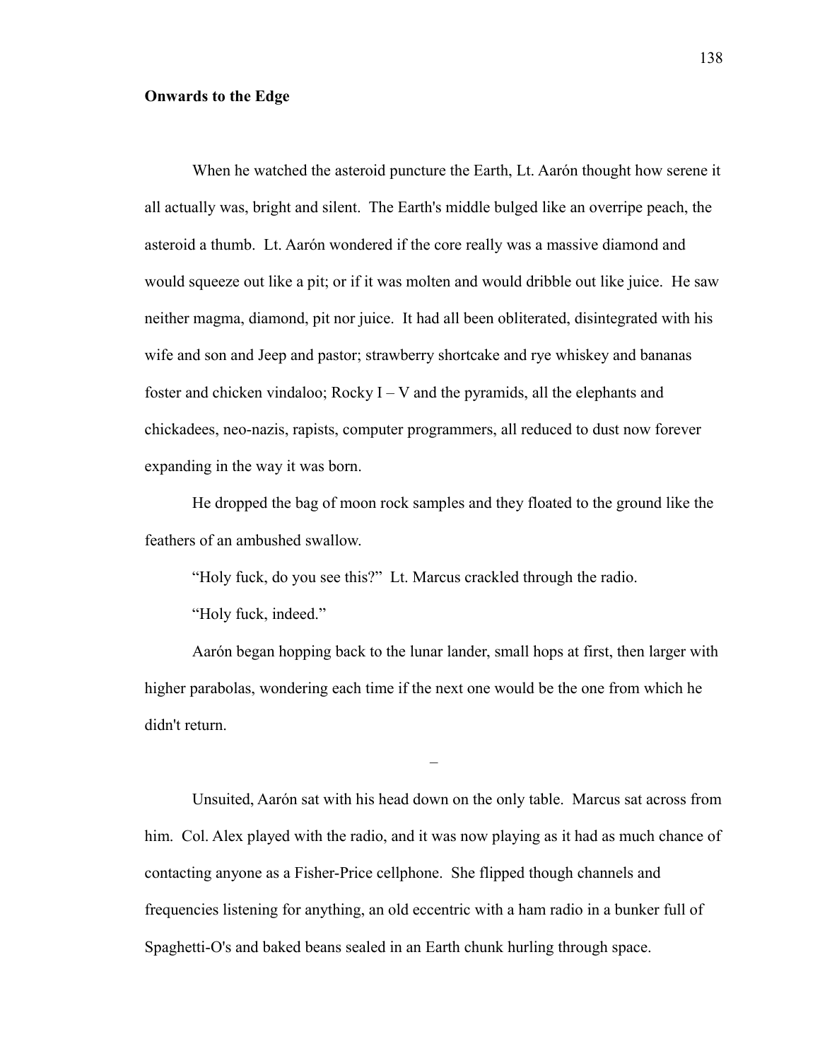**Onwards to the Edge**

When he watched the asteroid puncture the Earth, Lt. Aarón thought how serene it all actually was, bright and silent. The Earth's middle bulged like an overripe peach, the asteroid a thumb. Lt. Aarón wondered if the core really was a massive diamond and would squeeze out like a pit; or if it was molten and would dribble out like juice. He saw neither magma, diamond, pit nor juice. It had all been obliterated, disintegrated with his wife and son and Jeep and pastor; strawberry shortcake and rye whiskey and bananas foster and chicken vindaloo; Rocky I – V and the pyramids, all the elephants and chickadees, neo-nazis, rapists, computer programmers, all reduced to dust now forever expanding in the way it was born.

He dropped the bag of moon rock samples and they floated to the ground like the feathers of an ambushed swallow.

"Holy fuck, do you see this?" Lt. Marcus crackled through the radio.

"Holy fuck, indeed."

Aarón began hopping back to the lunar lander, small hops at first, then larger with higher parabolas, wondering each time if the next one would be the one from which he didn't return.

–

Unsuited, Aarón sat with his head down on the only table. Marcus sat across from him. Col. Alex played with the radio, and it was now playing as it had as much chance of contacting anyone as a Fisher-Price cellphone. She flipped though channels and frequencies listening for anything, an old eccentric with a ham radio in a bunker full of Spaghetti-O's and baked beans sealed in an Earth chunk hurling through space.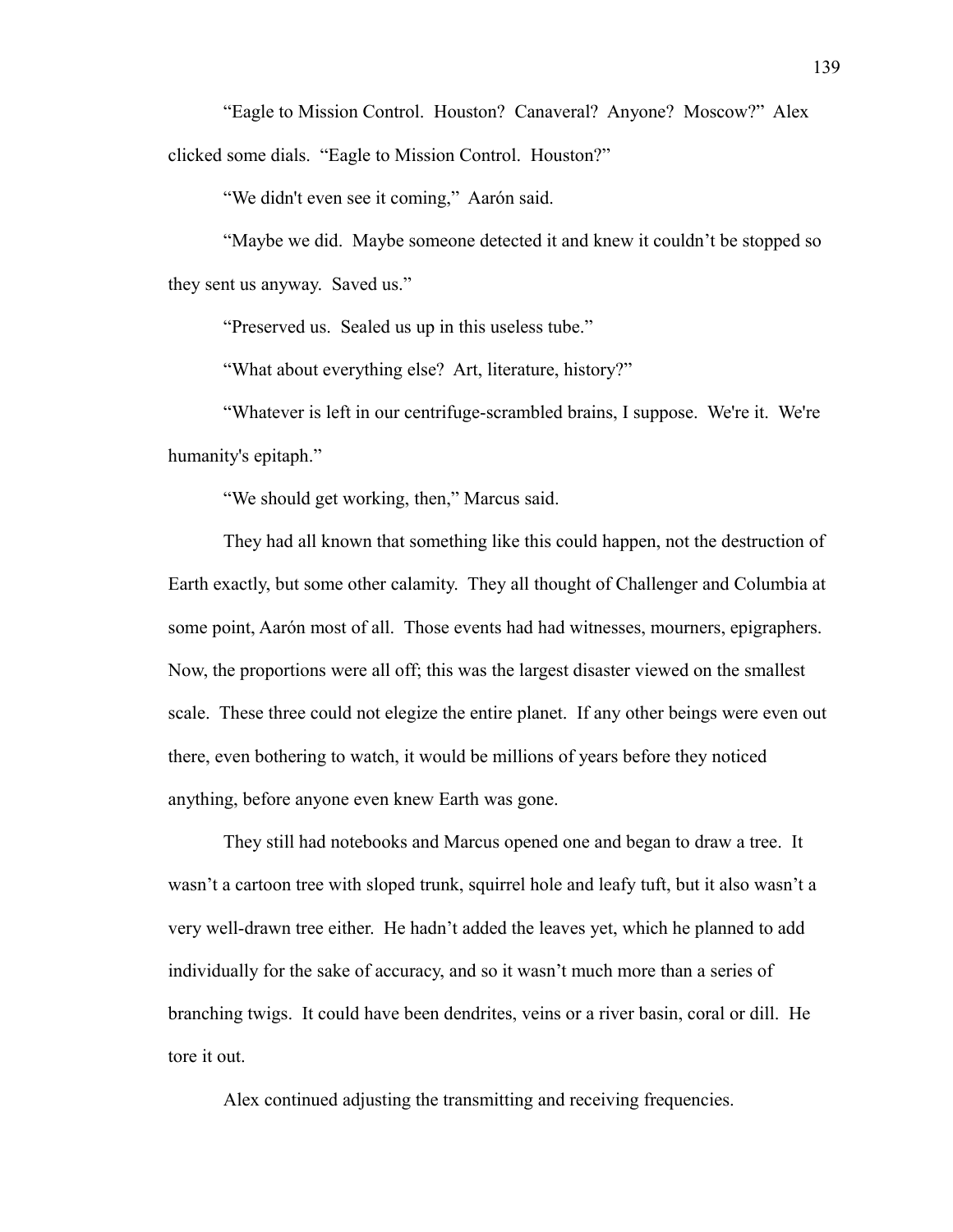"Eagle to Mission Control. Houston? Canaveral? Anyone? Moscow?" Alex clicked some dials. "Eagle to Mission Control. Houston?"

"We didn't even see it coming," Aarón said.

"Maybe we did. Maybe someone detected it and knew it couldn't be stopped so they sent us anyway. Saved us."

"Preserved us. Sealed us up in this useless tube."

"What about everything else? Art, literature, history?"

"Whatever is left in our centrifuge-scrambled brains, I suppose. We're it. We're humanity's epitaph."

"We should get working, then," Marcus said.

They had all known that something like this could happen, not the destruction of Earth exactly, but some other calamity. They all thought of Challenger and Columbia at some point, Aarón most of all. Those events had had witnesses, mourners, epigraphers. Now, the proportions were all off; this was the largest disaster viewed on the smallest scale. These three could not elegize the entire planet. If any other beings were even out there, even bothering to watch, it would be millions of years before they noticed anything, before anyone even knew Earth was gone.

They still had notebooks and Marcus opened one and began to draw a tree. It wasn't a cartoon tree with sloped trunk, squirrel hole and leafy tuft, but it also wasn't a very well-drawn tree either. He hadn't added the leaves yet, which he planned to add individually for the sake of accuracy, and so it wasn't much more than a series of branching twigs. It could have been dendrites, veins or a river basin, coral or dill. He tore it out.

Alex continued adjusting the transmitting and receiving frequencies.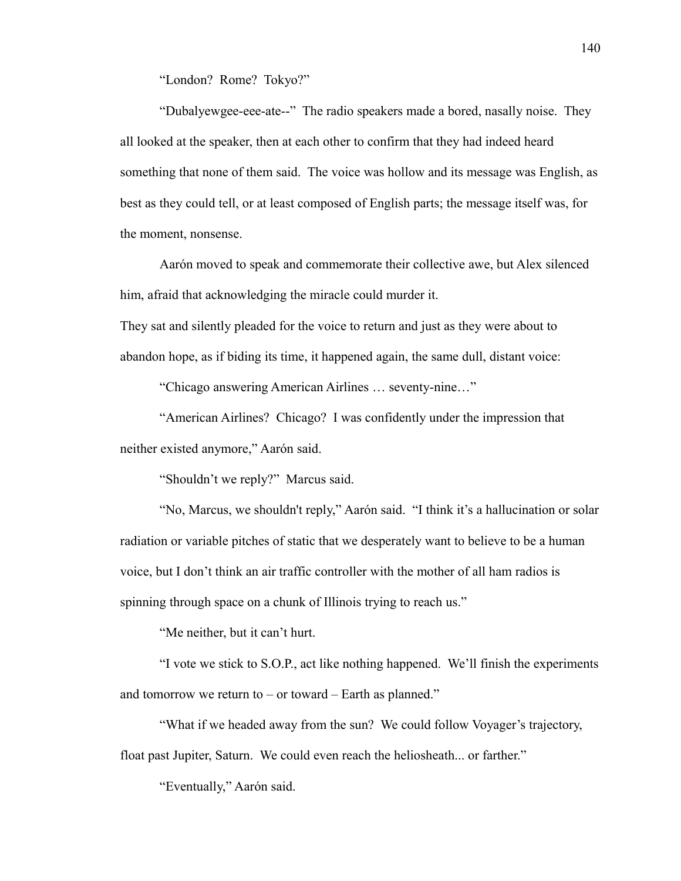"London? Rome? Tokyo?"

"Dubalyewgee-eee-ate--" The radio speakers made a bored, nasally noise. They all looked at the speaker, then at each other to confirm that they had indeed heard something that none of them said. The voice was hollow and its message was English, as best as they could tell, or at least composed of English parts; the message itself was, for the moment, nonsense.

Aarón moved to speak and commemorate their collective awe, but Alex silenced him, afraid that acknowledging the miracle could murder it.

They sat and silently pleaded for the voice to return and just as they were about to abandon hope, as if biding its time, it happened again, the same dull, distant voice:

"Chicago answering American Airlines … seventy-nine…"

"American Airlines? Chicago? I was confidently under the impression that neither existed anymore," Aarón said.

"Shouldn't we reply?" Marcus said.

"No, Marcus, we shouldn't reply," Aarón said. "I think it's a hallucination or solar radiation or variable pitches of static that we desperately want to believe to be a human voice, but I don't think an air traffic controller with the mother of all ham radios is spinning through space on a chunk of Illinois trying to reach us."

"Me neither, but it can't hurt.

"I vote we stick to S.O.P., act like nothing happened. We'll finish the experiments and tomorrow we return to – or toward – Earth as planned."

"What if we headed away from the sun? We could follow Voyager's trajectory, float past Jupiter, Saturn. We could even reach the heliosheath... or farther."

"Eventually," Aarón said.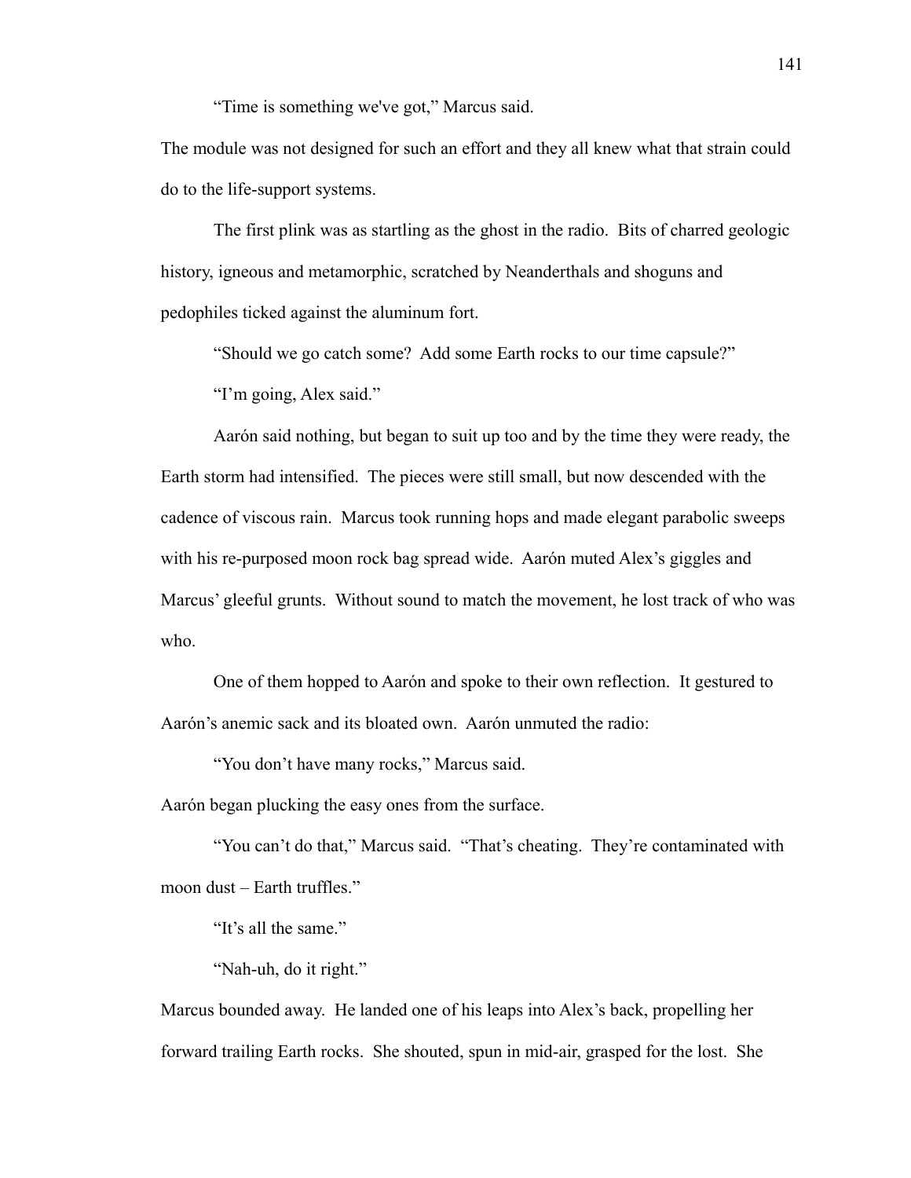"Time is something we've got," Marcus said.

The module was not designed for such an effort and they all knew what that strain could do to the life-support systems.

The first plink was as startling as the ghost in the radio. Bits of charred geologic history, igneous and metamorphic, scratched by Neanderthals and shoguns and pedophiles ticked against the aluminum fort.

"Should we go catch some? Add some Earth rocks to our time capsule?"

"I'm going, Alex said."

Aarón said nothing, but began to suit up too and by the time they were ready, the Earth storm had intensified. The pieces were still small, but now descended with the cadence of viscous rain. Marcus took running hops and made elegant parabolic sweeps with his re-purposed moon rock bag spread wide. Aarón muted Alex's giggles and Marcus' gleeful grunts. Without sound to match the movement, he lost track of who was who.

One of them hopped to Aarón and spoke to their own reflection. It gestured to Aarón's anemic sack and its bloated own. Aarón unmuted the radio:

"You don't have many rocks," Marcus said.

Aarón began plucking the easy ones from the surface.

"You can't do that," Marcus said. "That's cheating. They're contaminated with moon dust – Earth truffles."

"It's all the same."

"Nah-uh, do it right."

Marcus bounded away. He landed one of his leaps into Alex's back, propelling her forward trailing Earth rocks. She shouted, spun in mid-air, grasped for the lost. She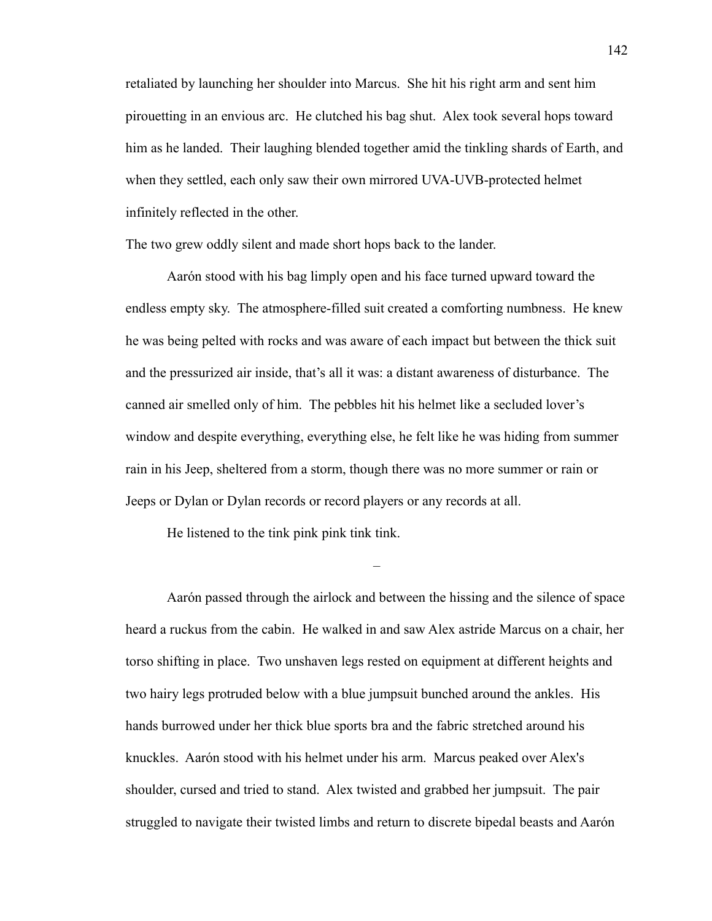retaliated by launching her shoulder into Marcus. She hit his right arm and sent him pirouetting in an envious arc. He clutched his bag shut. Alex took several hops toward him as he landed. Their laughing blended together amid the tinkling shards of Earth, and when they settled, each only saw their own mirrored UVA-UVB-protected helmet infinitely reflected in the other.

The two grew oddly silent and made short hops back to the lander.

Aarón stood with his bag limply open and his face turned upward toward the endless empty sky. The atmosphere-filled suit created a comforting numbness. He knew he was being pelted with rocks and was aware of each impact but between the thick suit and the pressurized air inside, that's all it was: a distant awareness of disturbance. The canned air smelled only of him. The pebbles hit his helmet like a secluded lover's window and despite everything, everything else, he felt like he was hiding from summer rain in his Jeep, sheltered from a storm, though there was no more summer or rain or Jeeps or Dylan or Dylan records or record players or any records at all.

He listened to the tink pink pink tink tink.

–

Aarón passed through the airlock and between the hissing and the silence of space heard a ruckus from the cabin. He walked in and saw Alex astride Marcus on a chair, her torso shifting in place. Two unshaven legs rested on equipment at different heights and two hairy legs protruded below with a blue jumpsuit bunched around the ankles. His hands burrowed under her thick blue sports bra and the fabric stretched around his knuckles. Aarón stood with his helmet under his arm. Marcus peaked over Alex's shoulder, cursed and tried to stand. Alex twisted and grabbed her jumpsuit. The pair struggled to navigate their twisted limbs and return to discrete bipedal beasts and Aarón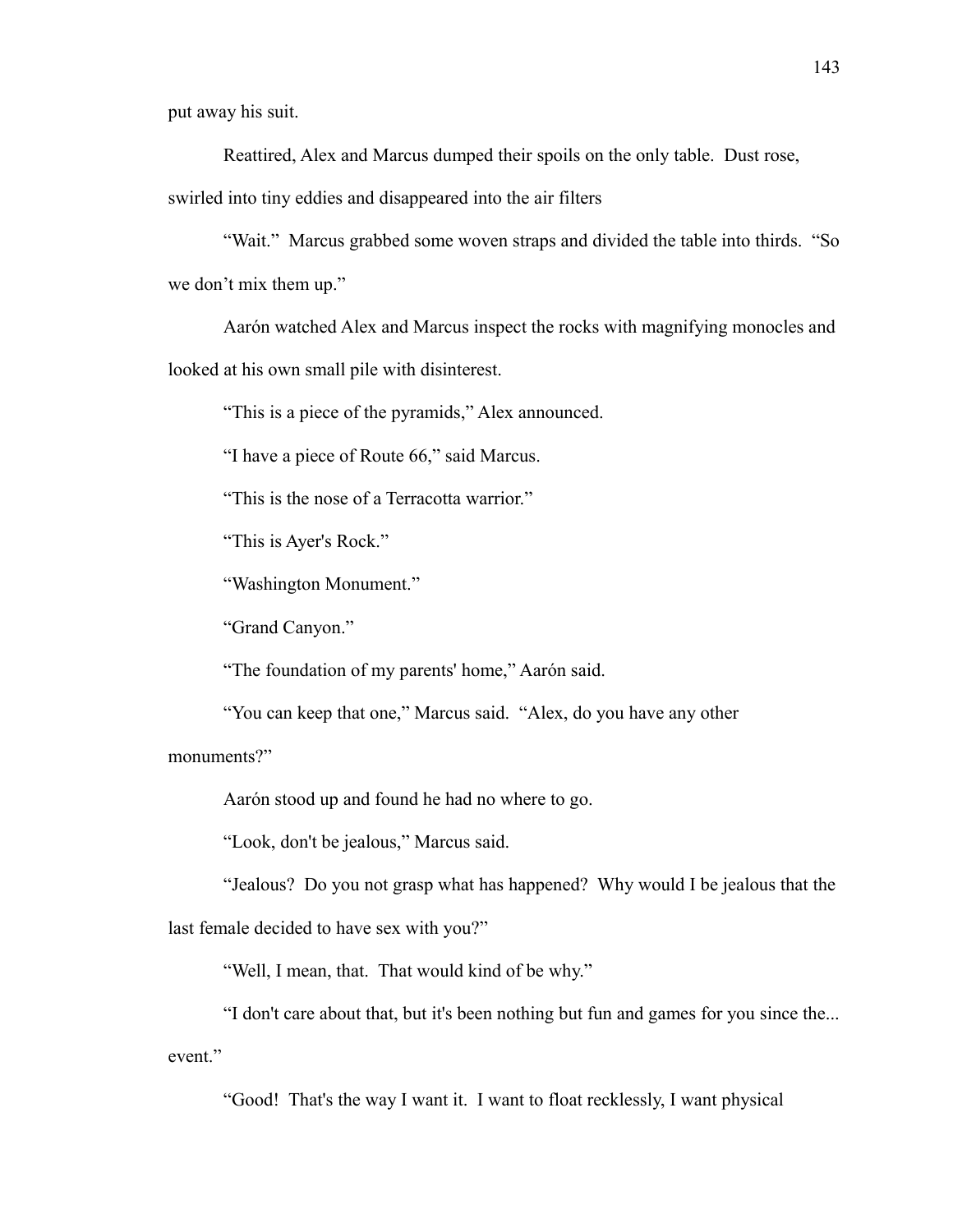put away his suit.

Reattired, Alex and Marcus dumped their spoils on the only table. Dust rose, swirled into tiny eddies and disappeared into the air filters

"Wait." Marcus grabbed some woven straps and divided the table into thirds. "So we don't mix them up."

Aarón watched Alex and Marcus inspect the rocks with magnifying monocles and looked at his own small pile with disinterest.

"This is a piece of the pyramids," Alex announced.

"I have a piece of Route 66," said Marcus.

"This is the nose of a Terracotta warrior."

"This is Ayer's Rock."

"Washington Monument."

"Grand Canyon."

"The foundation of my parents' home," Aarón said.

"You can keep that one," Marcus said. "Alex, do you have any other monuments?"

Aarón stood up and found he had no where to go.

"Look, don't be jealous," Marcus said.

"Jealous? Do you not grasp what has happened? Why would I be jealous that the last female decided to have sex with you?"

"Well, I mean, that. That would kind of be why."

"I don't care about that, but it's been nothing but fun and games for you since the... event."

"Good! That's the way I want it. I want to float recklessly, I want physical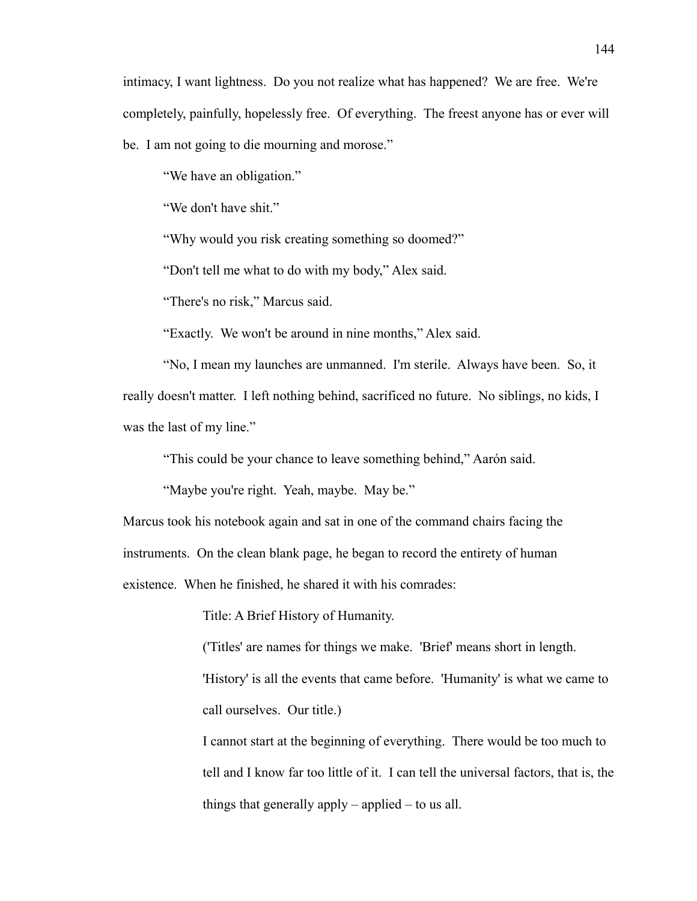intimacy, I want lightness. Do you not realize what has happened? We are free. We're completely, painfully, hopelessly free. Of everything. The freest anyone has or ever will be. I am not going to die mourning and morose."

"We have an obligation."

"We don't have shit."

"Why would you risk creating something so doomed?"

"Don't tell me what to do with my body," Alex said.

"There's no risk," Marcus said.

"Exactly. We won't be around in nine months," Alex said.

"No, I mean my launches are unmanned. I'm sterile. Always have been. So, it really doesn't matter. I left nothing behind, sacrificed no future. No siblings, no kids, I was the last of my line."

"This could be your chance to leave something behind," Aarón said.

"Maybe you're right. Yeah, maybe. May be."

Marcus took his notebook again and sat in one of the command chairs facing the instruments. On the clean blank page, he began to record the entirety of human existence. When he finished, he shared it with his comrades:

> Title: A Brief History of Humanity.
>
> ('Titles' are names for things we make. 'Brief' means short in length. 'History' is all the events that came before. 'Humanity' is what we came to call ourselves. Our title.)
>
> I cannot start at the beginning of everything. There would be too much to tell and I know far too little of it. I can tell the universal factors, that is, the things that generally apply – applied – to us all.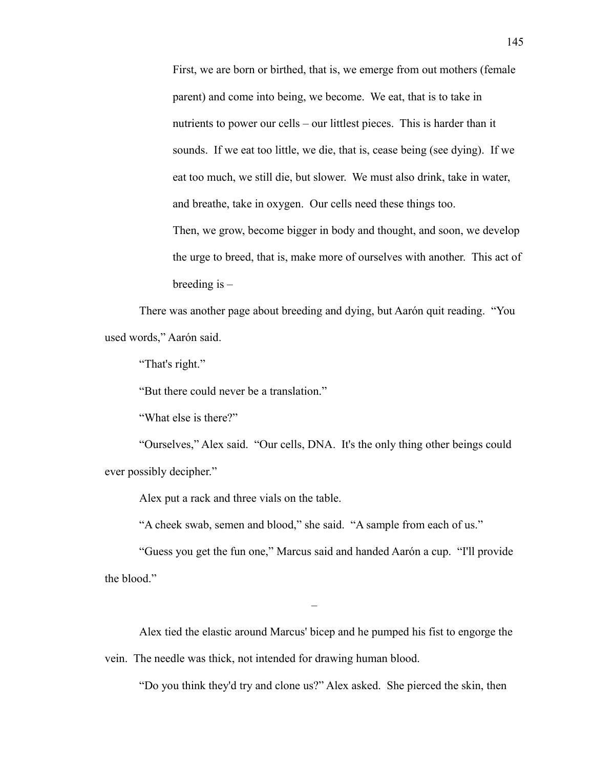> First, we are born or birthed, that is, we emerge from out mothers (female parent) and come into being, we become.  We eat, that is to take in nutrients to power our cells – our littlest pieces.  This is harder than it sounds.  If we eat too little, we die, that is, cease being (see dying).  If we eat too much, we still die, but slower.  We must also drink, take in water, and breathe, take in oxygen.  Our cells need these things too.
>
> Then, we grow, become bigger in body and thought, and soon, we develop the urge to breed, that is, make more of ourselves with another.  This act of breeding is –

There was another page about breeding and dying, but Aarón quit reading.  "You used words," Aarón said.

"That's right."

"But there could never be a translation."

"What else is there?"

"Ourselves," Alex said.  "Our cells, DNA.  It's the only thing other beings could ever possibly decipher."

Alex put a rack and three vials on the table.

"A cheek swab, semen and blood," she said.  "A sample from each of us."

"Guess you get the fun one," Marcus said and handed Aarón a cup.  "I'll provide the blood."

–

Alex tied the elastic around Marcus' bicep and he pumped his fist to engorge the vein.  The needle was thick, not intended for drawing human blood.

"Do you think they'd try and clone us?" Alex asked.  She pierced the skin, then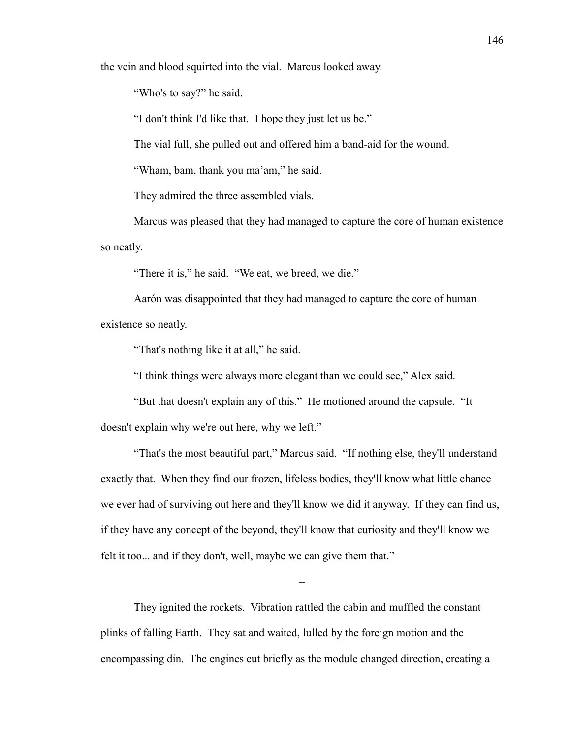the vein and blood squirted into the vial. Marcus looked away.

"Who's to say?" he said.

"I don't think I'd like that. I hope they just let us be."

The vial full, she pulled out and offered him a band-aid for the wound.

"Wham, bam, thank you ma'am," he said.

They admired the three assembled vials.

Marcus was pleased that they had managed to capture the core of human existence so neatly.

"There it is," he said. "We eat, we breed, we die."

Aarón was disappointed that they had managed to capture the core of human existence so neatly.

"That's nothing like it at all," he said.

"I think things were always more elegant than we could see," Alex said.

"But that doesn't explain any of this." He motioned around the capsule. "It doesn't explain why we're out here, why we left."

"That's the most beautiful part," Marcus said. "If nothing else, they'll understand exactly that. When they find our frozen, lifeless bodies, they'll know what little chance we ever had of surviving out here and they'll know we did it anyway. If they can find us, if they have any concept of the beyond, they'll know that curiosity and they'll know we felt it too... and if they don't, well, maybe we can give them that."

–

They ignited the rockets. Vibration rattled the cabin and muffled the constant plinks of falling Earth. They sat and waited, lulled by the foreign motion and the encompassing din. The engines cut briefly as the module changed direction, creating a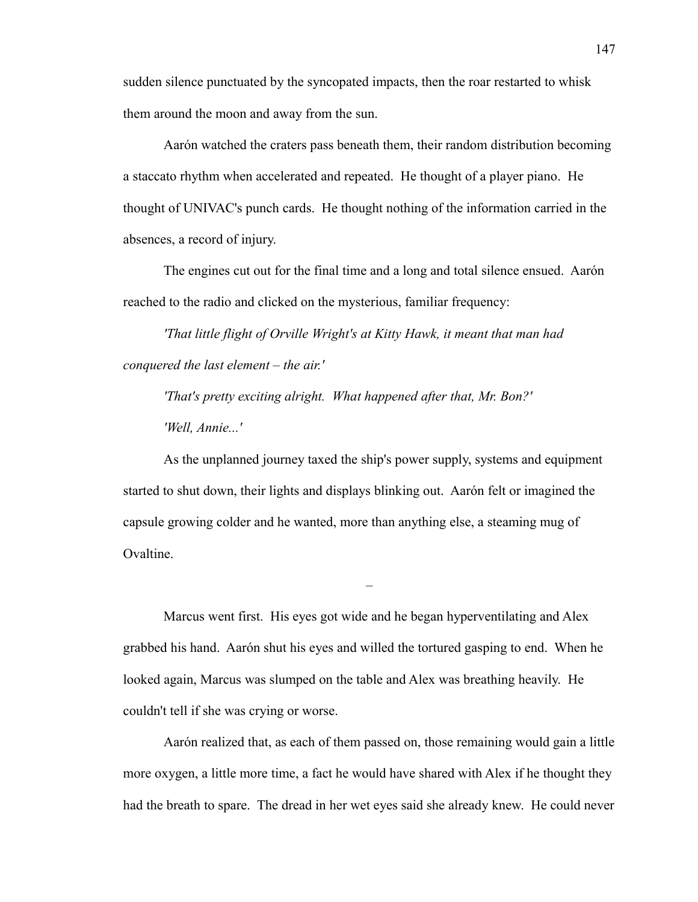sudden silence punctuated by the syncopated impacts, then the roar restarted to whisk them around the moon and away from the sun.

Aarón watched the craters pass beneath them, their random distribution becoming a staccato rhythm when accelerated and repeated. He thought of a player piano. He thought of UNIVAC's punch cards. He thought nothing of the information carried in the absences, a record of injury.

The engines cut out for the final time and a long and total silence ensued. Aarón reached to the radio and clicked on the mysterious, familiar frequency:

*'That little flight of Orville Wright's at Kitty Hawk, it meant that man had conquered the last element – the air.'*

*'That's pretty exciting alright. What happened after that, Mr. Bon?'*

*'Well, Annie...'*

As the unplanned journey taxed the ship's power supply, systems and equipment started to shut down, their lights and displays blinking out. Aarón felt or imagined the capsule growing colder and he wanted, more than anything else, a steaming mug of Ovaltine.

–

Marcus went first. His eyes got wide and he began hyperventilating and Alex grabbed his hand. Aarón shut his eyes and willed the tortured gasping to end. When he looked again, Marcus was slumped on the table and Alex was breathing heavily. He couldn't tell if she was crying or worse.

Aarón realized that, as each of them passed on, those remaining would gain a little more oxygen, a little more time, a fact he would have shared with Alex if he thought they had the breath to spare. The dread in her wet eyes said she already knew. He could never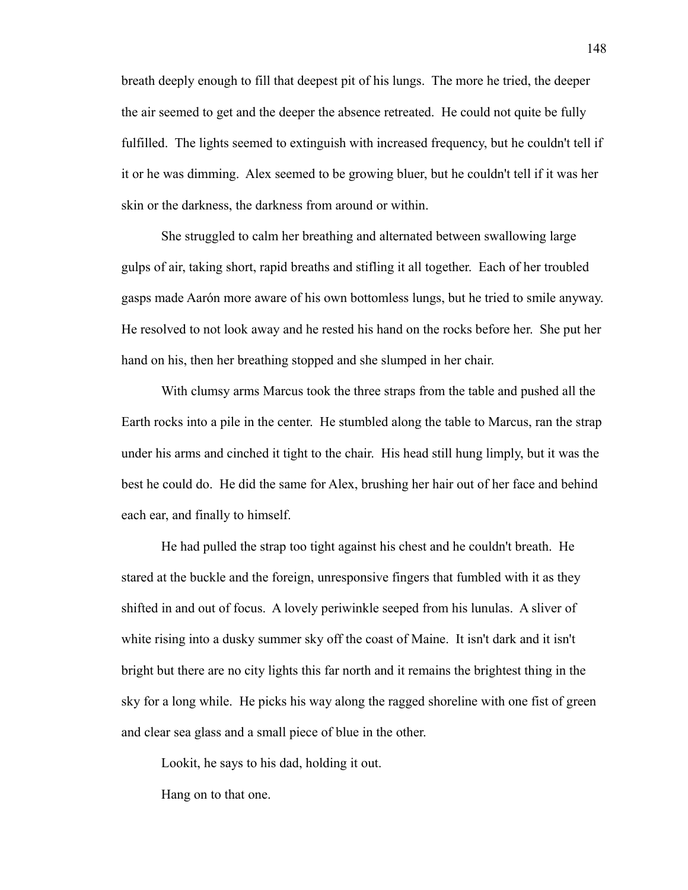breath deeply enough to fill that deepest pit of his lungs. The more he tried, the deeper the air seemed to get and the deeper the absence retreated. He could not quite be fully fulfilled. The lights seemed to extinguish with increased frequency, but he couldn't tell if it or he was dimming. Alex seemed to be growing bluer, but he couldn't tell if it was her skin or the darkness, the darkness from around or within.

She struggled to calm her breathing and alternated between swallowing large gulps of air, taking short, rapid breaths and stifling it all together. Each of her troubled gasps made Aarón more aware of his own bottomless lungs, but he tried to smile anyway. He resolved to not look away and he rested his hand on the rocks before her. She put her hand on his, then her breathing stopped and she slumped in her chair.

With clumsy arms Marcus took the three straps from the table and pushed all the Earth rocks into a pile in the center. He stumbled along the table to Marcus, ran the strap under his arms and cinched it tight to the chair. His head still hung limply, but it was the best he could do. He did the same for Alex, brushing her hair out of her face and behind each ear, and finally to himself.

He had pulled the strap too tight against his chest and he couldn't breath. He stared at the buckle and the foreign, unresponsive fingers that fumbled with it as they shifted in and out of focus. A lovely periwinkle seeped from his lunulas. A sliver of white rising into a dusky summer sky off the coast of Maine. It isn't dark and it isn't bright but there are no city lights this far north and it remains the brightest thing in the sky for a long while. He picks his way along the ragged shoreline with one fist of green and clear sea glass and a small piece of blue in the other.

Lookit, he says to his dad, holding it out.

Hang on to that one.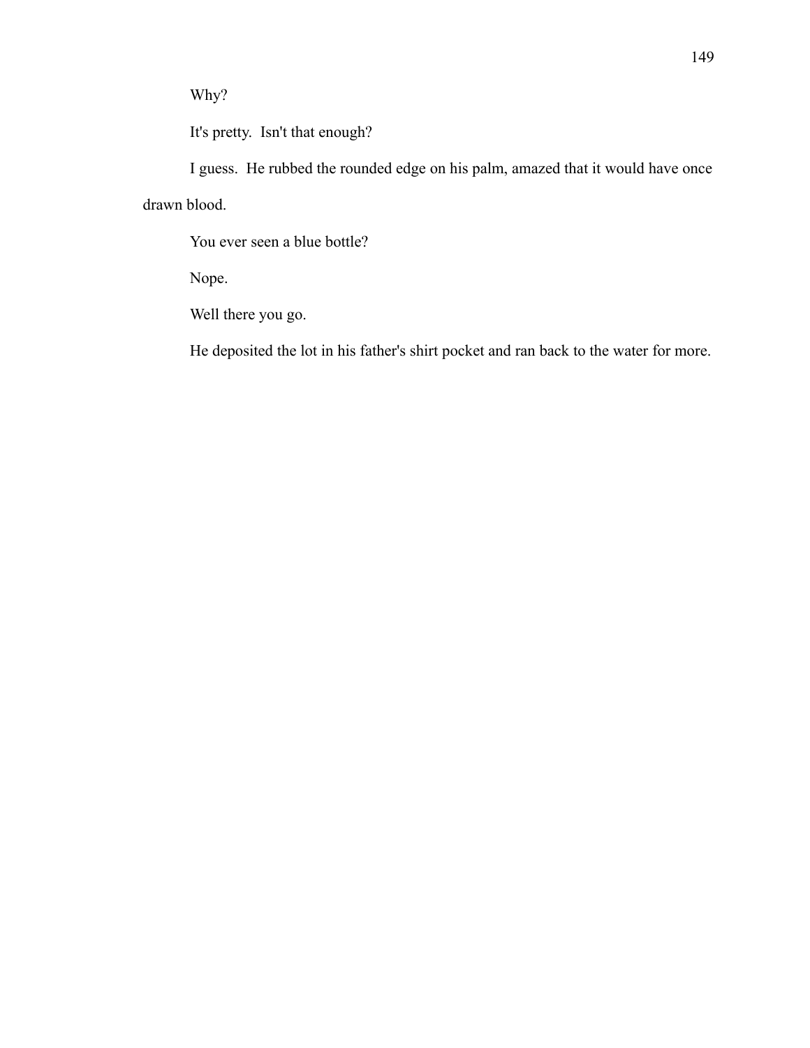Why?

It's pretty.  Isn't that enough?

I guess.  He rubbed the rounded edge on his palm, amazed that it would have once drawn blood.

You ever seen a blue bottle?

Nope.

Well there you go.

He deposited the lot in his father's shirt pocket and ran back to the water for more.